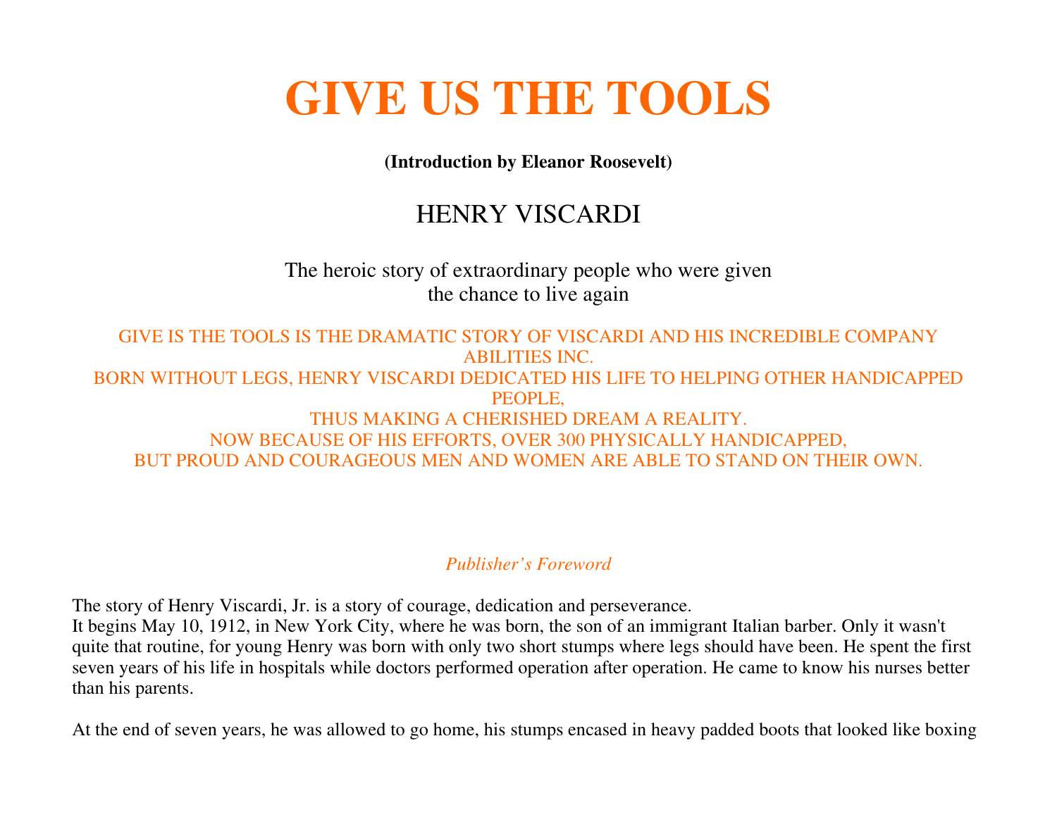# GIVE US THE TOOLS

**(Introduction by Eleanor Roosevelt)**

## HENRY VISCARDI

The heroic story of extraordinary people who were given
the chance to live again

GIVE IS THE TOOLS IS THE DRAMATIC STORY OF VISCARDI AND HIS INCREDIBLE COMPANY ABILITIES INC.
BORN WITHOUT LEGS, HENRY VISCARDI DEDICATED HIS LIFE TO HELPING OTHER HANDICAPPED PEOPLE,
THUS MAKING A CHERISHED DREAM A REALITY.
NOW BECAUSE OF HIS EFFORTS, OVER 300 PHYSICALLY HANDICAPPED,
BUT PROUD AND COURAGEOUS MEN AND WOMEN ARE ABLE TO STAND ON THEIR OWN.

*Publisher's Foreword*

The story of Henry Viscardi, Jr. is a story of courage, dedication and perseverance.
It begins May 10, 1912, in New York City, where he was born, the son of an immigrant Italian barber. Only it wasn't quite that routine, for young Henry was born with only two short stumps where legs should have been. He spent the first seven years of his life in hospitals while doctors performed operation after operation. He came to know his nurses better than his parents.

At the end of seven years, he was allowed to go home, his stumps encased in heavy padded boots that looked like boxing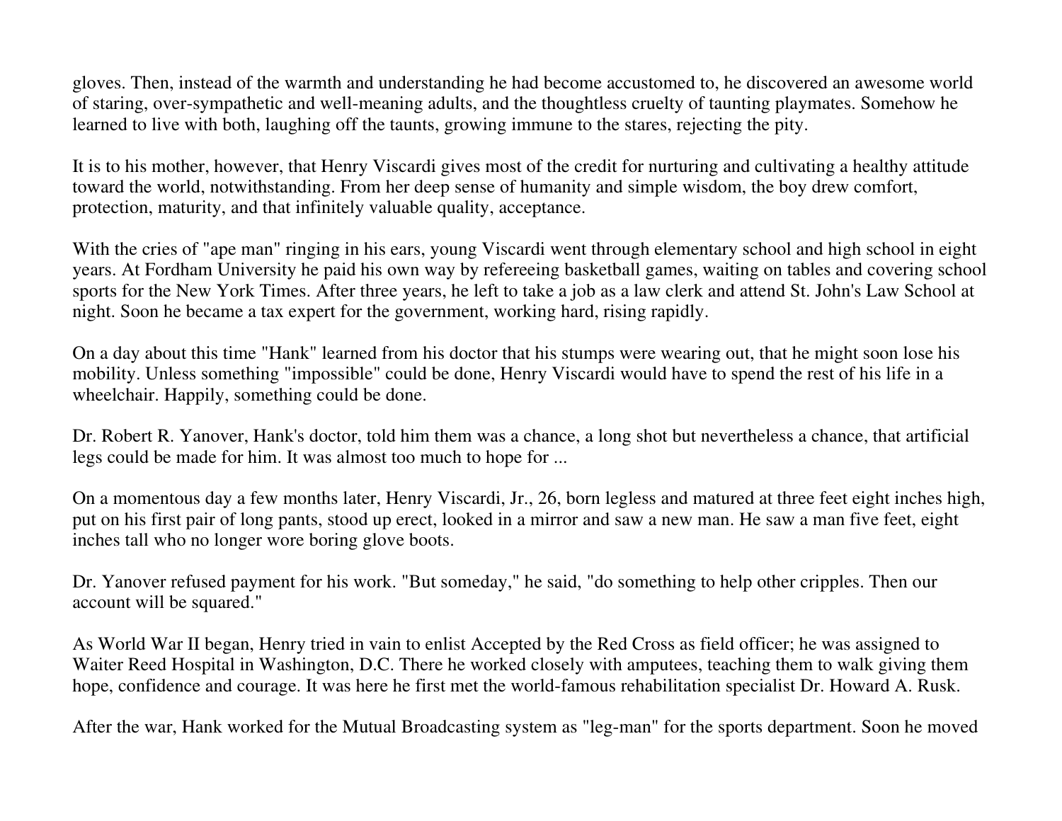gloves. Then, instead of the warmth and understanding he had become accustomed to, he discovered an awesome world of staring, over-sympathetic and well-meaning adults, and the thoughtless cruelty of taunting playmates. Somehow he learned to live with both, laughing off the taunts, growing immune to the stares, rejecting the pity.

It is to his mother, however, that Henry Viscardi gives most of the credit for nurturing and cultivating a healthy attitude toward the world, notwithstanding. From her deep sense of humanity and simple wisdom, the boy drew comfort, protection, maturity, and that infinitely valuable quality, acceptance.

With the cries of "ape man" ringing in his ears, young Viscardi went through elementary school and high school in eight years. At Fordham University he paid his own way by refereeing basketball games, waiting on tables and covering school sports for the New York Times. After three years, he left to take a job as a law clerk and attend St. John's Law School at night. Soon he became a tax expert for the government, working hard, rising rapidly.

On a day about this time "Hank" learned from his doctor that his stumps were wearing out, that he might soon lose his mobility. Unless something "impossible" could be done, Henry Viscardi would have to spend the rest of his life in a wheelchair. Happily, something could be done.

Dr. Robert R. Yanover, Hank's doctor, told him them was a chance, a long shot but nevertheless a chance, that artificial legs could be made for him. It was almost too much to hope for ...

On a momentous day a few months later, Henry Viscardi, Jr., 26, born legless and matured at three feet eight inches high, put on his first pair of long pants, stood up erect, looked in a mirror and saw a new man. He saw a man five feet, eight inches tall who no longer wore boring glove boots.

Dr. Yanover refused payment for his work. "But someday," he said, "do something to help other cripples. Then our account will be squared."

As World War II began, Henry tried in vain to enlist Accepted by the Red Cross as field officer; he was assigned to Waiter Reed Hospital in Washington, D.C. There he worked closely with amputees, teaching them to walk giving them hope, confidence and courage. It was here he first met the world-famous rehabilitation specialist Dr. Howard A. Rusk.

After the war, Hank worked for the Mutual Broadcasting system as "leg-man" for the sports department. Soon he moved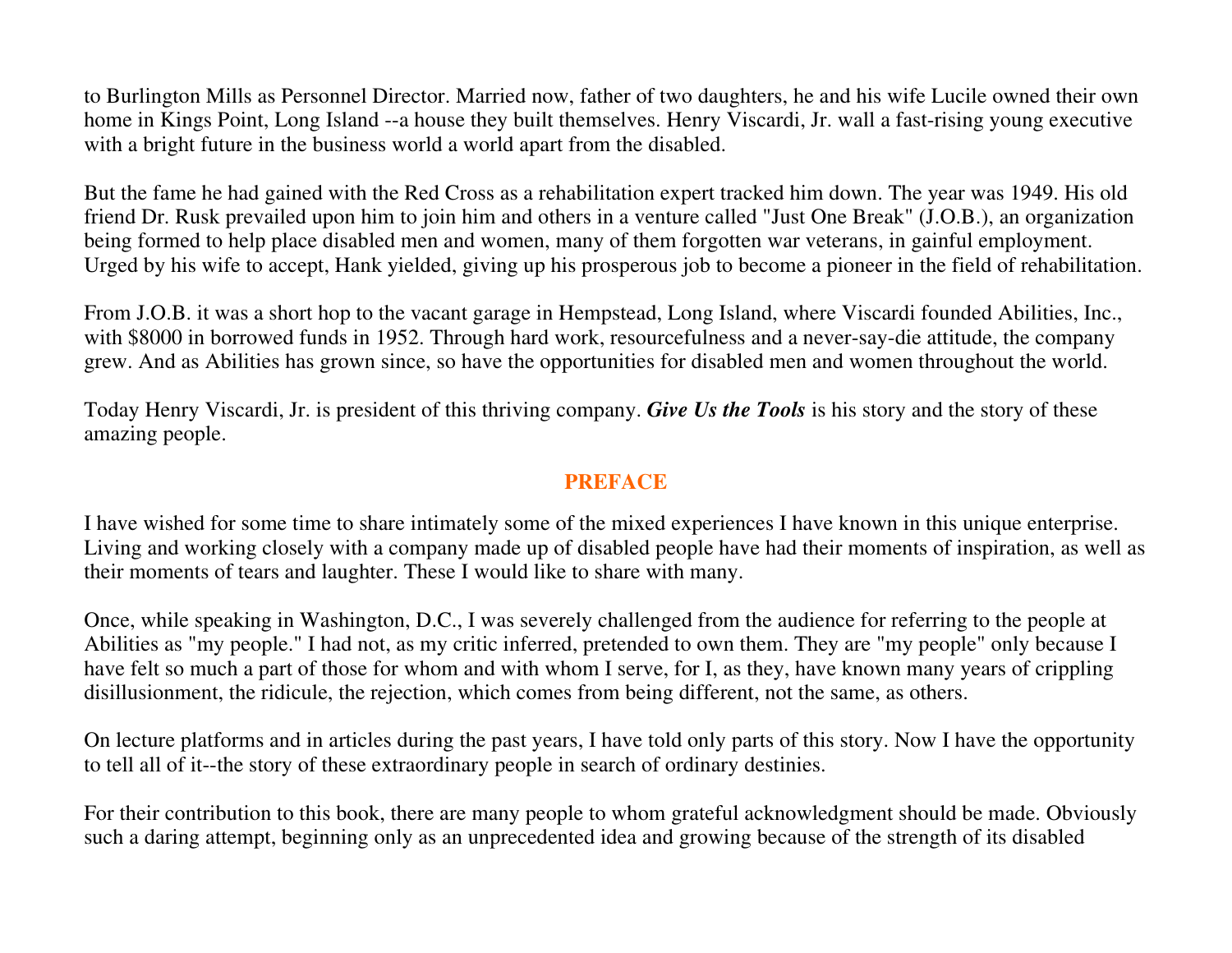to Burlington Mills as Personnel Director. Married now, father of two daughters, he and his wife Lucile owned their own home in Kings Point, Long Island --a house they built themselves. Henry Viscardi, Jr. wall a fast-rising young executive with a bright future in the business world a world apart from the disabled.

But the fame he had gained with the Red Cross as a rehabilitation expert tracked him down. The year was 1949. His old friend Dr. Rusk prevailed upon him to join him and others in a venture called "Just One Break" (J.O.B.), an organization being formed to help place disabled men and women, many of them forgotten war veterans, in gainful employment. Urged by his wife to accept, Hank yielded, giving up his prosperous job to become a pioneer in the field of rehabilitation.

From J.O.B. it was a short hop to the vacant garage in Hempstead, Long Island, where Viscardi founded Abilities, Inc., with $8000 in borrowed funds in 1952. Through hard work, resourcefulness and a never-say-die attitude, the company grew. And as Abilities has grown since, so have the opportunities for disabled men and women throughout the world.

Today Henry Viscardi, Jr. is president of this thriving company. ***Give Us the Tools*** is his story and the story of these amazing people.

## PREFACE

I have wished for some time to share intimately some of the mixed experiences I have known in this unique enterprise. Living and working closely with a company made up of disabled people have had their moments of inspiration, as well as their moments of tears and laughter. These I would like to share with many.

Once, while speaking in Washington, D.C., I was severely challenged from the audience for referring to the people at Abilities as "my people." I had not, as my critic inferred, pretended to own them. They are "my people" only because I have felt so much a part of those for whom and with whom I serve, for I, as they, have known many years of crippling disillusionment, the ridicule, the rejection, which comes from being different, not the same, as others.

On lecture platforms and in articles during the past years, I have told only parts of this story. Now I have the opportunity to tell all of it--the story of these extraordinary people in search of ordinary destinies.

For their contribution to this book, there are many people to whom grateful acknowledgment should be made. Obviously such a daring attempt, beginning only as an unprecedented idea and growing because of the strength of its disabled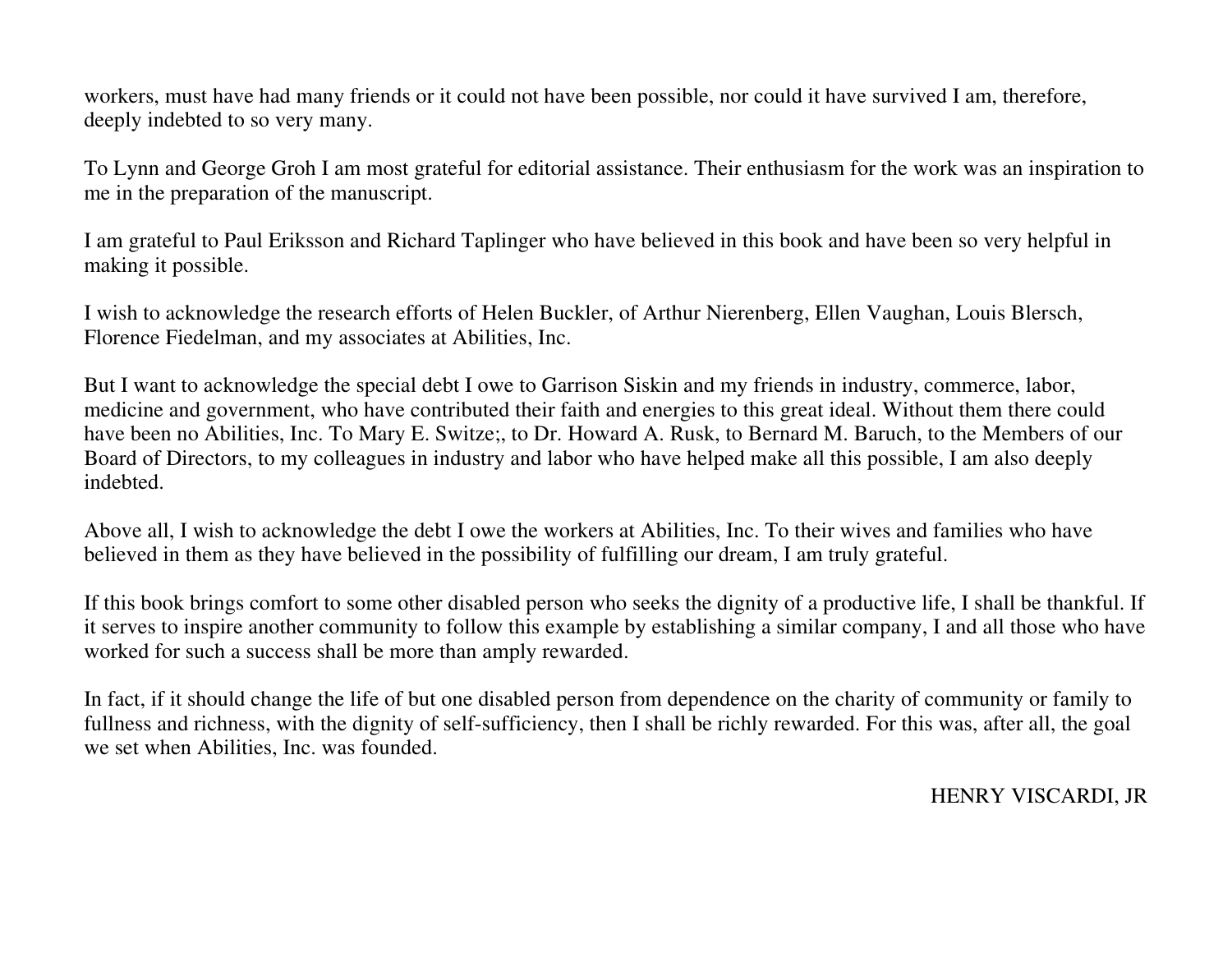workers, must have had many friends or it could not have been possible, nor could it have survived I am, therefore, deeply indebted to so very many.

To Lynn and George Groh I am most grateful for editorial assistance. Their enthusiasm for the work was an inspiration to me in the preparation of the manuscript.

I am grateful to Paul Eriksson and Richard Taplinger who have believed in this book and have been so very helpful in making it possible.

I wish to acknowledge the research efforts of Helen Buckler, of Arthur Nierenberg, Ellen Vaughan, Louis Blersch, Florence Fiedelman, and my associates at Abilities, Inc.

But I want to acknowledge the special debt I owe to Garrison Siskin and my friends in industry, commerce, labor, medicine and government, who have contributed their faith and energies to this great ideal. Without them there could have been no Abilities, Inc. To Mary E. Switze;, to Dr. Howard A. Rusk, to Bernard M. Baruch, to the Members of our Board of Directors, to my colleagues in industry and labor who have helped make all this possible, I am also deeply indebted.

Above all, I wish to acknowledge the debt I owe the workers at Abilities, Inc. To their wives and families who have believed in them as they have believed in the possibility of fulfilling our dream, I am truly grateful.

If this book brings comfort to some other disabled person who seeks the dignity of a productive life, I shall be thankful. If it serves to inspire another community to follow this example by establishing a similar company, I and all those who have worked for such a success shall be more than amply rewarded.

In fact, if it should change the life of but one disabled person from dependence on the charity of community or family to fullness and richness, with the dignity of self-sufficiency, then I shall be richly rewarded. For this was, after all, the goal we set when Abilities, Inc. was founded.

HENRY VISCARDI, JR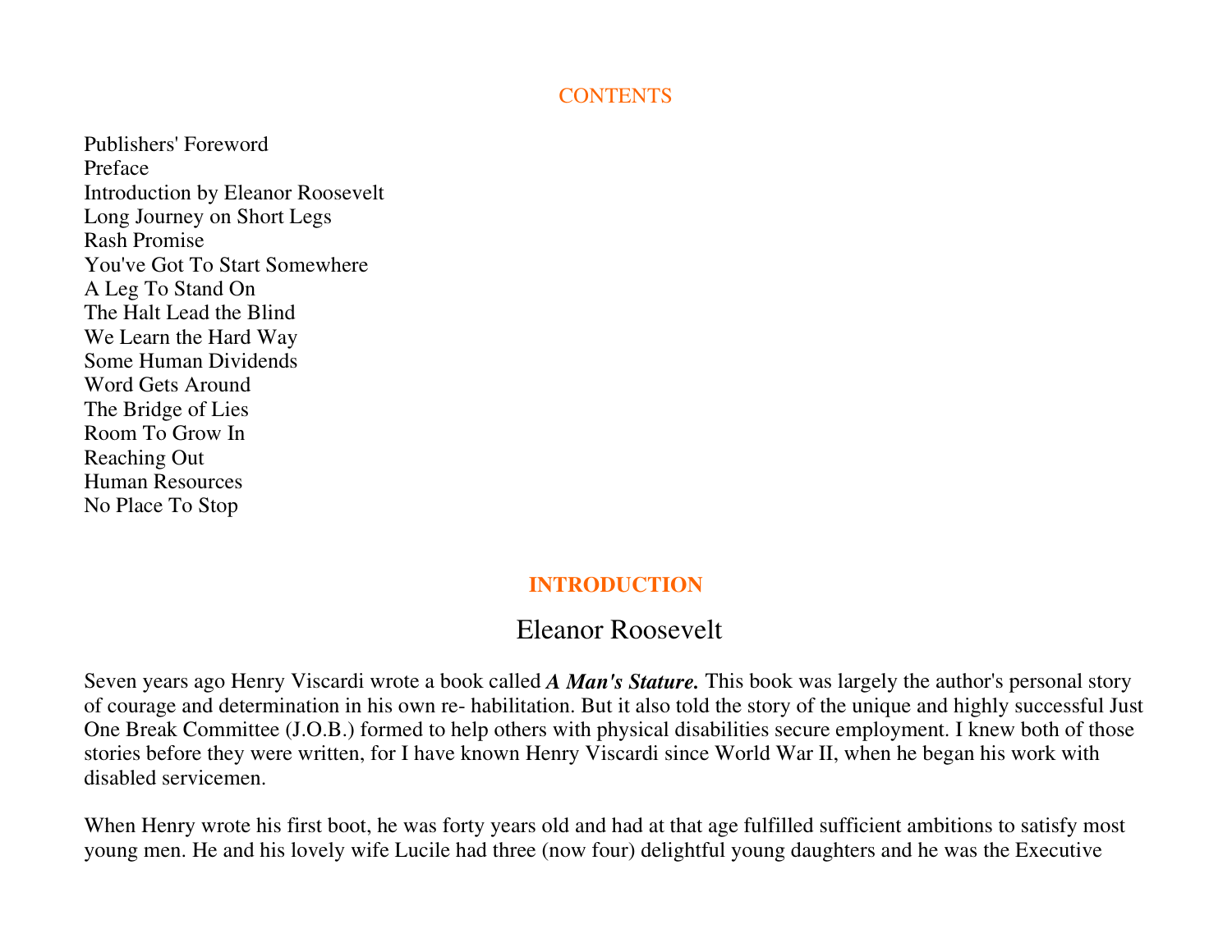# CONTENTS

Publishers' Foreword
Preface
Introduction by Eleanor Roosevelt
Long Journey on Short Legs
Rash Promise
You've Got To Start Somewhere
A Leg To Stand On
The Halt Lead the Blind
We Learn the Hard Way
Some Human Dividends
Word Gets Around
The Bridge of Lies
Room To Grow In
Reaching Out
Human Resources
No Place To Stop

# INTRODUCTION

## Eleanor Roosevelt

Seven years ago Henry Viscardi wrote a book called ***A Man's Stature.*** This book was largely the author's personal story of courage and determination in his own re- habilitation. But it also told the story of the unique and highly successful Just One Break Committee (J.O.B.) formed to help others with physical disabilities secure employment. I knew both of those stories before they were written, for I have known Henry Viscardi since World War II, when he began his work with disabled servicemen.

When Henry wrote his first boot, he was forty years old and had at that age fulfilled sufficient ambitions to satisfy most young men. He and his lovely wife Lucile had three (now four) delightful young daughters and he was the Executive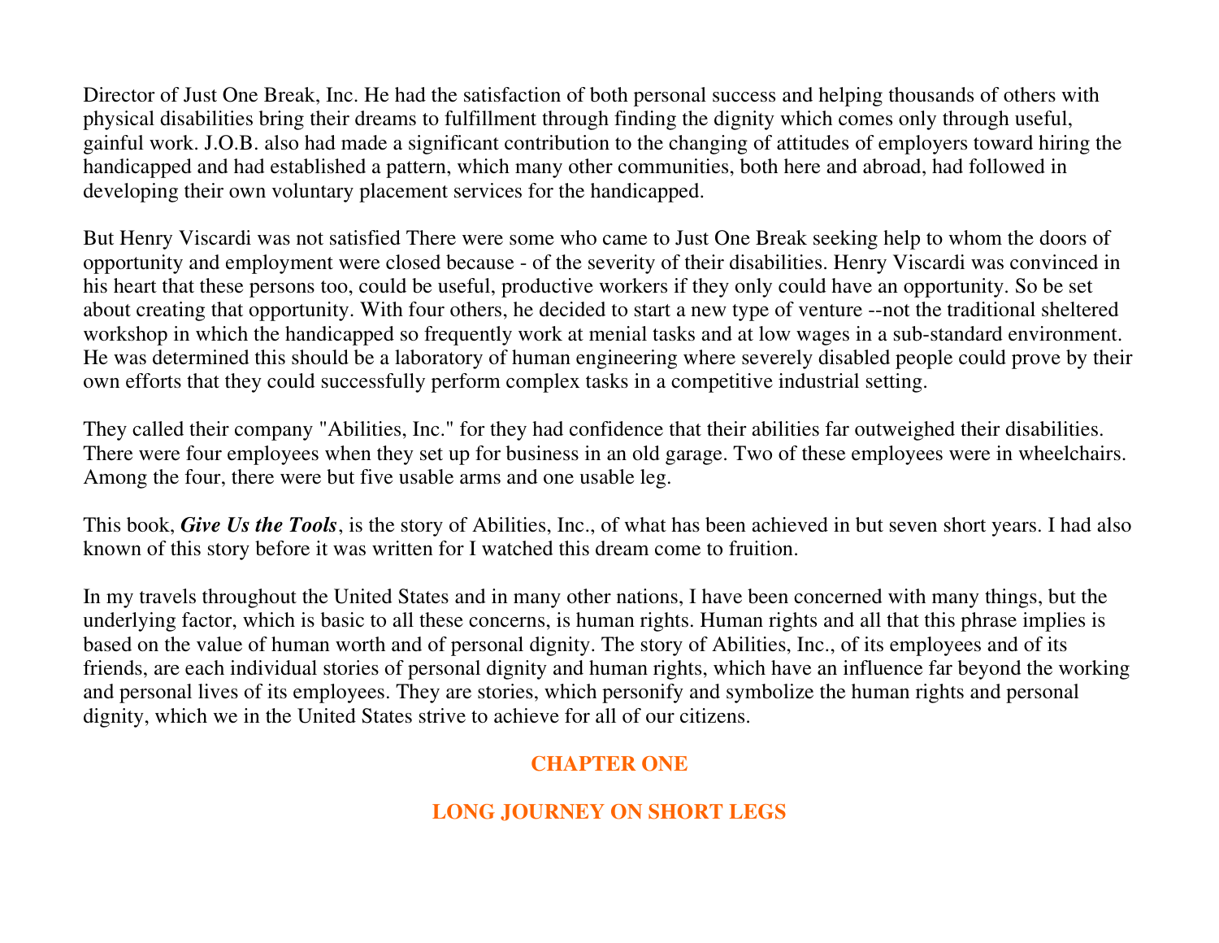Director of Just One Break, Inc. He had the satisfaction of both personal success and helping thousands of others with physical disabilities bring their dreams to fulfillment through finding the dignity which comes only through useful, gainful work. J.O.B. also had made a significant contribution to the changing of attitudes of employers toward hiring the handicapped and had established a pattern, which many other communities, both here and abroad, had followed in developing their own voluntary placement services for the handicapped.

But Henry Viscardi was not satisfied There were some who came to Just One Break seeking help to whom the doors of opportunity and employment were closed because - of the severity of their disabilities. Henry Viscardi was convinced in his heart that these persons too, could be useful, productive workers if they only could have an opportunity. So be set about creating that opportunity. With four others, he decided to start a new type of venture --not the traditional sheltered workshop in which the handicapped so frequently work at menial tasks and at low wages in a sub-standard environment. He was determined this should be a laboratory of human engineering where severely disabled people could prove by their own efforts that they could successfully perform complex tasks in a competitive industrial setting.

They called their company "Abilities, Inc." for they had confidence that their abilities far outweighed their disabilities. There were four employees when they set up for business in an old garage. Two of these employees were in wheelchairs. Among the four, there were but five usable arms and one usable leg.

This book, ***Give Us the Tools***, is the story of Abilities, Inc., of what has been achieved in but seven short years. I had also known of this story before it was written for I watched this dream come to fruition.

In my travels throughout the United States and in many other nations, I have been concerned with many things, but the underlying factor, which is basic to all these concerns, is human rights. Human rights and all that this phrase implies is based on the value of human worth and of personal dignity. The story of Abilities, Inc., of its employees and of its friends, are each individual stories of personal dignity and human rights, which have an influence far beyond the working and personal lives of its employees. They are stories, which personify and symbolize the human rights and personal dignity, which we in the United States strive to achieve for all of our citizens.

## CHAPTER ONE

## LONG JOURNEY ON SHORT LEGS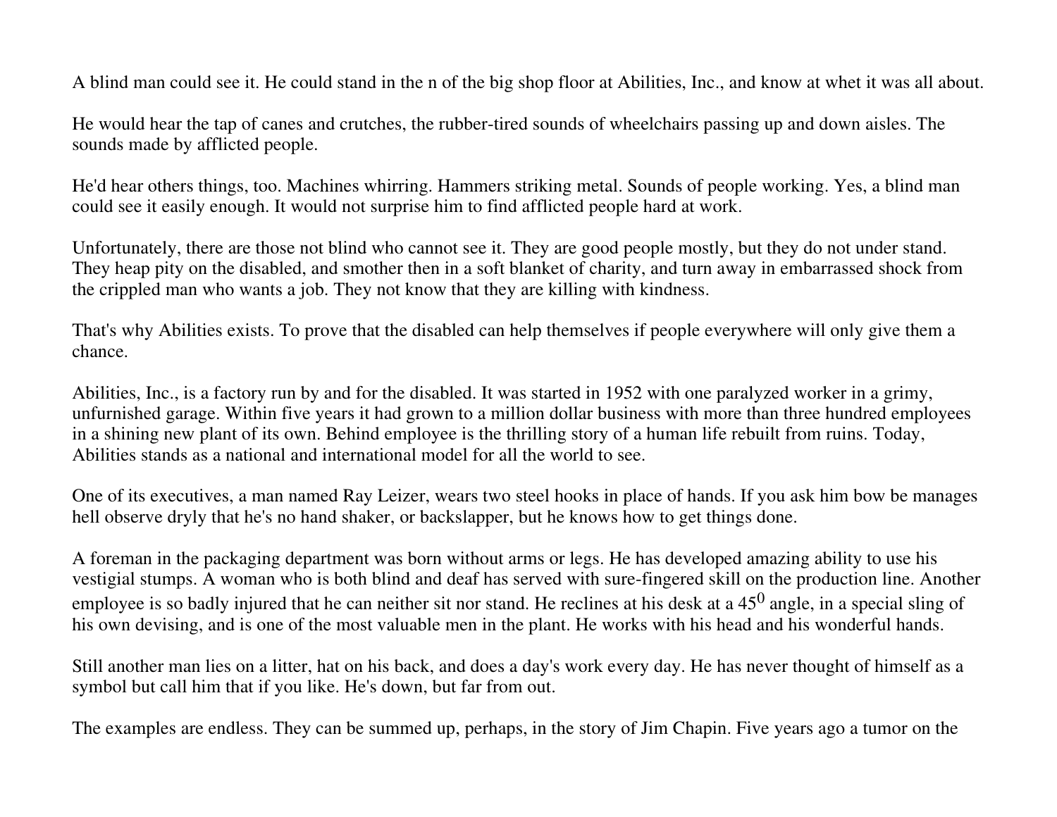A blind man could see it. He could stand in the n of the big shop floor at Abilities, Inc., and know at whet it was all about.

He would hear the tap of canes and crutches, the rubber-tired sounds of wheelchairs passing up and down aisles. The sounds made by afflicted people.

He'd hear others things, too. Machines whirring. Hammers striking metal. Sounds of people working. Yes, a blind man could see it easily enough. It would not surprise him to find afflicted people hard at work.

Unfortunately, there are those not blind who cannot see it. They are good people mostly, but they do not under stand. They heap pity on the disabled, and smother then in a soft blanket of charity, and turn away in embarrassed shock from the crippled man who wants a job. They not know that they are killing with kindness.

That's why Abilities exists. To prove that the disabled can help themselves if people everywhere will only give them a chance.

Abilities, Inc., is a factory run by and for the disabled. It was started in 1952 with one paralyzed worker in a grimy, unfurnished garage. Within five years it had grown to a million dollar business with more than three hundred employees in a shining new plant of its own. Behind employee is the thrilling story of a human life rebuilt from ruins. Today, Abilities stands as a national and international model for all the world to see.

One of its executives, a man named Ray Leizer, wears two steel hooks in place of hands. If you ask him bow be manages hell observe dryly that he's no hand shaker, or backslapper, but he knows how to get things done.

A foreman in the packaging department was born without arms or legs. He has developed amazing ability to use his vestigial stumps. A woman who is both blind and deaf has served with sure-fingered skill on the production line. Another employee is so badly injured that he can neither sit nor stand. He reclines at his desk at a $45^0$ angle, in a special sling of his own devising, and is one of the most valuable men in the plant. He works with his head and his wonderful hands.

Still another man lies on a litter, hat on his back, and does a day's work every day. He has never thought of himself as a symbol but call him that if you like. He's down, but far from out.

The examples are endless. They can be summed up, perhaps, in the story of Jim Chapin. Five years ago a tumor on the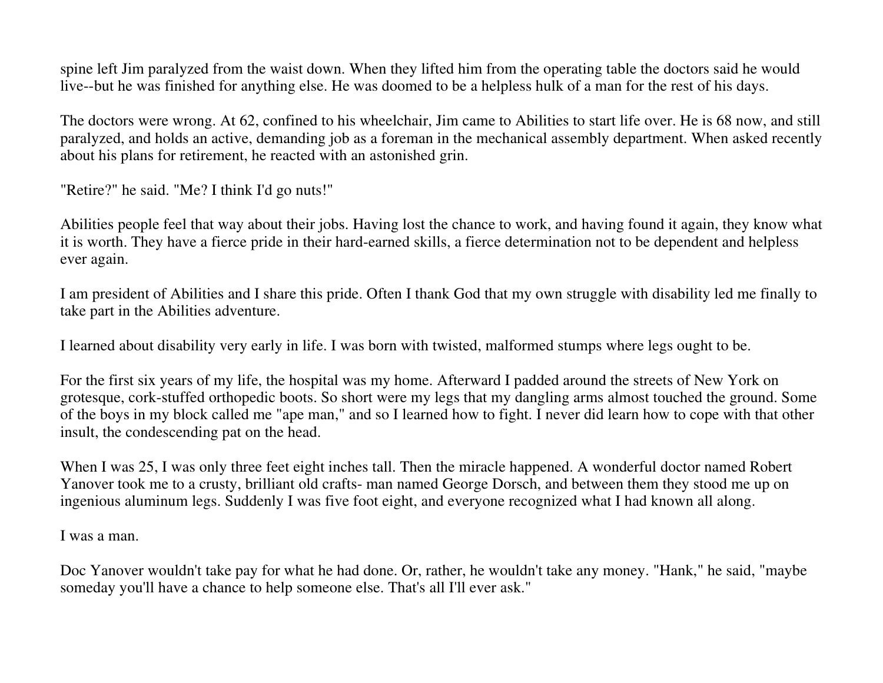spine left Jim paralyzed from the waist down. When they lifted him from the operating table the doctors said he would live--but he was finished for anything else. He was doomed to be a helpless hulk of a man for the rest of his days.

The doctors were wrong. At 62, confined to his wheelchair, Jim came to Abilities to start life over. He is 68 now, and still paralyzed, and holds an active, demanding job as a foreman in the mechanical assembly department. When asked recently about his plans for retirement, he reacted with an astonished grin.

"Retire?" he said. "Me? I think I'd go nuts!"

Abilities people feel that way about their jobs. Having lost the chance to work, and having found it again, they know what it is worth. They have a fierce pride in their hard-earned skills, a fierce determination not to be dependent and helpless ever again.

I am president of Abilities and I share this pride. Often I thank God that my own struggle with disability led me finally to take part in the Abilities adventure.

I learned about disability very early in life. I was born with twisted, malformed stumps where legs ought to be.

For the first six years of my life, the hospital was my home. Afterward I padded around the streets of New York on grotesque, cork-stuffed orthopedic boots. So short were my legs that my dangling arms almost touched the ground. Some of the boys in my block called me "ape man," and so I learned how to fight. I never did learn how to cope with that other insult, the condescending pat on the head.

When I was 25, I was only three feet eight inches tall. Then the miracle happened. A wonderful doctor named Robert Yanover took me to a crusty, brilliant old crafts- man named George Dorsch, and between them they stood me up on ingenious aluminum legs. Suddenly I was five foot eight, and everyone recognized what I had known all along.

I was a man.

Doc Yanover wouldn't take pay for what he had done. Or, rather, he wouldn't take any money. "Hank," he said, "maybe someday you'll have a chance to help someone else. That's all I'll ever ask."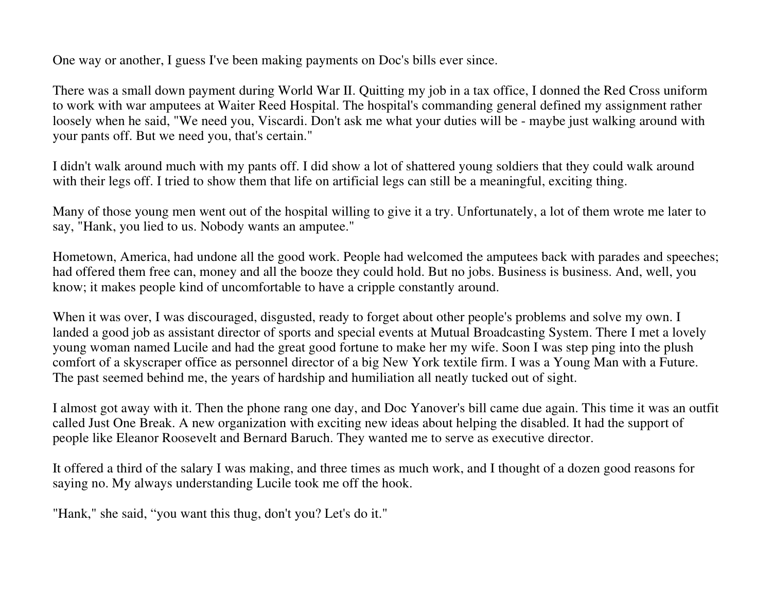One way or another, I guess I've been making payments on Doc's bills ever since.

There was a small down payment during World War II. Quitting my job in a tax office, I donned the Red Cross uniform to work with war amputees at Waiter Reed Hospital. The hospital's commanding general defined my assignment rather loosely when he said, "We need you, Viscardi. Don't ask me what your duties will be - maybe just walking around with your pants off. But we need you, that's certain."

I didn't walk around much with my pants off. I did show a lot of shattered young soldiers that they could walk around with their legs off. I tried to show them that life on artificial legs can still be a meaningful, exciting thing.

Many of those young men went out of the hospital willing to give it a try. Unfortunately, a lot of them wrote me later to say, "Hank, you lied to us. Nobody wants an amputee."

Hometown, America, had undone all the good work. People had welcomed the amputees back with parades and speeches; had offered them free can, money and all the booze they could hold. But no jobs. Business is business. And, well, you know; it makes people kind of uncomfortable to have a cripple constantly around.

When it was over, I was discouraged, disgusted, ready to forget about other people's problems and solve my own. I landed a good job as assistant director of sports and special events at Mutual Broadcasting System. There I met a lovely young woman named Lucile and had the great good fortune to make her my wife. Soon I was step ping into the plush comfort of a skyscraper office as personnel director of a big New York textile firm. I was a Young Man with a Future. The past seemed behind me, the years of hardship and humiliation all neatly tucked out of sight.

I almost got away with it. Then the phone rang one day, and Doc Yanover's bill came due again. This time it was an outfit called Just One Break. A new organization with exciting new ideas about helping the disabled. It had the support of people like Eleanor Roosevelt and Bernard Baruch. They wanted me to serve as executive director.

It offered a third of the salary I was making, and three times as much work, and I thought of a dozen good reasons for saying no. My always understanding Lucile took me off the hook.

"Hank," she said, "you want this thug, don't you? Let's do it."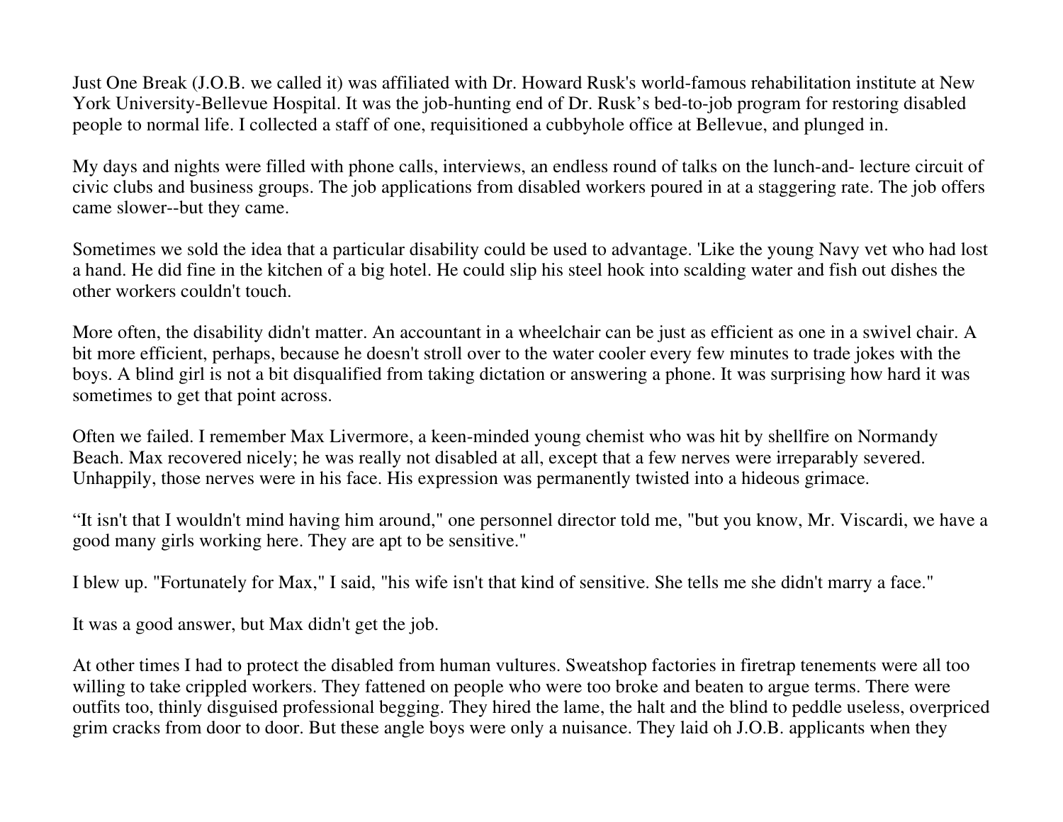Just One Break (J.O.B. we called it) was affiliated with Dr. Howard Rusk's world-famous rehabilitation institute at New York University-Bellevue Hospital. It was the job-hunting end of Dr. Rusk’s bed-to-job program for restoring disabled people to normal life. I collected a staff of one, requisitioned a cubbyhole office at Bellevue, and plunged in.

My days and nights were filled with phone calls, interviews, an endless round of talks on the lunch-and- lecture circuit of civic clubs and business groups. The job applications from disabled workers poured in at a staggering rate. The job offers came slower--but they came.

Sometimes we sold the idea that a particular disability could be used to advantage. 'Like the young Navy vet who had lost a hand. He did fine in the kitchen of a big hotel. He could slip his steel hook into scalding water and fish out dishes the other workers couldn't touch.

More often, the disability didn't matter. An accountant in a wheelchair can be just as efficient as one in a swivel chair. A bit more efficient, perhaps, because he doesn't stroll over to the water cooler every few minutes to trade jokes with the boys. A blind girl is not a bit disqualified from taking dictation or answering a phone. It was surprising how hard it was sometimes to get that point across.

Often we failed. I remember Max Livermore, a keen-minded young chemist who was hit by shellfire on Normandy Beach. Max recovered nicely; he was really not disabled at all, except that a few nerves were irreparably severed. Unhappily, those nerves were in his face. His expression was permanently twisted into a hideous grimace.

“It isn't that I wouldn't mind having him around," one personnel director told me, "but you know, Mr. Viscardi, we have a good many girls working here. They are apt to be sensitive."

I blew up. "Fortunately for Max," I said, "his wife isn't that kind of sensitive. She tells me she didn't marry a face."

It was a good answer, but Max didn't get the job.

At other times I had to protect the disabled from human vultures. Sweatshop factories in firetrap tenements were all too willing to take crippled workers. They fattened on people who were too broke and beaten to argue terms. There were outfits too, thinly disguised professional begging. They hired the lame, the halt and the blind to peddle useless, overpriced grim cracks from door to door. But these angle boys were only a nuisance. They laid oh J.O.B. applicants when they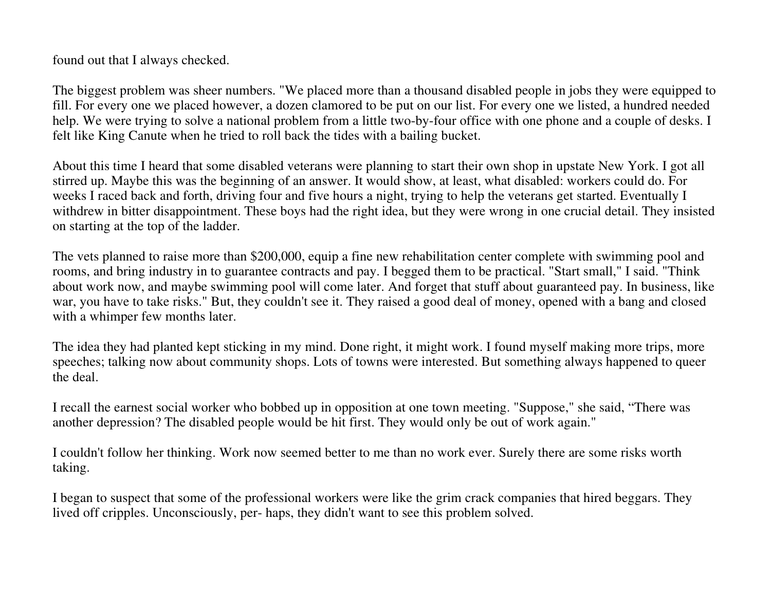found out that I always checked.

The biggest problem was sheer numbers. "We placed more than a thousand disabled people in jobs they were equipped to fill. For every one we placed however, a dozen clamored to be put on our list. For every one we listed, a hundred needed help. We were trying to solve a national problem from a little two-by-four office with one phone and a couple of desks. I felt like King Canute when he tried to roll back the tides with a bailing bucket.

About this time I heard that some disabled veterans were planning to start their own shop in upstate New York. I got all stirred up. Maybe this was the beginning of an answer. It would show, at least, what disabled: workers could do. For weeks I raced back and forth, driving four and five hours a night, trying to help the veterans get started. Eventually I withdrew in bitter disappointment. These boys had the right idea, but they were wrong in one crucial detail. They insisted on starting at the top of the ladder.

The vets planned to raise more than $200,000, equip a fine new rehabilitation center complete with swimming pool and rooms, and bring industry in to guarantee contracts and pay. I begged them to be practical. "Start small," I said. "Think about work now, and maybe swimming pool will come later. And forget that stuff about guaranteed pay. In business, like war, you have to take risks." But, they couldn't see it. They raised a good deal of money, opened with a bang and closed with a whimper few months later.

The idea they had planted kept sticking in my mind. Done right, it might work. I found myself making more trips, more speeches; talking now about community shops. Lots of towns were interested. But something always happened to queer the deal.

I recall the earnest social worker who bobbed up in opposition at one town meeting. "Suppose," she said, "There was another depression? The disabled people would be hit first. They would only be out of work again."

I couldn't follow her thinking. Work now seemed better to me than no work ever. Surely there are some risks worth taking.

I began to suspect that some of the professional workers were like the grim crack companies that hired beggars. They lived off cripples. Unconsciously, per- haps, they didn't want to see this problem solved.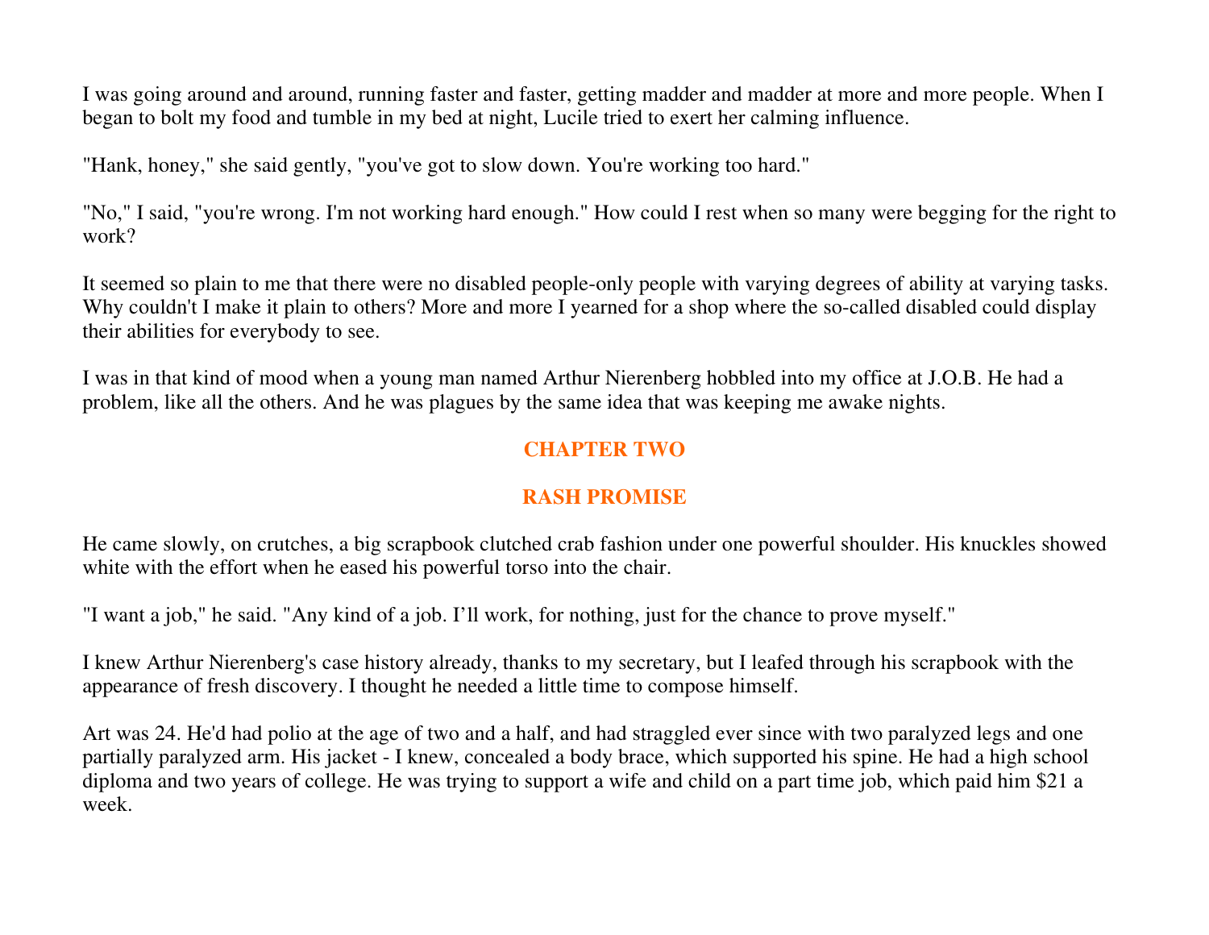I was going around and around, running faster and faster, getting madder and madder at more and more people. When I began to bolt my food and tumble in my bed at night, Lucile tried to exert her calming influence.

"Hank, honey," she said gently, "you've got to slow down. You're working too hard."

"No," I said, "you're wrong. I'm not working hard enough." How could I rest when so many were begging for the right to work?

It seemed so plain to me that there were no disabled people-only people with varying degrees of ability at varying tasks. Why couldn't I make it plain to others? More and more I yearned for a shop where the so-called disabled could display their abilities for everybody to see.

I was in that kind of mood when a young man named Arthur Nierenberg hobbled into my office at J.O.B. He had a problem, like all the others. And he was plagues by the same idea that was keeping me awake nights.

## CHAPTER TWO

## RASH PROMISE

He came slowly, on crutches, a big scrapbook clutched crab fashion under one powerful shoulder. His knuckles showed white with the effort when he eased his powerful torso into the chair.

"I want a job," he said. "Any kind of a job. I'll work, for nothing, just for the chance to prove myself."

I knew Arthur Nierenberg's case history already, thanks to my secretary, but I leafed through his scrapbook with the appearance of fresh discovery. I thought he needed a little time to compose himself.

Art was 24. He'd had polio at the age of two and a half, and had straggled ever since with two paralyzed legs and one partially paralyzed arm. His jacket - I knew, concealed a body brace, which supported his spine. He had a high school diploma and two years of college. He was trying to support a wife and child on a part time job, which paid him $21 a week.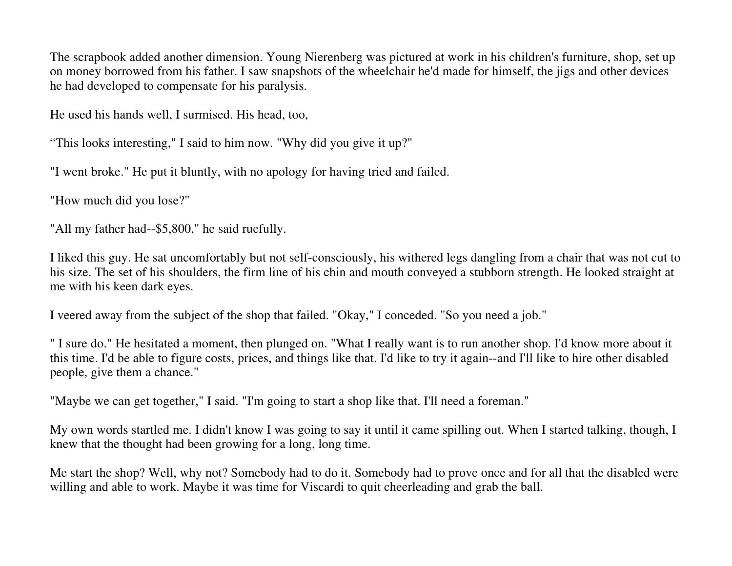The scrapbook added another dimension. Young Nierenberg was pictured at work in his children's furniture, shop, set up on money borrowed from his father. I saw snapshots of the wheelchair he'd made for himself, the jigs and other devices he had developed to compensate for his paralysis.

He used his hands well, I surmised. His head, too,

“This looks interesting," I said to him now. "Why did you give it up?"

"I went broke." He put it bluntly, with no apology for having tried and failed.

"How much did you lose?"

"All my father had--$5,800," he said ruefully.

I liked this guy. He sat uncomfortably but not self-consciously, his withered legs dangling from a chair that was not cut to his size. The set of his shoulders, the firm line of his chin and mouth conveyed a stubborn strength. He looked straight at me with his keen dark eyes.

I veered away from the subject of the shop that failed. "Okay," I conceded. "So you need a job."

" I sure do." He hesitated a moment, then plunged on. "What I really want is to run another shop. I'd know more about it this time. I'd be able to figure costs, prices, and things like that. I'd like to try it again--and I'll like to hire other disabled people, give them a chance."

"Maybe we can get together," I said. "I'm going to start a shop like that. I'll need a foreman."

My own words startled me. I didn't know I was going to say it until it came spilling out. When I started talking, though, I knew that the thought had been growing for a long, long time.

Me start the shop? Well, why not? Somebody had to do it. Somebody had to prove once and for all that the disabled were willing and able to work. Maybe it was time for Viscardi to quit cheerleading and grab the ball.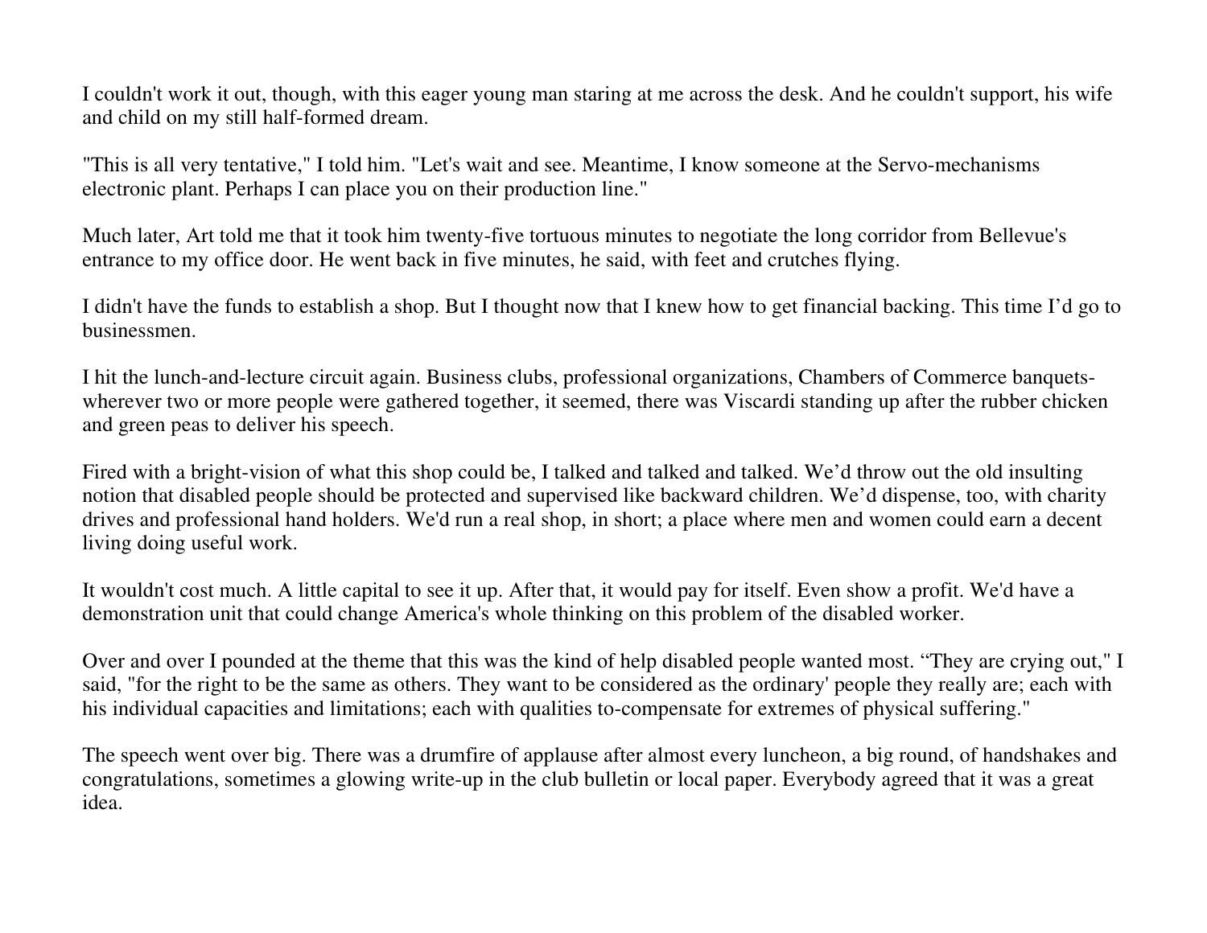I couldn't work it out, though, with this eager young man staring at me across the desk. And he couldn't support, his wife and child on my still half-formed dream.

"This is all very tentative," I told him. "Let's wait and see. Meantime, I know someone at the Servo-mechanisms electronic plant. Perhaps I can place you on their production line."

Much later, Art told me that it took him twenty-five tortuous minutes to negotiate the long corridor from Bellevue's entrance to my office door. He went back in five minutes, he said, with feet and crutches flying.

I didn't have the funds to establish a shop. But I thought now that I knew how to get financial backing. This time I'd go to businessmen.

I hit the lunch-and-lecture circuit again. Business clubs, professional organizations, Chambers of Commerce banquets-wherever two or more people were gathered together, it seemed, there was Viscardi standing up after the rubber chicken and green peas to deliver his speech.

Fired with a bright-vision of what this shop could be, I talked and talked and talked. We'd throw out the old insulting notion that disabled people should be protected and supervised like backward children. We'd dispense, too, with charity drives and professional hand holders. We'd run a real shop, in short; a place where men and women could earn a decent living doing useful work.

It wouldn't cost much. A little capital to see it up. After that, it would pay for itself. Even show a profit. We'd have a demonstration unit that could change America's whole thinking on this problem of the disabled worker.

Over and over I pounded at the theme that this was the kind of help disabled people wanted most. "They are crying out," I said, "for the right to be the same as others. They want to be considered as the ordinary' people they really are; each with his individual capacities and limitations; each with qualities to-compensate for extremes of physical suffering."

The speech went over big. There was a drumfire of applause after almost every luncheon, a big round, of handshakes and congratulations, sometimes a glowing write-up in the club bulletin or local paper. Everybody agreed that it was a great idea.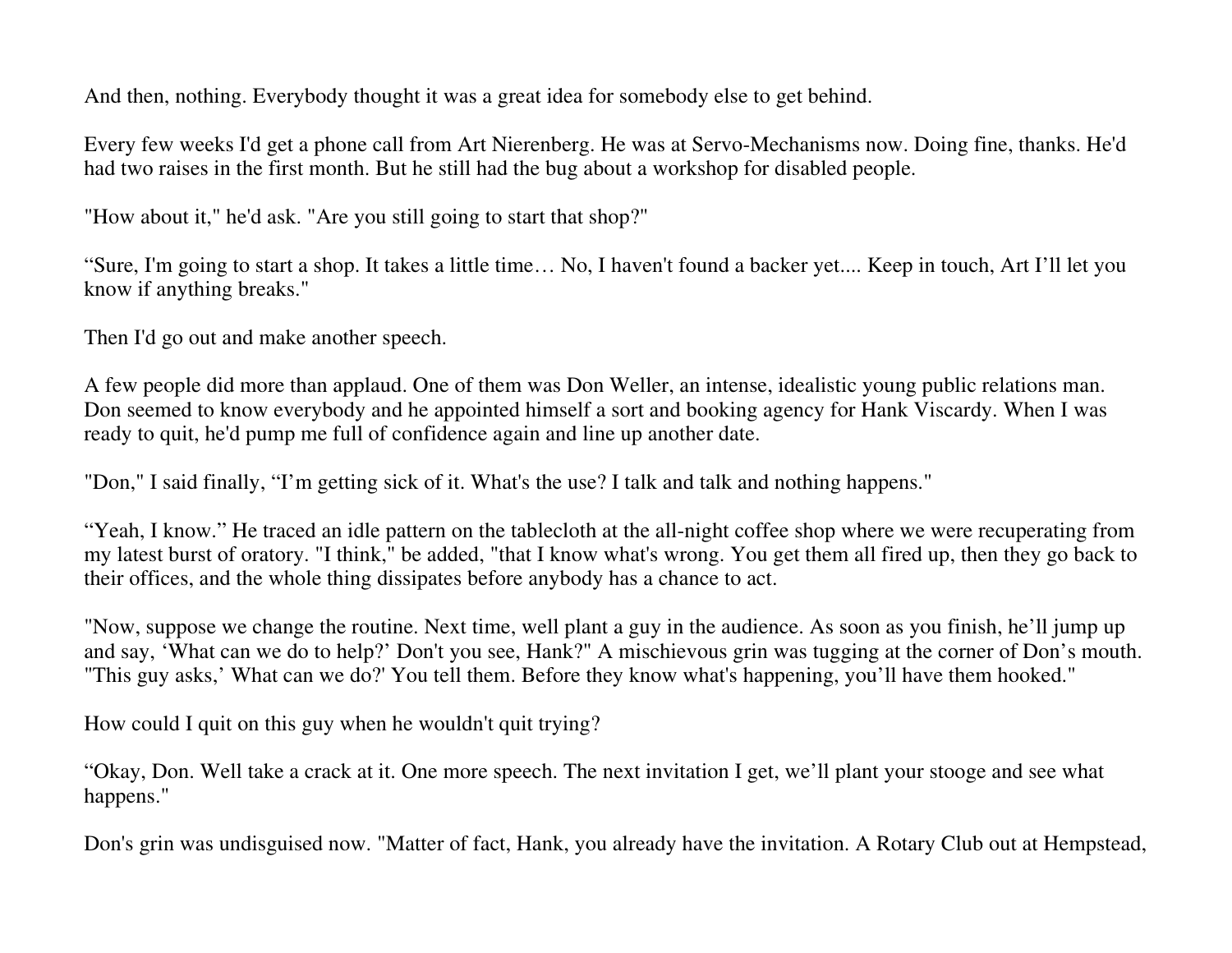And then, nothing. Everybody thought it was a great idea for somebody else to get behind.

Every few weeks I'd get a phone call from Art Nierenberg. He was at Servo-Mechanisms now. Doing fine, thanks. He'd had two raises in the first month. But he still had the bug about a workshop for disabled people.

"How about it," he'd ask. "Are you still going to start that shop?"

“Sure, I'm going to start a shop. It takes a little time… No, I haven't found a backer yet.... Keep in touch, Art I’ll let you know if anything breaks."

Then I'd go out and make another speech.

A few people did more than applaud. One of them was Don Weller, an intense, idealistic young public relations man. Don seemed to know everybody and he appointed himself a sort and booking agency for Hank Viscardy. When I was ready to quit, he'd pump me full of confidence again and line up another date.

"Don," I said finally, “I’m getting sick of it. What's the use? I talk and talk and nothing happens."

“Yeah, I know.” He traced an idle pattern on the tablecloth at the all-night coffee shop where we were recuperating from my latest burst of oratory. "I think," be added, "that I know what's wrong. You get them all fired up, then they go back to their offices, and the whole thing dissipates before anybody has a chance to act.

"Now, suppose we change the routine. Next time, well plant a guy in the audience. As soon as you finish, he’ll jump up and say, ‘What can we do to help?’ Don't you see, Hank?" A mischievous grin was tugging at the corner of Don’s mouth. "This guy asks,’ What can we do?' You tell them. Before they know what's happening, you’ll have them hooked."

How could I quit on this guy when he wouldn't quit trying?

“Okay, Don. Well take a crack at it. One more speech. The next invitation I get, we’ll plant your stooge and see what happens."

Don's grin was undisguised now. "Matter of fact, Hank, you already have the invitation. A Rotary Club out at Hempstead,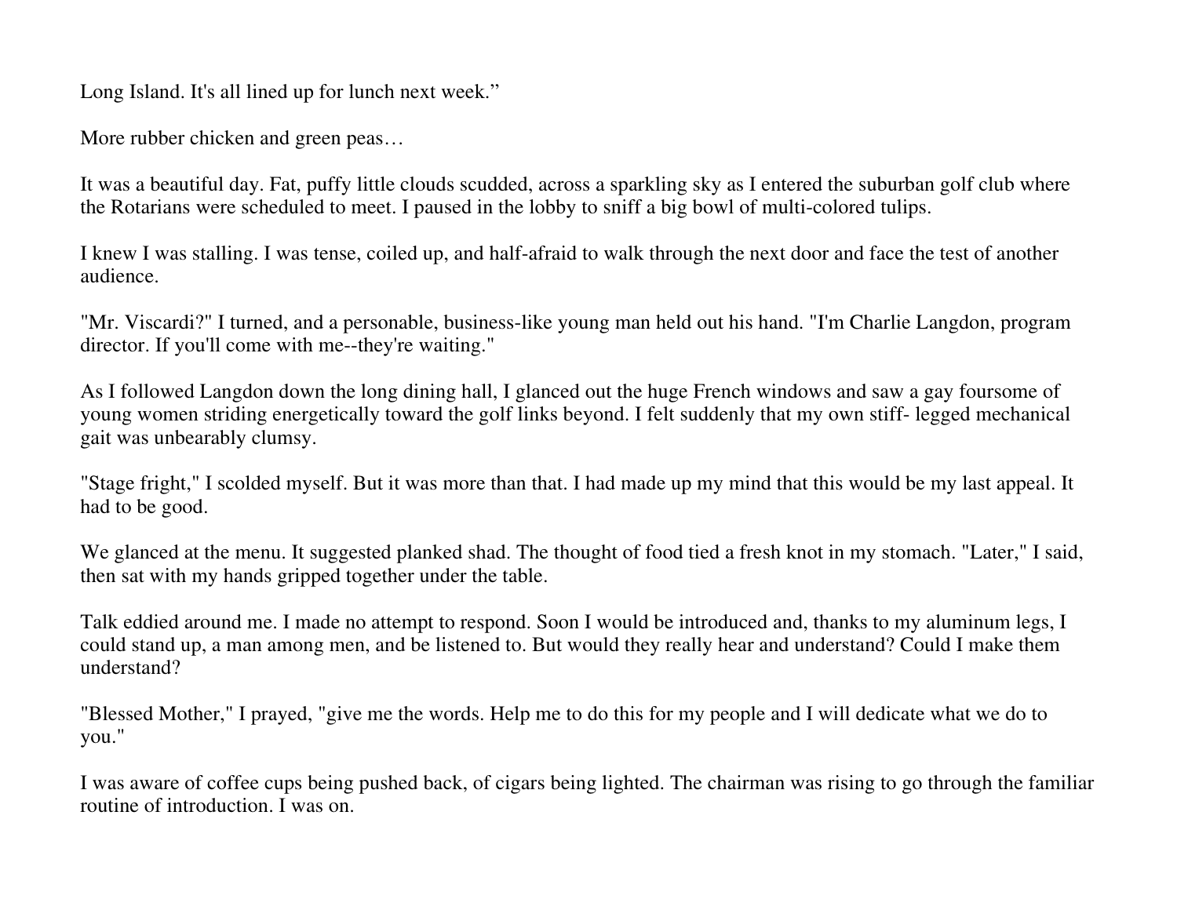Long Island. It's all lined up for lunch next week."

More rubber chicken and green peas…

It was a beautiful day. Fat, puffy little clouds scudded, across a sparkling sky as I entered the suburban golf club where the Rotarians were scheduled to meet. I paused in the lobby to sniff a big bowl of multi-colored tulips.

I knew I was stalling. I was tense, coiled up, and half-afraid to walk through the next door and face the test of another audience.

"Mr. Viscardi?" I turned, and a personable, business-like young man held out his hand. "I'm Charlie Langdon, program director. If you'll come with me--they're waiting."

As I followed Langdon down the long dining hall, I glanced out the huge French windows and saw a gay foursome of young women striding energetically toward the golf links beyond. I felt suddenly that my own stiff- legged mechanical gait was unbearably clumsy.

"Stage fright," I scolded myself. But it was more than that. I had made up my mind that this would be my last appeal. It had to be good.

We glanced at the menu. It suggested planked shad. The thought of food tied a fresh knot in my stomach. "Later," I said, then sat with my hands gripped together under the table.

Talk eddied around me. I made no attempt to respond. Soon I would be introduced and, thanks to my aluminum legs, I could stand up, a man among men, and be listened to. But would they really hear and understand? Could I make them understand?

"Blessed Mother," I prayed, "give me the words. Help me to do this for my people and I will dedicate what we do to you."

I was aware of coffee cups being pushed back, of cigars being lighted. The chairman was rising to go through the familiar routine of introduction. I was on.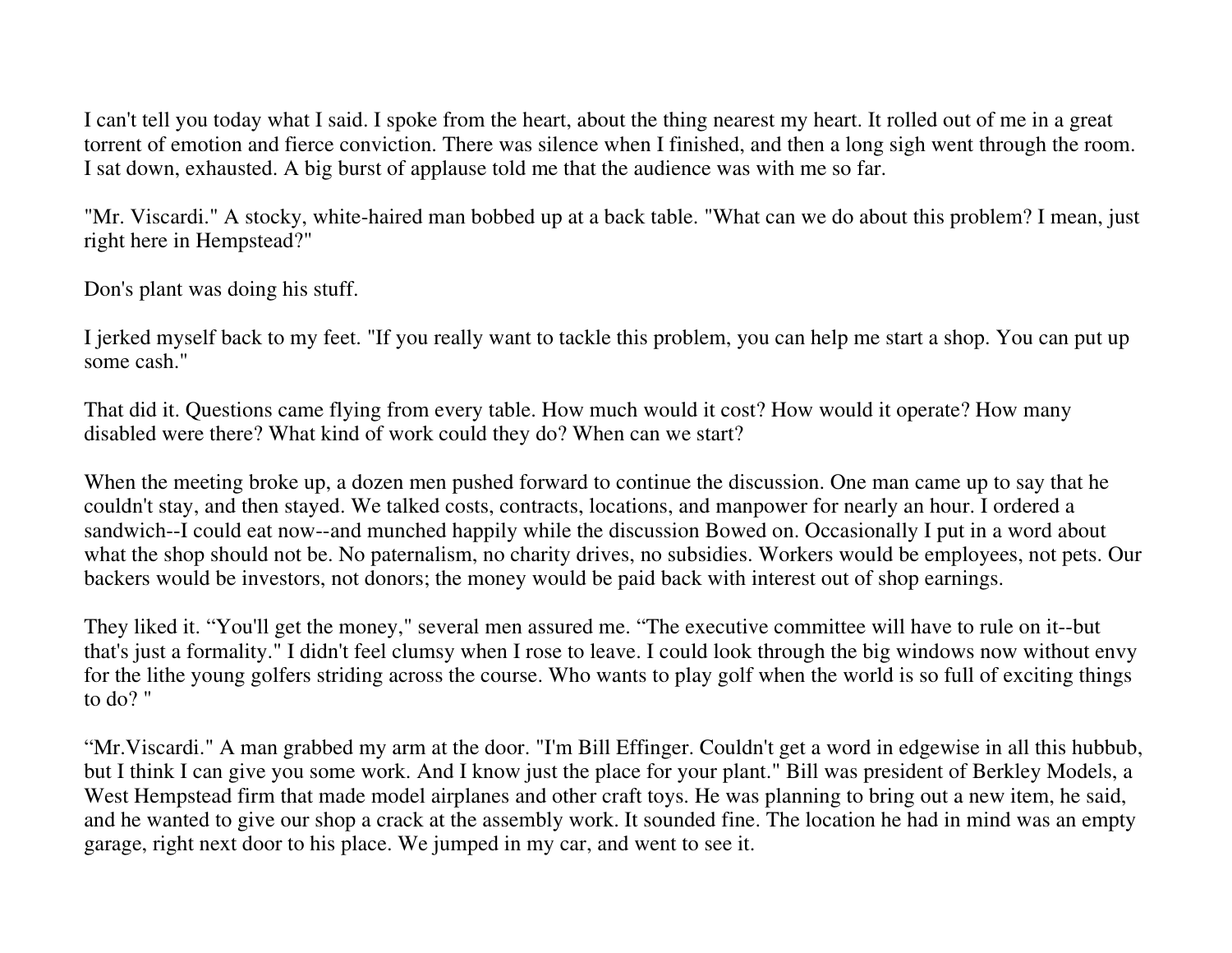I can't tell you today what I said. I spoke from the heart, about the thing nearest my heart. It rolled out of me in a great torrent of emotion and fierce conviction. There was silence when I finished, and then a long sigh went through the room. I sat down, exhausted. A big burst of applause told me that the audience was with me so far.

"Mr. Viscardi." A stocky, white-haired man bobbed up at a back table. "What can we do about this problem? I mean, just right here in Hempstead?"

Don's plant was doing his stuff.

I jerked myself back to my feet. "If you really want to tackle this problem, you can help me start a shop. You can put up some cash."

That did it. Questions came flying from every table. How much would it cost? How would it operate? How many disabled were there? What kind of work could they do? When can we start?

When the meeting broke up, a dozen men pushed forward to continue the discussion. One man came up to say that he couldn't stay, and then stayed. We talked costs, contracts, locations, and manpower for nearly an hour. I ordered a sandwich--I could eat now--and munched happily while the discussion Bowed on. Occasionally I put in a word about what the shop should not be. No paternalism, no charity drives, no subsidies. Workers would be employees, not pets. Our backers would be investors, not donors; the money would be paid back with interest out of shop earnings.

They liked it. "You'll get the money," several men assured me. "The executive committee will have to rule on it--but that's just a formality." I didn't feel clumsy when I rose to leave. I could look through the big windows now without envy for the lithe young golfers striding across the course. Who wants to play golf when the world is so full of exciting things to do? "

"Mr.Viscardi." A man grabbed my arm at the door. "I'm Bill Effinger. Couldn't get a word in edgewise in all this hubbub, but I think I can give you some work. And I know just the place for your plant." Bill was president of Berkley Models, a West Hempstead firm that made model airplanes and other craft toys. He was planning to bring out a new item, he said, and he wanted to give our shop a crack at the assembly work. It sounded fine. The location he had in mind was an empty garage, right next door to his place. We jumped in my car, and went to see it.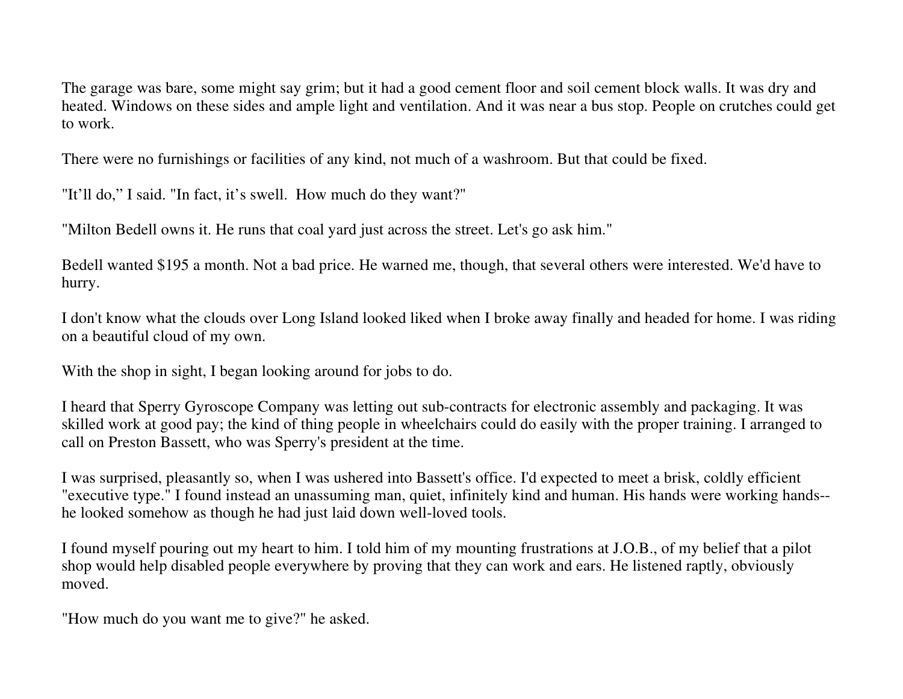The garage was bare, some might say grim; but it had a good cement floor and soil cement block walls. It was dry and heated. Windows on these sides and ample light and ventilation. And it was near a bus stop. People on crutches could get to work.

There were no furnishings or facilities of any kind, not much of a washroom. But that could be fixed.

"It'll do," I said. "In fact, it's swell.  How much do they want?"

"Milton Bedell owns it. He runs that coal yard just across the street. Let's go ask him."

Bedell wanted $195 a month. Not a bad price. He warned me, though, that several others were interested. We'd have to hurry.

I don't know what the clouds over Long Island looked liked when I broke away finally and headed for home. I was riding on a beautiful cloud of my own.

With the shop in sight, I began looking around for jobs to do.

I heard that Sperry Gyroscope Company was letting out sub-contracts for electronic assembly and packaging. It was skilled work at good pay; the kind of thing people in wheelchairs could do easily with the proper training. I arranged to call on Preston Bassett, who was Sperry's president at the time.

I was surprised, pleasantly so, when I was ushered into Bassett's office. I'd expected to meet a brisk, coldly efficient "executive type." I found instead an unassuming man, quiet, infinitely kind and human. His hands were working hands--he looked somehow as though he had just laid down well-loved tools.

I found myself pouring out my heart to him. I told him of my mounting frustrations at J.O.B., of my belief that a pilot shop would help disabled people everywhere by proving that they can work and ears. He listened raptly, obviously moved.

"How much do you want me to give?" he asked.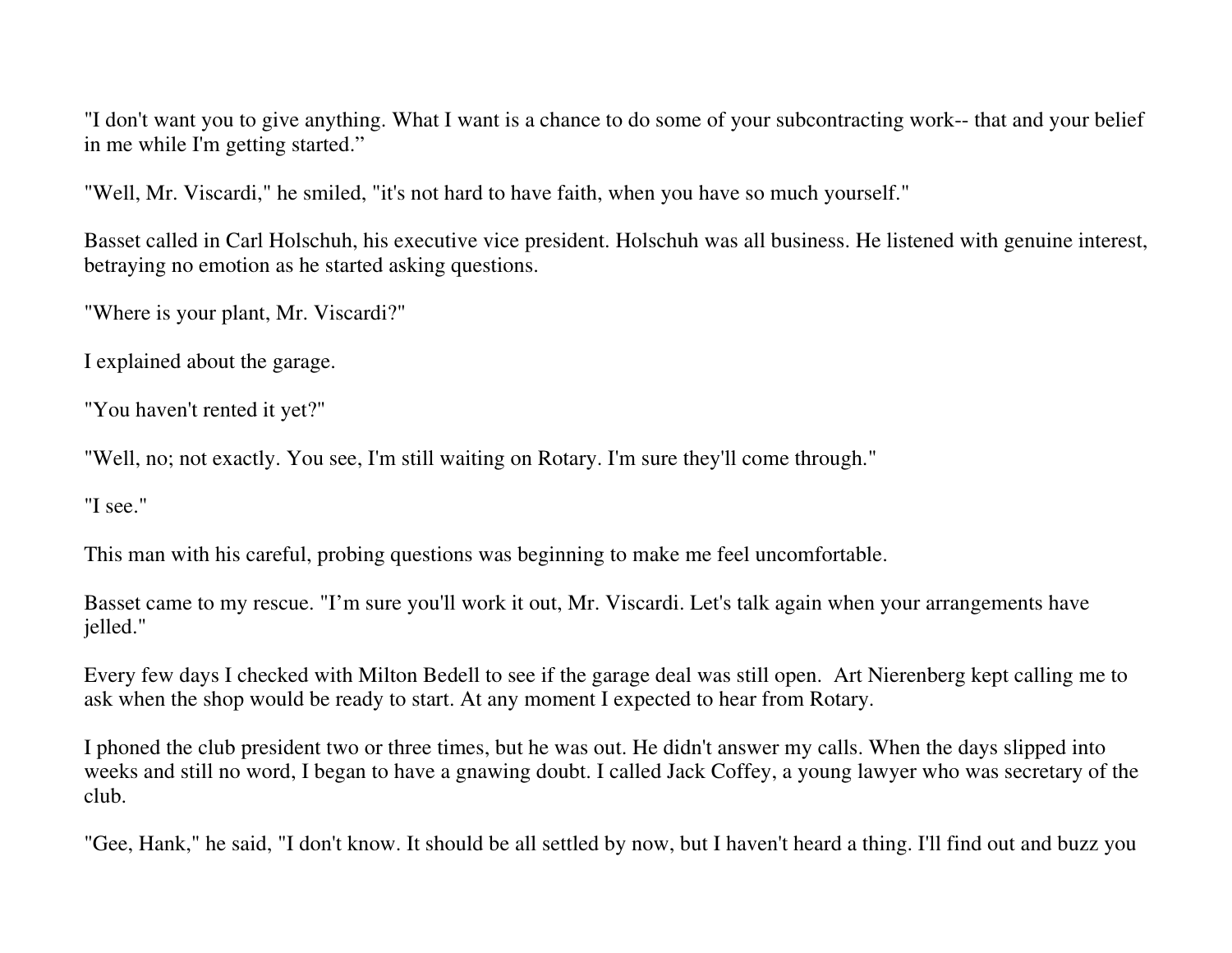"I don't want you to give anything. What I want is a chance to do some of your subcontracting work-- that and your belief in me while I'm getting started."

"Well, Mr. Viscardi," he smiled, "it's not hard to have faith, when you have so much yourself."

Basset called in Carl Holschuh, his executive vice president. Holschuh was all business. He listened with genuine interest, betraying no emotion as he started asking questions.

"Where is your plant, Mr. Viscardi?"

I explained about the garage.

"You haven't rented it yet?"

"Well, no; not exactly. You see, I'm still waiting on Rotary. I'm sure they'll come through."

"I see."

This man with his careful, probing questions was beginning to make me feel uncomfortable.

Basset came to my rescue. "I'm sure you'll work it out, Mr. Viscardi. Let's talk again when your arrangements have jelled."

Every few days I checked with Milton Bedell to see if the garage deal was still open. Art Nierenberg kept calling me to ask when the shop would be ready to start. At any moment I expected to hear from Rotary.

I phoned the club president two or three times, but he was out. He didn't answer my calls. When the days slipped into weeks and still no word, I began to have a gnawing doubt. I called Jack Coffey, a young lawyer who was secretary of the club.

"Gee, Hank," he said, "I don't know. It should be all settled by now, but I haven't heard a thing. I'll find out and buzz you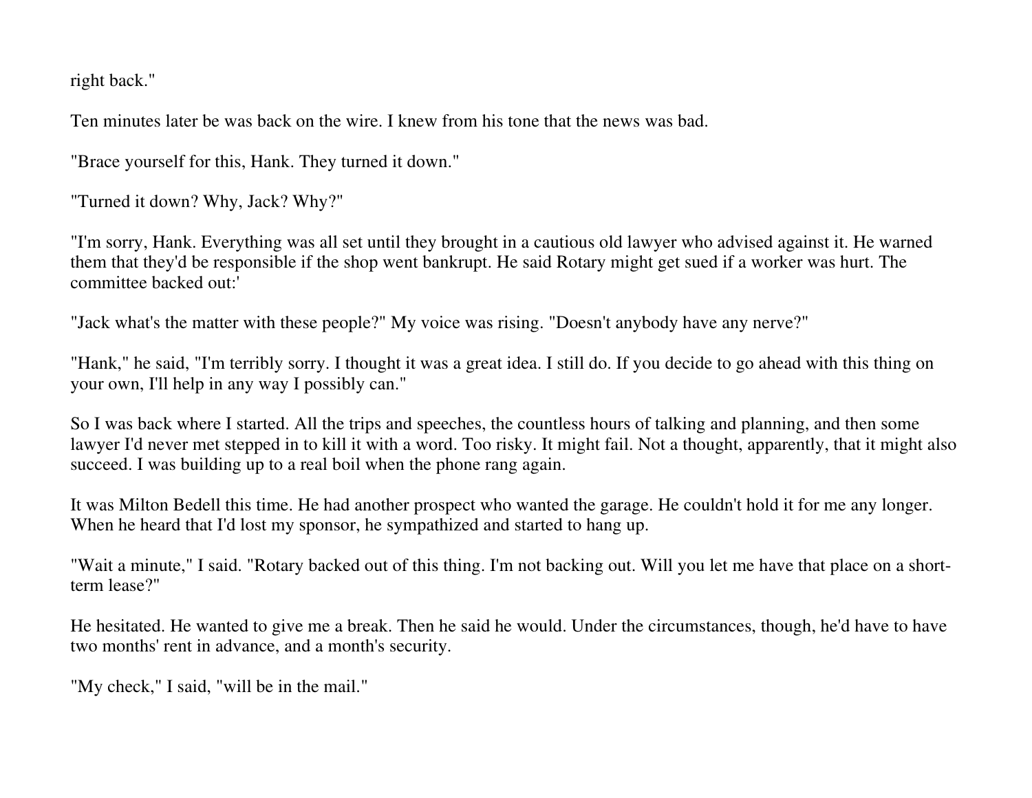right back."

Ten minutes later be was back on the wire. I knew from his tone that the news was bad.

"Brace yourself for this, Hank. They turned it down."

"Turned it down? Why, Jack? Why?"

"I'm sorry, Hank. Everything was all set until they brought in a cautious old lawyer who advised against it. He warned them that they'd be responsible if the shop went bankrupt. He said Rotary might get sued if a worker was hurt. The committee backed out:'

"Jack what's the matter with these people?" My voice was rising. "Doesn't anybody have any nerve?"

"Hank," he said, "I'm terribly sorry. I thought it was a great idea. I still do. If you decide to go ahead with this thing on your own, I'll help in any way I possibly can."

So I was back where I started. All the trips and speeches, the countless hours of talking and planning, and then some lawyer I'd never met stepped in to kill it with a word. Too risky. It might fail. Not a thought, apparently, that it might also succeed. I was building up to a real boil when the phone rang again.

It was Milton Bedell this time. He had another prospect who wanted the garage. He couldn't hold it for me any longer. When he heard that I'd lost my sponsor, he sympathized and started to hang up.

"Wait a minute," I said. "Rotary backed out of this thing. I'm not backing out. Will you let me have that place on a short-term lease?"

He hesitated. He wanted to give me a break. Then he said he would. Under the circumstances, though, he'd have to have two months' rent in advance, and a month's security.

"My check," I said, "will be in the mail."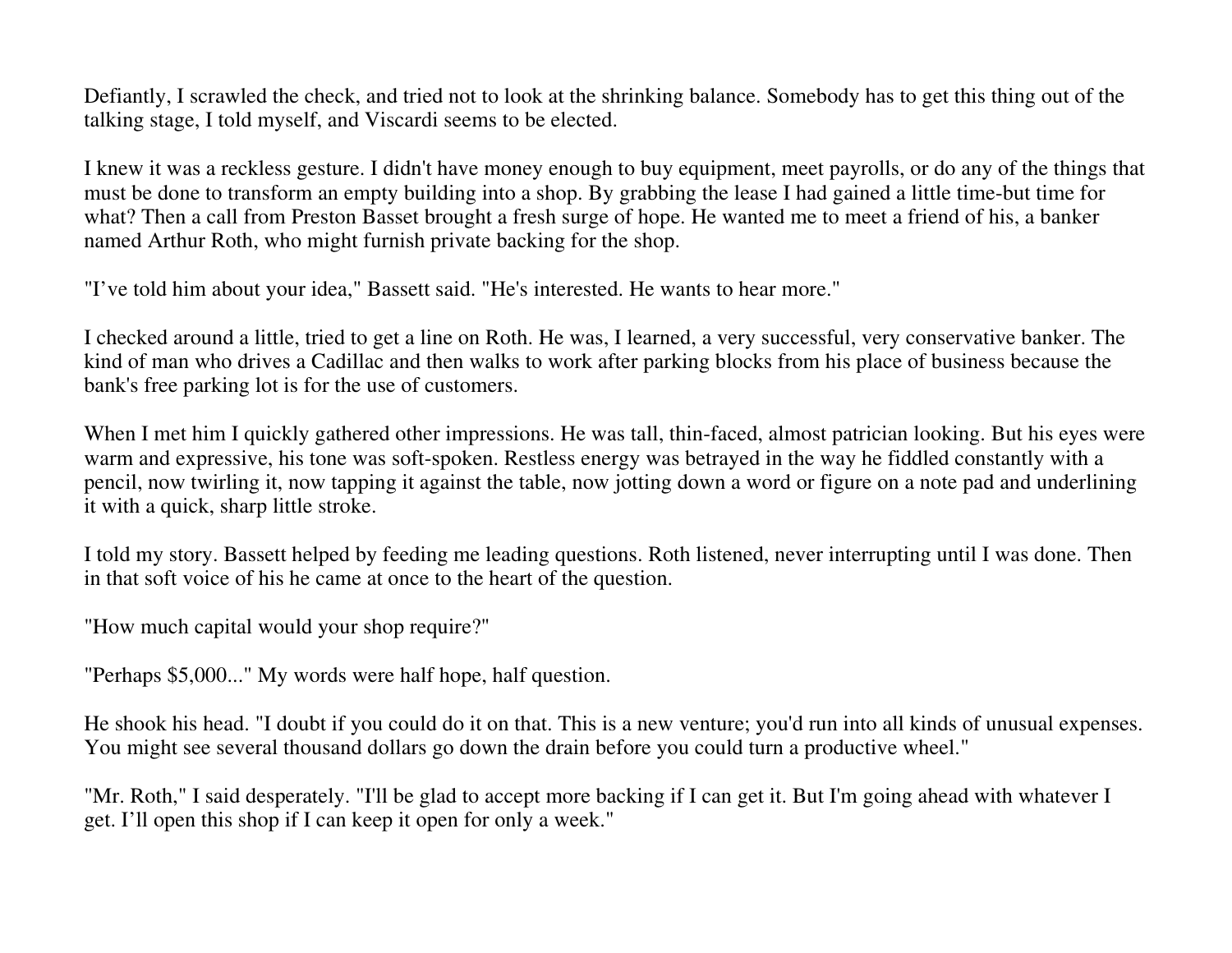Defiantly, I scrawled the check, and tried not to look at the shrinking balance. Somebody has to get this thing out of the talking stage, I told myself, and Viscardi seems to be elected.

I knew it was a reckless gesture. I didn't have money enough to buy equipment, meet payrolls, or do any of the things that must be done to transform an empty building into a shop. By grabbing the lease I had gained a little time-but time for what? Then a call from Preston Basset brought a fresh surge of hope. He wanted me to meet a friend of his, a banker named Arthur Roth, who might furnish private backing for the shop.

"I’ve told him about your idea," Bassett said. "He's interested. He wants to hear more."

I checked around a little, tried to get a line on Roth. He was, I learned, a very successful, very conservative banker. The kind of man who drives a Cadillac and then walks to work after parking blocks from his place of business because the bank's free parking lot is for the use of customers.

When I met him I quickly gathered other impressions. He was tall, thin-faced, almost patrician looking. But his eyes were warm and expressive, his tone was soft-spoken. Restless energy was betrayed in the way he fiddled constantly with a pencil, now twirling it, now tapping it against the table, now jotting down a word or figure on a note pad and underlining it with a quick, sharp little stroke.

I told my story. Bassett helped by feeding me leading questions. Roth listened, never interrupting until I was done. Then in that soft voice of his he came at once to the heart of the question.

"How much capital would your shop require?"

"Perhaps $5,000..." My words were half hope, half question.

He shook his head. "I doubt if you could do it on that. This is a new venture; you'd run into all kinds of unusual expenses. You might see several thousand dollars go down the drain before you could turn a productive wheel."

"Mr. Roth," I said desperately. "I'll be glad to accept more backing if I can get it. But I'm going ahead with whatever I get. I’ll open this shop if I can keep it open for only a week."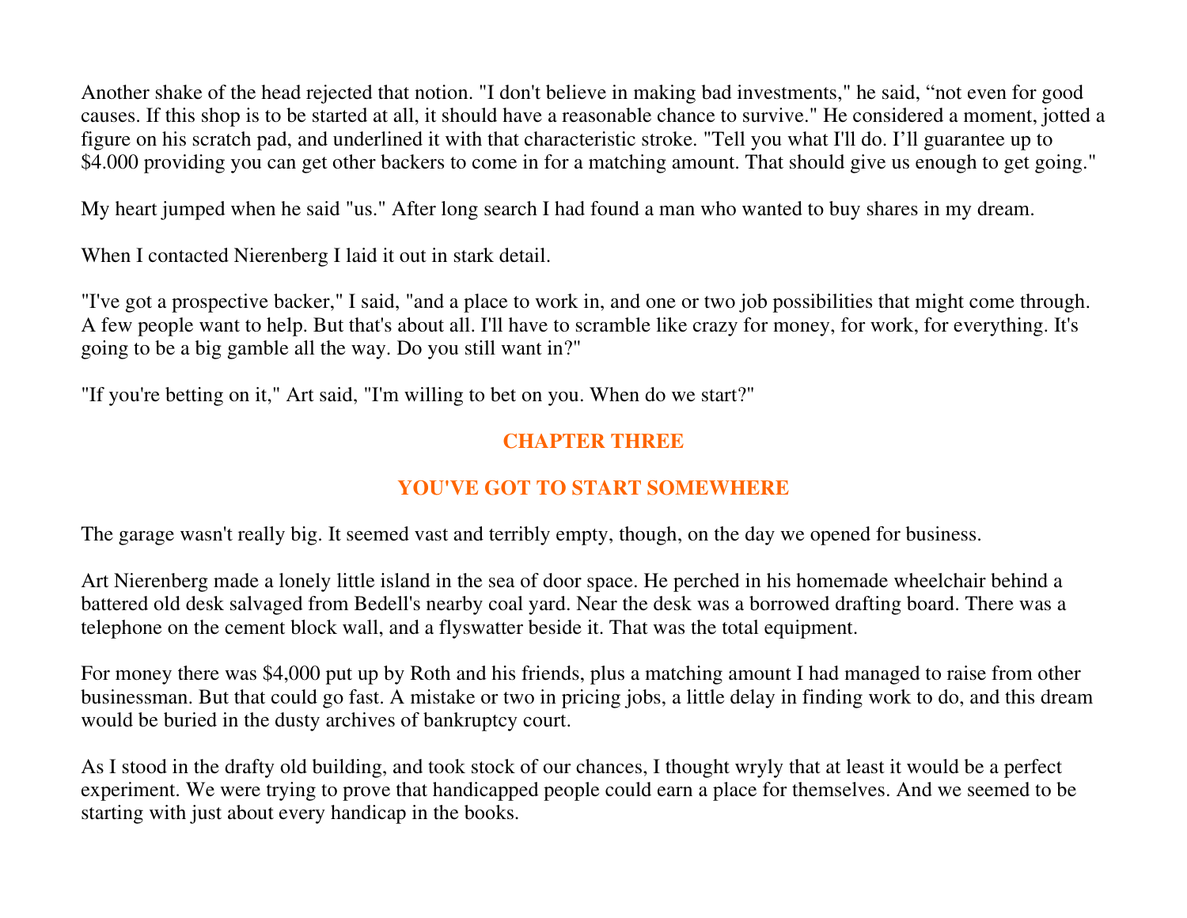Another shake of the head rejected that notion. "I don't believe in making bad investments," he said, "not even for good causes. If this shop is to be started at all, it should have a reasonable chance to survive." He considered a moment, jotted a figure on his scratch pad, and underlined it with that characteristic stroke. "Tell you what I'll do. I'll guarantee up to $4.000 providing you can get other backers to come in for a matching amount. That should give us enough to get going."

My heart jumped when he said "us." After long search I had found a man who wanted to buy shares in my dream.

When I contacted Nierenberg I laid it out in stark detail.

"I've got a prospective backer," I said, "and a place to work in, and one or two job possibilities that might come through. A few people want to help. But that's about all. I'll have to scramble like crazy for money, for work, for everything. It's going to be a big gamble all the way. Do you still want in?"

"If you're betting on it," Art said, "I'm willing to bet on you. When do we start?"

## CHAPTER THREE

## YOU'VE GOT TO START SOMEWHERE

The garage wasn't really big. It seemed vast and terribly empty, though, on the day we opened for business.

Art Nierenberg made a lonely little island in the sea of door space. He perched in his homemade wheelchair behind a battered old desk salvaged from Bedell's nearby coal yard. Near the desk was a borrowed drafting board. There was a telephone on the cement block wall, and a flyswatter beside it. That was the total equipment.

For money there was $4,000 put up by Roth and his friends, plus a matching amount I had managed to raise from other businessman. But that could go fast. A mistake or two in pricing jobs, a little delay in finding work to do, and this dream would be buried in the dusty archives of bankruptcy court.

As I stood in the drafty old building, and took stock of our chances, I thought wryly that at least it would be a perfect experiment. We were trying to prove that handicapped people could earn a place for themselves. And we seemed to be starting with just about every handicap in the books.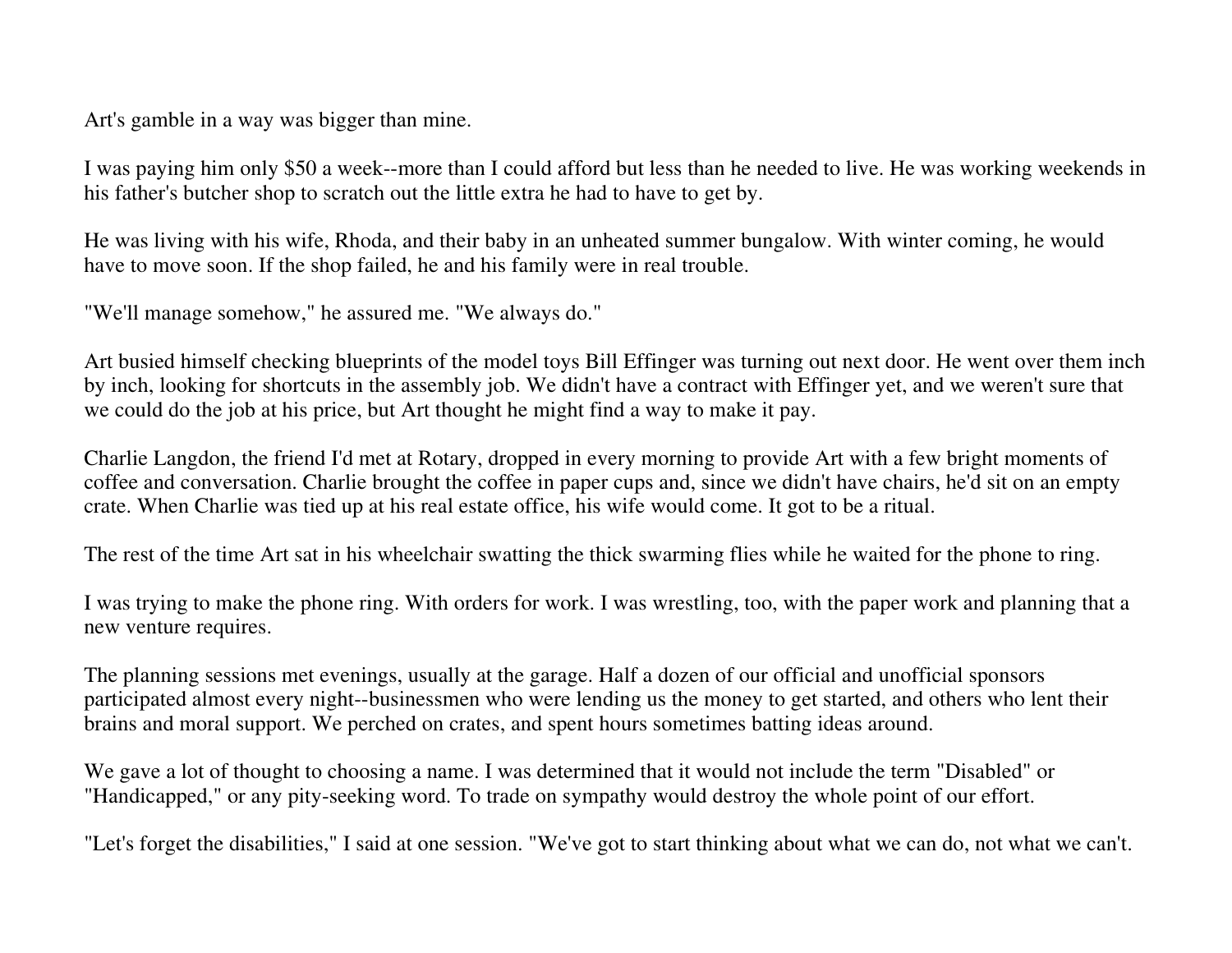Art's gamble in a way was bigger than mine.

I was paying him only $50 a week--more than I could afford but less than he needed to live. He was working weekends in his father's butcher shop to scratch out the little extra he had to have to get by.

He was living with his wife, Rhoda, and their baby in an unheated summer bungalow. With winter coming, he would have to move soon. If the shop failed, he and his family were in real trouble.

"We'll manage somehow," he assured me. "We always do."

Art busied himself checking blueprints of the model toys Bill Effinger was turning out next door. He went over them inch by inch, looking for shortcuts in the assembly job. We didn't have a contract with Effinger yet, and we weren't sure that we could do the job at his price, but Art thought he might find a way to make it pay.

Charlie Langdon, the friend I'd met at Rotary, dropped in every morning to provide Art with a few bright moments of coffee and conversation. Charlie brought the coffee in paper cups and, since we didn't have chairs, he'd sit on an empty crate. When Charlie was tied up at his real estate office, his wife would come. It got to be a ritual.

The rest of the time Art sat in his wheelchair swatting the thick swarming flies while he waited for the phone to ring.

I was trying to make the phone ring. With orders for work. I was wrestling, too, with the paper work and planning that a new venture requires.

The planning sessions met evenings, usually at the garage. Half a dozen of our official and unofficial sponsors participated almost every night--businessmen who were lending us the money to get started, and others who lent their brains and moral support. We perched on crates, and spent hours sometimes batting ideas around.

We gave a lot of thought to choosing a name. I was determined that it would not include the term "Disabled" or "Handicapped," or any pity-seeking word. To trade on sympathy would destroy the whole point of our effort.

"Let's forget the disabilities," I said at one session. "We've got to start thinking about what we can do, not what we can't.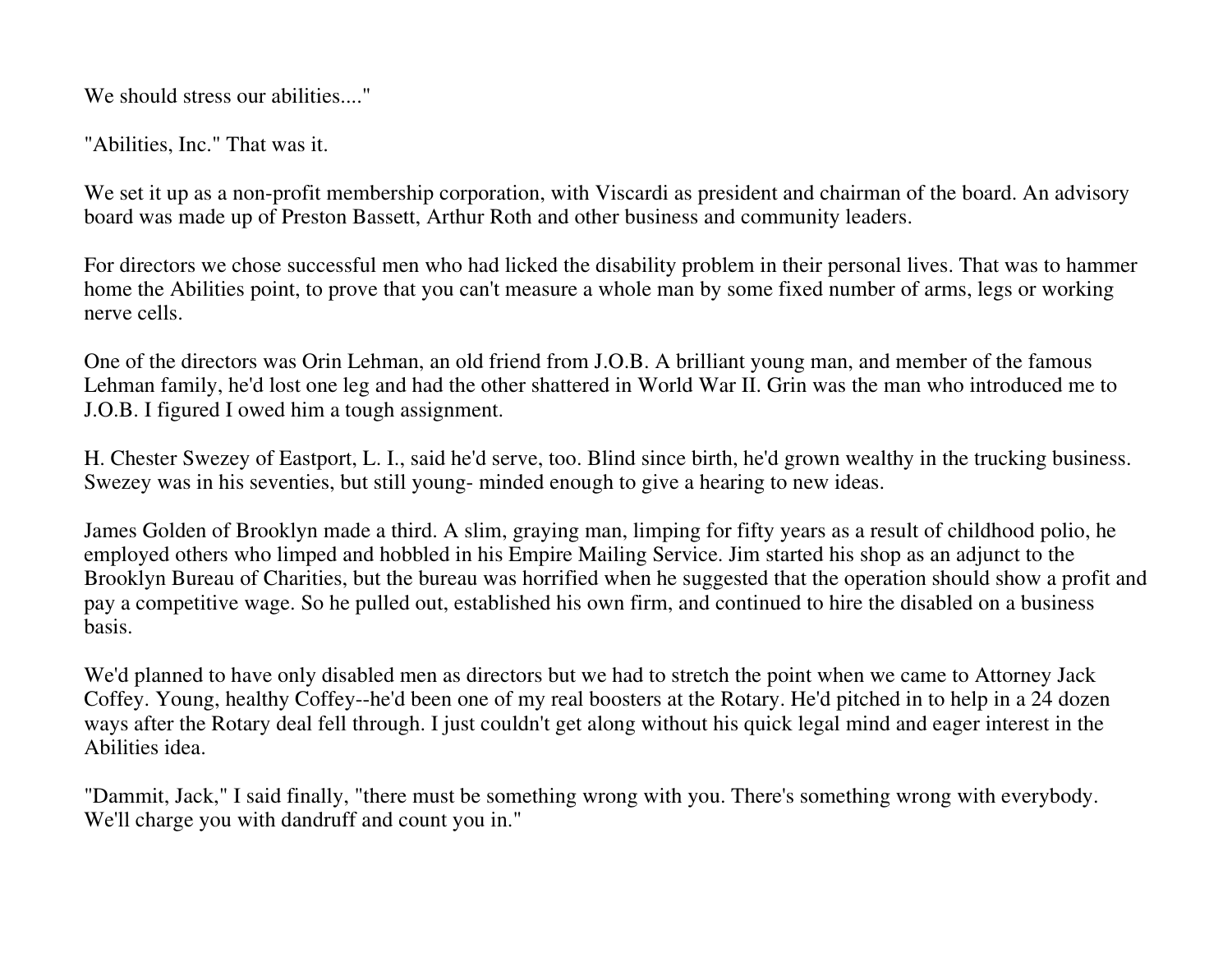We should stress our abilities...."

"Abilities, Inc." That was it.

We set it up as a non-profit membership corporation, with Viscardi as president and chairman of the board. An advisory board was made up of Preston Bassett, Arthur Roth and other business and community leaders.

For directors we chose successful men who had licked the disability problem in their personal lives. That was to hammer home the Abilities point, to prove that you can't measure a whole man by some fixed number of arms, legs or working nerve cells.

One of the directors was Orin Lehman, an old friend from J.O.B. A brilliant young man, and member of the famous Lehman family, he'd lost one leg and had the other shattered in World War II. Grin was the man who introduced me to J.O.B. I figured I owed him a tough assignment.

H. Chester Swezey of Eastport, L. I., said he'd serve, too. Blind since birth, he'd grown wealthy in the trucking business. Swezey was in his seventies, but still young- minded enough to give a hearing to new ideas.

James Golden of Brooklyn made a third. A slim, graying man, limping for fifty years as a result of childhood polio, he employed others who limped and hobbled in his Empire Mailing Service. Jim started his shop as an adjunct to the Brooklyn Bureau of Charities, but the bureau was horrified when he suggested that the operation should show a profit and pay a competitive wage. So he pulled out, established his own firm, and continued to hire the disabled on a business basis.

We'd planned to have only disabled men as directors but we had to stretch the point when we came to Attorney Jack Coffey. Young, healthy Coffey--he'd been one of my real boosters at the Rotary. He'd pitched in to help in a 24 dozen ways after the Rotary deal fell through. I just couldn't get along without his quick legal mind and eager interest in the Abilities idea.

"Dammit, Jack," I said finally, "there must be something wrong with you. There's something wrong with everybody. We'll charge you with dandruff and count you in."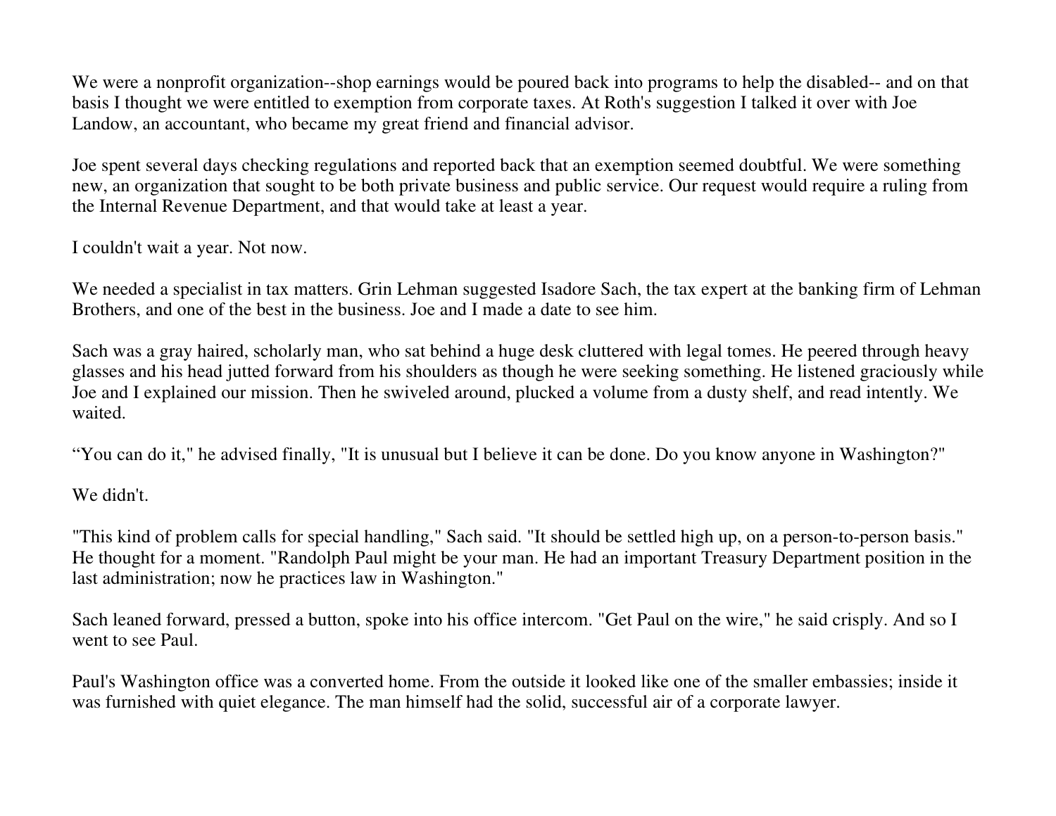We were a nonprofit organization--shop earnings would be poured back into programs to help the disabled-- and on that basis I thought we were entitled to exemption from corporate taxes. At Roth's suggestion I talked it over with Joe Landow, an accountant, who became my great friend and financial advisor.

Joe spent several days checking regulations and reported back that an exemption seemed doubtful. We were something new, an organization that sought to be both private business and public service. Our request would require a ruling from the Internal Revenue Department, and that would take at least a year.

I couldn't wait a year. Not now.

We needed a specialist in tax matters. Grin Lehman suggested Isadore Sach, the tax expert at the banking firm of Lehman Brothers, and one of the best in the business. Joe and I made a date to see him.

Sach was a gray haired, scholarly man, who sat behind a huge desk cluttered with legal tomes. He peered through heavy glasses and his head jutted forward from his shoulders as though he were seeking something. He listened graciously while Joe and I explained our mission. Then he swiveled around, plucked a volume from a dusty shelf, and read intently. We waited.

“You can do it," he advised finally, "It is unusual but I believe it can be done. Do you know anyone in Washington?"

We didn't.

"This kind of problem calls for special handling," Sach said. "It should be settled high up, on a person-to-person basis." He thought for a moment. "Randolph Paul might be your man. He had an important Treasury Department position in the last administration; now he practices law in Washington."

Sach leaned forward, pressed a button, spoke into his office intercom. "Get Paul on the wire," he said crisply. And so I went to see Paul.

Paul's Washington office was a converted home. From the outside it looked like one of the smaller embassies; inside it was furnished with quiet elegance. The man himself had the solid, successful air of a corporate lawyer.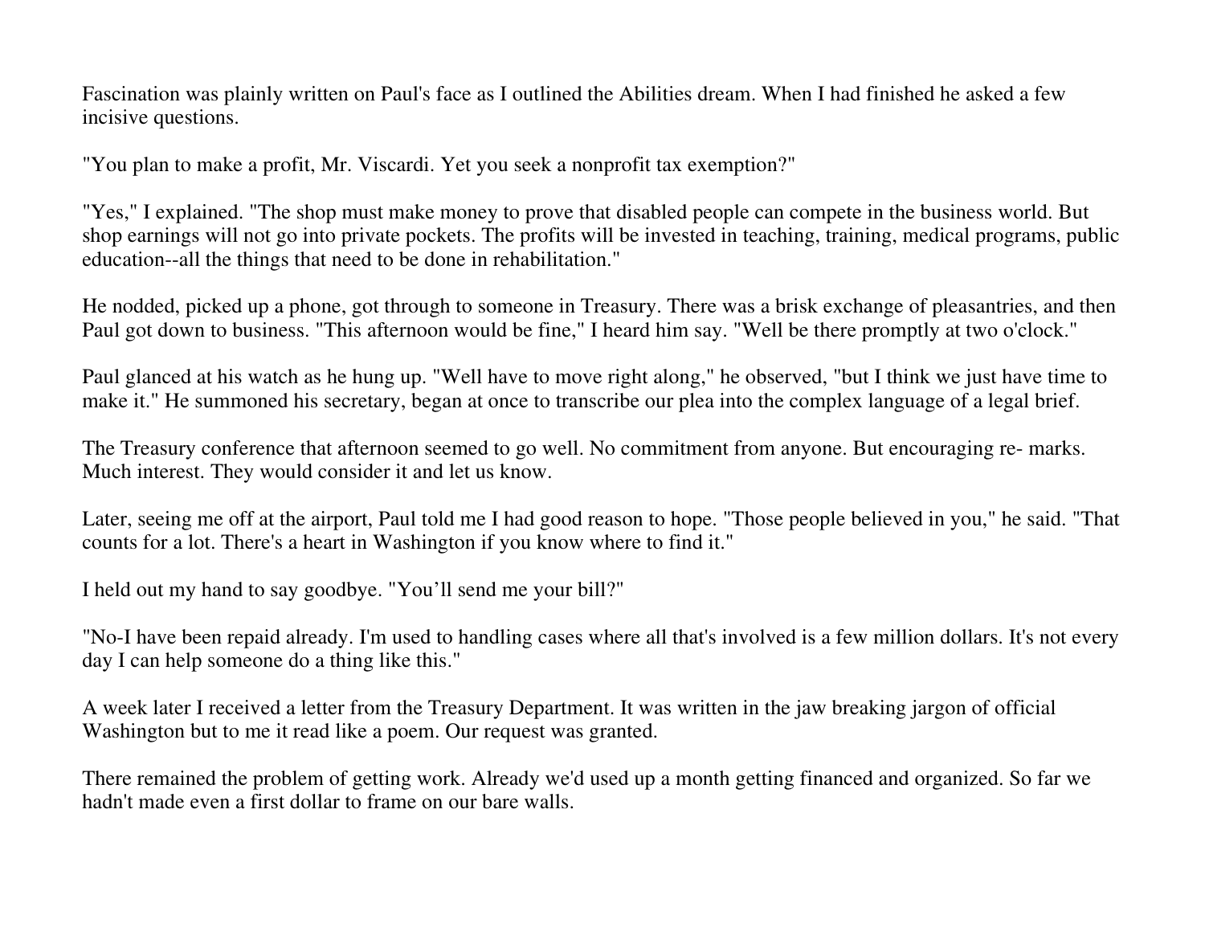Fascination was plainly written on Paul's face as I outlined the Abilities dream. When I had finished he asked a few incisive questions.

"You plan to make a profit, Mr. Viscardi. Yet you seek a nonprofit tax exemption?"

"Yes," I explained. "The shop must make money to prove that disabled people can compete in the business world. But shop earnings will not go into private pockets. The profits will be invested in teaching, training, medical programs, public education--all the things that need to be done in rehabilitation."

He nodded, picked up a phone, got through to someone in Treasury. There was a brisk exchange of pleasantries, and then Paul got down to business. "This afternoon would be fine," I heard him say. "Well be there promptly at two o'clock."

Paul glanced at his watch as he hung up. "Well have to move right along," he observed, "but I think we just have time to make it." He summoned his secretary, began at once to transcribe our plea into the complex language of a legal brief.

The Treasury conference that afternoon seemed to go well. No commitment from anyone. But encouraging re- marks. Much interest. They would consider it and let us know.

Later, seeing me off at the airport, Paul told me I had good reason to hope. "Those people believed in you," he said. "That counts for a lot. There's a heart in Washington if you know where to find it."

I held out my hand to say goodbye. "You'll send me your bill?"

"No-I have been repaid already. I'm used to handling cases where all that's involved is a few million dollars. It's not every day I can help someone do a thing like this."

A week later I received a letter from the Treasury Department. It was written in the jaw breaking jargon of official Washington but to me it read like a poem. Our request was granted.

There remained the problem of getting work. Already we'd used up a month getting financed and organized. So far we hadn't made even a first dollar to frame on our bare walls.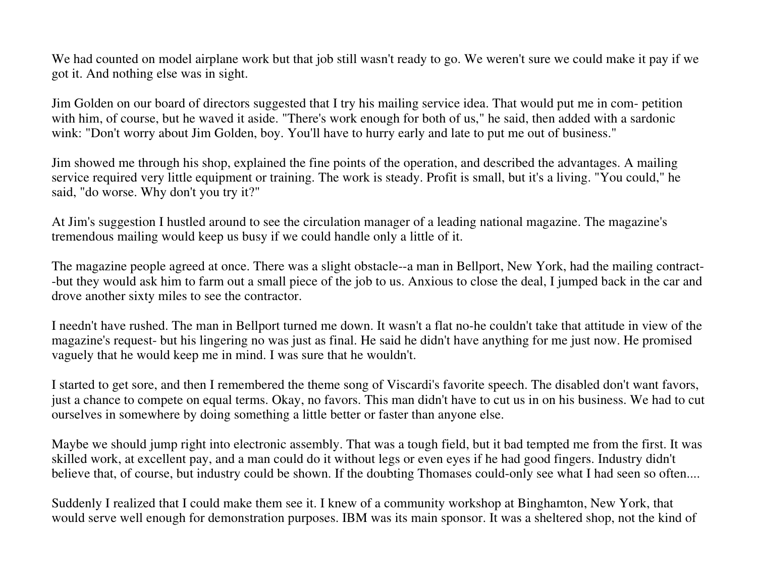We had counted on model airplane work but that job still wasn't ready to go. We weren't sure we could make it pay if we got it. And nothing else was in sight.

Jim Golden on our board of directors suggested that I try his mailing service idea. That would put me in com- petition with him, of course, but he waved it aside. "There's work enough for both of us," he said, then added with a sardonic wink: "Don't worry about Jim Golden, boy. You'll have to hurry early and late to put me out of business."

Jim showed me through his shop, explained the fine points of the operation, and described the advantages. A mailing service required very little equipment or training. The work is steady. Profit is small, but it's a living. "You could," he said, "do worse. Why don't you try it?"

At Jim's suggestion I hustled around to see the circulation manager of a leading national magazine. The magazine's tremendous mailing would keep us busy if we could handle only a little of it.

The magazine people agreed at once. There was a slight obstacle--a man in Bellport, New York, had the mailing contract--but they would ask him to farm out a small piece of the job to us. Anxious to close the deal, I jumped back in the car and drove another sixty miles to see the contractor.

I needn't have rushed. The man in Bellport turned me down. It wasn't a flat no-he couldn't take that attitude in view of the magazine's request- but his lingering no was just as final. He said he didn't have anything for me just now. He promised vaguely that he would keep me in mind. I was sure that he wouldn't.

I started to get sore, and then I remembered the theme song of Viscardi's favorite speech. The disabled don't want favors, just a chance to compete on equal terms. Okay, no favors. This man didn't have to cut us in on his business. We had to cut ourselves in somewhere by doing something a little better or faster than anyone else.

Maybe we should jump right into electronic assembly. That was a tough field, but it bad tempted me from the first. It was skilled work, at excellent pay, and a man could do it without legs or even eyes if he had good fingers. Industry didn't believe that, of course, but industry could be shown. If the doubting Thomases could-only see what I had seen so often....

Suddenly I realized that I could make them see it. I knew of a community workshop at Binghamton, New York, that would serve well enough for demonstration purposes. IBM was its main sponsor. It was a sheltered shop, not the kind of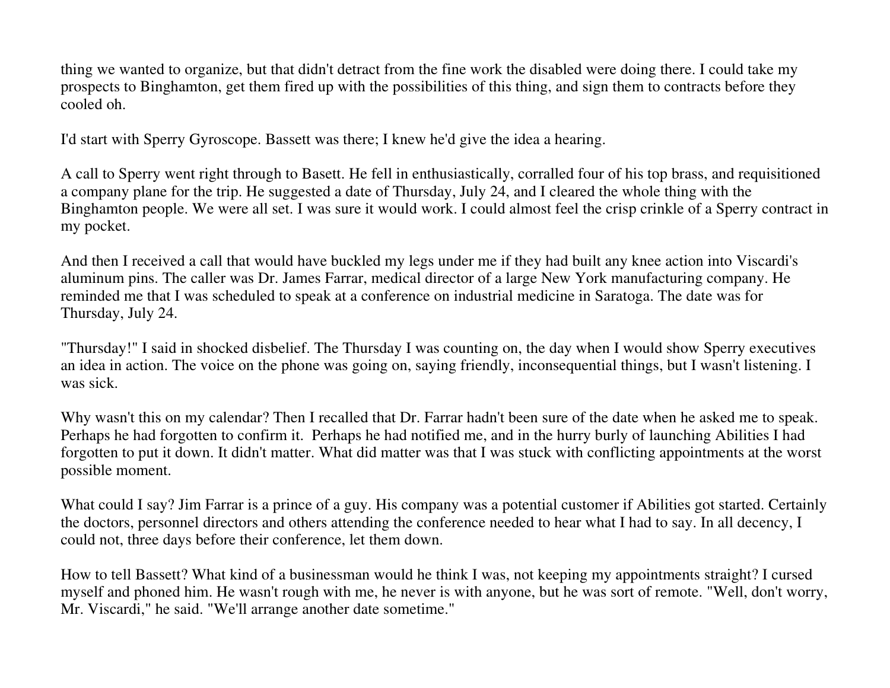thing we wanted to organize, but that didn't detract from the fine work the disabled were doing there. I could take my prospects to Binghamton, get them fired up with the possibilities of this thing, and sign them to contracts before they cooled oh.

I'd start with Sperry Gyroscope. Bassett was there; I knew he'd give the idea a hearing.

A call to Sperry went right through to Basett. He fell in enthusiastically, corralled four of his top brass, and requisitioned a company plane for the trip. He suggested a date of Thursday, July 24, and I cleared the whole thing with the Binghamton people. We were all set. I was sure it would work. I could almost feel the crisp crinkle of a Sperry contract in my pocket.

And then I received a call that would have buckled my legs under me if they had built any knee action into Viscardi's aluminum pins. The caller was Dr. James Farrar, medical director of a large New York manufacturing company. He reminded me that I was scheduled to speak at a conference on industrial medicine in Saratoga. The date was for Thursday, July 24.

"Thursday!" I said in shocked disbelief. The Thursday I was counting on, the day when I would show Sperry executives an idea in action. The voice on the phone was going on, saying friendly, inconsequential things, but I wasn't listening. I was sick.

Why wasn't this on my calendar? Then I recalled that Dr. Farrar hadn't been sure of the date when he asked me to speak. Perhaps he had forgotten to confirm it. Perhaps he had notified me, and in the hurry burly of launching Abilities I had forgotten to put it down. It didn't matter. What did matter was that I was stuck with conflicting appointments at the worst possible moment.

What could I say? Jim Farrar is a prince of a guy. His company was a potential customer if Abilities got started. Certainly the doctors, personnel directors and others attending the conference needed to hear what I had to say. In all decency, I could not, three days before their conference, let them down.

How to tell Bassett? What kind of a businessman would he think I was, not keeping my appointments straight? I cursed myself and phoned him. He wasn't rough with me, he never is with anyone, but he was sort of remote. "Well, don't worry, Mr. Viscardi," he said. "We'll arrange another date sometime."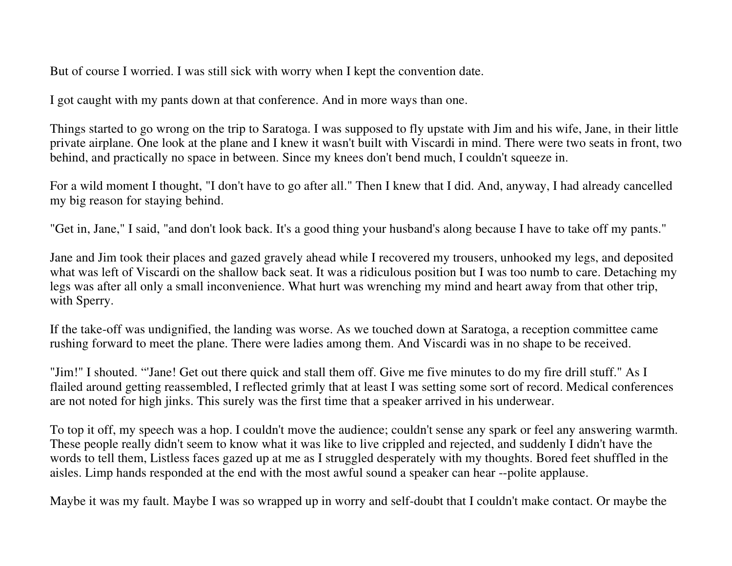But of course I worried. I was still sick with worry when I kept the convention date.

I got caught with my pants down at that conference. And in more ways than one.

Things started to go wrong on the trip to Saratoga. I was supposed to fly upstate with Jim and his wife, Jane, in their little private airplane. One look at the plane and I knew it wasn't built with Viscardi in mind. There were two seats in front, two behind, and practically no space in between. Since my knees don't bend much, I couldn't squeeze in.

For a wild moment I thought, "I don't have to go after all." Then I knew that I did. And, anyway, I had already cancelled my big reason for staying behind.

"Get in, Jane," I said, "and don't look back. It's a good thing your husband's along because I have to take off my pants."

Jane and Jim took their places and gazed gravely ahead while I recovered my trousers, unhooked my legs, and deposited what was left of Viscardi on the shallow back seat. It was a ridiculous position but I was too numb to care. Detaching my legs was after all only a small inconvenience. What hurt was wrenching my mind and heart away from that other trip, with Sperry.

If the take-off was undignified, the landing was worse. As we touched down at Saratoga, a reception committee came rushing forward to meet the plane. There were ladies among them. And Viscardi was in no shape to be received.

"Jim!" I shouted. "'Jane! Get out there quick and stall them off. Give me five minutes to do my fire drill stuff." As I flailed around getting reassembled, I reflected grimly that at least I was setting some sort of record. Medical conferences are not noted for high jinks. This surely was the first time that a speaker arrived in his underwear.

To top it off, my speech was a hop. I couldn't move the audience; couldn't sense any spark or feel any answering warmth. These people really didn't seem to know what it was like to live crippled and rejected, and suddenly I didn't have the words to tell them, Listless faces gazed up at me as I struggled desperately with my thoughts. Bored feet shuffled in the aisles. Limp hands responded at the end with the most awful sound a speaker can hear --polite applause.

Maybe it was my fault. Maybe I was so wrapped up in worry and self-doubt that I couldn't make contact. Or maybe the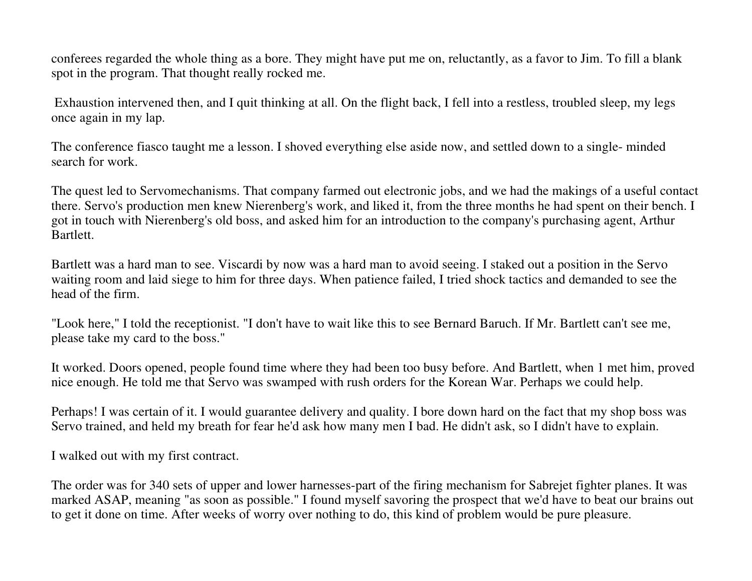conferees regarded the whole thing as a bore. They might have put me on, reluctantly, as a favor to Jim. To fill a blank spot in the program. That thought really rocked me.

Exhaustion intervened then, and I quit thinking at all. On the flight back, I fell into a restless, troubled sleep, my legs once again in my lap.

The conference fiasco taught me a lesson. I shoved everything else aside now, and settled down to a single- minded search for work.

The quest led to Servomechanisms. That company farmed out electronic jobs, and we had the makings of a useful contact there. Servo's production men knew Nierenberg's work, and liked it, from the three months he had spent on their bench. I got in touch with Nierenberg's old boss, and asked him for an introduction to the company's purchasing agent, Arthur Bartlett.

Bartlett was a hard man to see. Viscardi by now was a hard man to avoid seeing. I staked out a position in the Servo waiting room and laid siege to him for three days. When patience failed, I tried shock tactics and demanded to see the head of the firm.

"Look here," I told the receptionist. "I don't have to wait like this to see Bernard Baruch. If Mr. Bartlett can't see me, please take my card to the boss."

It worked. Doors opened, people found time where they had been too busy before. And Bartlett, when 1 met him, proved nice enough. He told me that Servo was swamped with rush orders for the Korean War. Perhaps we could help.

Perhaps! I was certain of it. I would guarantee delivery and quality. I bore down hard on the fact that my shop boss was Servo trained, and held my breath for fear he'd ask how many men I bad. He didn't ask, so I didn't have to explain.

I walked out with my first contract.

The order was for 340 sets of upper and lower harnesses-part of the firing mechanism for Sabrejet fighter planes. It was marked ASAP, meaning "as soon as possible." I found myself savoring the prospect that we'd have to beat our brains out to get it done on time. After weeks of worry over nothing to do, this kind of problem would be pure pleasure.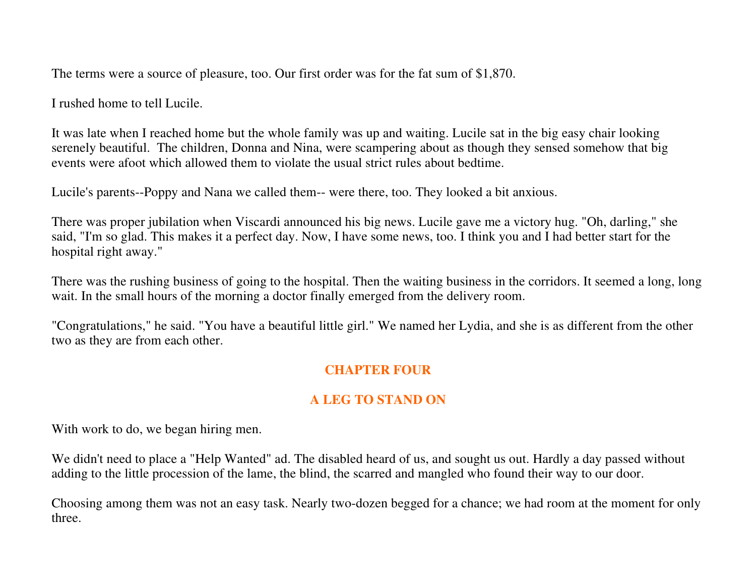The terms were a source of pleasure, too. Our first order was for the fat sum of $1,870.

I rushed home to tell Lucile.

It was late when I reached home but the whole family was up and waiting. Lucile sat in the big easy chair looking serenely beautiful. The children, Donna and Nina, were scampering about as though they sensed somehow that big events were afoot which allowed them to violate the usual strict rules about bedtime.

Lucile's parents--Poppy and Nana we called them-- were there, too. They looked a bit anxious.

There was proper jubilation when Viscardi announced his big news. Lucile gave me a victory hug. "Oh, darling," she said, "I'm so glad. This makes it a perfect day. Now, I have some news, too. I think you and I had better start for the hospital right away."

There was the rushing business of going to the hospital. Then the waiting business in the corridors. It seemed a long, long wait. In the small hours of the morning a doctor finally emerged from the delivery room.

"Congratulations," he said. "You have a beautiful little girl." We named her Lydia, and she is as different from the other two as they are from each other.

## CHAPTER FOUR

## A LEG TO STAND ON

With work to do, we began hiring men.

We didn't need to place a "Help Wanted" ad. The disabled heard of us, and sought us out. Hardly a day passed without adding to the little procession of the lame, the blind, the scarred and mangled who found their way to our door.

Choosing among them was not an easy task. Nearly two-dozen begged for a chance; we had room at the moment for only three.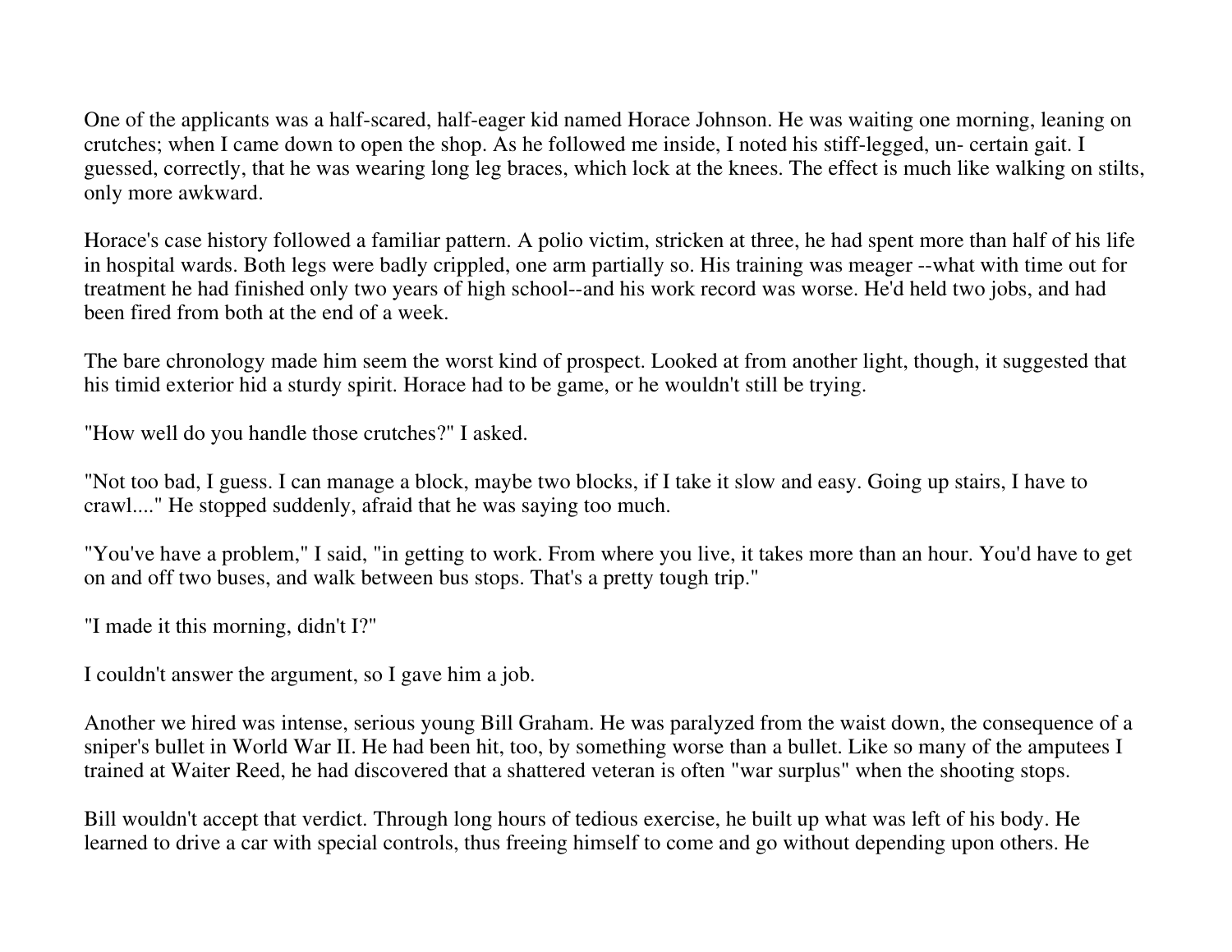One of the applicants was a half-scared, half-eager kid named Horace Johnson. He was waiting one morning, leaning on crutches; when I came down to open the shop. As he followed me inside, I noted his stiff-legged, un- certain gait. I guessed, correctly, that he was wearing long leg braces, which lock at the knees. The effect is much like walking on stilts, only more awkward.

Horace's case history followed a familiar pattern. A polio victim, stricken at three, he had spent more than half of his life in hospital wards. Both legs were badly crippled, one arm partially so. His training was meager --what with time out for treatment he had finished only two years of high school--and his work record was worse. He'd held two jobs, and had been fired from both at the end of a week.

The bare chronology made him seem the worst kind of prospect. Looked at from another light, though, it suggested that his timid exterior hid a sturdy spirit. Horace had to be game, or he wouldn't still be trying.

"How well do you handle those crutches?" I asked.

"Not too bad, I guess. I can manage a block, maybe two blocks, if I take it slow and easy. Going up stairs, I have to crawl...." He stopped suddenly, afraid that he was saying too much.

"You've have a problem," I said, "in getting to work. From where you live, it takes more than an hour. You'd have to get on and off two buses, and walk between bus stops. That's a pretty tough trip."

"I made it this morning, didn't I?"

I couldn't answer the argument, so I gave him a job.

Another we hired was intense, serious young Bill Graham. He was paralyzed from the waist down, the consequence of a sniper's bullet in World War II. He had been hit, too, by something worse than a bullet. Like so many of the amputees I trained at Waiter Reed, he had discovered that a shattered veteran is often "war surplus" when the shooting stops.

Bill wouldn't accept that verdict. Through long hours of tedious exercise, he built up what was left of his body. He learned to drive a car with special controls, thus freeing himself to come and go without depending upon others. He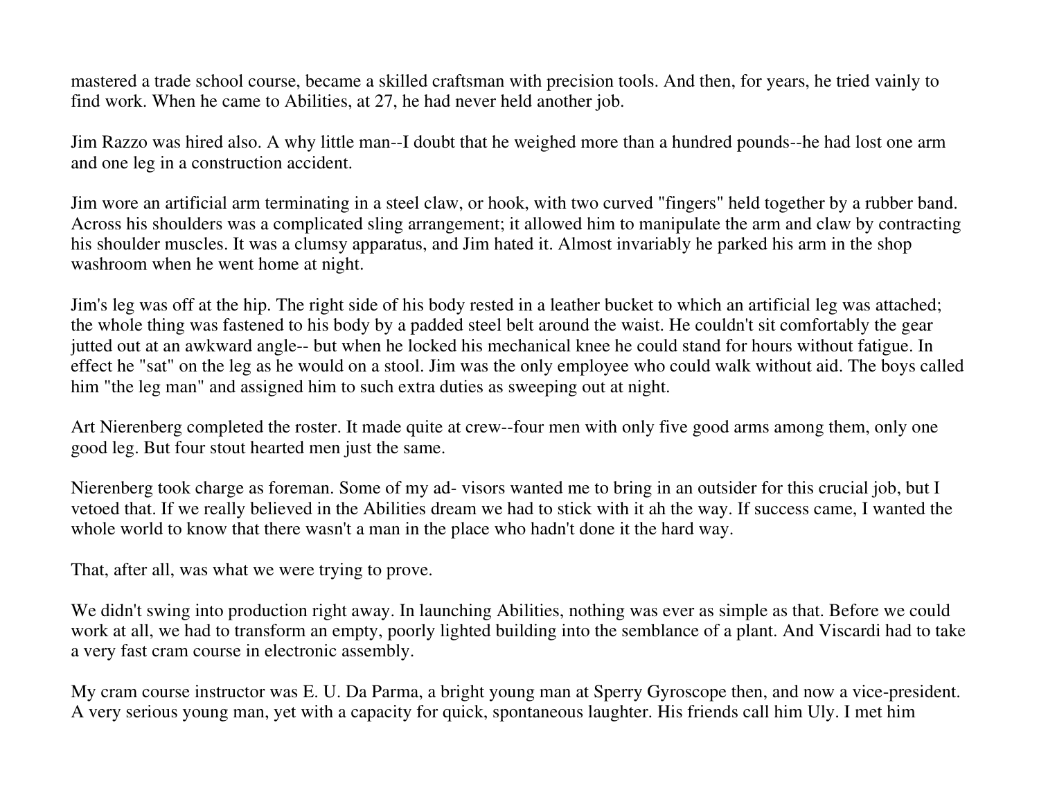mastered a trade school course, became a skilled craftsman with precision tools. And then, for years, he tried vainly to find work. When he came to Abilities, at 27, he had never held another job.

Jim Razzo was hired also. A why little man--I doubt that he weighed more than a hundred pounds--he had lost one arm and one leg in a construction accident.

Jim wore an artificial arm terminating in a steel claw, or hook, with two curved "fingers" held together by a rubber band. Across his shoulders was a complicated sling arrangement; it allowed him to manipulate the arm and claw by contracting his shoulder muscles. It was a clumsy apparatus, and Jim hated it. Almost invariably he parked his arm in the shop washroom when he went home at night.

Jim's leg was off at the hip. The right side of his body rested in a leather bucket to which an artificial leg was attached; the whole thing was fastened to his body by a padded steel belt around the waist. He couldn't sit comfortably the gear jutted out at an awkward angle-- but when he locked his mechanical knee he could stand for hours without fatigue. In effect he "sat" on the leg as he would on a stool. Jim was the only employee who could walk without aid. The boys called him "the leg man" and assigned him to such extra duties as sweeping out at night.

Art Nierenberg completed the roster. It made quite at crew--four men with only five good arms among them, only one good leg. But four stout hearted men just the same.

Nierenberg took charge as foreman. Some of my ad- visors wanted me to bring in an outsider for this crucial job, but I vetoed that. If we really believed in the Abilities dream we had to stick with it ah the way. If success came, I wanted the whole world to know that there wasn't a man in the place who hadn't done it the hard way.

That, after all, was what we were trying to prove.

We didn't swing into production right away. In launching Abilities, nothing was ever as simple as that. Before we could work at all, we had to transform an empty, poorly lighted building into the semblance of a plant. And Viscardi had to take a very fast cram course in electronic assembly.

My cram course instructor was E. U. Da Parma, a bright young man at Sperry Gyroscope then, and now a vice-president. A very serious young man, yet with a capacity for quick, spontaneous laughter. His friends call him Uly. I met him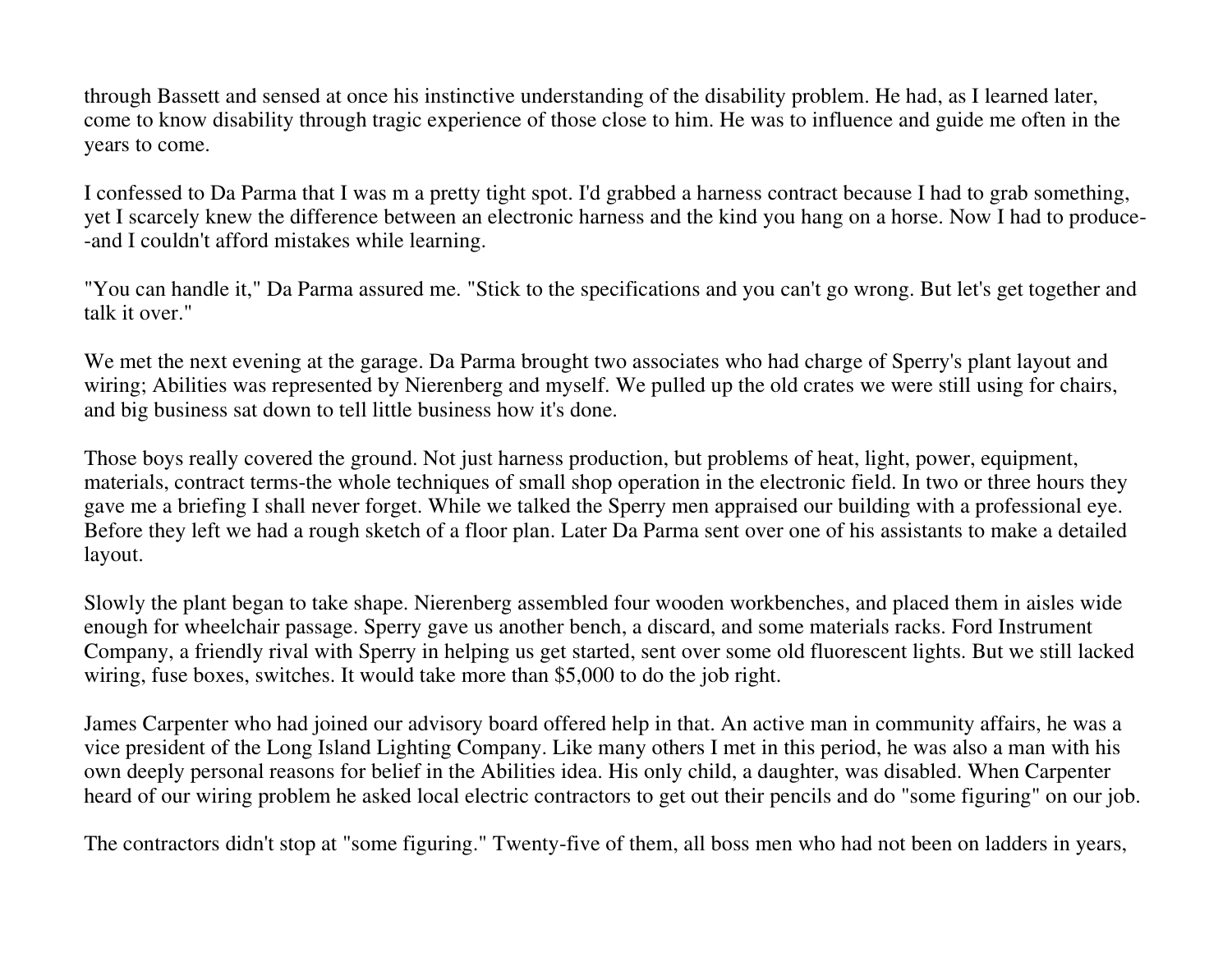through Bassett and sensed at once his instinctive understanding of the disability problem. He had, as I learned later, come to know disability through tragic experience of those close to him. He was to influence and guide me often in the years to come.

I confessed to Da Parma that I was m a pretty tight spot. I'd grabbed a harness contract because I had to grab something, yet I scarcely knew the difference between an electronic harness and the kind you hang on a horse. Now I had to produce--and I couldn't afford mistakes while learning.

"You can handle it," Da Parma assured me. "Stick to the specifications and you can't go wrong. But let's get together and talk it over."

We met the next evening at the garage. Da Parma brought two associates who had charge of Sperry's plant layout and wiring; Abilities was represented by Nierenberg and myself. We pulled up the old crates we were still using for chairs, and big business sat down to tell little business how it's done.

Those boys really covered the ground. Not just harness production, but problems of heat, light, power, equipment, materials, contract terms-the whole techniques of small shop operation in the electronic field. In two or three hours they gave me a briefing I shall never forget. While we talked the Sperry men appraised our building with a professional eye. Before they left we had a rough sketch of a floor plan. Later Da Parma sent over one of his assistants to make a detailed layout.

Slowly the plant began to take shape. Nierenberg assembled four wooden workbenches, and placed them in aisles wide enough for wheelchair passage. Sperry gave us another bench, a discard, and some materials racks. Ford Instrument Company, a friendly rival with Sperry in helping us get started, sent over some old fluorescent lights. But we still lacked wiring, fuse boxes, switches. It would take more than $5,000 to do the job right.

James Carpenter who had joined our advisory board offered help in that. An active man in community affairs, he was a vice president of the Long Island Lighting Company. Like many others I met in this period, he was also a man with his own deeply personal reasons for belief in the Abilities idea. His only child, a daughter, was disabled. When Carpenter heard of our wiring problem he asked local electric contractors to get out their pencils and do "some figuring" on our job.

The contractors didn't stop at "some figuring." Twenty-five of them, all boss men who had not been on ladders in years,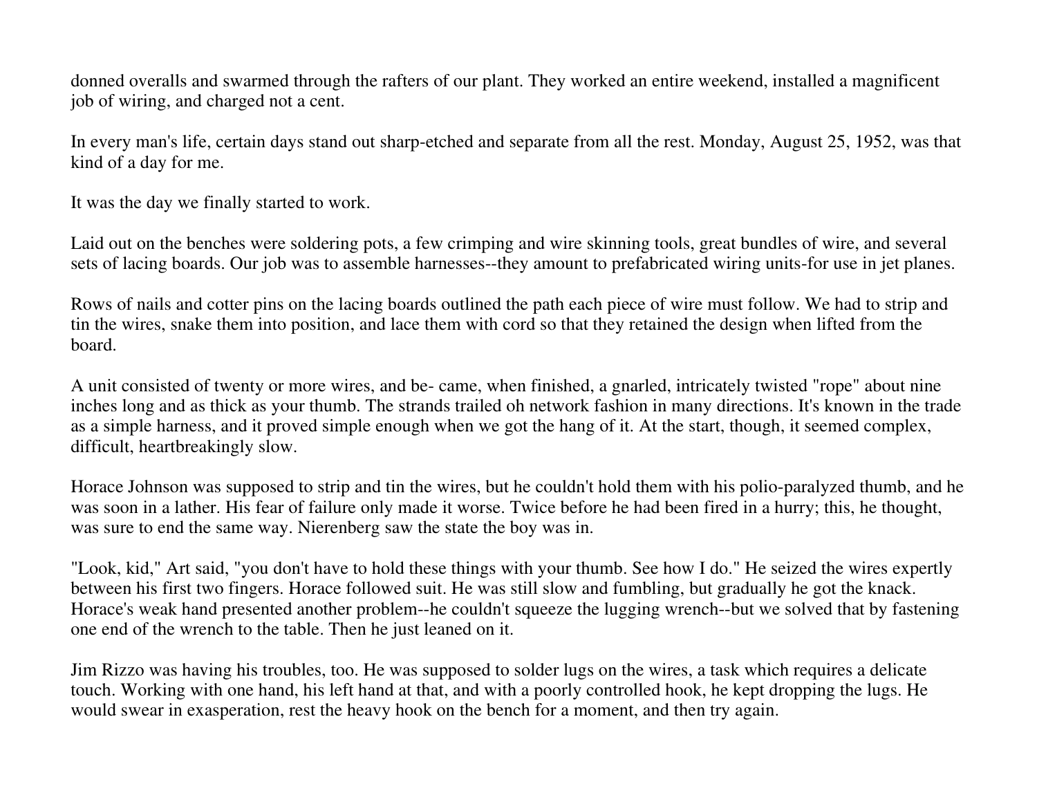donned overalls and swarmed through the rafters of our plant. They worked an entire weekend, installed a magnificent job of wiring, and charged not a cent.

In every man's life, certain days stand out sharp-etched and separate from all the rest. Monday, August 25, 1952, was that kind of a day for me.

It was the day we finally started to work.

Laid out on the benches were soldering pots, a few crimping and wire skinning tools, great bundles of wire, and several sets of lacing boards. Our job was to assemble harnesses--they amount to prefabricated wiring units-for use in jet planes.

Rows of nails and cotter pins on the lacing boards outlined the path each piece of wire must follow. We had to strip and tin the wires, snake them into position, and lace them with cord so that they retained the design when lifted from the board.

A unit consisted of twenty or more wires, and be- came, when finished, a gnarled, intricately twisted "rope" about nine inches long and as thick as your thumb. The strands trailed oh network fashion in many directions. It's known in the trade as a simple harness, and it proved simple enough when we got the hang of it. At the start, though, it seemed complex, difficult, heartbreakingly slow.

Horace Johnson was supposed to strip and tin the wires, but he couldn't hold them with his polio-paralyzed thumb, and he was soon in a lather. His fear of failure only made it worse. Twice before he had been fired in a hurry; this, he thought, was sure to end the same way. Nierenberg saw the state the boy was in.

"Look, kid," Art said, "you don't have to hold these things with your thumb. See how I do." He seized the wires expertly between his first two fingers. Horace followed suit. He was still slow and fumbling, but gradually he got the knack. Horace's weak hand presented another problem--he couldn't squeeze the lugging wrench--but we solved that by fastening one end of the wrench to the table. Then he just leaned on it.

Jim Rizzo was having his troubles, too. He was supposed to solder lugs on the wires, a task which requires a delicate touch. Working with one hand, his left hand at that, and with a poorly controlled hook, he kept dropping the lugs. He would swear in exasperation, rest the heavy hook on the bench for a moment, and then try again.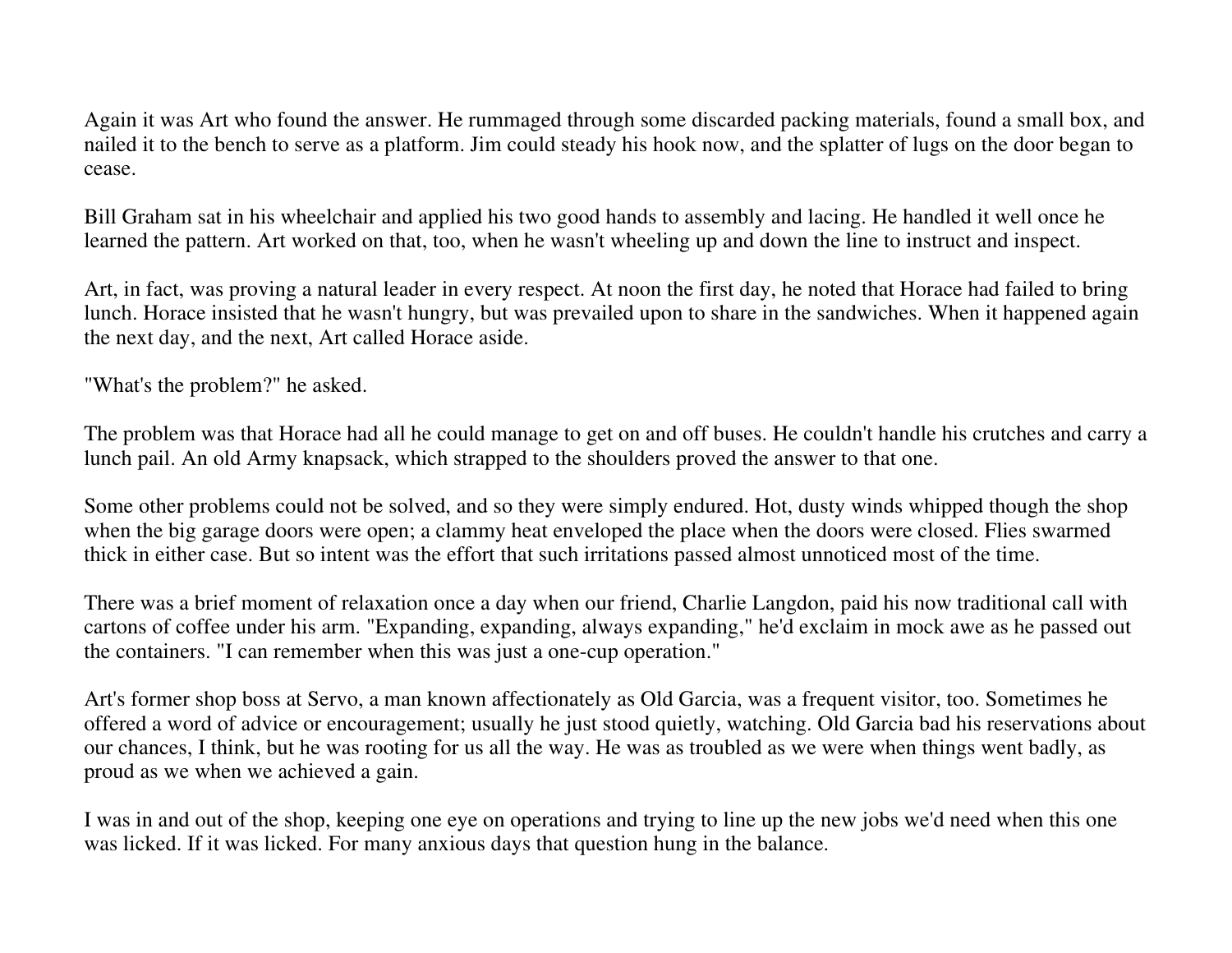Again it was Art who found the answer. He rummaged through some discarded packing materials, found a small box, and nailed it to the bench to serve as a platform. Jim could steady his hook now, and the splatter of lugs on the door began to cease.

Bill Graham sat in his wheelchair and applied his two good hands to assembly and lacing. He handled it well once he learned the pattern. Art worked on that, too, when he wasn't wheeling up and down the line to instruct and inspect.

Art, in fact, was proving a natural leader in every respect. At noon the first day, he noted that Horace had failed to bring lunch. Horace insisted that he wasn't hungry, but was prevailed upon to share in the sandwiches. When it happened again the next day, and the next, Art called Horace aside.

"What's the problem?" he asked.

The problem was that Horace had all he could manage to get on and off buses. He couldn't handle his crutches and carry a lunch pail. An old Army knapsack, which strapped to the shoulders proved the answer to that one.

Some other problems could not be solved, and so they were simply endured. Hot, dusty winds whipped though the shop when the big garage doors were open; a clammy heat enveloped the place when the doors were closed. Flies swarmed thick in either case. But so intent was the effort that such irritations passed almost unnoticed most of the time.

There was a brief moment of relaxation once a day when our friend, Charlie Langdon, paid his now traditional call with cartons of coffee under his arm. "Expanding, expanding, always expanding," he'd exclaim in mock awe as he passed out the containers. "I can remember when this was just a one-cup operation."

Art's former shop boss at Servo, a man known affectionately as Old Garcia, was a frequent visitor, too. Sometimes he offered a word of advice or encouragement; usually he just stood quietly, watching. Old Garcia bad his reservations about our chances, I think, but he was rooting for us all the way. He was as troubled as we were when things went badly, as proud as we when we achieved a gain.

I was in and out of the shop, keeping one eye on operations and trying to line up the new jobs we'd need when this one was licked. If it was licked. For many anxious days that question hung in the balance.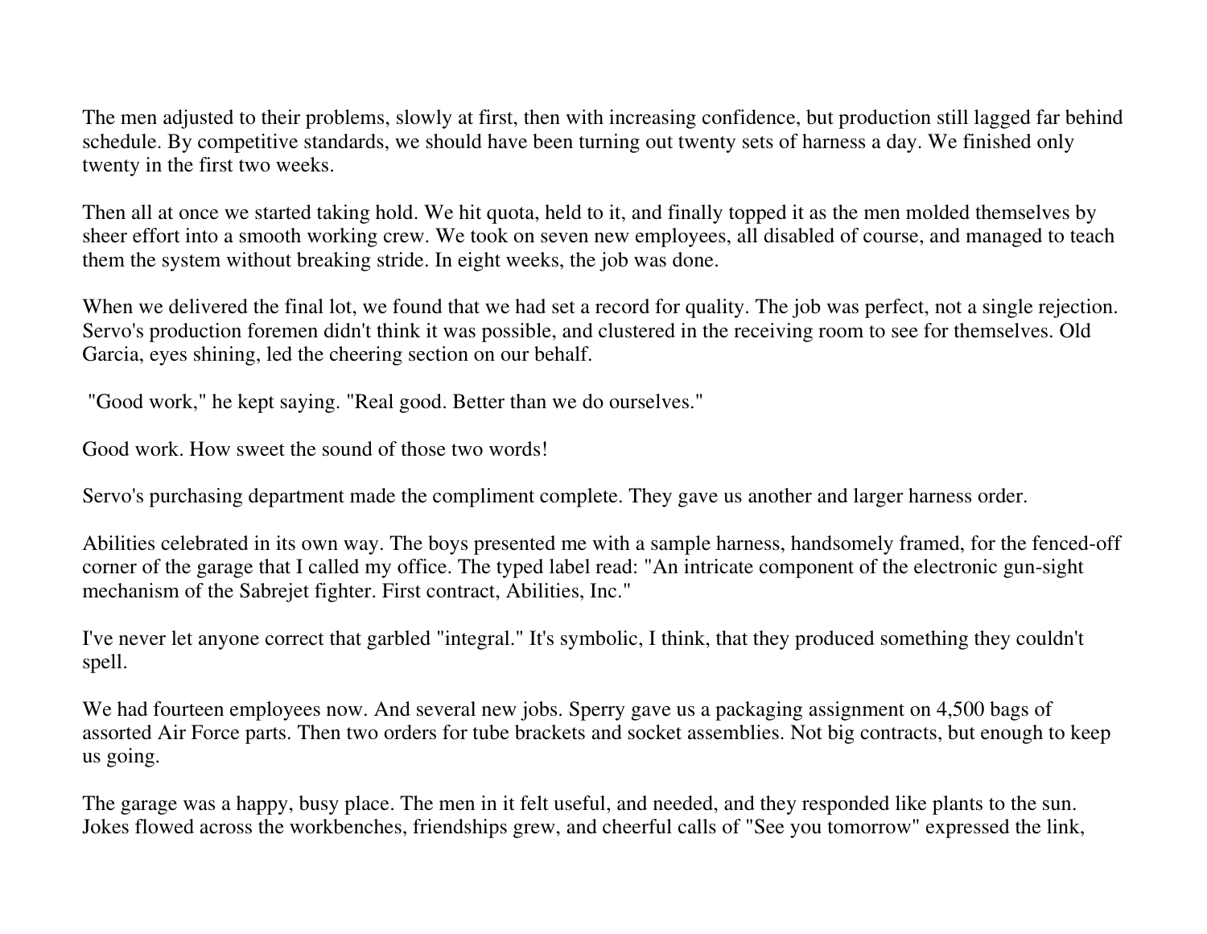The men adjusted to their problems, slowly at first, then with increasing confidence, but production still lagged far behind schedule. By competitive standards, we should have been turning out twenty sets of harness a day. We finished only twenty in the first two weeks.

Then all at once we started taking hold. We hit quota, held to it, and finally topped it as the men molded themselves by sheer effort into a smooth working crew. We took on seven new employees, all disabled of course, and managed to teach them the system without breaking stride. In eight weeks, the job was done.

When we delivered the final lot, we found that we had set a record for quality. The job was perfect, not a single rejection. Servo's production foremen didn't think it was possible, and clustered in the receiving room to see for themselves. Old Garcia, eyes shining, led the cheering section on our behalf.

"Good work," he kept saying. "Real good. Better than we do ourselves."

Good work. How sweet the sound of those two words!

Servo's purchasing department made the compliment complete. They gave us another and larger harness order.

Abilities celebrated in its own way. The boys presented me with a sample harness, handsomely framed, for the fenced-off corner of the garage that I called my office. The typed label read: "An intricate component of the electronic gun-sight mechanism of the Sabrejet fighter. First contract, Abilities, Inc."

I've never let anyone correct that garbled "integral." It's symbolic, I think, that they produced something they couldn't spell.

We had fourteen employees now. And several new jobs. Sperry gave us a packaging assignment on 4,500 bags of assorted Air Force parts. Then two orders for tube brackets and socket assemblies. Not big contracts, but enough to keep us going.

The garage was a happy, busy place. The men in it felt useful, and needed, and they responded like plants to the sun. Jokes flowed across the workbenches, friendships grew, and cheerful calls of "See you tomorrow" expressed the link,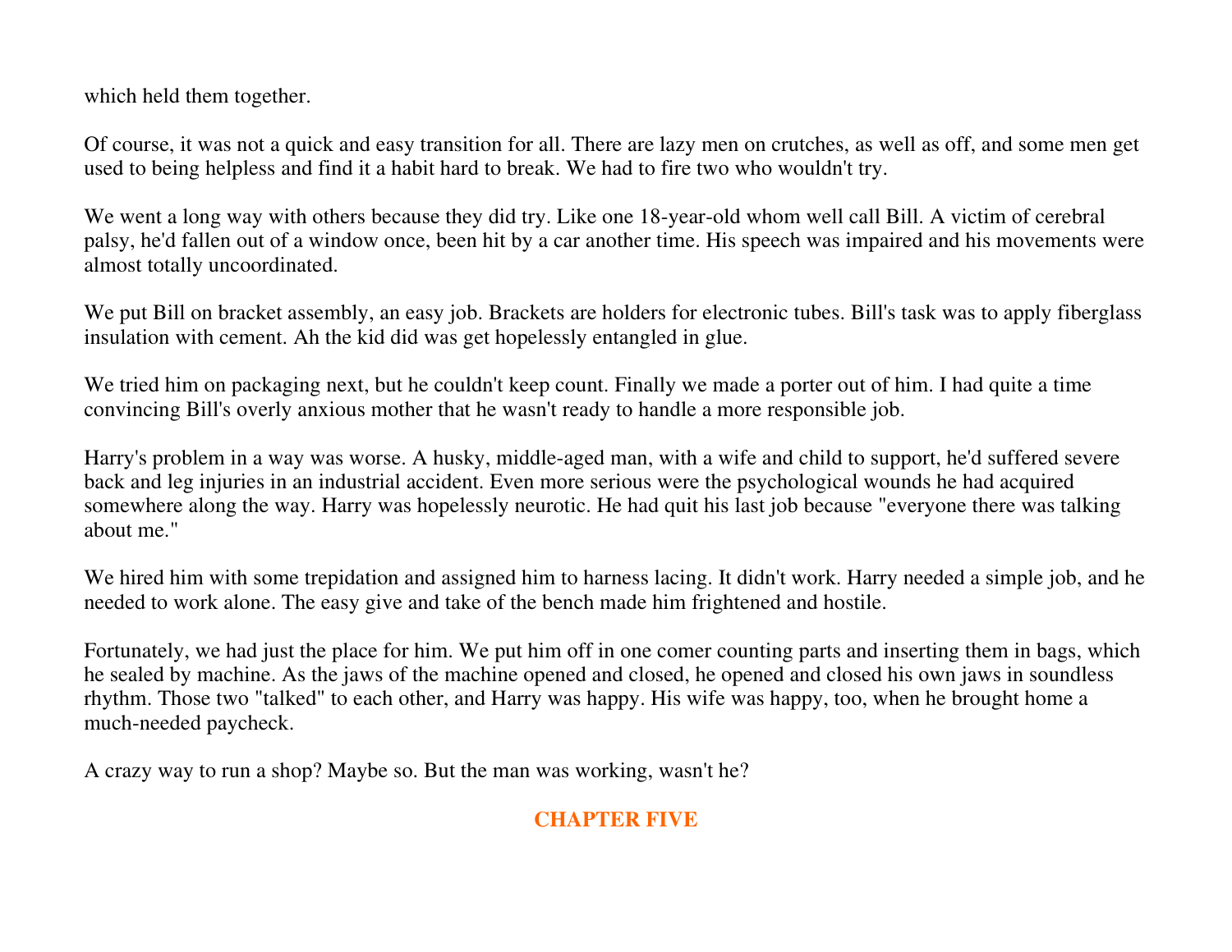which held them together.

Of course, it was not a quick and easy transition for all. There are lazy men on crutches, as well as off, and some men get used to being helpless and find it a habit hard to break. We had to fire two who wouldn't try.

We went a long way with others because they did try. Like one 18-year-old whom well call Bill. A victim of cerebral palsy, he'd fallen out of a window once, been hit by a car another time. His speech was impaired and his movements were almost totally uncoordinated.

We put Bill on bracket assembly, an easy job. Brackets are holders for electronic tubes. Bill's task was to apply fiberglass insulation with cement. Ah the kid did was get hopelessly entangled in glue.

We tried him on packaging next, but he couldn't keep count. Finally we made a porter out of him. I had quite a time convincing Bill's overly anxious mother that he wasn't ready to handle a more responsible job.

Harry's problem in a way was worse. A husky, middle-aged man, with a wife and child to support, he'd suffered severe back and leg injuries in an industrial accident. Even more serious were the psychological wounds he had acquired somewhere along the way. Harry was hopelessly neurotic. He had quit his last job because "everyone there was talking about me."

We hired him with some trepidation and assigned him to harness lacing. It didn't work. Harry needed a simple job, and he needed to work alone. The easy give and take of the bench made him frightened and hostile.

Fortunately, we had just the place for him. We put him off in one comer counting parts and inserting them in bags, which he sealed by machine. As the jaws of the machine opened and closed, he opened and closed his own jaws in soundless rhythm. Those two "talked" to each other, and Harry was happy. His wife was happy, too, when he brought home a much-needed paycheck.

A crazy way to run a shop? Maybe so. But the man was working, wasn't he?

## CHAPTER FIVE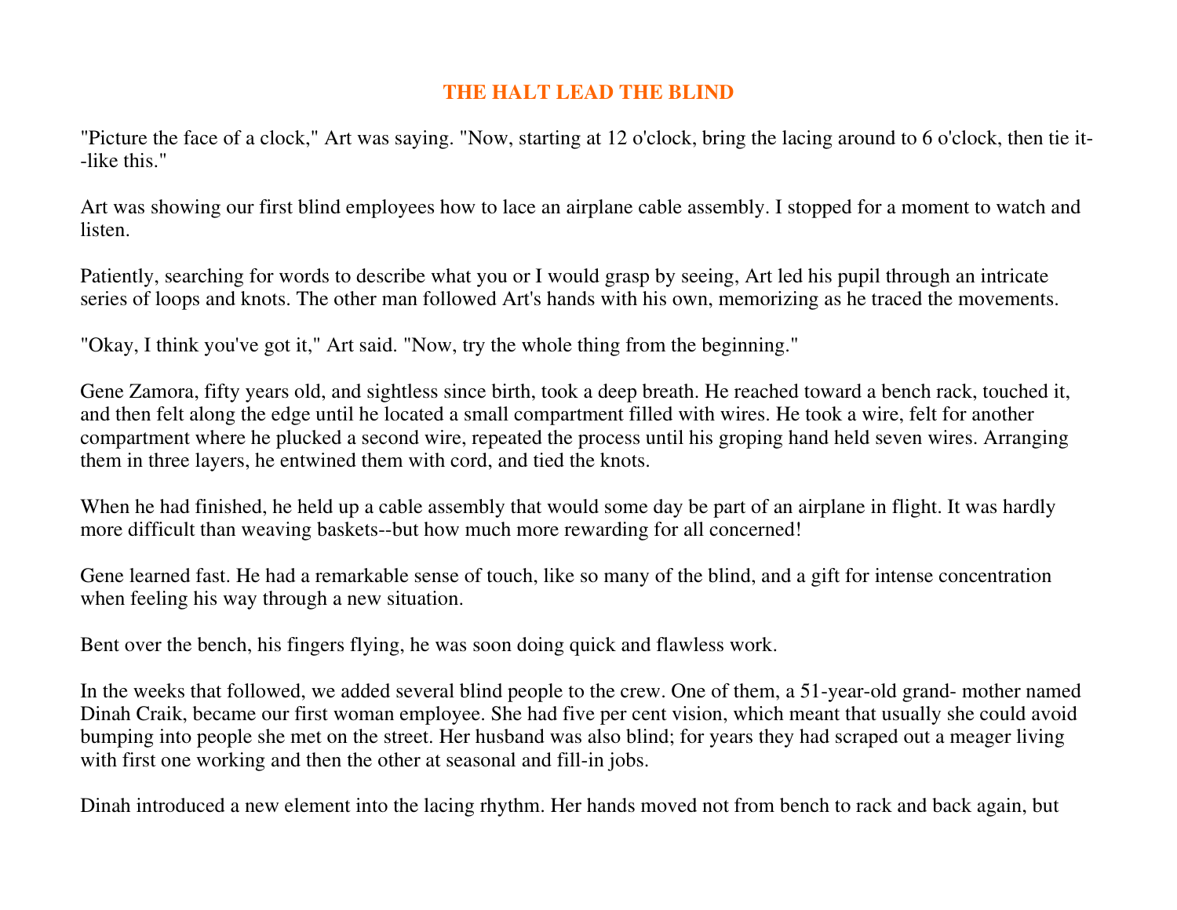# THE HALT LEAD THE BLIND

"Picture the face of a clock," Art was saying. "Now, starting at 12 o'clock, bring the lacing around to 6 o'clock, then tie it--like this."

Art was showing our first blind employees how to lace an airplane cable assembly. I stopped for a moment to watch and listen.

Patiently, searching for words to describe what you or I would grasp by seeing, Art led his pupil through an intricate series of loops and knots. The other man followed Art's hands with his own, memorizing as he traced the movements.

"Okay, I think you've got it," Art said. "Now, try the whole thing from the beginning."

Gene Zamora, fifty years old, and sightless since birth, took a deep breath. He reached toward a bench rack, touched it, and then felt along the edge until he located a small compartment filled with wires. He took a wire, felt for another compartment where he plucked a second wire, repeated the process until his groping hand held seven wires. Arranging them in three layers, he entwined them with cord, and tied the knots.

When he had finished, he held up a cable assembly that would some day be part of an airplane in flight. It was hardly more difficult than weaving baskets--but how much more rewarding for all concerned!

Gene learned fast. He had a remarkable sense of touch, like so many of the blind, and a gift for intense concentration when feeling his way through a new situation.

Bent over the bench, his fingers flying, he was soon doing quick and flawless work.

In the weeks that followed, we added several blind people to the crew. One of them, a 51-year-old grand- mother named Dinah Craik, became our first woman employee. She had five per cent vision, which meant that usually she could avoid bumping into people she met on the street. Her husband was also blind; for years they had scraped out a meager living with first one working and then the other at seasonal and fill-in jobs.

Dinah introduced a new element into the lacing rhythm. Her hands moved not from bench to rack and back again, but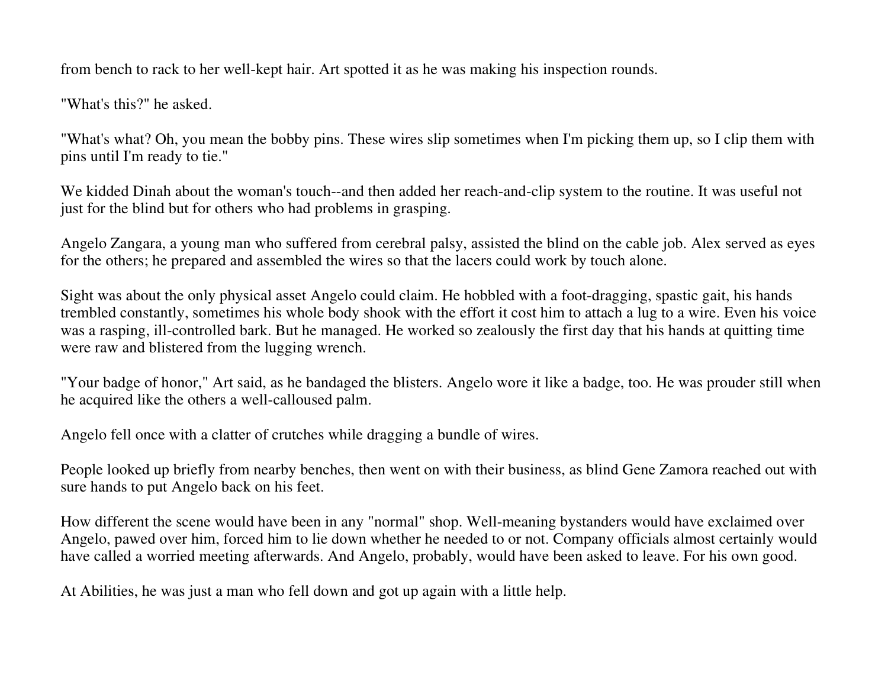from bench to rack to her well-kept hair. Art spotted it as he was making his inspection rounds.

"What's this?" he asked.

"What's what? Oh, you mean the bobby pins. These wires slip sometimes when I'm picking them up, so I clip them with pins until I'm ready to tie."

We kidded Dinah about the woman's touch--and then added her reach-and-clip system to the routine. It was useful not just for the blind but for others who had problems in grasping.

Angelo Zangara, a young man who suffered from cerebral palsy, assisted the blind on the cable job. Alex served as eyes for the others; he prepared and assembled the wires so that the lacers could work by touch alone.

Sight was about the only physical asset Angelo could claim. He hobbled with a foot-dragging, spastic gait, his hands trembled constantly, sometimes his whole body shook with the effort it cost him to attach a lug to a wire. Even his voice was a rasping, ill-controlled bark. But he managed. He worked so zealously the first day that his hands at quitting time were raw and blistered from the lugging wrench.

"Your badge of honor," Art said, as he bandaged the blisters. Angelo wore it like a badge, too. He was prouder still when he acquired like the others a well-calloused palm.

Angelo fell once with a clatter of crutches while dragging a bundle of wires.

People looked up briefly from nearby benches, then went on with their business, as blind Gene Zamora reached out with sure hands to put Angelo back on his feet.

How different the scene would have been in any "normal" shop. Well-meaning bystanders would have exclaimed over Angelo, pawed over him, forced him to lie down whether he needed to or not. Company officials almost certainly would have called a worried meeting afterwards. And Angelo, probably, would have been asked to leave. For his own good.

At Abilities, he was just a man who fell down and got up again with a little help.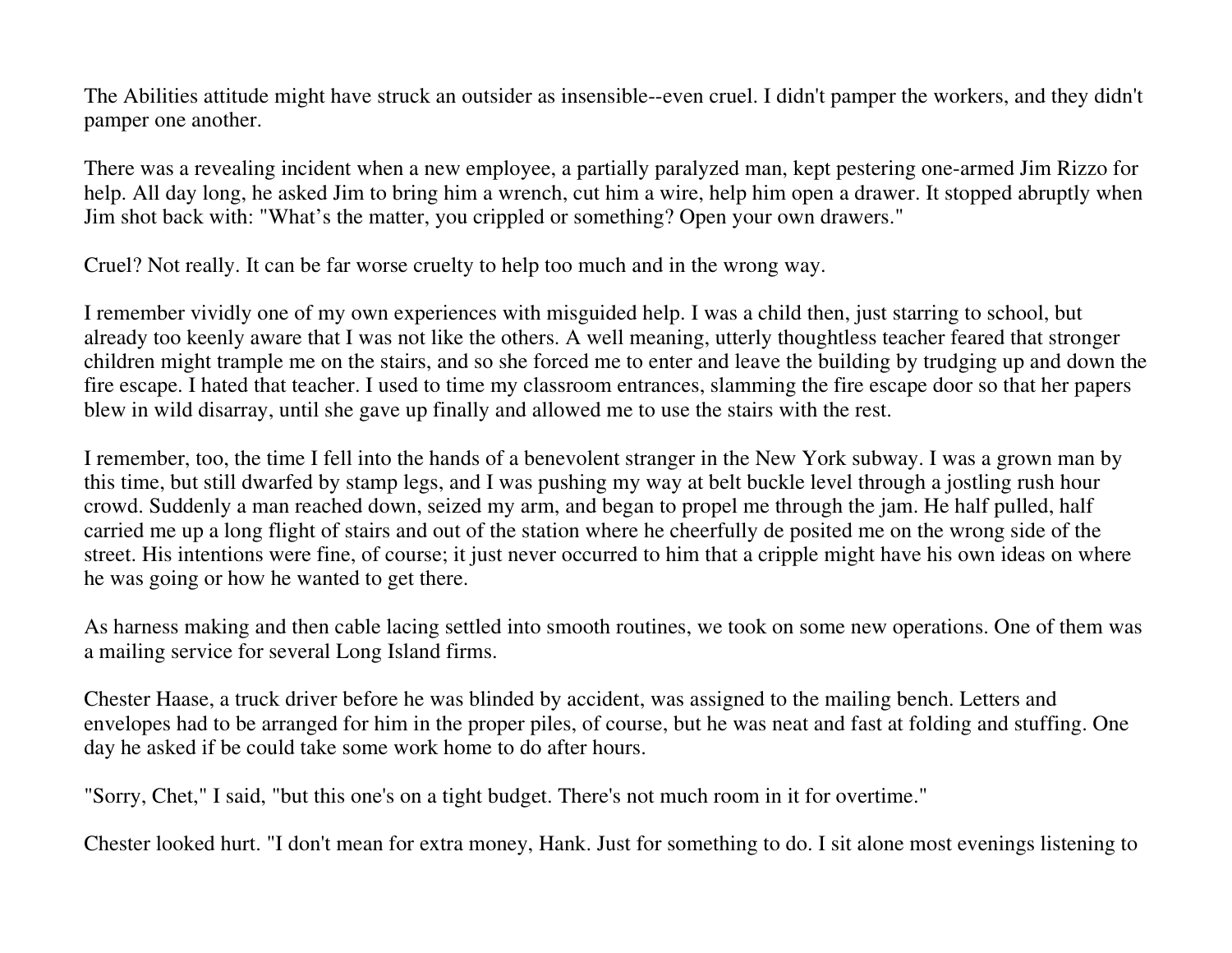The Abilities attitude might have struck an outsider as insensible--even cruel. I didn't pamper the workers, and they didn't pamper one another.

There was a revealing incident when a new employee, a partially paralyzed man, kept pestering one-armed Jim Rizzo for help. All day long, he asked Jim to bring him a wrench, cut him a wire, help him open a drawer. It stopped abruptly when Jim shot back with: "What's the matter, you crippled or something? Open your own drawers."

Cruel? Not really. It can be far worse cruelty to help too much and in the wrong way.

I remember vividly one of my own experiences with misguided help. I was a child then, just starring to school, but already too keenly aware that I was not like the others. A well meaning, utterly thoughtless teacher feared that stronger children might trample me on the stairs, and so she forced me to enter and leave the building by trudging up and down the fire escape. I hated that teacher. I used to time my classroom entrances, slamming the fire escape door so that her papers blew in wild disarray, until she gave up finally and allowed me to use the stairs with the rest.

I remember, too, the time I fell into the hands of a benevolent stranger in the New York subway. I was a grown man by this time, but still dwarfed by stamp legs, and I was pushing my way at belt buckle level through a jostling rush hour crowd. Suddenly a man reached down, seized my arm, and began to propel me through the jam. He half pulled, half carried me up a long flight of stairs and out of the station where he cheerfully de posited me on the wrong side of the street. His intentions were fine, of course; it just never occurred to him that a cripple might have his own ideas on where he was going or how he wanted to get there.

As harness making and then cable lacing settled into smooth routines, we took on some new operations. One of them was a mailing service for several Long Island firms.

Chester Haase, a truck driver before he was blinded by accident, was assigned to the mailing bench. Letters and envelopes had to be arranged for him in the proper piles, of course, but he was neat and fast at folding and stuffing. One day he asked if be could take some work home to do after hours.

"Sorry, Chet," I said, "but this one's on a tight budget. There's not much room in it for overtime."

Chester looked hurt. "I don't mean for extra money, Hank. Just for something to do. I sit alone most evenings listening to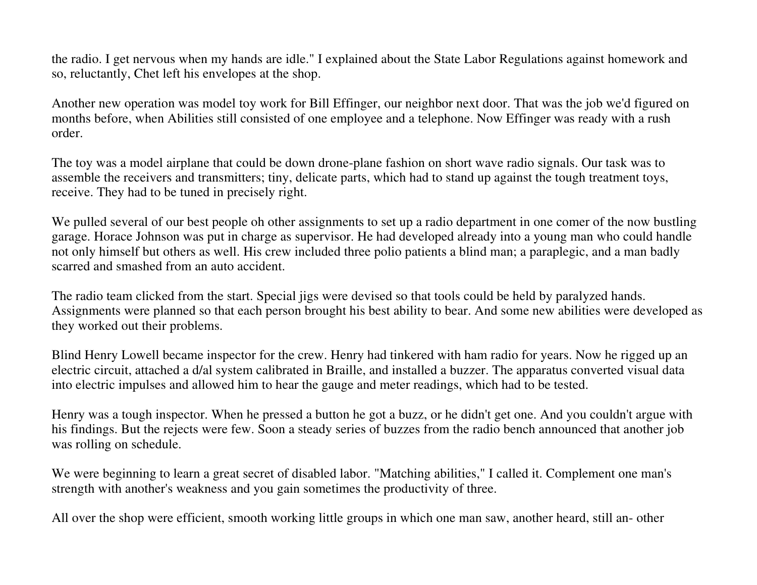the radio. I get nervous when my hands are idle." I explained about the State Labor Regulations against homework and so, reluctantly, Chet left his envelopes at the shop.

Another new operation was model toy work for Bill Effinger, our neighbor next door. That was the job we'd figured on months before, when Abilities still consisted of one employee and a telephone. Now Effinger was ready with a rush order.

The toy was a model airplane that could be down drone-plane fashion on short wave radio signals. Our task was to assemble the receivers and transmitters; tiny, delicate parts, which had to stand up against the tough treatment toys, receive. They had to be tuned in precisely right.

We pulled several of our best people oh other assignments to set up a radio department in one comer of the now bustling garage. Horace Johnson was put in charge as supervisor. He had developed already into a young man who could handle not only himself but others as well. His crew included three polio patients a blind man; a paraplegic, and a man badly scarred and smashed from an auto accident.

The radio team clicked from the start. Special jigs were devised so that tools could be held by paralyzed hands. Assignments were planned so that each person brought his best ability to bear. And some new abilities were developed as they worked out their problems.

Blind Henry Lowell became inspector for the crew. Henry had tinkered with ham radio for years. Now he rigged up an electric circuit, attached a d/al system calibrated in Braille, and installed a buzzer. The apparatus converted visual data into electric impulses and allowed him to hear the gauge and meter readings, which had to be tested.

Henry was a tough inspector. When he pressed a button he got a buzz, or he didn't get one. And you couldn't argue with his findings. But the rejects were few. Soon a steady series of buzzes from the radio bench announced that another job was rolling on schedule.

We were beginning to learn a great secret of disabled labor. "Matching abilities," I called it. Complement one man's strength with another's weakness and you gain sometimes the productivity of three.

All over the shop were efficient, smooth working little groups in which one man saw, another heard, still an- other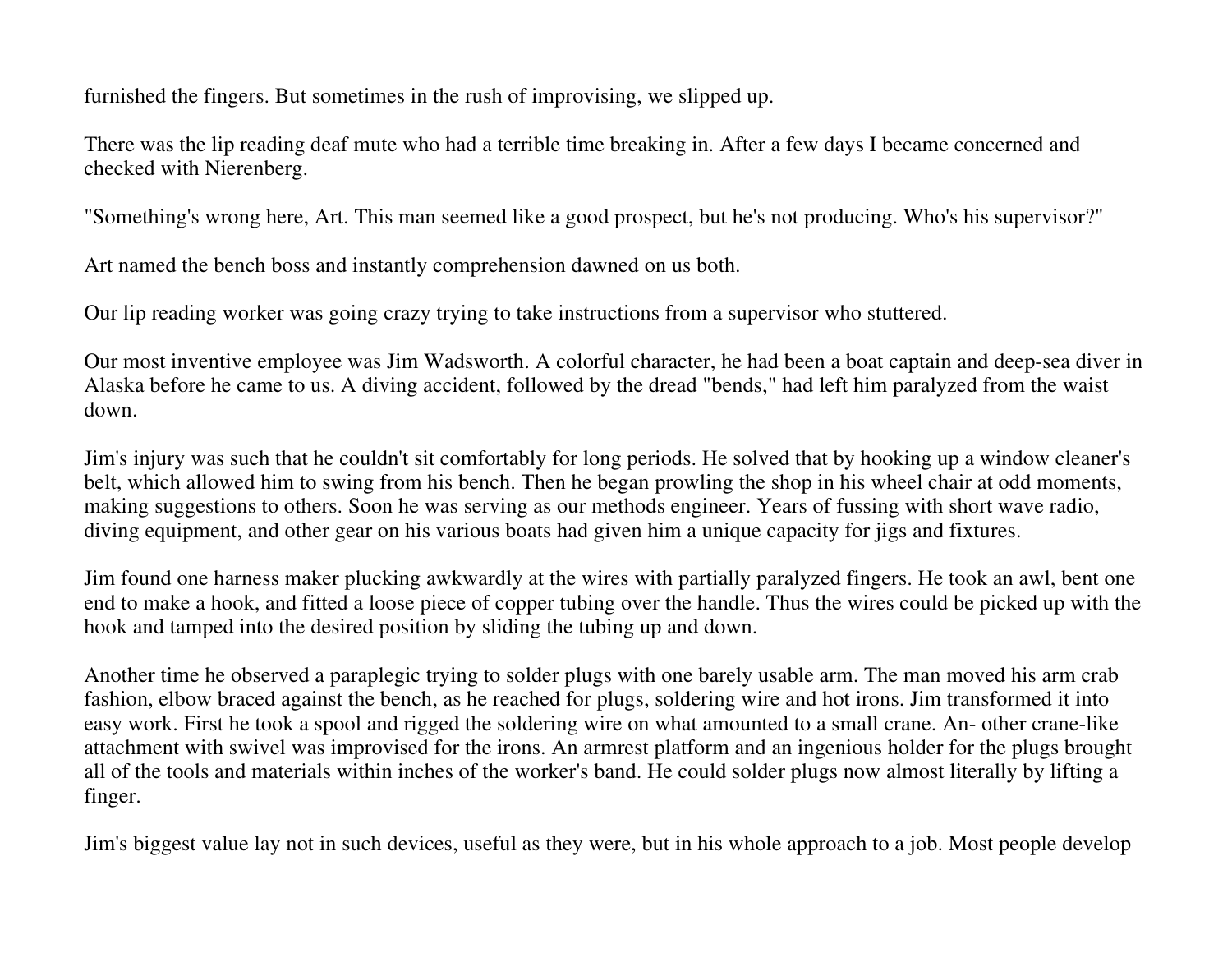furnished the fingers. But sometimes in the rush of improvising, we slipped up.

There was the lip reading deaf mute who had a terrible time breaking in. After a few days I became concerned and checked with Nierenberg.

"Something's wrong here, Art. This man seemed like a good prospect, but he's not producing. Who's his supervisor?"

Art named the bench boss and instantly comprehension dawned on us both.

Our lip reading worker was going crazy trying to take instructions from a supervisor who stuttered.

Our most inventive employee was Jim Wadsworth. A colorful character, he had been a boat captain and deep-sea diver in Alaska before he came to us. A diving accident, followed by the dread "bends," had left him paralyzed from the waist down.

Jim's injury was such that he couldn't sit comfortably for long periods. He solved that by hooking up a window cleaner's belt, which allowed him to swing from his bench. Then he began prowling the shop in his wheel chair at odd moments, making suggestions to others. Soon he was serving as our methods engineer. Years of fussing with short wave radio, diving equipment, and other gear on his various boats had given him a unique capacity for jigs and fixtures.

Jim found one harness maker plucking awkwardly at the wires with partially paralyzed fingers. He took an awl, bent one end to make a hook, and fitted a loose piece of copper tubing over the handle. Thus the wires could be picked up with the hook and tamped into the desired position by sliding the tubing up and down.

Another time he observed a paraplegic trying to solder plugs with one barely usable arm. The man moved his arm crab fashion, elbow braced against the bench, as he reached for plugs, soldering wire and hot irons. Jim transformed it into easy work. First he took a spool and rigged the soldering wire on what amounted to a small crane. An- other crane-like attachment with swivel was improvised for the irons. An armrest platform and an ingenious holder for the plugs brought all of the tools and materials within inches of the worker's band. He could solder plugs now almost literally by lifting a finger.

Jim's biggest value lay not in such devices, useful as they were, but in his whole approach to a job. Most people develop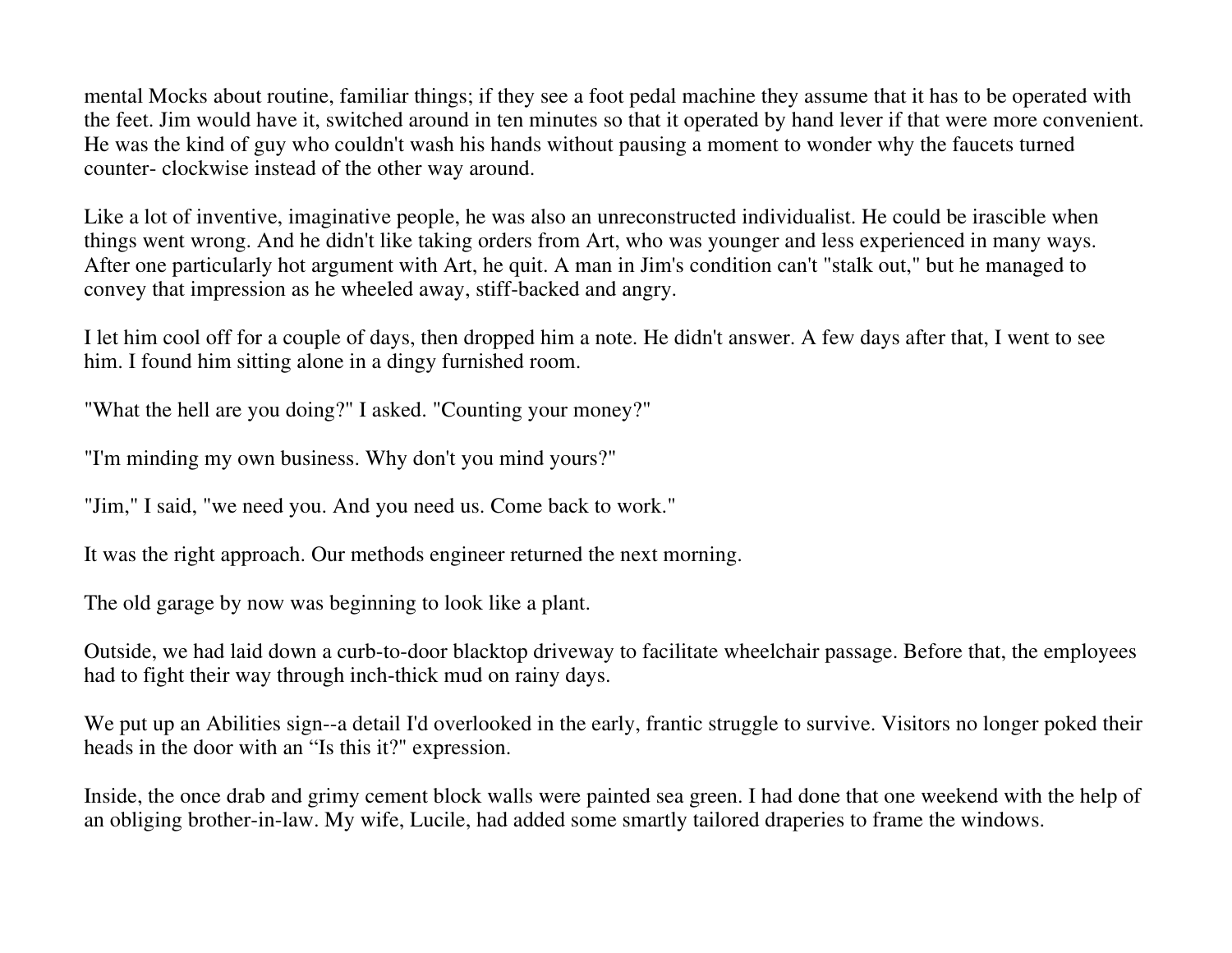mental Mocks about routine, familiar things; if they see a foot pedal machine they assume that it has to be operated with the feet. Jim would have it, switched around in ten minutes so that it operated by hand lever if that were more convenient. He was the kind of guy who couldn't wash his hands without pausing a moment to wonder why the faucets turned counter- clockwise instead of the other way around.

Like a lot of inventive, imaginative people, he was also an unreconstructed individualist. He could be irascible when things went wrong. And he didn't like taking orders from Art, who was younger and less experienced in many ways. After one particularly hot argument with Art, he quit. A man in Jim's condition can't "stalk out," but he managed to convey that impression as he wheeled away, stiff-backed and angry.

I let him cool off for a couple of days, then dropped him a note. He didn't answer. A few days after that, I went to see him. I found him sitting alone in a dingy furnished room.

"What the hell are you doing?" I asked. "Counting your money?"

"I'm minding my own business. Why don't you mind yours?"

"Jim," I said, "we need you. And you need us. Come back to work."

It was the right approach. Our methods engineer returned the next morning.

The old garage by now was beginning to look like a plant.

Outside, we had laid down a curb-to-door blacktop driveway to facilitate wheelchair passage. Before that, the employees had to fight their way through inch-thick mud on rainy days.

We put up an Abilities sign--a detail I'd overlooked in the early, frantic struggle to survive. Visitors no longer poked their heads in the door with an “Is this it?" expression.

Inside, the once drab and grimy cement block walls were painted sea green. I had done that one weekend with the help of an obliging brother-in-law. My wife, Lucile, had added some smartly tailored draperies to frame the windows.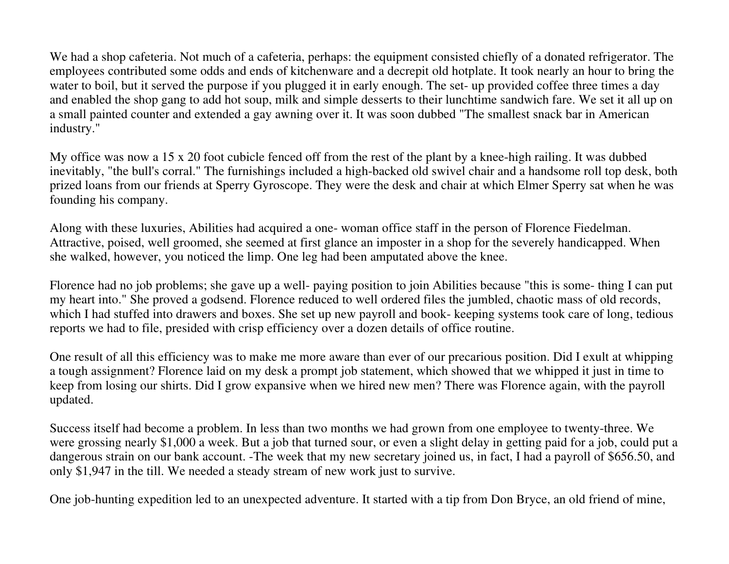We had a shop cafeteria. Not much of a cafeteria, perhaps: the equipment consisted chiefly of a donated refrigerator. The employees contributed some odds and ends of kitchenware and a decrepit old hotplate. It took nearly an hour to bring the water to boil, but it served the purpose if you plugged it in early enough. The set- up provided coffee three times a day and enabled the shop gang to add hot soup, milk and simple desserts to their lunchtime sandwich fare. We set it all up on a small painted counter and extended a gay awning over it. It was soon dubbed "The smallest snack bar in American industry."

My office was now a 15 x 20 foot cubicle fenced off from the rest of the plant by a knee-high railing. It was dubbed inevitably, "the bull's corral." The furnishings included a high-backed old swivel chair and a handsome roll top desk, both prized loans from our friends at Sperry Gyroscope. They were the desk and chair at which Elmer Sperry sat when he was founding his company.

Along with these luxuries, Abilities had acquired a one- woman office staff in the person of Florence Fiedelman. Attractive, poised, well groomed, she seemed at first glance an imposter in a shop for the severely handicapped. When she walked, however, you noticed the limp. One leg had been amputated above the knee.

Florence had no job problems; she gave up a well- paying position to join Abilities because "this is some- thing I can put my heart into." She proved a godsend. Florence reduced to well ordered files the jumbled, chaotic mass of old records, which I had stuffed into drawers and boxes. She set up new payroll and book- keeping systems took care of long, tedious reports we had to file, presided with crisp efficiency over a dozen details of office routine.

One result of all this efficiency was to make me more aware than ever of our precarious position. Did I exult at whipping a tough assignment? Florence laid on my desk a prompt job statement, which showed that we whipped it just in time to keep from losing our shirts. Did I grow expansive when we hired new men? There was Florence again, with the payroll updated.

Success itself had become a problem. In less than two months we had grown from one employee to twenty-three. We were grossing nearly $1,000 a week. But a job that turned sour, or even a slight delay in getting paid for a job, could put a dangerous strain on our bank account. -The week that my new secretary joined us, in fact, I had a payroll of $656.50, and only $1,947 in the till. We needed a steady stream of new work just to survive.

One job-hunting expedition led to an unexpected adventure. It started with a tip from Don Bryce, an old friend of mine,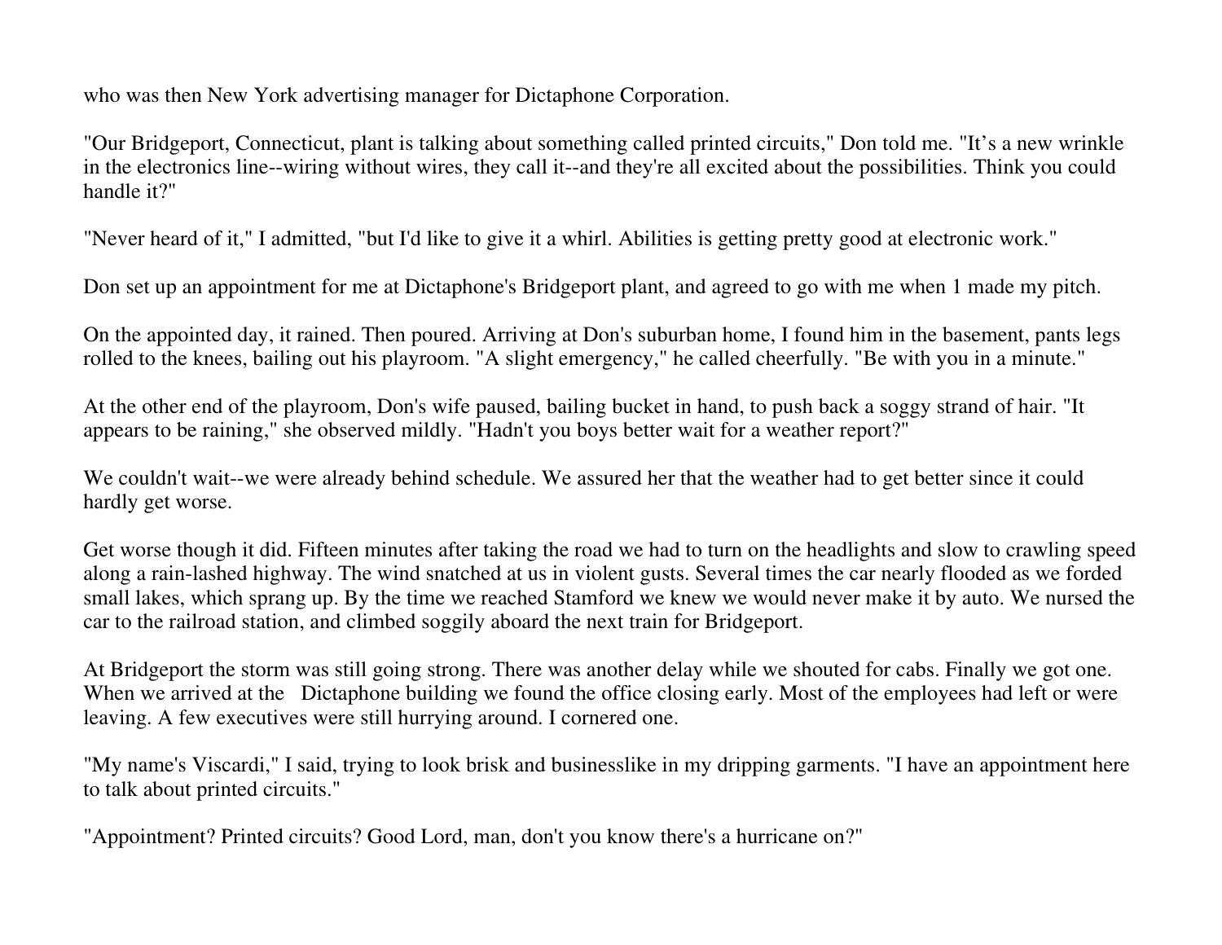who was then New York advertising manager for Dictaphone Corporation.

"Our Bridgeport, Connecticut, plant is talking about something called printed circuits," Don told me. "It's a new wrinkle in the electronics line--wiring without wires, they call it--and they're all excited about the possibilities. Think you could handle it?"

"Never heard of it," I admitted, "but I'd like to give it a whirl. Abilities is getting pretty good at electronic work."

Don set up an appointment for me at Dictaphone's Bridgeport plant, and agreed to go with me when 1 made my pitch.

On the appointed day, it rained. Then poured. Arriving at Don's suburban home, I found him in the basement, pants legs rolled to the knees, bailing out his playroom. "A slight emergency," he called cheerfully. "Be with you in a minute."

At the other end of the playroom, Don's wife paused, bailing bucket in hand, to push back a soggy strand of hair. "It appears to be raining," she observed mildly. "Hadn't you boys better wait for a weather report?"

We couldn't wait--we were already behind schedule. We assured her that the weather had to get better since it could hardly get worse.

Get worse though it did. Fifteen minutes after taking the road we had to turn on the headlights and slow to crawling speed along a rain-lashed highway. The wind snatched at us in violent gusts. Several times the car nearly flooded as we forded small lakes, which sprang up. By the time we reached Stamford we knew we would never make it by auto. We nursed the car to the railroad station, and climbed soggily aboard the next train for Bridgeport.

At Bridgeport the storm was still going strong. There was another delay while we shouted for cabs. Finally we got one. When we arrived at the Dictaphone building we found the office closing early. Most of the employees had left or were leaving. A few executives were still hurrying around. I cornered one.

"My name's Viscardi," I said, trying to look brisk and businesslike in my dripping garments. "I have an appointment here to talk about printed circuits."

"Appointment? Printed circuits? Good Lord, man, don't you know there's a hurricane on?"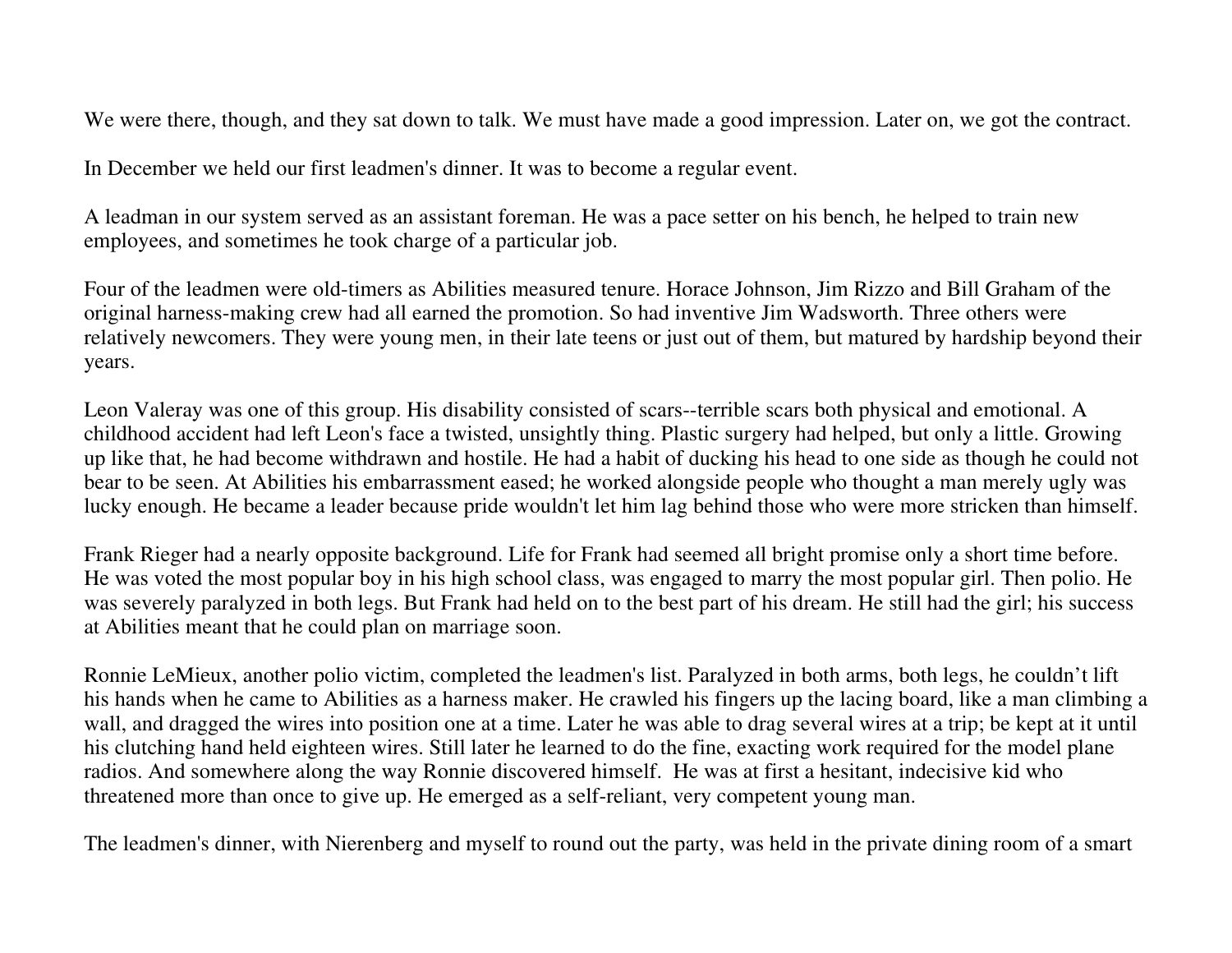We were there, though, and they sat down to talk. We must have made a good impression. Later on, we got the contract.

In December we held our first leadmen's dinner. It was to become a regular event.

A leadman in our system served as an assistant foreman. He was a pace setter on his bench, he helped to train new employees, and sometimes he took charge of a particular job.

Four of the leadmen were old-timers as Abilities measured tenure. Horace Johnson, Jim Rizzo and Bill Graham of the original harness-making crew had all earned the promotion. So had inventive Jim Wadsworth. Three others were relatively newcomers. They were young men, in their late teens or just out of them, but matured by hardship beyond their years.

Leon Valeray was one of this group. His disability consisted of scars--terrible scars both physical and emotional. A childhood accident had left Leon's face a twisted, unsightly thing. Plastic surgery had helped, but only a little. Growing up like that, he had become withdrawn and hostile. He had a habit of ducking his head to one side as though he could not bear to be seen. At Abilities his embarrassment eased; he worked alongside people who thought a man merely ugly was lucky enough. He became a leader because pride wouldn't let him lag behind those who were more stricken than himself.

Frank Rieger had a nearly opposite background. Life for Frank had seemed all bright promise only a short time before. He was voted the most popular boy in his high school class, was engaged to marry the most popular girl. Then polio. He was severely paralyzed in both legs. But Frank had held on to the best part of his dream. He still had the girl; his success at Abilities meant that he could plan on marriage soon.

Ronnie LeMieux, another polio victim, completed the leadmen's list. Paralyzed in both arms, both legs, he couldn't lift his hands when he came to Abilities as a harness maker. He crawled his fingers up the lacing board, like a man climbing a wall, and dragged the wires into position one at a time. Later he was able to drag several wires at a trip; be kept at it until his clutching hand held eighteen wires. Still later he learned to do the fine, exacting work required for the model plane radios. And somewhere along the way Ronnie discovered himself. He was at first a hesitant, indecisive kid who threatened more than once to give up. He emerged as a self-reliant, very competent young man.

The leadmen's dinner, with Nierenberg and myself to round out the party, was held in the private dining room of a smart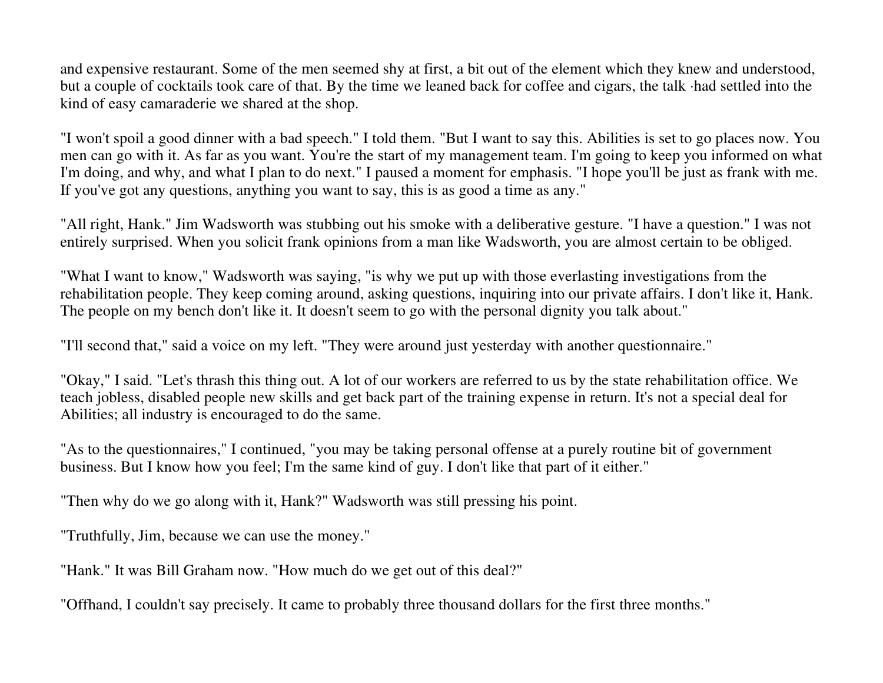and expensive restaurant. Some of the men seemed shy at first, a bit out of the element which they knew and understood, but a couple of cocktails took care of that. By the time we leaned back for coffee and cigars, the talk ·had settled into the kind of easy camaraderie we shared at the shop.

"I won't spoil a good dinner with a bad speech." I told them. "But I want to say this. Abilities is set to go places now. You men can go with it. As far as you want. You're the start of my management team. I'm going to keep you informed on what I'm doing, and why, and what I plan to do next." I paused a moment for emphasis. "I hope you'll be just as frank with me. If you've got any questions, anything you want to say, this is as good a time as any."

"All right, Hank." Jim Wadsworth was stubbing out his smoke with a deliberative gesture. "I have a question." I was not entirely surprised. When you solicit frank opinions from a man like Wadsworth, you are almost certain to be obliged.

"What I want to know," Wadsworth was saying, "is why we put up with those everlasting investigations from the rehabilitation people. They keep coming around, asking questions, inquiring into our private affairs. I don't like it, Hank. The people on my bench don't like it. It doesn't seem to go with the personal dignity you talk about."

"I'll second that," said a voice on my left. "They were around just yesterday with another questionnaire."

"Okay," I said. "Let's thrash this thing out. A lot of our workers are referred to us by the state rehabilitation office. We teach jobless, disabled people new skills and get back part of the training expense in return. It's not a special deal for Abilities; all industry is encouraged to do the same.

"As to the questionnaires," I continued, "you may be taking personal offense at a purely routine bit of government business. But I know how you feel; I'm the same kind of guy. I don't like that part of it either."

"Then why do we go along with it, Hank?" Wadsworth was still pressing his point.

"Truthfully, Jim, because we can use the money."

"Hank." It was Bill Graham now. "How much do we get out of this deal?"

"Offhand, I couldn't say precisely. It came to probably three thousand dollars for the first three months."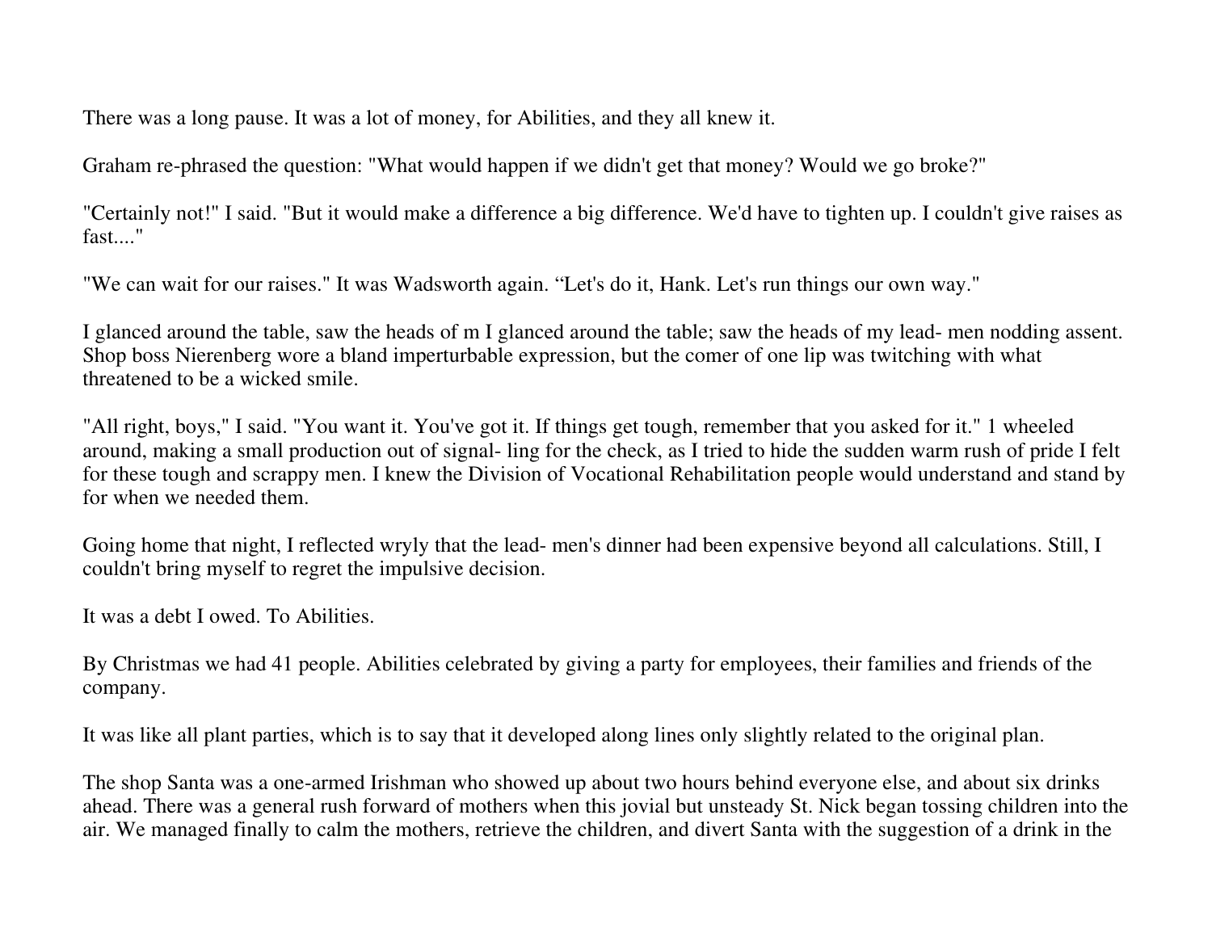There was a long pause. It was a lot of money, for Abilities, and they all knew it.

Graham re-phrased the question: "What would happen if we didn't get that money? Would we go broke?"

"Certainly not!" I said. "But it would make a difference a big difference. We'd have to tighten up. I couldn't give raises as fast...."

"We can wait for our raises." It was Wadsworth again. “Let's do it, Hank. Let's run things our own way."

I glanced around the table, saw the heads of m I glanced around the table; saw the heads of my lead- men nodding assent. Shop boss Nierenberg wore a bland imperturbable expression, but the comer of one lip was twitching with what threatened to be a wicked smile.

"All right, boys," I said. "You want it. You've got it. If things get tough, remember that you asked for it." 1 wheeled around, making a small production out of signal- ling for the check, as I tried to hide the sudden warm rush of pride I felt for these tough and scrappy men. I knew the Division of Vocational Rehabilitation people would understand and stand by for when we needed them.

Going home that night, I reflected wryly that the lead- men's dinner had been expensive beyond all calculations. Still, I couldn't bring myself to regret the impulsive decision.

It was a debt I owed. To Abilities.

By Christmas we had 41 people. Abilities celebrated by giving a party for employees, their families and friends of the company.

It was like all plant parties, which is to say that it developed along lines only slightly related to the original plan.

The shop Santa was a one-armed Irishman who showed up about two hours behind everyone else, and about six drinks ahead. There was a general rush forward of mothers when this jovial but unsteady St. Nick began tossing children into the air. We managed finally to calm the mothers, retrieve the children, and divert Santa with the suggestion of a drink in the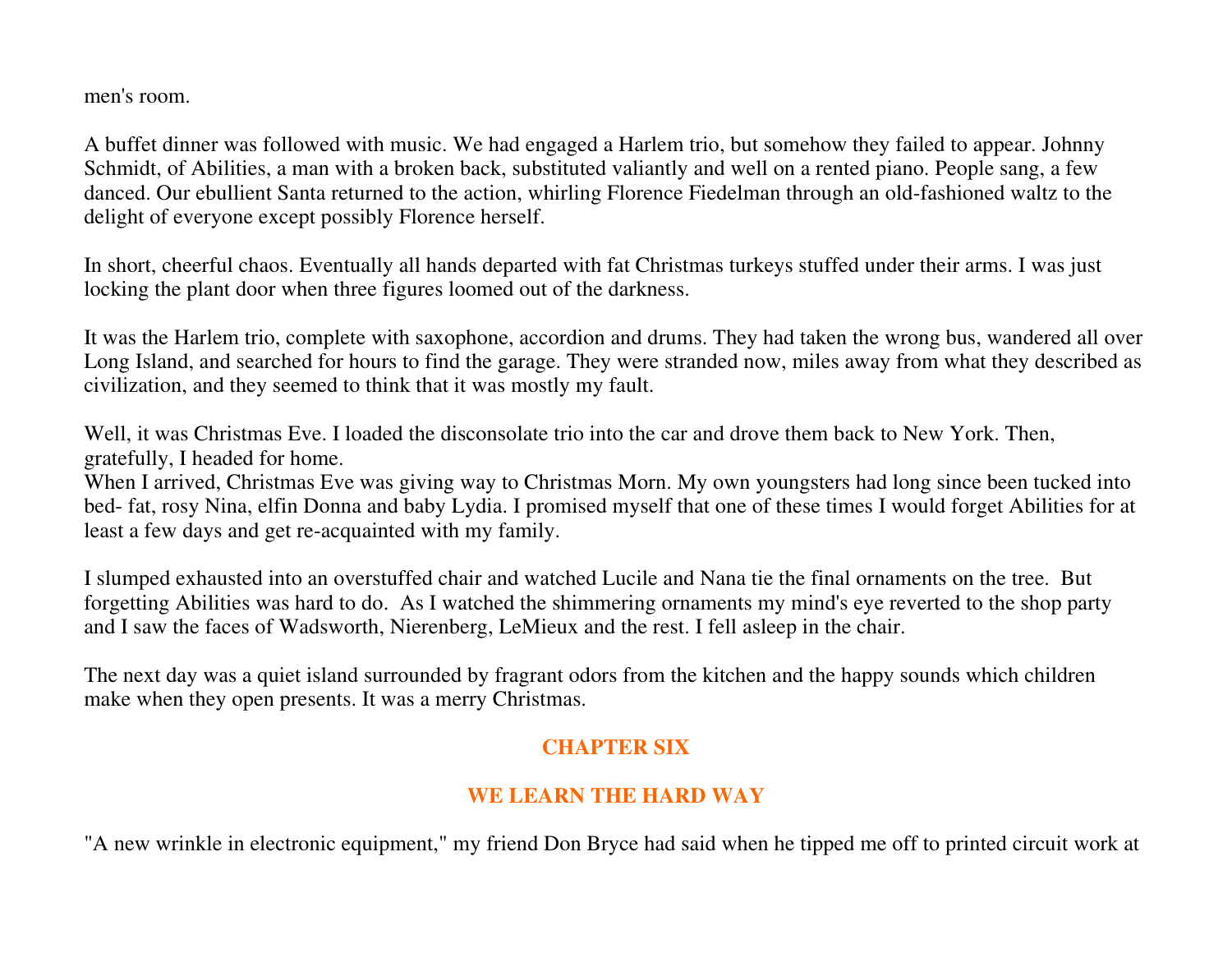men's room.

A buffet dinner was followed with music. We had engaged a Harlem trio, but somehow they failed to appear. Johnny Schmidt, of Abilities, a man with a broken back, substituted valiantly and well on a rented piano. People sang, a few danced. Our ebullient Santa returned to the action, whirling Florence Fiedelman through an old-fashioned waltz to the delight of everyone except possibly Florence herself.

In short, cheerful chaos. Eventually all hands departed with fat Christmas turkeys stuffed under their arms. I was just locking the plant door when three figures loomed out of the darkness.

It was the Harlem trio, complete with saxophone, accordion and drums. They had taken the wrong bus, wandered all over Long Island, and searched for hours to find the garage. They were stranded now, miles away from what they described as civilization, and they seemed to think that it was mostly my fault.

Well, it was Christmas Eve. I loaded the disconsolate trio into the car and drove them back to New York. Then, gratefully, I headed for home.
When I arrived, Christmas Eve was giving way to Christmas Morn. My own youngsters had long since been tucked into bed- fat, rosy Nina, elfin Donna and baby Lydia. I promised myself that one of these times I would forget Abilities for at least a few days and get re-acquainted with my family.

I slumped exhausted into an overstuffed chair and watched Lucile and Nana tie the final ornaments on the tree. But forgetting Abilities was hard to do. As I watched the shimmering ornaments my mind's eye reverted to the shop party and I saw the faces of Wadsworth, Nierenberg, LeMieux and the rest. I fell asleep in the chair.

The next day was a quiet island surrounded by fragrant odors from the kitchen and the happy sounds which children make when they open presents. It was a merry Christmas.

## CHAPTER SIX

## WE LEARN THE HARD WAY

"A new wrinkle in electronic equipment," my friend Don Bryce had said when he tipped me off to printed circuit work at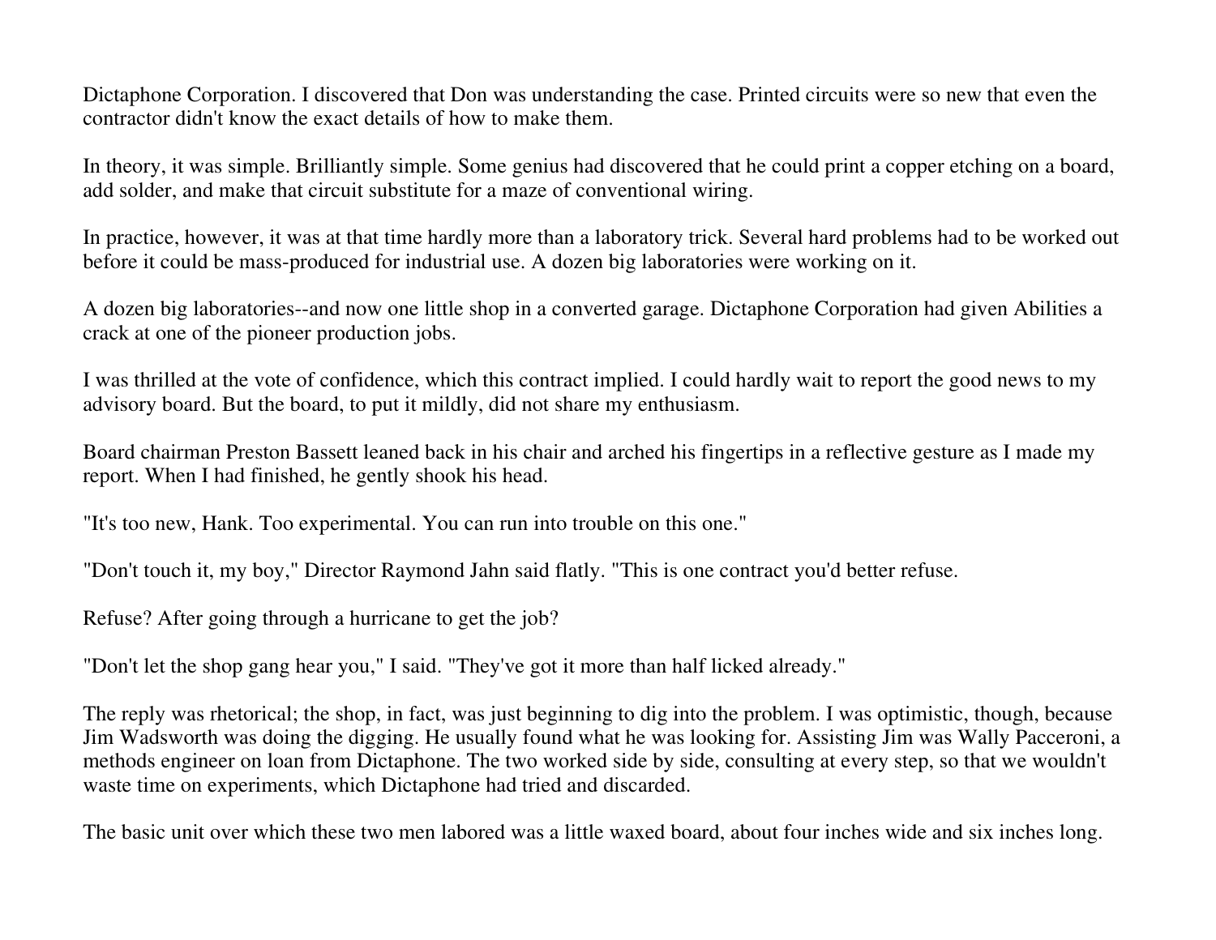Dictaphone Corporation. I discovered that Don was understanding the case. Printed circuits were so new that even the contractor didn't know the exact details of how to make them.

In theory, it was simple. Brilliantly simple. Some genius had discovered that he could print a copper etching on a board, add solder, and make that circuit substitute for a maze of conventional wiring.

In practice, however, it was at that time hardly more than a laboratory trick. Several hard problems had to be worked out before it could be mass-produced for industrial use. A dozen big laboratories were working on it.

A dozen big laboratories--and now one little shop in a converted garage. Dictaphone Corporation had given Abilities a crack at one of the pioneer production jobs.

I was thrilled at the vote of confidence, which this contract implied. I could hardly wait to report the good news to my advisory board. But the board, to put it mildly, did not share my enthusiasm.

Board chairman Preston Bassett leaned back in his chair and arched his fingertips in a reflective gesture as I made my report. When I had finished, he gently shook his head.

"It's too new, Hank. Too experimental. You can run into trouble on this one."

"Don't touch it, my boy," Director Raymond Jahn said flatly. "This is one contract you'd better refuse.

Refuse? After going through a hurricane to get the job?

"Don't let the shop gang hear you," I said. "They've got it more than half licked already."

The reply was rhetorical; the shop, in fact, was just beginning to dig into the problem. I was optimistic, though, because Jim Wadsworth was doing the digging. He usually found what he was looking for. Assisting Jim was Wally Pacceroni, a methods engineer on loan from Dictaphone. The two worked side by side, consulting at every step, so that we wouldn't waste time on experiments, which Dictaphone had tried and discarded.

The basic unit over which these two men labored was a little waxed board, about four inches wide and six inches long.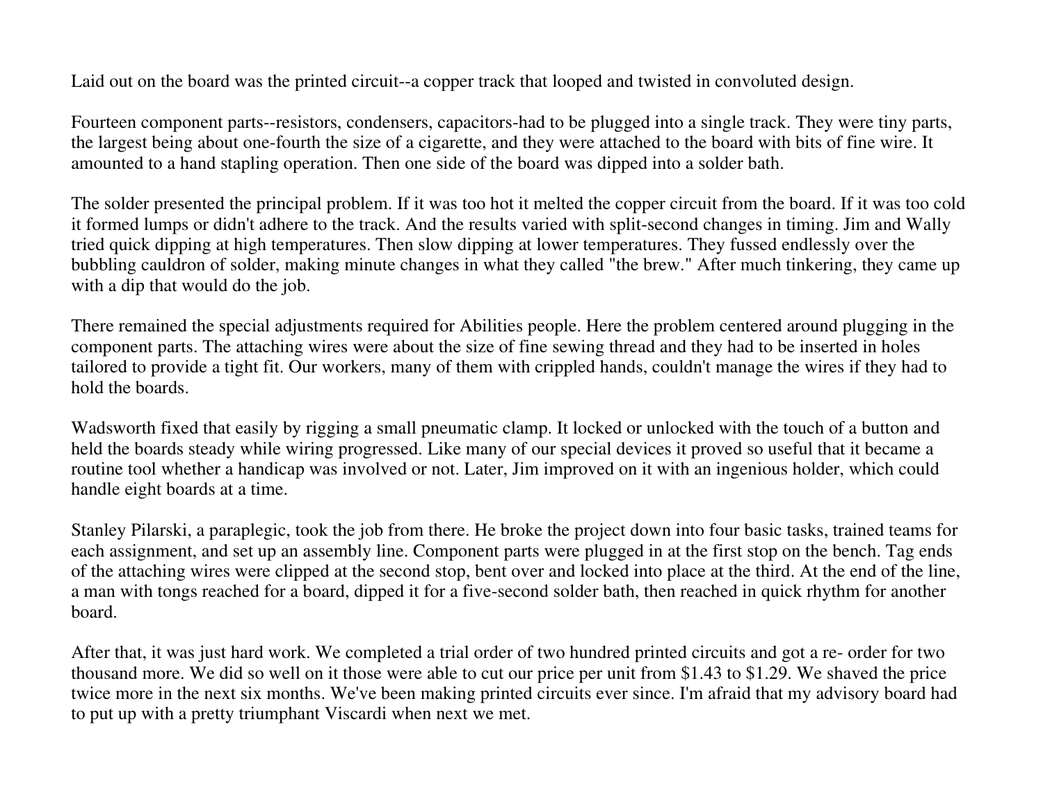Laid out on the board was the printed circuit--a copper track that looped and twisted in convoluted design.

Fourteen component parts--resistors, condensers, capacitors-had to be plugged into a single track. They were tiny parts, the largest being about one-fourth the size of a cigarette, and they were attached to the board with bits of fine wire. It amounted to a hand stapling operation. Then one side of the board was dipped into a solder bath.

The solder presented the principal problem. If it was too hot it melted the copper circuit from the board. If it was too cold it formed lumps or didn't adhere to the track. And the results varied with split-second changes in timing. Jim and Wally tried quick dipping at high temperatures. Then slow dipping at lower temperatures. They fussed endlessly over the bubbling cauldron of solder, making minute changes in what they called "the brew." After much tinkering, they came up with a dip that would do the job.

There remained the special adjustments required for Abilities people. Here the problem centered around plugging in the component parts. The attaching wires were about the size of fine sewing thread and they had to be inserted in holes tailored to provide a tight fit. Our workers, many of them with crippled hands, couldn't manage the wires if they had to hold the boards.

Wadsworth fixed that easily by rigging a small pneumatic clamp. It locked or unlocked with the touch of a button and held the boards steady while wiring progressed. Like many of our special devices it proved so useful that it became a routine tool whether a handicap was involved or not. Later, Jim improved on it with an ingenious holder, which could handle eight boards at a time.

Stanley Pilarski, a paraplegic, took the job from there. He broke the project down into four basic tasks, trained teams for each assignment, and set up an assembly line. Component parts were plugged in at the first stop on the bench. Tag ends of the attaching wires were clipped at the second stop, bent over and locked into place at the third. At the end of the line, a man with tongs reached for a board, dipped it for a five-second solder bath, then reached in quick rhythm for another board.

After that, it was just hard work. We completed a trial order of two hundred printed circuits and got a re- order for two thousand more. We did so well on it those were able to cut our price per unit from $1.43 to $1.29. We shaved the price twice more in the next six months. We've been making printed circuits ever since. I'm afraid that my advisory board had to put up with a pretty triumphant Viscardi when next we met.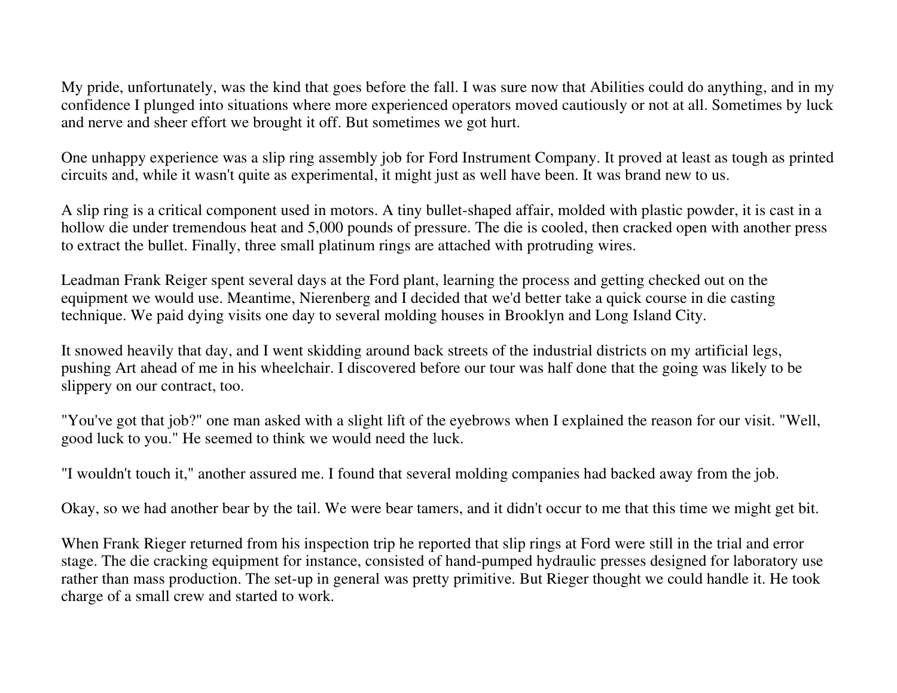My pride, unfortunately, was the kind that goes before the fall. I was sure now that Abilities could do anything, and in my confidence I plunged into situations where more experienced operators moved cautiously or not at all. Sometimes by luck and nerve and sheer effort we brought it off. But sometimes we got hurt.

One unhappy experience was a slip ring assembly job for Ford Instrument Company. It proved at least as tough as printed circuits and, while it wasn't quite as experimental, it might just as well have been. It was brand new to us.

A slip ring is a critical component used in motors. A tiny bullet-shaped affair, molded with plastic powder, it is cast in a hollow die under tremendous heat and 5,000 pounds of pressure. The die is cooled, then cracked open with another press to extract the bullet. Finally, three small platinum rings are attached with protruding wires.

Leadman Frank Reiger spent several days at the Ford plant, learning the process and getting checked out on the equipment we would use. Meantime, Nierenberg and I decided that we'd better take a quick course in die casting technique. We paid dying visits one day to several molding houses in Brooklyn and Long Island City.

It snowed heavily that day, and I went skidding around back streets of the industrial districts on my artificial legs, pushing Art ahead of me in his wheelchair. I discovered before our tour was half done that the going was likely to be slippery on our contract, too.

"You've got that job?" one man asked with a slight lift of the eyebrows when I explained the reason for our visit. "Well, good luck to you." He seemed to think we would need the luck.

"I wouldn't touch it," another assured me. I found that several molding companies had backed away from the job.

Okay, so we had another bear by the tail. We were bear tamers, and it didn't occur to me that this time we might get bit.

When Frank Rieger returned from his inspection trip he reported that slip rings at Ford were still in the trial and error stage. The die cracking equipment for instance, consisted of hand-pumped hydraulic presses designed for laboratory use rather than mass production. The set-up in general was pretty primitive. But Rieger thought we could handle it. He took charge of a small crew and started to work.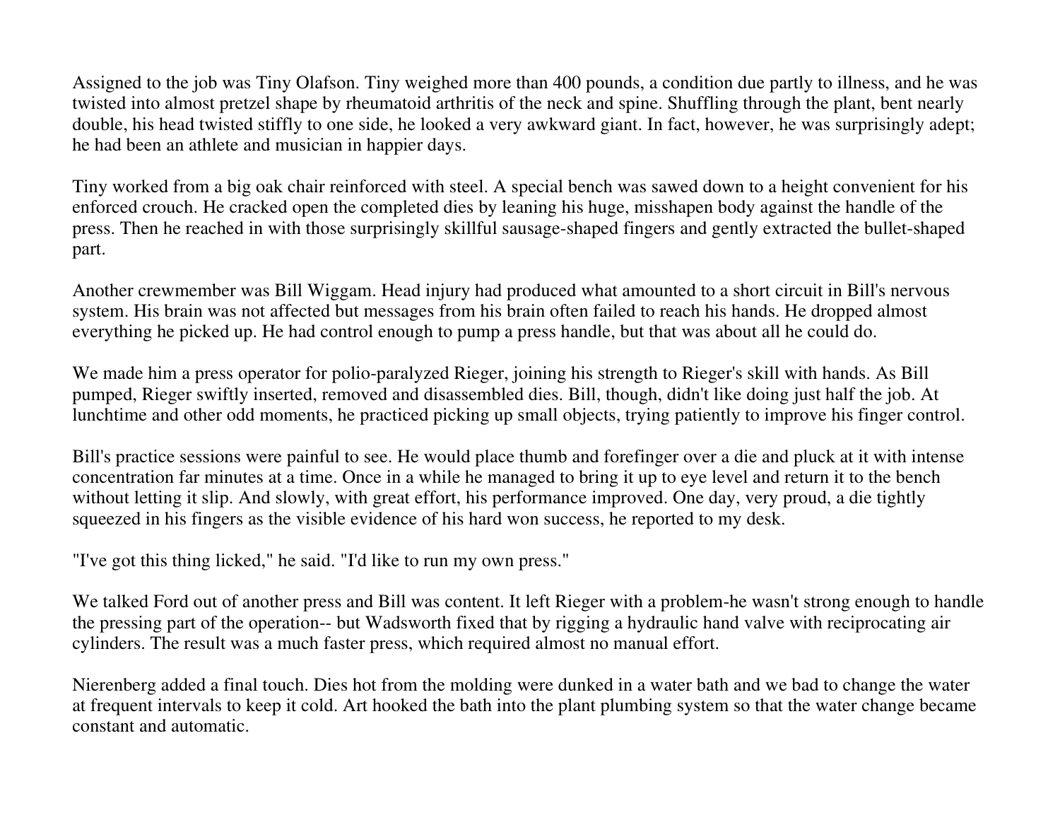Assigned to the job was Tiny Olafson. Tiny weighed more than 400 pounds, a condition due partly to illness, and he was twisted into almost pretzel shape by rheumatoid arthritis of the neck and spine. Shuffling through the plant, bent nearly double, his head twisted stiffly to one side, he looked a very awkward giant. In fact, however, he was surprisingly adept; he had been an athlete and musician in happier days.

Tiny worked from a big oak chair reinforced with steel. A special bench was sawed down to a height convenient for his enforced crouch. He cracked open the completed dies by leaning his huge, misshapen body against the handle of the press. Then he reached in with those surprisingly skillful sausage-shaped fingers and gently extracted the bullet-shaped part.

Another crewmember was Bill Wiggam. Head injury had produced what amounted to a short circuit in Bill's nervous system. His brain was not affected but messages from his brain often failed to reach his hands. He dropped almost everything he picked up. He had control enough to pump a press handle, but that was about all he could do.

We made him a press operator for polio-paralyzed Rieger, joining his strength to Rieger's skill with hands. As Bill pumped, Rieger swiftly inserted, removed and disassembled dies. Bill, though, didn't like doing just half the job. At lunchtime and other odd moments, he practiced picking up small objects, trying patiently to improve his finger control.

Bill's practice sessions were painful to see. He would place thumb and forefinger over a die and pluck at it with intense concentration far minutes at a time. Once in a while he managed to bring it up to eye level and return it to the bench without letting it slip. And slowly, with great effort, his performance improved. One day, very proud, a die tightly squeezed in his fingers as the visible evidence of his hard won success, he reported to my desk.

"I've got this thing licked," he said. "I'd like to run my own press."

We talked Ford out of another press and Bill was content. It left Rieger with a problem-he wasn't strong enough to handle the pressing part of the operation-- but Wadsworth fixed that by rigging a hydraulic hand valve with reciprocating air cylinders. The result was a much faster press, which required almost no manual effort.

Nierenberg added a final touch. Dies hot from the molding were dunked in a water bath and we bad to change the water at frequent intervals to keep it cold. Art hooked the bath into the plant plumbing system so that the water change became constant and automatic.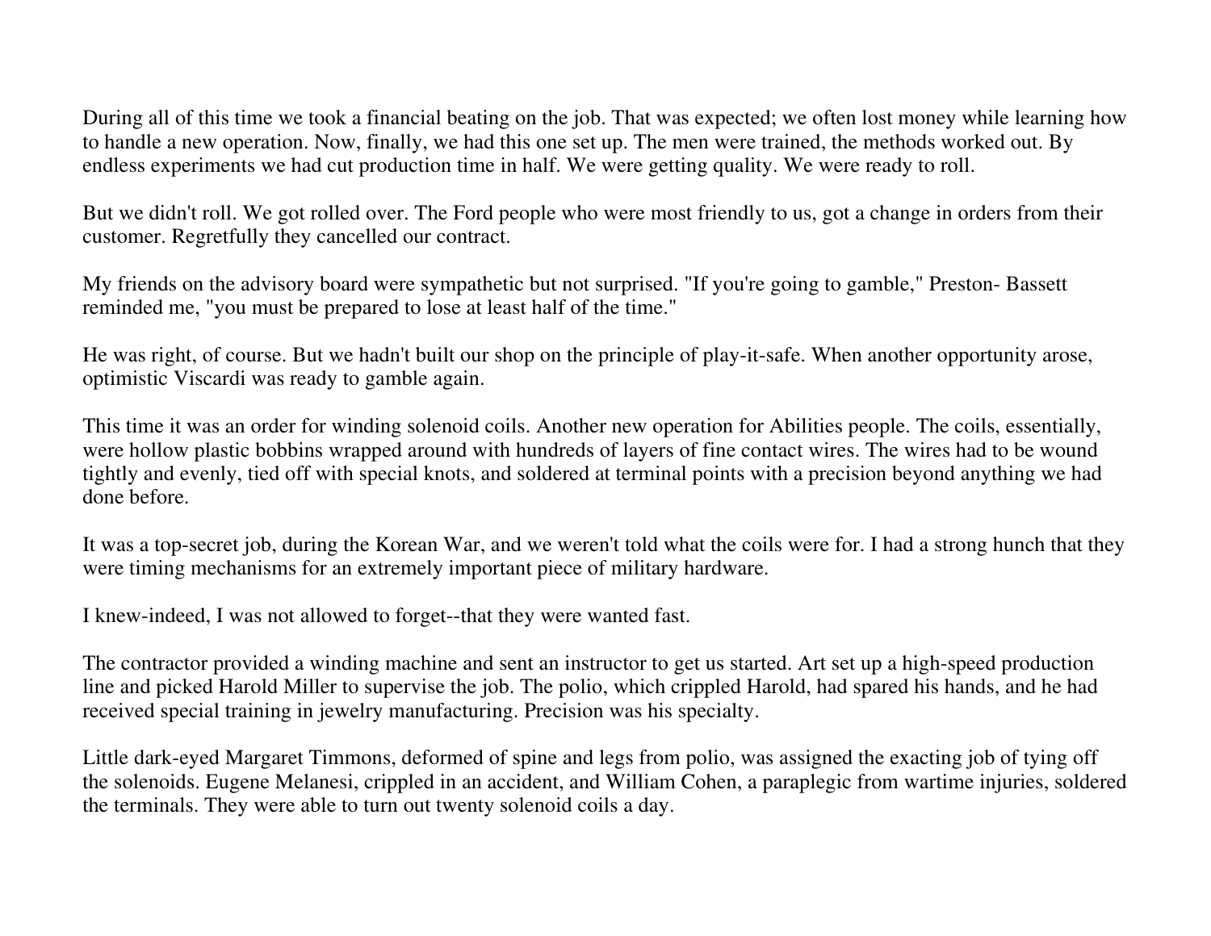During all of this time we took a financial beating on the job. That was expected; we often lost money while learning how to handle a new operation. Now, finally, we had this one set up. The men were trained, the methods worked out. By endless experiments we had cut production time in half. We were getting quality. We were ready to roll.

But we didn't roll. We got rolled over. The Ford people who were most friendly to us, got a change in orders from their customer. Regretfully they cancelled our contract.

My friends on the advisory board were sympathetic but not surprised. "If you're going to gamble," Preston- Bassett reminded me, "you must be prepared to lose at least half of the time."

He was right, of course. But we hadn't built our shop on the principle of play-it-safe. When another opportunity arose, optimistic Viscardi was ready to gamble again.

This time it was an order for winding solenoid coils. Another new operation for Abilities people. The coils, essentially, were hollow plastic bobbins wrapped around with hundreds of layers of fine contact wires. The wires had to be wound tightly and evenly, tied off with special knots, and soldered at terminal points with a precision beyond anything we had done before.

It was a top-secret job, during the Korean War, and we weren't told what the coils were for. I had a strong hunch that they were timing mechanisms for an extremely important piece of military hardware.

I knew-indeed, I was not allowed to forget--that they were wanted fast.

The contractor provided a winding machine and sent an instructor to get us started. Art set up a high-speed production line and picked Harold Miller to supervise the job. The polio, which crippled Harold, had spared his hands, and he had received special training in jewelry manufacturing. Precision was his specialty.

Little dark-eyed Margaret Timmons, deformed of spine and legs from polio, was assigned the exacting job of tying off the solenoids. Eugene Melanesi, crippled in an accident, and William Cohen, a paraplegic from wartime injuries, soldered the terminals. They were able to turn out twenty solenoid coils a day.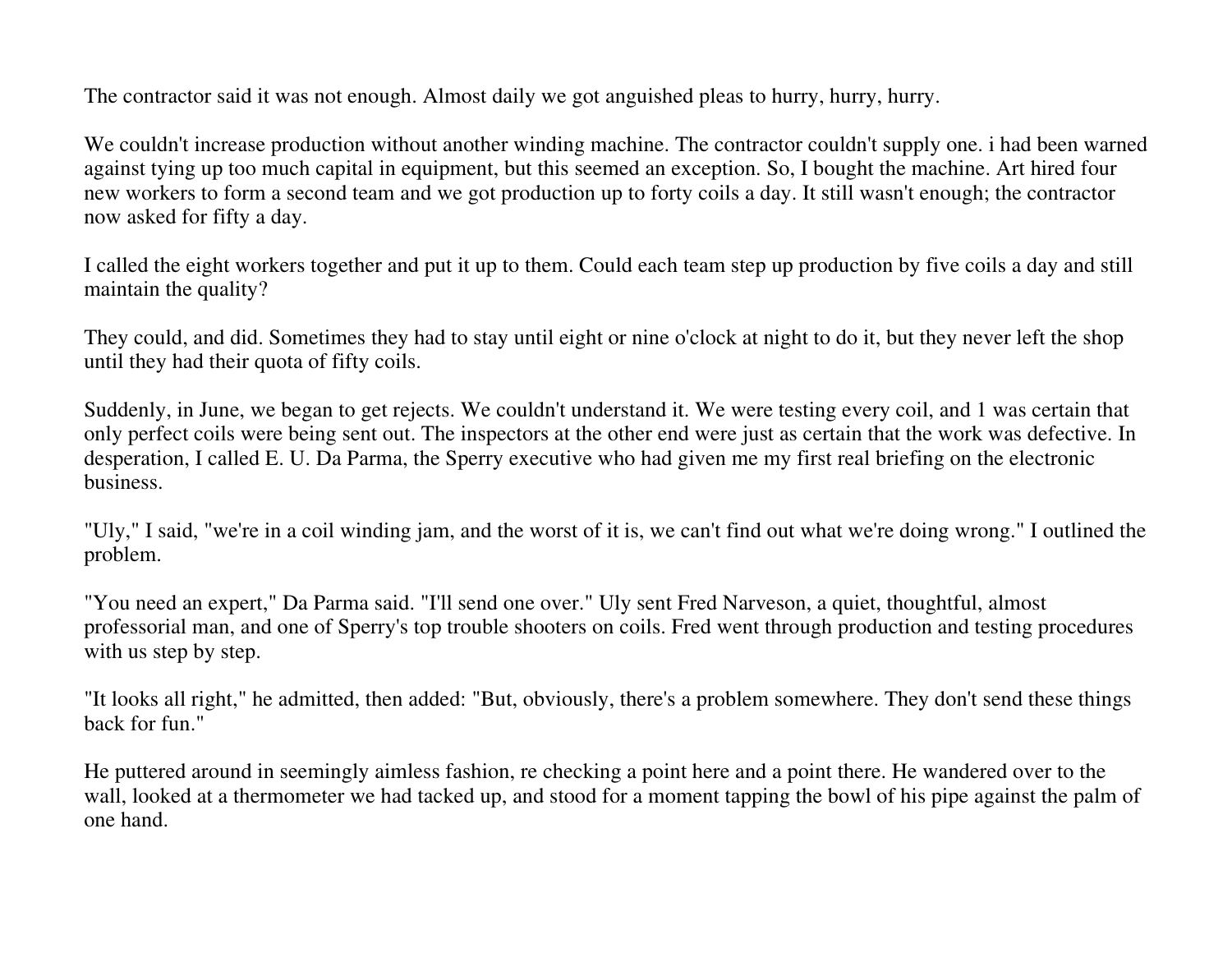The contractor said it was not enough. Almost daily we got anguished pleas to hurry, hurry, hurry.

We couldn't increase production without another winding machine. The contractor couldn't supply one. i had been warned against tying up too much capital in equipment, but this seemed an exception. So, I bought the machine. Art hired four new workers to form a second team and we got production up to forty coils a day. It still wasn't enough; the contractor now asked for fifty a day.

I called the eight workers together and put it up to them. Could each team step up production by five coils a day and still maintain the quality?

They could, and did. Sometimes they had to stay until eight or nine o'clock at night to do it, but they never left the shop until they had their quota of fifty coils.

Suddenly, in June, we began to get rejects. We couldn't understand it. We were testing every coil, and 1 was certain that only perfect coils were being sent out. The inspectors at the other end were just as certain that the work was defective. In desperation, I called E. U. Da Parma, the Sperry executive who had given me my first real briefing on the electronic business.

"Uly," I said, "we're in a coil winding jam, and the worst of it is, we can't find out what we're doing wrong." I outlined the problem.

"You need an expert," Da Parma said. "I'll send one over." Uly sent Fred Narveson, a quiet, thoughtful, almost professorial man, and one of Sperry's top trouble shooters on coils. Fred went through production and testing procedures with us step by step.

"It looks all right," he admitted, then added: "But, obviously, there's a problem somewhere. They don't send these things back for fun."

He puttered around in seemingly aimless fashion, re checking a point here and a point there. He wandered over to the wall, looked at a thermometer we had tacked up, and stood for a moment tapping the bowl of his pipe against the palm of one hand.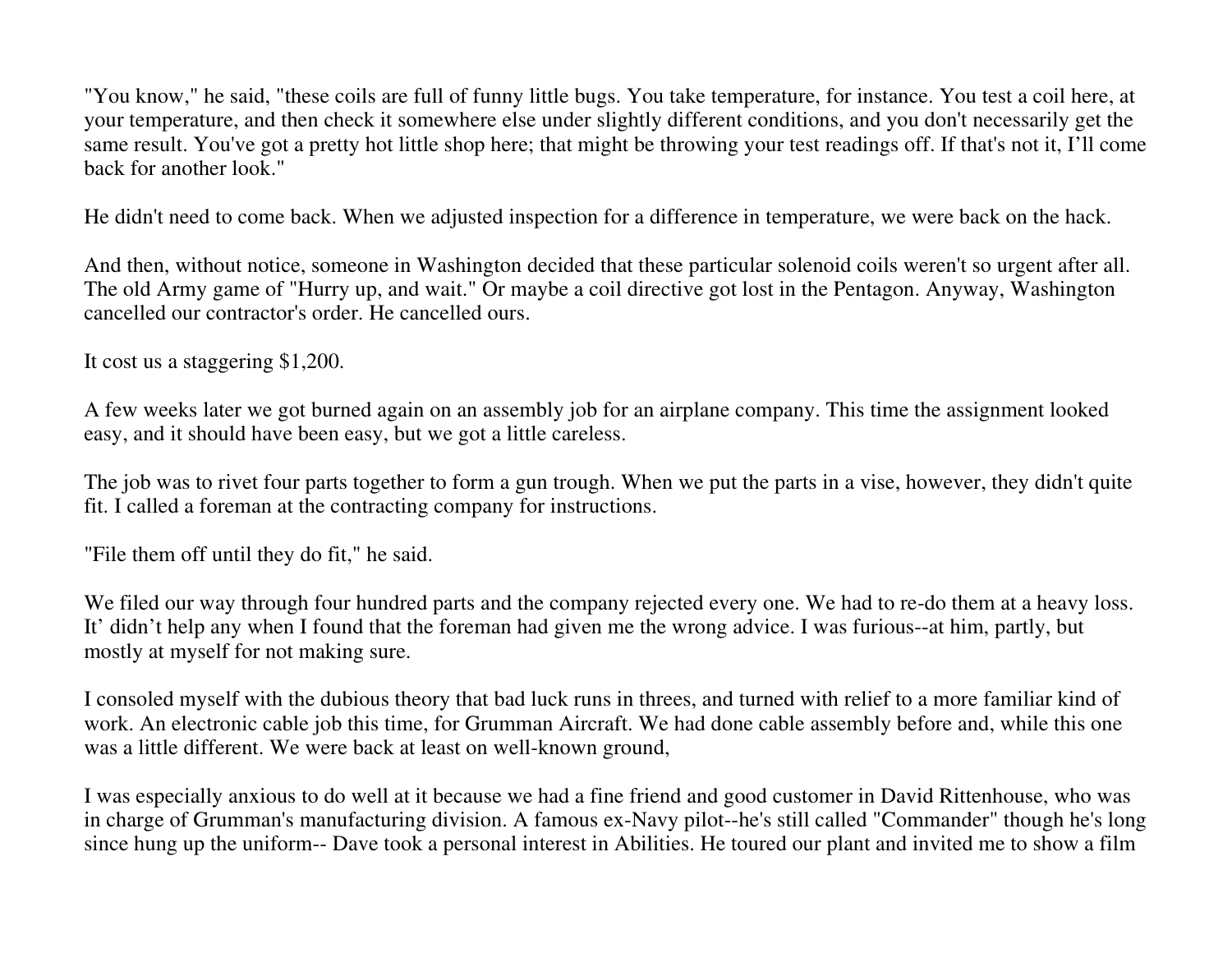"You know," he said, "these coils are full of funny little bugs. You take temperature, for instance. You test a coil here, at your temperature, and then check it somewhere else under slightly different conditions, and you don't necessarily get the same result. You've got a pretty hot little shop here; that might be throwing your test readings off. If that's not it, I'll come back for another look."

He didn't need to come back. When we adjusted inspection for a difference in temperature, we were back on the hack.

And then, without notice, someone in Washington decided that these particular solenoid coils weren't so urgent after all. The old Army game of "Hurry up, and wait." Or maybe a coil directive got lost in the Pentagon. Anyway, Washington cancelled our contractor's order. He cancelled ours.

It cost us a staggering $1,200.

A few weeks later we got burned again on an assembly job for an airplane company. This time the assignment looked easy, and it should have been easy, but we got a little careless.

The job was to rivet four parts together to form a gun trough. When we put the parts in a vise, however, they didn't quite fit. I called a foreman at the contracting company for instructions.

"File them off until they do fit," he said.

We filed our way through four hundred parts and the company rejected every one. We had to re-do them at a heavy loss. It' didn't help any when I found that the foreman had given me the wrong advice. I was furious--at him, partly, but mostly at myself for not making sure.

I consoled myself with the dubious theory that bad luck runs in threes, and turned with relief to a more familiar kind of work. An electronic cable job this time, for Grumman Aircraft. We had done cable assembly before and, while this one was a little different. We were back at least on well-known ground,

I was especially anxious to do well at it because we had a fine friend and good customer in David Rittenhouse, who was in charge of Grumman's manufacturing division. A famous ex-Navy pilot--he's still called "Commander" though he's long since hung up the uniform-- Dave took a personal interest in Abilities. He toured our plant and invited me to show a film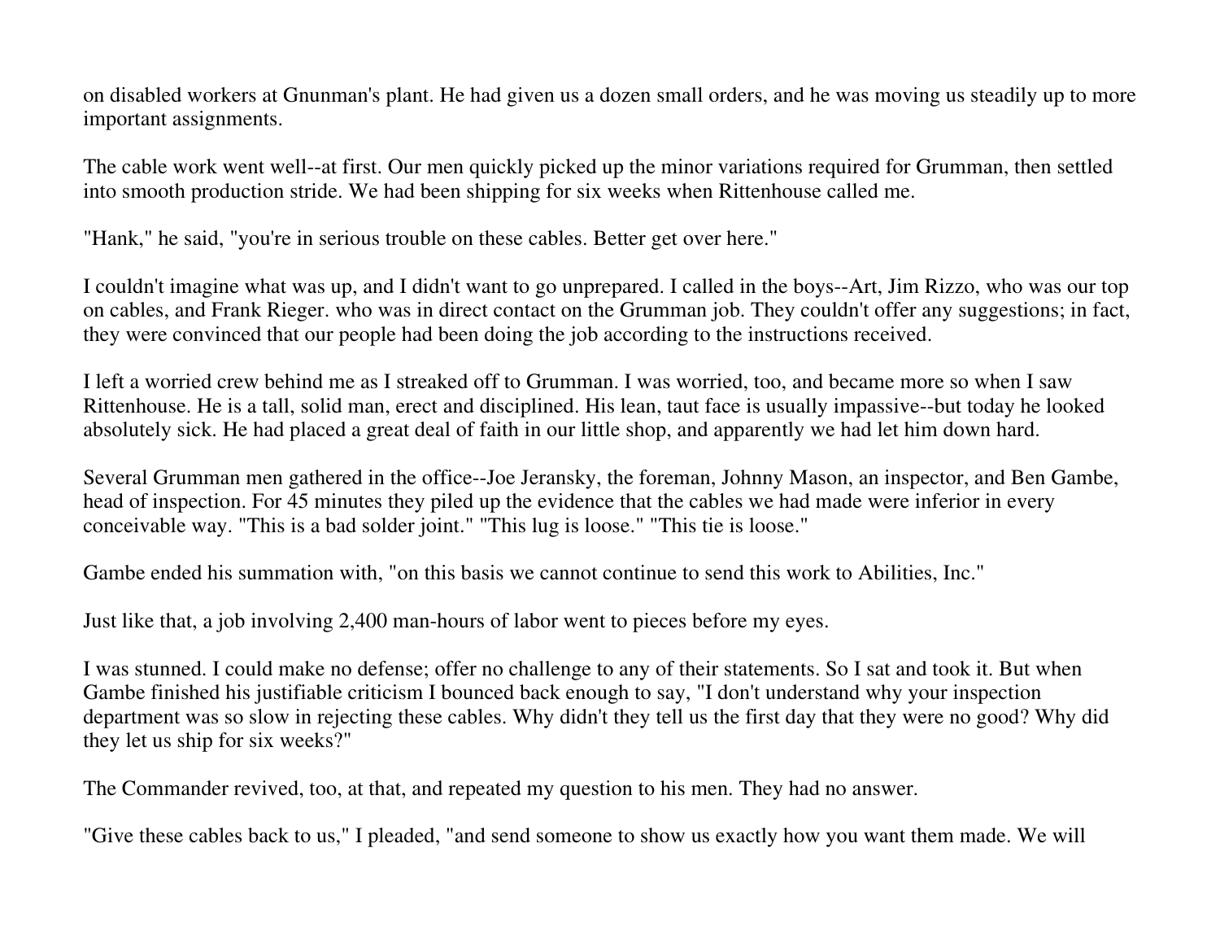on disabled workers at Gnunman's plant. He had given us a dozen small orders, and he was moving us steadily up to more important assignments.

The cable work went well--at first. Our men quickly picked up the minor variations required for Grumman, then settled into smooth production stride. We had been shipping for six weeks when Rittenhouse called me.

"Hank," he said, "you're in serious trouble on these cables. Better get over here."

I couldn't imagine what was up, and I didn't want to go unprepared. I called in the boys--Art, Jim Rizzo, who was our top on cables, and Frank Rieger. who was in direct contact on the Grumman job. They couldn't offer any suggestions; in fact, they were convinced that our people had been doing the job according to the instructions received.

I left a worried crew behind me as I streaked off to Grumman. I was worried, too, and became more so when I saw Rittenhouse. He is a tall, solid man, erect and disciplined. His lean, taut face is usually impassive--but today he looked absolutely sick. He had placed a great deal of faith in our little shop, and apparently we had let him down hard.

Several Grumman men gathered in the office--Joe Jeransky, the foreman, Johnny Mason, an inspector, and Ben Gambe, head of inspection. For 45 minutes they piled up the evidence that the cables we had made were inferior in every conceivable way. "This is a bad solder joint." "This lug is loose." "This tie is loose."

Gambe ended his summation with, "on this basis we cannot continue to send this work to Abilities, Inc."

Just like that, a job involving 2,400 man-hours of labor went to pieces before my eyes.

I was stunned. I could make no defense; offer no challenge to any of their statements. So I sat and took it. But when Gambe finished his justifiable criticism I bounced back enough to say, "I don't understand why your inspection department was so slow in rejecting these cables. Why didn't they tell us the first day that they were no good? Why did they let us ship for six weeks?"

The Commander revived, too, at that, and repeated my question to his men. They had no answer.

"Give these cables back to us," I pleaded, "and send someone to show us exactly how you want them made. We will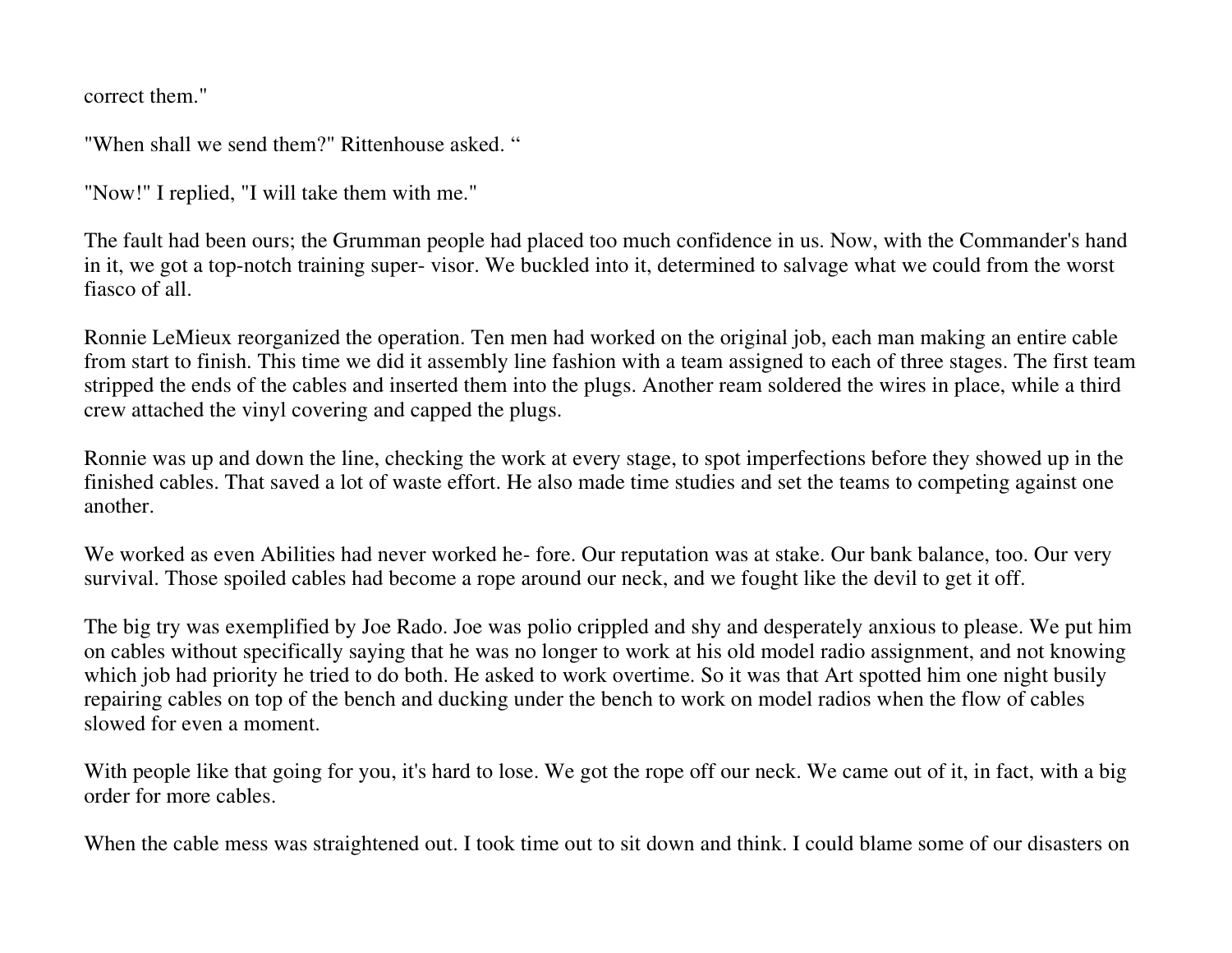correct them."

"When shall we send them?" Rittenhouse asked. “

"Now!" I replied, "I will take them with me."

The fault had been ours; the Grumman people had placed too much confidence in us. Now, with the Commander's hand in it, we got a top-notch training super- visor. We buckled into it, determined to salvage what we could from the worst fiasco of all.

Ronnie LeMieux reorganized the operation. Ten men had worked on the original job, each man making an entire cable from start to finish. This time we did it assembly line fashion with a team assigned to each of three stages. The first team stripped the ends of the cables and inserted them into the plugs. Another ream soldered the wires in place, while a third crew attached the vinyl covering and capped the plugs.

Ronnie was up and down the line, checking the work at every stage, to spot imperfections before they showed up in the finished cables. That saved a lot of waste effort. He also made time studies and set the teams to competing against one another.

We worked as even Abilities had never worked he- fore. Our reputation was at stake. Our bank balance, too. Our very survival. Those spoiled cables had become a rope around our neck, and we fought like the devil to get it off.

The big try was exemplified by Joe Rado. Joe was polio crippled and shy and desperately anxious to please. We put him on cables without specifically saying that he was no longer to work at his old model radio assignment, and not knowing which job had priority he tried to do both. He asked to work overtime. So it was that Art spotted him one night busily repairing cables on top of the bench and ducking under the bench to work on model radios when the flow of cables slowed for even a moment.

With people like that going for you, it's hard to lose. We got the rope off our neck. We came out of it, in fact, with a big order for more cables.

When the cable mess was straightened out. I took time out to sit down and think. I could blame some of our disasters on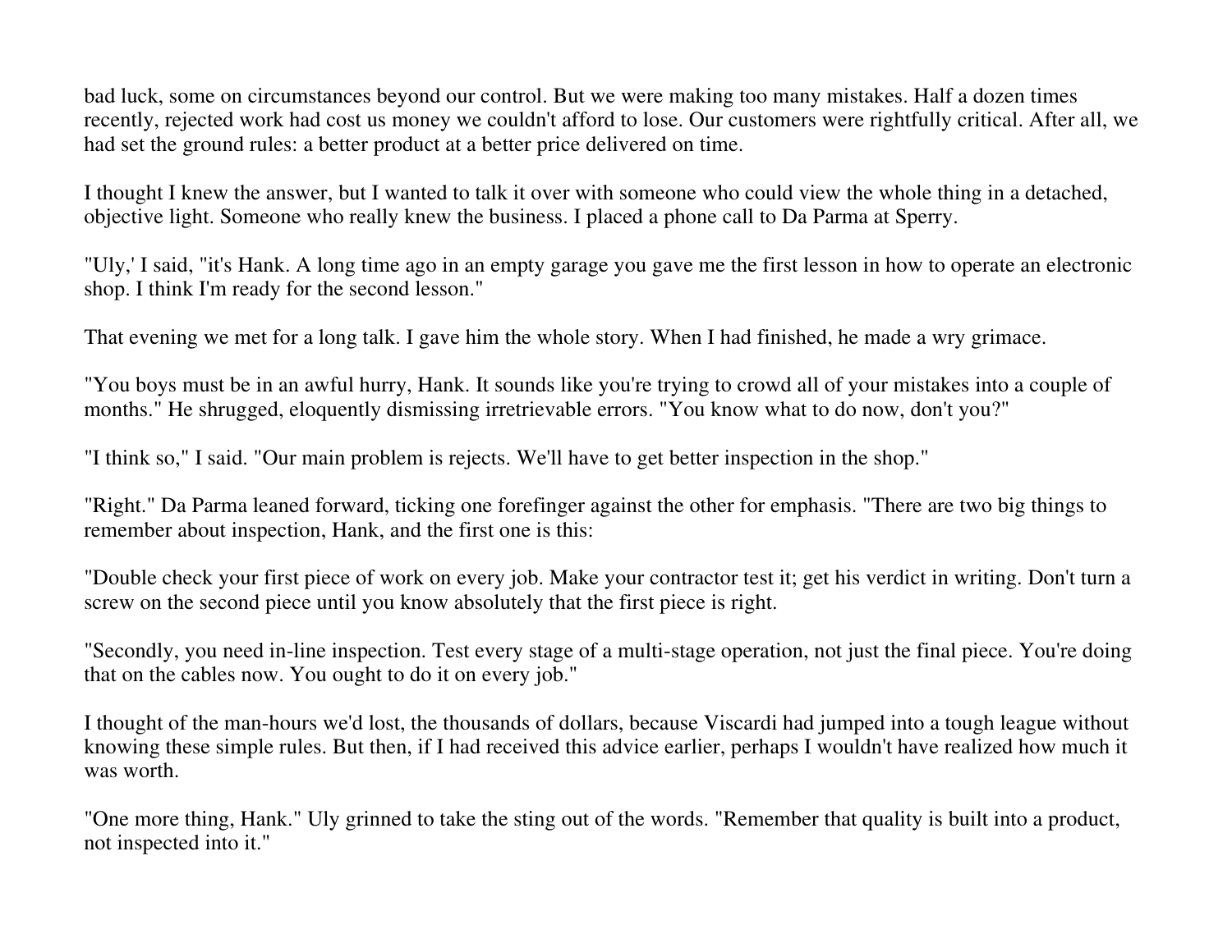bad luck, some on circumstances beyond our control. But we were making too many mistakes. Half a dozen times recently, rejected work had cost us money we couldn't afford to lose. Our customers were rightfully critical. After all, we had set the ground rules: a better product at a better price delivered on time.

I thought I knew the answer, but I wanted to talk it over with someone who could view the whole thing in a detached, objective light. Someone who really knew the business. I placed a phone call to Da Parma at Sperry.

"Uly,' I said, "it's Hank. A long time ago in an empty garage you gave me the first lesson in how to operate an electronic shop. I think I'm ready for the second lesson."

That evening we met for a long talk. I gave him the whole story. When I had finished, he made a wry grimace.

"You boys must be in an awful hurry, Hank. It sounds like you're trying to crowd all of your mistakes into a couple of months." He shrugged, eloquently dismissing irretrievable errors. "You know what to do now, don't you?"

"I think so," I said. "Our main problem is rejects. We'll have to get better inspection in the shop."

"Right." Da Parma leaned forward, ticking one forefinger against the other for emphasis. "There are two big things to remember about inspection, Hank, and the first one is this:

"Double check your first piece of work on every job. Make your contractor test it; get his verdict in writing. Don't turn a screw on the second piece until you know absolutely that the first piece is right.

"Secondly, you need in-line inspection. Test every stage of a multi-stage operation, not just the final piece. You're doing that on the cables now. You ought to do it on every job."

I thought of the man-hours we'd lost, the thousands of dollars, because Viscardi had jumped into a tough league without knowing these simple rules. But then, if I had received this advice earlier, perhaps I wouldn't have realized how much it was worth.

"One more thing, Hank." Uly grinned to take the sting out of the words. "Remember that quality is built into a product, not inspected into it."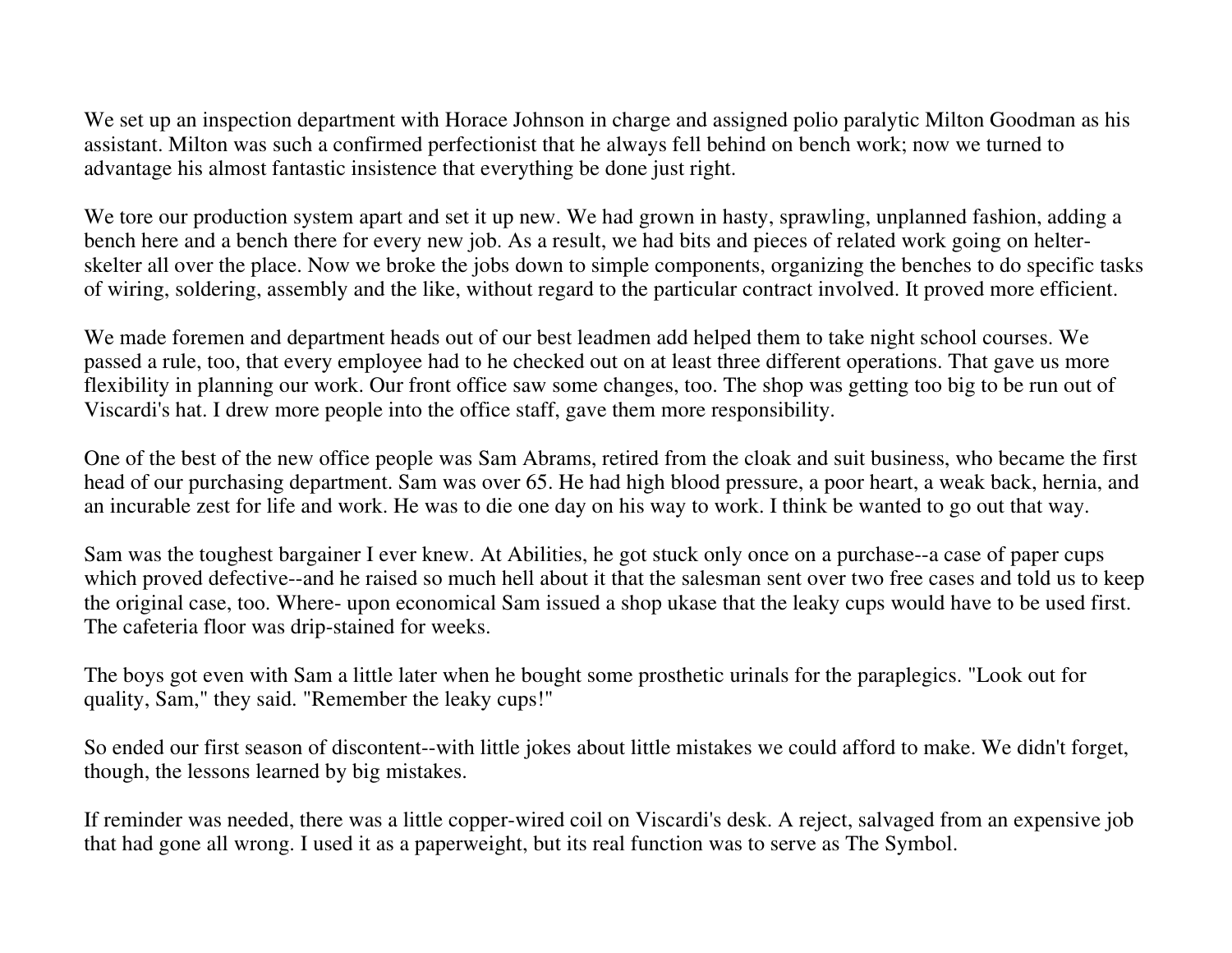We set up an inspection department with Horace Johnson in charge and assigned polio paralytic Milton Goodman as his assistant. Milton was such a confirmed perfectionist that he always fell behind on bench work; now we turned to advantage his almost fantastic insistence that everything be done just right.

We tore our production system apart and set it up new. We had grown in hasty, sprawling, unplanned fashion, adding a bench here and a bench there for every new job. As a result, we had bits and pieces of related work going on helter-skelter all over the place. Now we broke the jobs down to simple components, organizing the benches to do specific tasks of wiring, soldering, assembly and the like, without regard to the particular contract involved. It proved more efficient.

We made foremen and department heads out of our best leadmen add helped them to take night school courses. We passed a rule, too, that every employee had to he checked out on at least three different operations. That gave us more flexibility in planning our work. Our front office saw some changes, too. The shop was getting too big to be run out of Viscardi's hat. I drew more people into the office staff, gave them more responsibility.

One of the best of the new office people was Sam Abrams, retired from the cloak and suit business, who became the first head of our purchasing department. Sam was over 65. He had high blood pressure, a poor heart, a weak back, hernia, and an incurable zest for life and work. He was to die one day on his way to work. I think be wanted to go out that way.

Sam was the toughest bargainer I ever knew. At Abilities, he got stuck only once on a purchase--a case of paper cups which proved defective--and he raised so much hell about it that the salesman sent over two free cases and told us to keep the original case, too. Where- upon economical Sam issued a shop ukase that the leaky cups would have to be used first. The cafeteria floor was drip-stained for weeks.

The boys got even with Sam a little later when he bought some prosthetic urinals for the paraplegics. "Look out for quality, Sam," they said. "Remember the leaky cups!"

So ended our first season of discontent--with little jokes about little mistakes we could afford to make. We didn't forget, though, the lessons learned by big mistakes.

If reminder was needed, there was a little copper-wired coil on Viscardi's desk. A reject, salvaged from an expensive job that had gone all wrong. I used it as a paperweight, but its real function was to serve as The Symbol.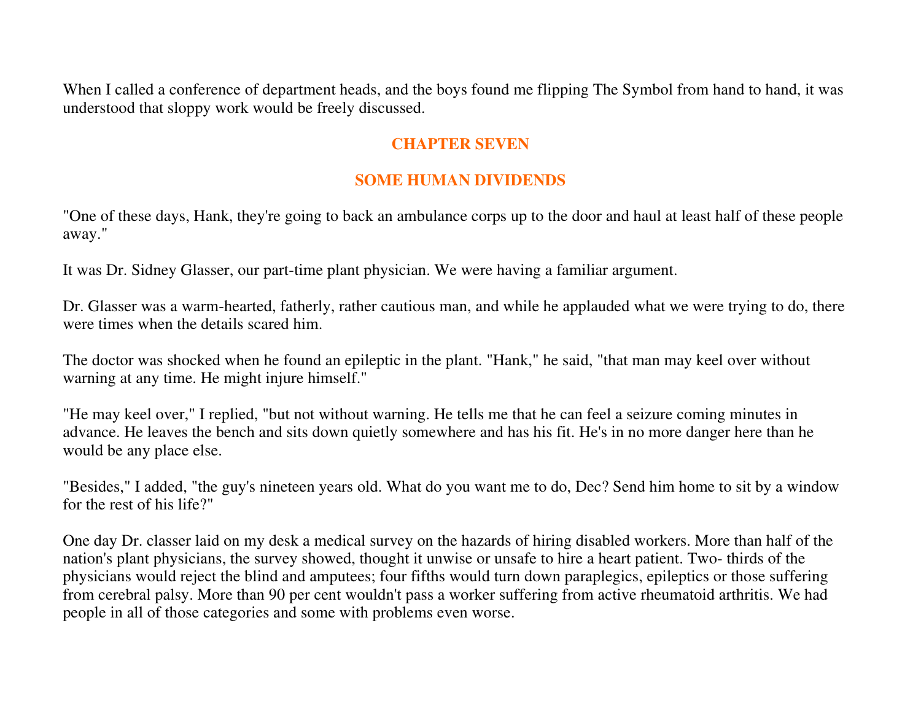When I called a conference of department heads, and the boys found me flipping The Symbol from hand to hand, it was understood that sloppy work would be freely discussed.

## CHAPTER SEVEN

## SOME HUMAN DIVIDENDS

"One of these days, Hank, they're going to back an ambulance corps up to the door and haul at least half of these people away."

It was Dr. Sidney Glasser, our part-time plant physician. We were having a familiar argument.

Dr. Glasser was a warm-hearted, fatherly, rather cautious man, and while he applauded what we were trying to do, there were times when the details scared him.

The doctor was shocked when he found an epileptic in the plant. "Hank," he said, "that man may keel over without warning at any time. He might injure himself."

"He may keel over," I replied, "but not without warning. He tells me that he can feel a seizure coming minutes in advance. He leaves the bench and sits down quietly somewhere and has his fit. He's in no more danger here than he would be any place else.

"Besides," I added, "the guy's nineteen years old. What do you want me to do, Dec? Send him home to sit by a window for the rest of his life?"

One day Dr. classer laid on my desk a medical survey on the hazards of hiring disabled workers. More than half of the nation's plant physicians, the survey showed, thought it unwise or unsafe to hire a heart patient. Two- thirds of the physicians would reject the blind and amputees; four fifths would turn down paraplegics, epileptics or those suffering from cerebral palsy. More than 90 per cent wouldn't pass a worker suffering from active rheumatoid arthritis. We had people in all of those categories and some with problems even worse.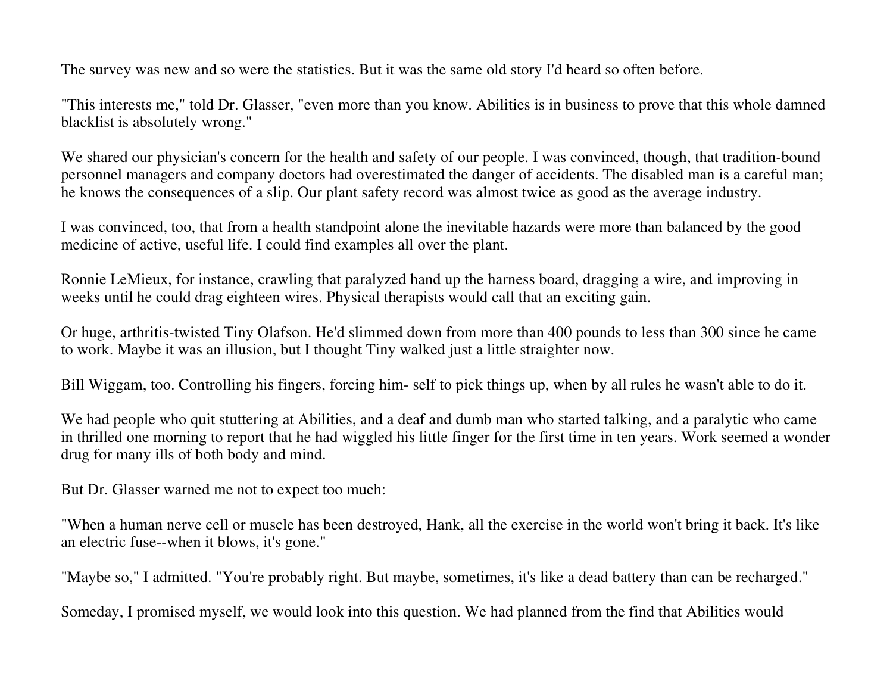The survey was new and so were the statistics. But it was the same old story I'd heard so often before.

"This interests me," told Dr. Glasser, "even more than you know. Abilities is in business to prove that this whole damned blacklist is absolutely wrong."

We shared our physician's concern for the health and safety of our people. I was convinced, though, that tradition-bound personnel managers and company doctors had overestimated the danger of accidents. The disabled man is a careful man; he knows the consequences of a slip. Our plant safety record was almost twice as good as the average industry.

I was convinced, too, that from a health standpoint alone the inevitable hazards were more than balanced by the good medicine of active, useful life. I could find examples all over the plant.

Ronnie LeMieux, for instance, crawling that paralyzed hand up the harness board, dragging a wire, and improving in weeks until he could drag eighteen wires. Physical therapists would call that an exciting gain.

Or huge, arthritis-twisted Tiny Olafson. He'd slimmed down from more than 400 pounds to less than 300 since he came to work. Maybe it was an illusion, but I thought Tiny walked just a little straighter now.

Bill Wiggam, too. Controlling his fingers, forcing him- self to pick things up, when by all rules he wasn't able to do it.

We had people who quit stuttering at Abilities, and a deaf and dumb man who started talking, and a paralytic who came in thrilled one morning to report that he had wiggled his little finger for the first time in ten years. Work seemed a wonder drug for many ills of both body and mind.

But Dr. Glasser warned me not to expect too much:

"When a human nerve cell or muscle has been destroyed, Hank, all the exercise in the world won't bring it back. It's like an electric fuse--when it blows, it's gone."

"Maybe so," I admitted. "You're probably right. But maybe, sometimes, it's like a dead battery than can be recharged."

Someday, I promised myself, we would look into this question. We had planned from the find that Abilities would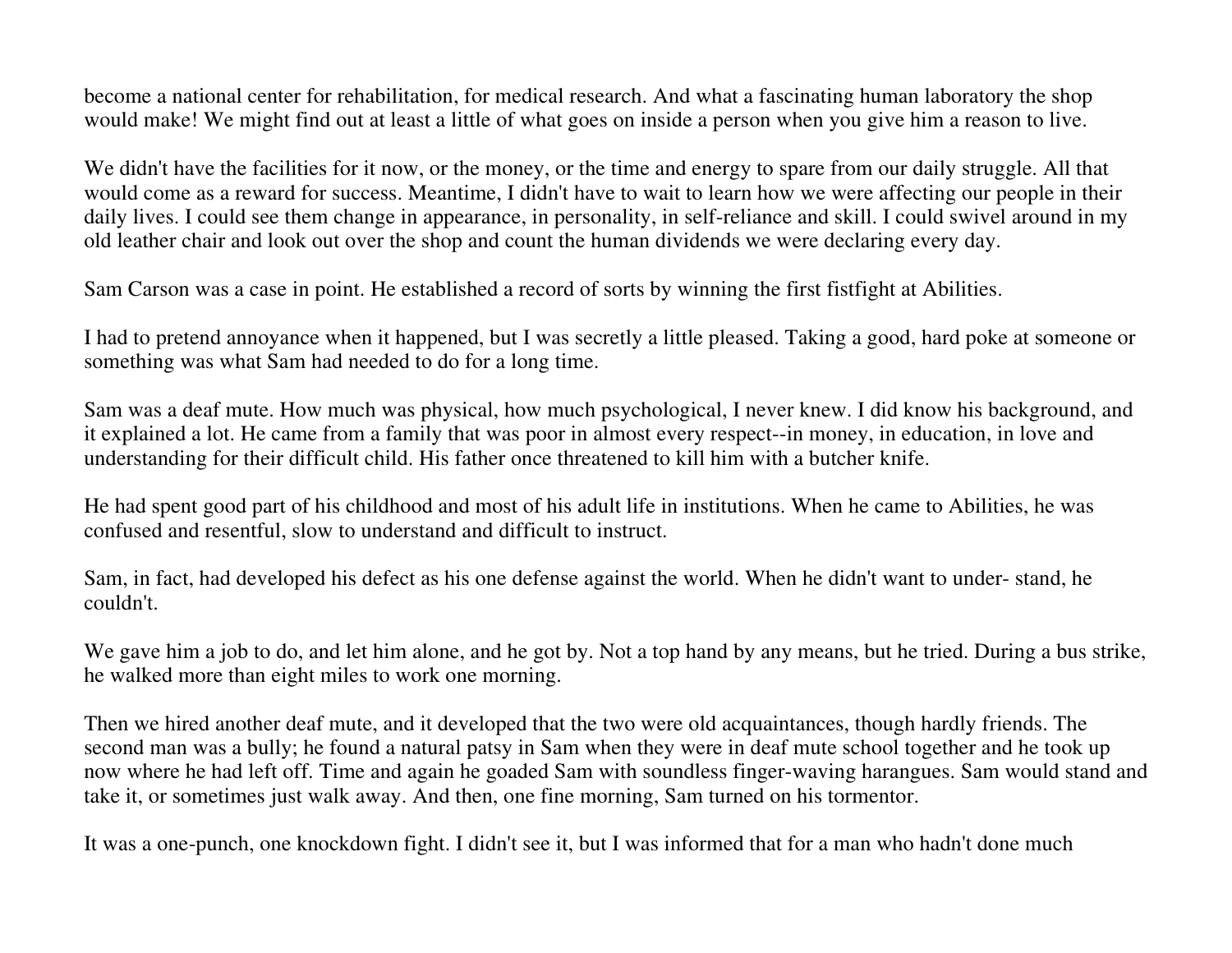become a national center for rehabilitation, for medical research. And what a fascinating human laboratory the shop would make! We might find out at least a little of what goes on inside a person when you give him a reason to live.

We didn't have the facilities for it now, or the money, or the time and energy to spare from our daily struggle. All that would come as a reward for success. Meantime, I didn't have to wait to learn how we were affecting our people in their daily lives. I could see them change in appearance, in personality, in self-reliance and skill. I could swivel around in my old leather chair and look out over the shop and count the human dividends we were declaring every day.

Sam Carson was a case in point. He established a record of sorts by winning the first fistfight at Abilities.

I had to pretend annoyance when it happened, but I was secretly a little pleased. Taking a good, hard poke at someone or something was what Sam had needed to do for a long time.

Sam was a deaf mute. How much was physical, how much psychological, I never knew. I did know his background, and it explained a lot. He came from a family that was poor in almost every respect--in money, in education, in love and understanding for their difficult child. His father once threatened to kill him with a butcher knife.

He had spent good part of his childhood and most of his adult life in institutions. When he came to Abilities, he was confused and resentful, slow to understand and difficult to instruct.

Sam, in fact, had developed his defect as his one defense against the world. When he didn't want to under- stand, he couldn't.

We gave him a job to do, and let him alone, and he got by. Not a top hand by any means, but he tried. During a bus strike, he walked more than eight miles to work one morning.

Then we hired another deaf mute, and it developed that the two were old acquaintances, though hardly friends. The second man was a bully; he found a natural patsy in Sam when they were in deaf mute school together and he took up now where he had left off. Time and again he goaded Sam with soundless finger-waving harangues. Sam would stand and take it, or sometimes just walk away. And then, one fine morning, Sam turned on his tormentor.

It was a one-punch, one knockdown fight. I didn't see it, but I was informed that for a man who hadn't done much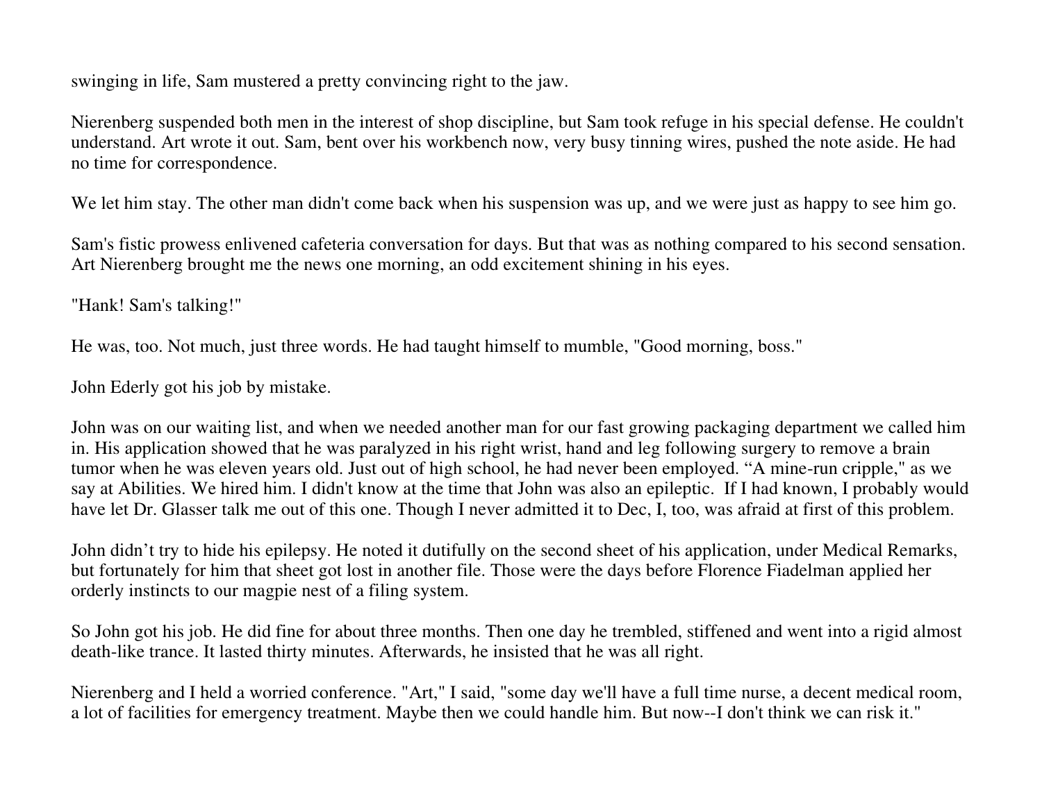swinging in life, Sam mustered a pretty convincing right to the jaw.

Nierenberg suspended both men in the interest of shop discipline, but Sam took refuge in his special defense. He couldn't understand. Art wrote it out. Sam, bent over his workbench now, very busy tinning wires, pushed the note aside. He had no time for correspondence.

We let him stay. The other man didn't come back when his suspension was up, and we were just as happy to see him go.

Sam's fistic prowess enlivened cafeteria conversation for days. But that was as nothing compared to his second sensation. Art Nierenberg brought me the news one morning, an odd excitement shining in his eyes.

"Hank! Sam's talking!"

He was, too. Not much, just three words. He had taught himself to mumble, "Good morning, boss."

John Ederly got his job by mistake.

John was on our waiting list, and when we needed another man for our fast growing packaging department we called him in. His application showed that he was paralyzed in his right wrist, hand and leg following surgery to remove a brain tumor when he was eleven years old. Just out of high school, he had never been employed. "A mine-run cripple," as we say at Abilities. We hired him. I didn't know at the time that John was also an epileptic. If I had known, I probably would have let Dr. Glasser talk me out of this one. Though I never admitted it to Dec, I, too, was afraid at first of this problem.

John didn't try to hide his epilepsy. He noted it dutifully on the second sheet of his application, under Medical Remarks, but fortunately for him that sheet got lost in another file. Those were the days before Florence Fiadelman applied her orderly instincts to our magpie nest of a filing system.

So John got his job. He did fine for about three months. Then one day he trembled, stiffened and went into a rigid almost death-like trance. It lasted thirty minutes. Afterwards, he insisted that he was all right.

Nierenberg and I held a worried conference. "Art," I said, "some day we'll have a full time nurse, a decent medical room, a lot of facilities for emergency treatment. Maybe then we could handle him. But now--I don't think we can risk it."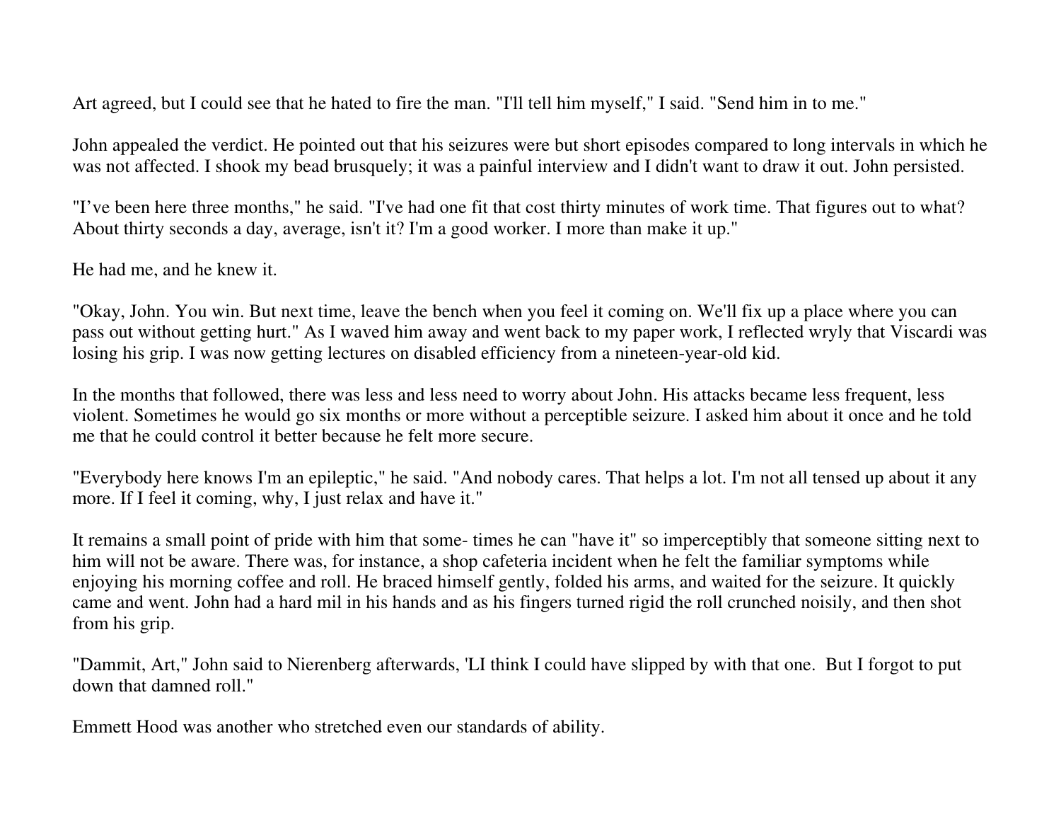Art agreed, but I could see that he hated to fire the man. "I'll tell him myself," I said. "Send him in to me."

John appealed the verdict. He pointed out that his seizures were but short episodes compared to long intervals in which he was not affected. I shook my bead brusquely; it was a painful interview and I didn't want to draw it out. John persisted.

"I’ve been here three months," he said. "I've had one fit that cost thirty minutes of work time. That figures out to what? About thirty seconds a day, average, isn't it? I'm a good worker. I more than make it up."

He had me, and he knew it.

"Okay, John. You win. But next time, leave the bench when you feel it coming on. We'll fix up a place where you can pass out without getting hurt." As I waved him away and went back to my paper work, I reflected wryly that Viscardi was losing his grip. I was now getting lectures on disabled efficiency from a nineteen-year-old kid.

In the months that followed, there was less and less need to worry about John. His attacks became less frequent, less violent. Sometimes he would go six months or more without a perceptible seizure. I asked him about it once and he told me that he could control it better because he felt more secure.

"Everybody here knows I'm an epileptic," he said. "And nobody cares. That helps a lot. I'm not all tensed up about it any more. If I feel it coming, why, I just relax and have it."

It remains a small point of pride with him that some- times he can "have it" so imperceptibly that someone sitting next to him will not be aware. There was, for instance, a shop cafeteria incident when he felt the familiar symptoms while enjoying his morning coffee and roll. He braced himself gently, folded his arms, and waited for the seizure. It quickly came and went. John had a hard mil in his hands and as his fingers turned rigid the roll crunched noisily, and then shot from his grip.

"Dammit, Art," John said to Nierenberg afterwards, 'LI think I could have slipped by with that one. But I forgot to put down that damned roll."

Emmett Hood was another who stretched even our standards of ability.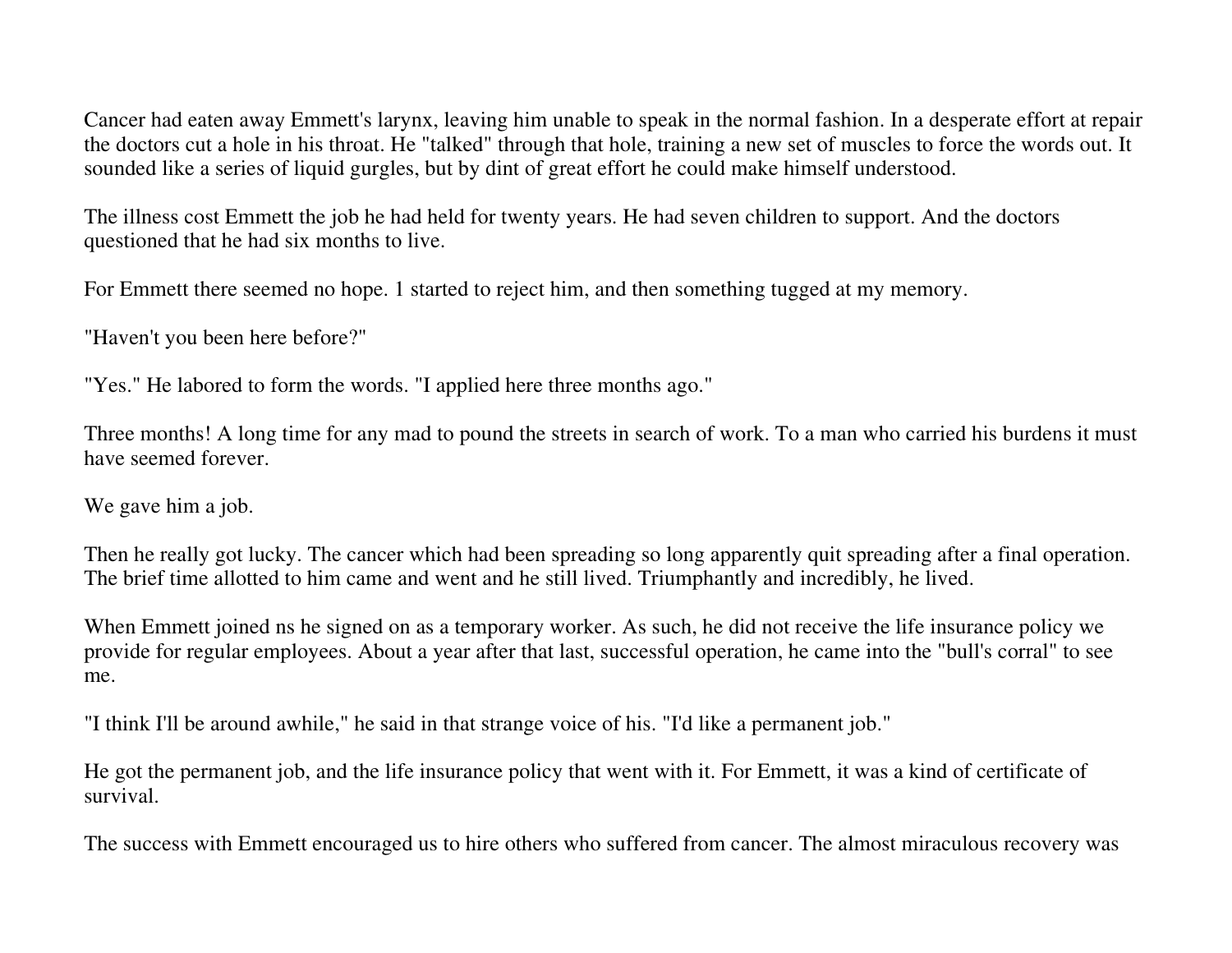Cancer had eaten away Emmett's larynx, leaving him unable to speak in the normal fashion. In a desperate effort at repair the doctors cut a hole in his throat. He "talked" through that hole, training a new set of muscles to force the words out. It sounded like a series of liquid gurgles, but by dint of great effort he could make himself understood.

The illness cost Emmett the job he had held for twenty years. He had seven children to support. And the doctors questioned that he had six months to live.

For Emmett there seemed no hope. 1 started to reject him, and then something tugged at my memory.

"Haven't you been here before?"

"Yes." He labored to form the words. "I applied here three months ago."

Three months! A long time for any mad to pound the streets in search of work. To a man who carried his burdens it must have seemed forever.

We gave him a job.

Then he really got lucky. The cancer which had been spreading so long apparently quit spreading after a final operation. The brief time allotted to him came and went and he still lived. Triumphantly and incredibly, he lived.

When Emmett joined ns he signed on as a temporary worker. As such, he did not receive the life insurance policy we provide for regular employees. About a year after that last, successful operation, he came into the "bull's corral" to see me.

"I think I'll be around awhile," he said in that strange voice of his. "I'd like a permanent job."

He got the permanent job, and the life insurance policy that went with it. For Emmett, it was a kind of certificate of survival.

The success with Emmett encouraged us to hire others who suffered from cancer. The almost miraculous recovery was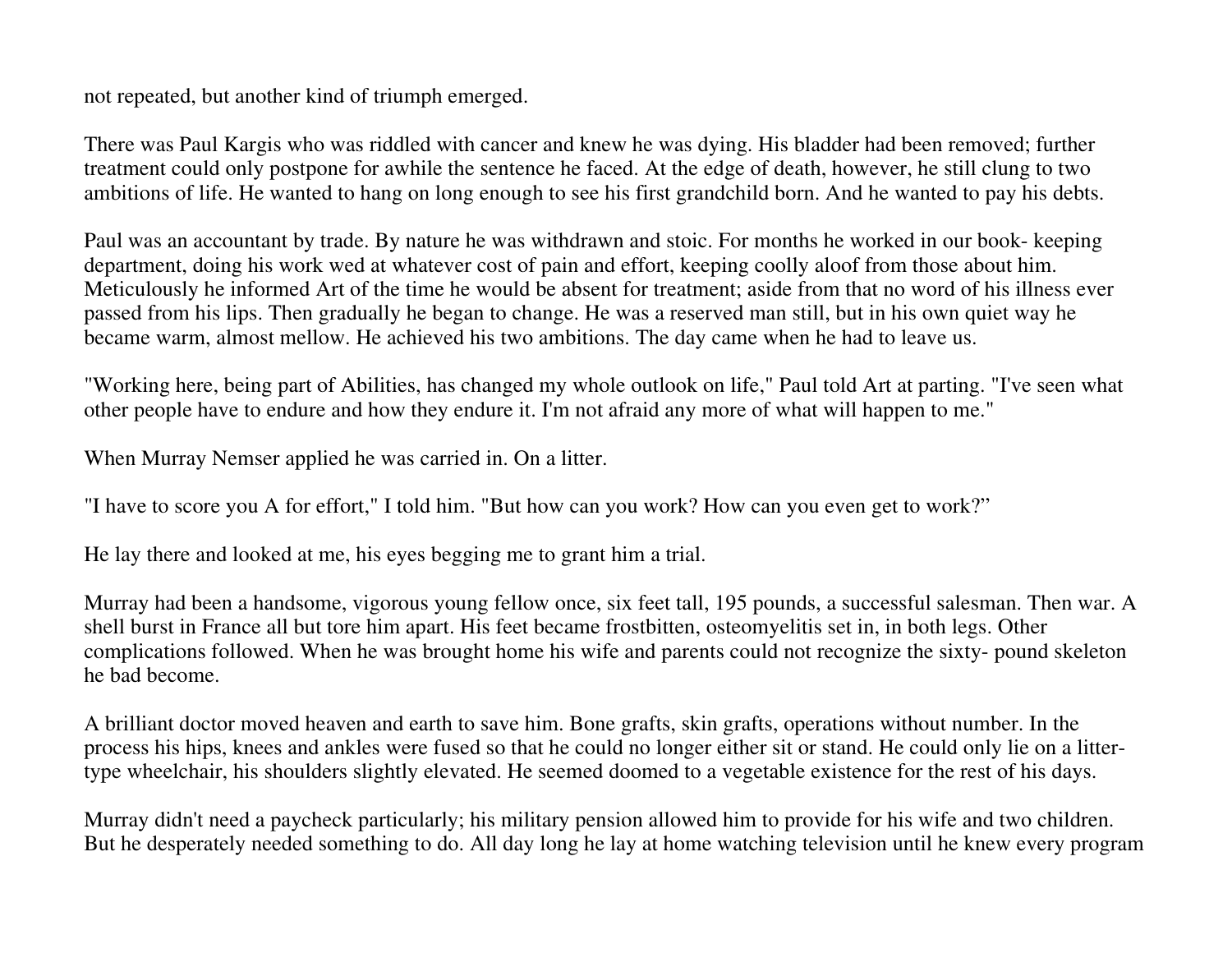not repeated, but another kind of triumph emerged.

There was Paul Kargis who was riddled with cancer and knew he was dying. His bladder had been removed; further treatment could only postpone for awhile the sentence he faced. At the edge of death, however, he still clung to two ambitions of life. He wanted to hang on long enough to see his first grandchild born. And he wanted to pay his debts.

Paul was an accountant by trade. By nature he was withdrawn and stoic. For months he worked in our book- keeping department, doing his work wed at whatever cost of pain and effort, keeping coolly aloof from those about him. Meticulously he informed Art of the time he would be absent for treatment; aside from that no word of his illness ever passed from his lips. Then gradually he began to change. He was a reserved man still, but in his own quiet way he became warm, almost mellow. He achieved his two ambitions. The day came when he had to leave us.

"Working here, being part of Abilities, has changed my whole outlook on life," Paul told Art at parting. "I've seen what other people have to endure and how they endure it. I'm not afraid any more of what will happen to me."

When Murray Nemser applied he was carried in. On a litter.

"I have to score you A for effort," I told him. "But how can you work? How can you even get to work?"

He lay there and looked at me, his eyes begging me to grant him a trial.

Murray had been a handsome, vigorous young fellow once, six feet tall, 195 pounds, a successful salesman. Then war. A shell burst in France all but tore him apart. His feet became frostbitten, osteomyelitis set in, in both legs. Other complications followed. When he was brought home his wife and parents could not recognize the sixty- pound skeleton he bad become.

A brilliant doctor moved heaven and earth to save him. Bone grafts, skin grafts, operations without number. In the process his hips, knees and ankles were fused so that he could no longer either sit or stand. He could only lie on a litter-type wheelchair, his shoulders slightly elevated. He seemed doomed to a vegetable existence for the rest of his days.

Murray didn't need a paycheck particularly; his military pension allowed him to provide for his wife and two children. But he desperately needed something to do. All day long he lay at home watching television until he knew every program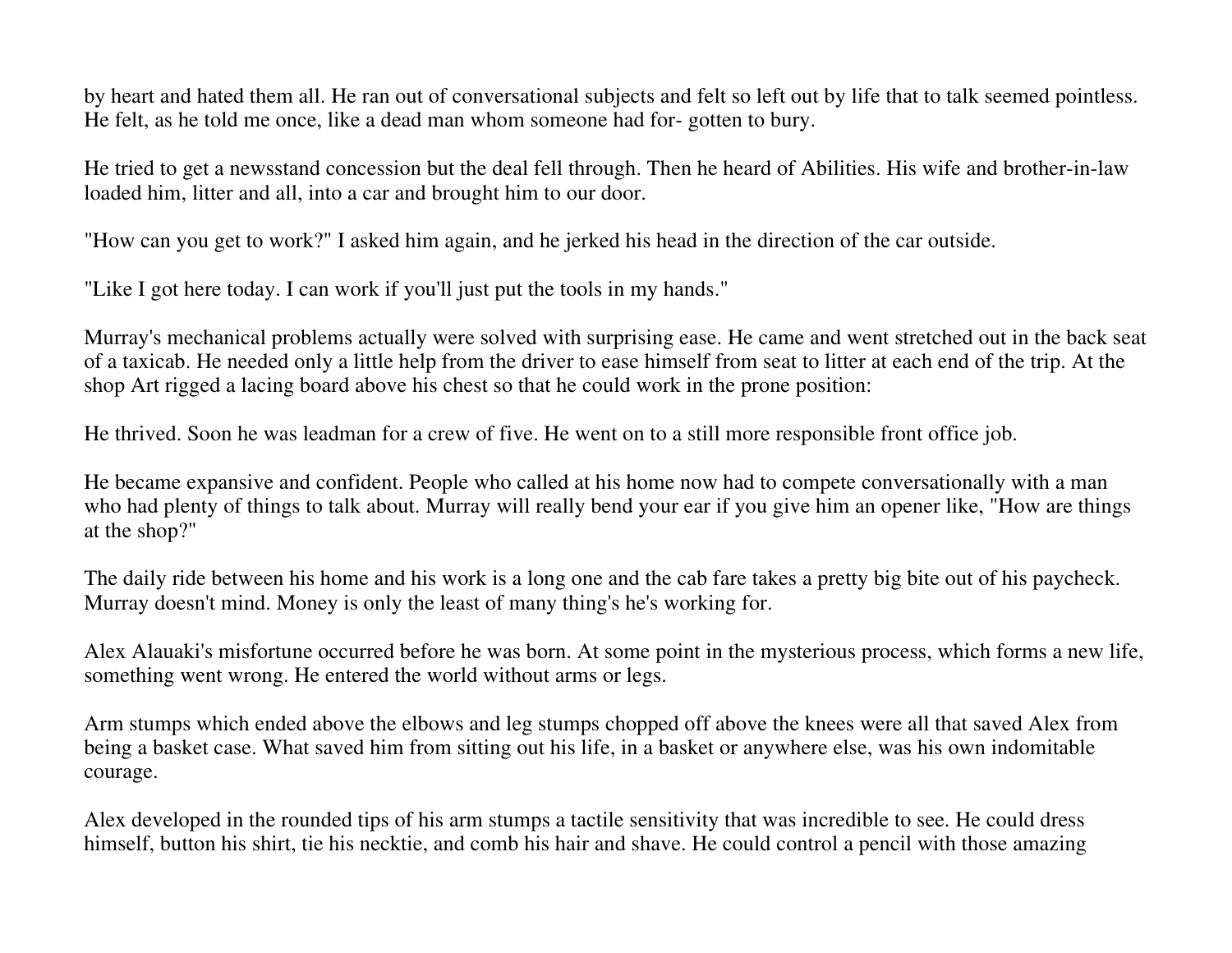by heart and hated them all. He ran out of conversational subjects and felt so left out by life that to talk seemed pointless. He felt, as he told me once, like a dead man whom someone had for- gotten to bury.

He tried to get a newsstand concession but the deal fell through. Then he heard of Abilities. His wife and brother-in-law loaded him, litter and all, into a car and brought him to our door.

"How can you get to work?" I asked him again, and he jerked his head in the direction of the car outside.

"Like I got here today. I can work if you'll just put the tools in my hands."

Murray's mechanical problems actually were solved with surprising ease. He came and went stretched out in the back seat of a taxicab. He needed only a little help from the driver to ease himself from seat to litter at each end of the trip. At the shop Art rigged a lacing board above his chest so that he could work in the prone position:

He thrived. Soon he was leadman for a crew of five. He went on to a still more responsible front office job.

He became expansive and confident. People who called at his home now had to compete conversationally with a man who had plenty of things to talk about. Murray will really bend your ear if you give him an opener like, "How are things at the shop?"

The daily ride between his home and his work is a long one and the cab fare takes a pretty big bite out of his paycheck. Murray doesn't mind. Money is only the least of many thing's he's working for.

Alex Alauaki's misfortune occurred before he was born. At some point in the mysterious process, which forms a new life, something went wrong. He entered the world without arms or legs.

Arm stumps which ended above the elbows and leg stumps chopped off above the knees were all that saved Alex from being a basket case. What saved him from sitting out his life, in a basket or anywhere else, was his own indomitable courage.

Alex developed in the rounded tips of his arm stumps a tactile sensitivity that was incredible to see. He could dress himself, button his shirt, tie his necktie, and comb his hair and shave. He could control a pencil with those amazing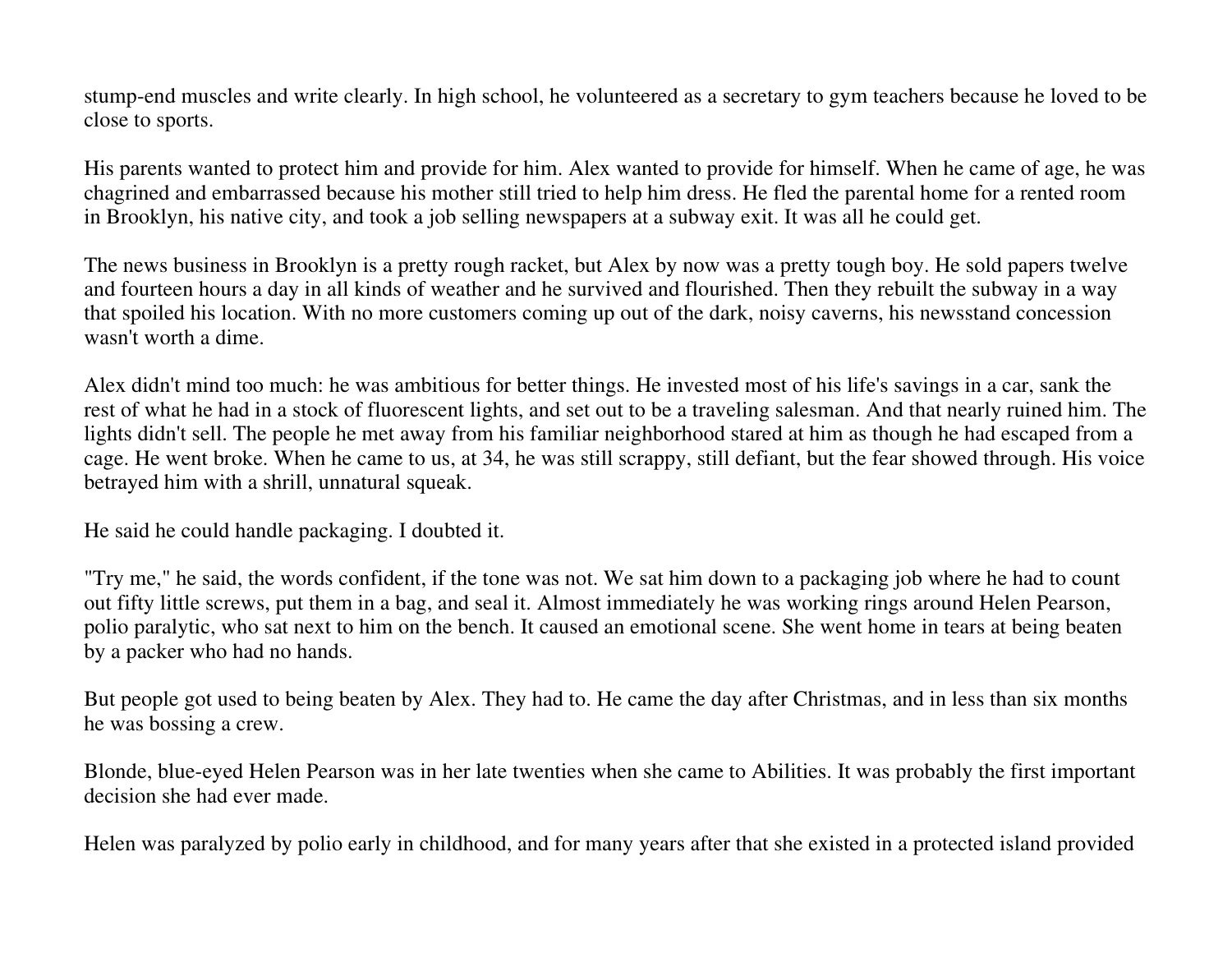stump-end muscles and write clearly. In high school, he volunteered as a secretary to gym teachers because he loved to be close to sports.

His parents wanted to protect him and provide for him. Alex wanted to provide for himself. When he came of age, he was chagrined and embarrassed because his mother still tried to help him dress. He fled the parental home for a rented room in Brooklyn, his native city, and took a job selling newspapers at a subway exit. It was all he could get.

The news business in Brooklyn is a pretty rough racket, but Alex by now was a pretty tough boy. He sold papers twelve and fourteen hours a day in all kinds of weather and he survived and flourished. Then they rebuilt the subway in a way that spoiled his location. With no more customers coming up out of the dark, noisy caverns, his newsstand concession wasn't worth a dime.

Alex didn't mind too much: he was ambitious for better things. He invested most of his life's savings in a car, sank the rest of what he had in a stock of fluorescent lights, and set out to be a traveling salesman. And that nearly ruined him. The lights didn't sell. The people he met away from his familiar neighborhood stared at him as though he had escaped from a cage. He went broke. When he came to us, at 34, he was still scrappy, still defiant, but the fear showed through. His voice betrayed him with a shrill, unnatural squeak.

He said he could handle packaging. I doubted it.

"Try me," he said, the words confident, if the tone was not. We sat him down to a packaging job where he had to count out fifty little screws, put them in a bag, and seal it. Almost immediately he was working rings around Helen Pearson, polio paralytic, who sat next to him on the bench. It caused an emotional scene. She went home in tears at being beaten by a packer who had no hands.

But people got used to being beaten by Alex. They had to. He came the day after Christmas, and in less than six months he was bossing a crew.

Blonde, blue-eyed Helen Pearson was in her late twenties when she came to Abilities. It was probably the first important decision she had ever made.

Helen was paralyzed by polio early in childhood, and for many years after that she existed in a protected island provided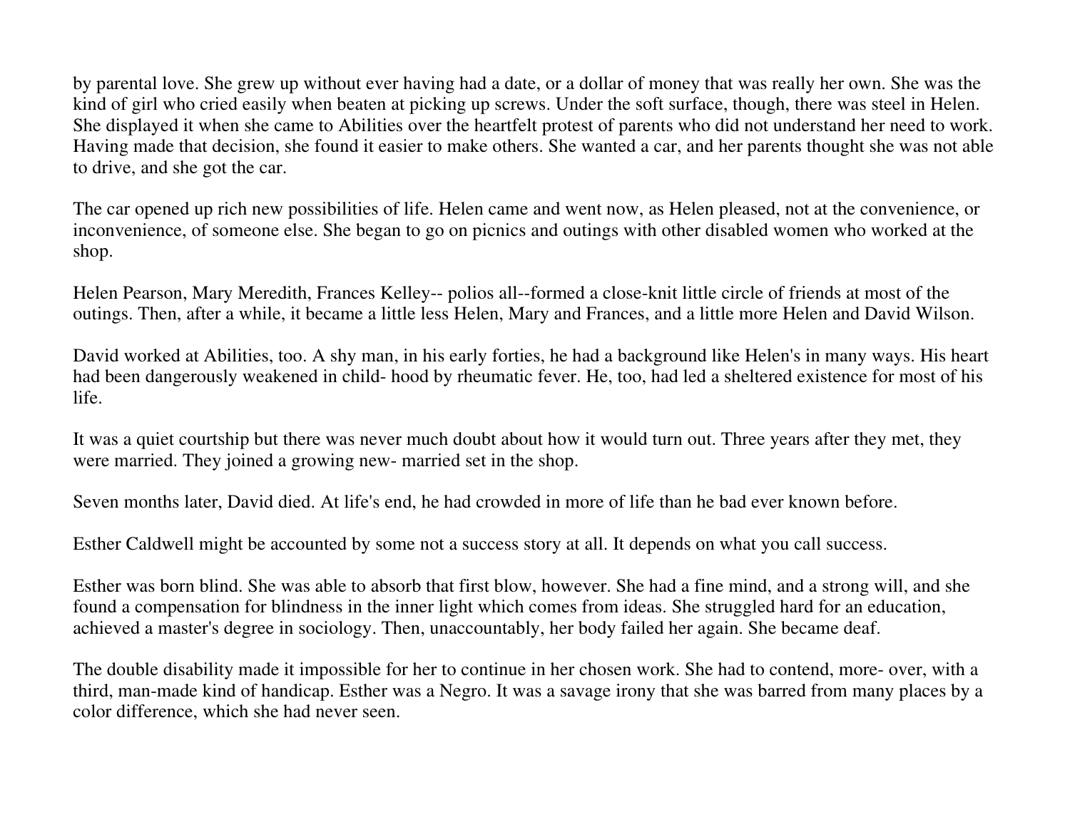by parental love. She grew up without ever having had a date, or a dollar of money that was really her own. She was the kind of girl who cried easily when beaten at picking up screws. Under the soft surface, though, there was steel in Helen. She displayed it when she came to Abilities over the heartfelt protest of parents who did not understand her need to work. Having made that decision, she found it easier to make others. She wanted a car, and her parents thought she was not able to drive, and she got the car.

The car opened up rich new possibilities of life. Helen came and went now, as Helen pleased, not at the convenience, or inconvenience, of someone else. She began to go on picnics and outings with other disabled women who worked at the shop.

Helen Pearson, Mary Meredith, Frances Kelley-- polios all--formed a close-knit little circle of friends at most of the outings. Then, after a while, it became a little less Helen, Mary and Frances, and a little more Helen and David Wilson.

David worked at Abilities, too. A shy man, in his early forties, he had a background like Helen's in many ways. His heart had been dangerously weakened in child- hood by rheumatic fever. He, too, had led a sheltered existence for most of his life.

It was a quiet courtship but there was never much doubt about how it would turn out. Three years after they met, they were married. They joined a growing new- married set in the shop.

Seven months later, David died. At life's end, he had crowded in more of life than he bad ever known before.

Esther Caldwell might be accounted by some not a success story at all. It depends on what you call success.

Esther was born blind. She was able to absorb that first blow, however. She had a fine mind, and a strong will, and she found a compensation for blindness in the inner light which comes from ideas. She struggled hard for an education, achieved a master's degree in sociology. Then, unaccountably, her body failed her again. She became deaf.

The double disability made it impossible for her to continue in her chosen work. She had to contend, more- over, with a third, man-made kind of handicap. Esther was a Negro. It was a savage irony that she was barred from many places by a color difference, which she had never seen.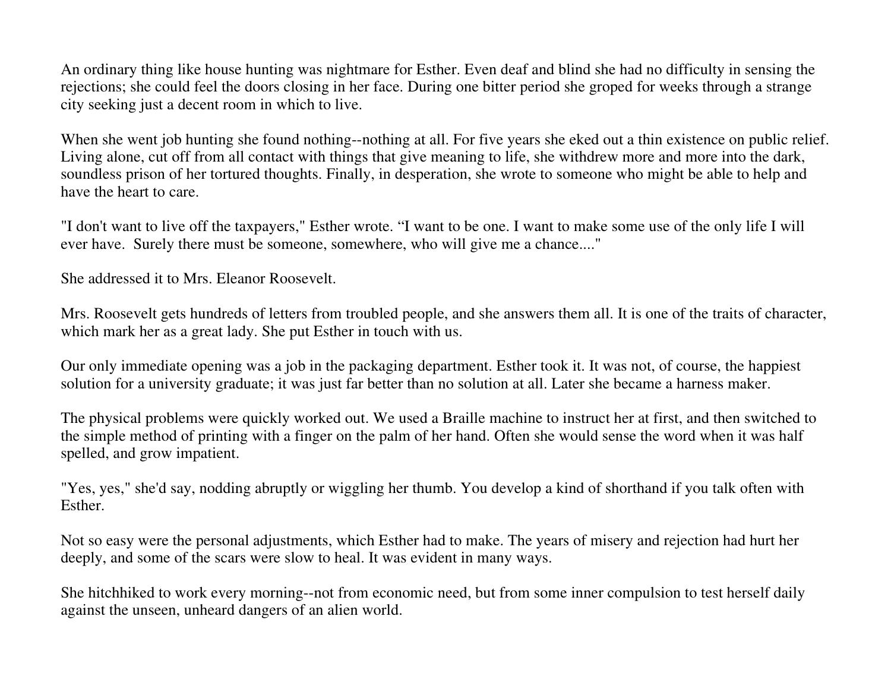An ordinary thing like house hunting was nightmare for Esther. Even deaf and blind she had no difficulty in sensing the rejections; she could feel the doors closing in her face. During one bitter period she groped for weeks through a strange city seeking just a decent room in which to live.

When she went job hunting she found nothing--nothing at all. For five years she eked out a thin existence on public relief. Living alone, cut off from all contact with things that give meaning to life, she withdrew more and more into the dark, soundless prison of her tortured thoughts. Finally, in desperation, she wrote to someone who might be able to help and have the heart to care.

"I don't want to live off the taxpayers," Esther wrote. "I want to be one. I want to make some use of the only life I will ever have.  Surely there must be someone, somewhere, who will give me a chance...."

She addressed it to Mrs. Eleanor Roosevelt.

Mrs. Roosevelt gets hundreds of letters from troubled people, and she answers them all. It is one of the traits of character, which mark her as a great lady. She put Esther in touch with us.

Our only immediate opening was a job in the packaging department. Esther took it. It was not, of course, the happiest solution for a university graduate; it was just far better than no solution at all. Later she became a harness maker.

The physical problems were quickly worked out. We used a Braille machine to instruct her at first, and then switched to the simple method of printing with a finger on the palm of her hand. Often she would sense the word when it was half spelled, and grow impatient.

"Yes, yes," she'd say, nodding abruptly or wiggling her thumb. You develop a kind of shorthand if you talk often with Esther.

Not so easy were the personal adjustments, which Esther had to make. The years of misery and rejection had hurt her deeply, and some of the scars were slow to heal. It was evident in many ways.

She hitchhiked to work every morning--not from economic need, but from some inner compulsion to test herself daily against the unseen, unheard dangers of an alien world.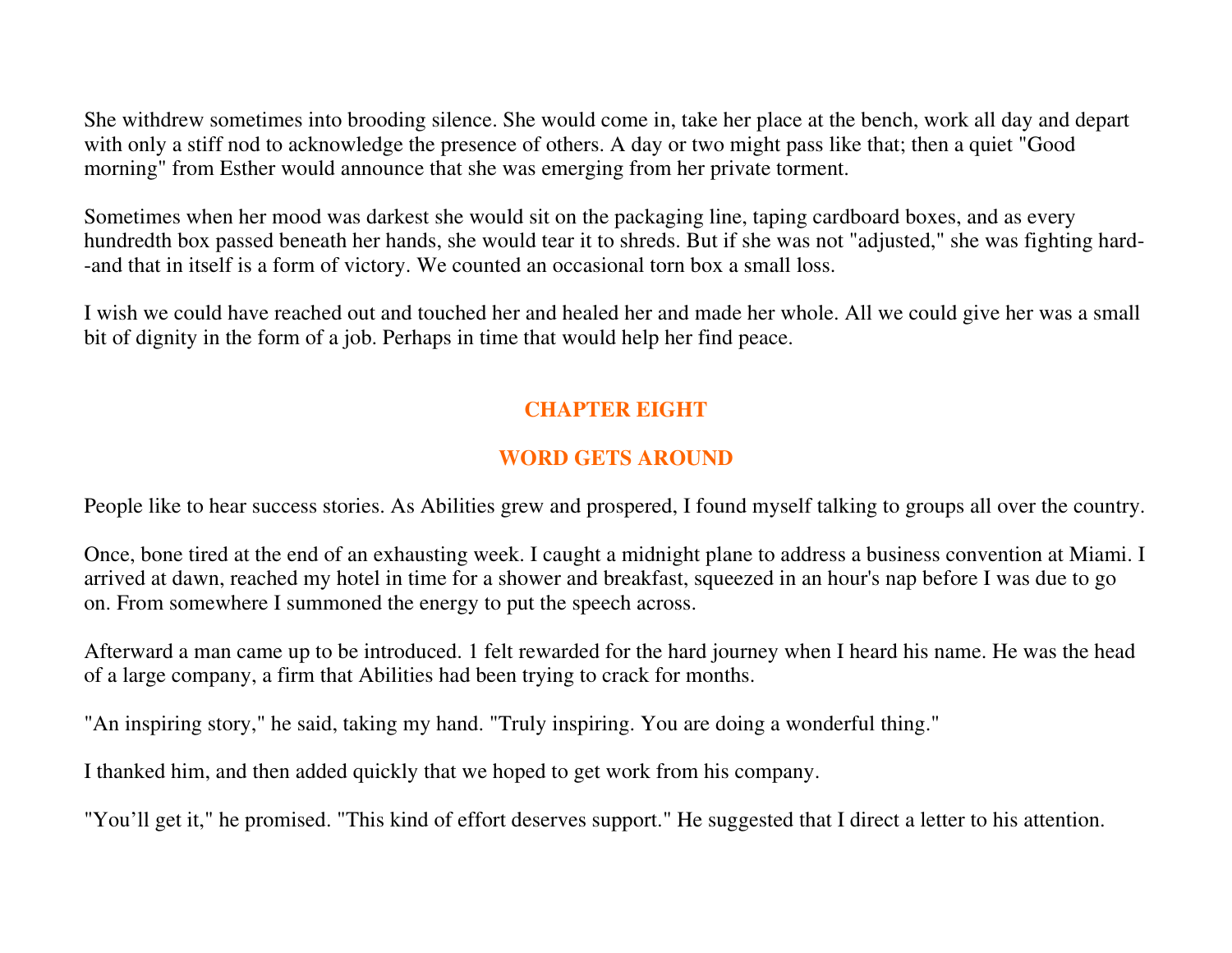She withdrew sometimes into brooding silence. She would come in, take her place at the bench, work all day and depart with only a stiff nod to acknowledge the presence of others. A day or two might pass like that; then a quiet "Good morning" from Esther would announce that she was emerging from her private torment.

Sometimes when her mood was darkest she would sit on the packaging line, taping cardboard boxes, and as every hundredth box passed beneath her hands, she would tear it to shreds. But if she was not "adjusted," she was fighting hard--and that in itself is a form of victory. We counted an occasional torn box a small loss.

I wish we could have reached out and touched her and healed her and made her whole. All we could give her was a small bit of dignity in the form of a job. Perhaps in time that would help her find peace.

## CHAPTER EIGHT

## WORD GETS AROUND

People like to hear success stories. As Abilities grew and prospered, I found myself talking to groups all over the country.

Once, bone tired at the end of an exhausting week. I caught a midnight plane to address a business convention at Miami. I arrived at dawn, reached my hotel in time for a shower and breakfast, squeezed in an hour's nap before I was due to go on. From somewhere I summoned the energy to put the speech across.

Afterward a man came up to be introduced. 1 felt rewarded for the hard journey when I heard his name. He was the head of a large company, a firm that Abilities had been trying to crack for months.

"An inspiring story," he said, taking my hand. "Truly inspiring. You are doing a wonderful thing."

I thanked him, and then added quickly that we hoped to get work from his company.

"You'll get it," he promised. "This kind of effort deserves support." He suggested that I direct a letter to his attention.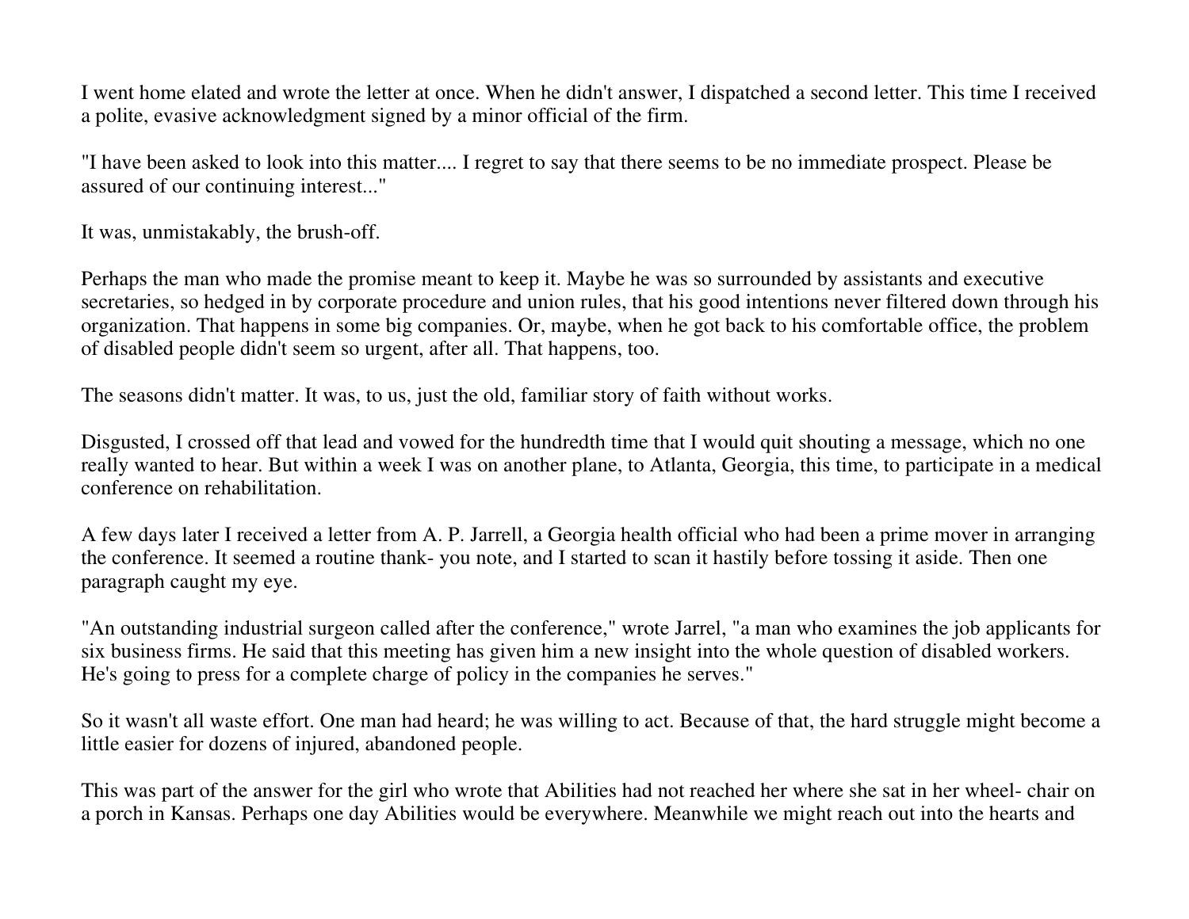I went home elated and wrote the letter at once. When he didn't answer, I dispatched a second letter. This time I received a polite, evasive acknowledgment signed by a minor official of the firm.

"I have been asked to look into this matter.... I regret to say that there seems to be no immediate prospect. Please be assured of our continuing interest..."

It was, unmistakably, the brush-off.

Perhaps the man who made the promise meant to keep it. Maybe he was so surrounded by assistants and executive secretaries, so hedged in by corporate procedure and union rules, that his good intentions never filtered down through his organization. That happens in some big companies. Or, maybe, when he got back to his comfortable office, the problem of disabled people didn't seem so urgent, after all. That happens, too.

The seasons didn't matter. It was, to us, just the old, familiar story of faith without works.

Disgusted, I crossed off that lead and vowed for the hundredth time that I would quit shouting a message, which no one really wanted to hear. But within a week I was on another plane, to Atlanta, Georgia, this time, to participate in a medical conference on rehabilitation.

A few days later I received a letter from A. P. Jarrell, a Georgia health official who had been a prime mover in arranging the conference. It seemed a routine thank- you note, and I started to scan it hastily before tossing it aside. Then one paragraph caught my eye.

"An outstanding industrial surgeon called after the conference," wrote Jarrel, "a man who examines the job applicants for six business firms. He said that this meeting has given him a new insight into the whole question of disabled workers. He's going to press for a complete charge of policy in the companies he serves."

So it wasn't all waste effort. One man had heard; he was willing to act. Because of that, the hard struggle might become a little easier for dozens of injured, abandoned people.

This was part of the answer for the girl who wrote that Abilities had not reached her where she sat in her wheel- chair on a porch in Kansas. Perhaps one day Abilities would be everywhere. Meanwhile we might reach out into the hearts and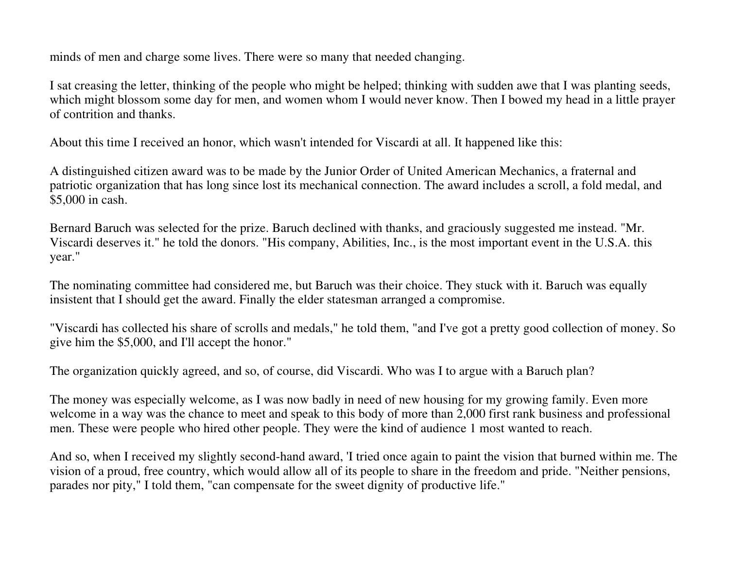minds of men and charge some lives. There were so many that needed changing.

I sat creasing the letter, thinking of the people who might be helped; thinking with sudden awe that I was planting seeds, which might blossom some day for men, and women whom I would never know. Then I bowed my head in a little prayer of contrition and thanks.

About this time I received an honor, which wasn't intended for Viscardi at all. It happened like this:

A distinguished citizen award was to be made by the Junior Order of United American Mechanics, a fraternal and patriotic organization that has long since lost its mechanical connection. The award includes a scroll, a fold medal, and $5,000 in cash.

Bernard Baruch was selected for the prize. Baruch declined with thanks, and graciously suggested me instead. "Mr. Viscardi deserves it." he told the donors. "His company, Abilities, Inc., is the most important event in the U.S.A. this year."

The nominating committee had considered me, but Baruch was their choice. They stuck with it. Baruch was equally insistent that I should get the award. Finally the elder statesman arranged a compromise.

"Viscardi has collected his share of scrolls and medals," he told them, "and I've got a pretty good collection of money. So give him the $5,000, and I'll accept the honor."

The organization quickly agreed, and so, of course, did Viscardi. Who was I to argue with a Baruch plan?

The money was especially welcome, as I was now badly in need of new housing for my growing family. Even more welcome in a way was the chance to meet and speak to this body of more than 2,000 first rank business and professional men. These were people who hired other people. They were the kind of audience 1 most wanted to reach.

And so, when I received my slightly second-hand award, 'I tried once again to paint the vision that burned within me. The vision of a proud, free country, which would allow all of its people to share in the freedom and pride. "Neither pensions, parades nor pity," I told them, "can compensate for the sweet dignity of productive life."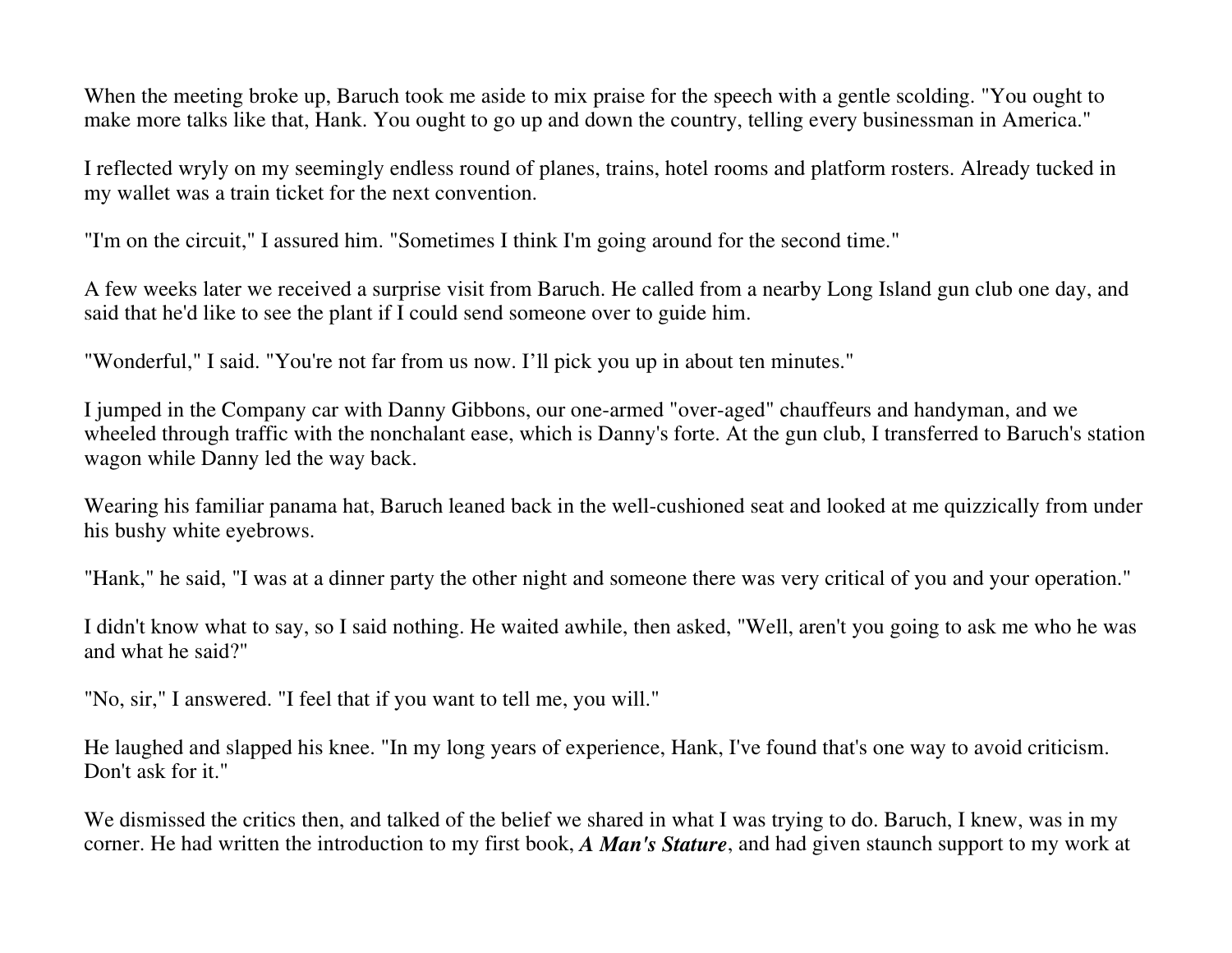When the meeting broke up, Baruch took me aside to mix praise for the speech with a gentle scolding. "You ought to make more talks like that, Hank. You ought to go up and down the country, telling every businessman in America."

I reflected wryly on my seemingly endless round of planes, trains, hotel rooms and platform rosters. Already tucked in my wallet was a train ticket for the next convention.

"I'm on the circuit," I assured him. "Sometimes I think I'm going around for the second time."

A few weeks later we received a surprise visit from Baruch. He called from a nearby Long Island gun club one day, and said that he'd like to see the plant if I could send someone over to guide him.

"Wonderful," I said. "You're not far from us now. I'll pick you up in about ten minutes."

I jumped in the Company car with Danny Gibbons, our one-armed "over-aged" chauffeurs and handyman, and we wheeled through traffic with the nonchalant ease, which is Danny's forte. At the gun club, I transferred to Baruch's station wagon while Danny led the way back.

Wearing his familiar panama hat, Baruch leaned back in the well-cushioned seat and looked at me quizzically from under his bushy white eyebrows.

"Hank," he said, "I was at a dinner party the other night and someone there was very critical of you and your operation."

I didn't know what to say, so I said nothing. He waited awhile, then asked, "Well, aren't you going to ask me who he was and what he said?"

"No, sir," I answered. "I feel that if you want to tell me, you will."

He laughed and slapped his knee. "In my long years of experience, Hank, I've found that's one way to avoid criticism. Don't ask for it."

We dismissed the critics then, and talked of the belief we shared in what I was trying to do. Baruch, I knew, was in my corner. He had written the introduction to my first book, ***A Man's Stature***, and had given staunch support to my work at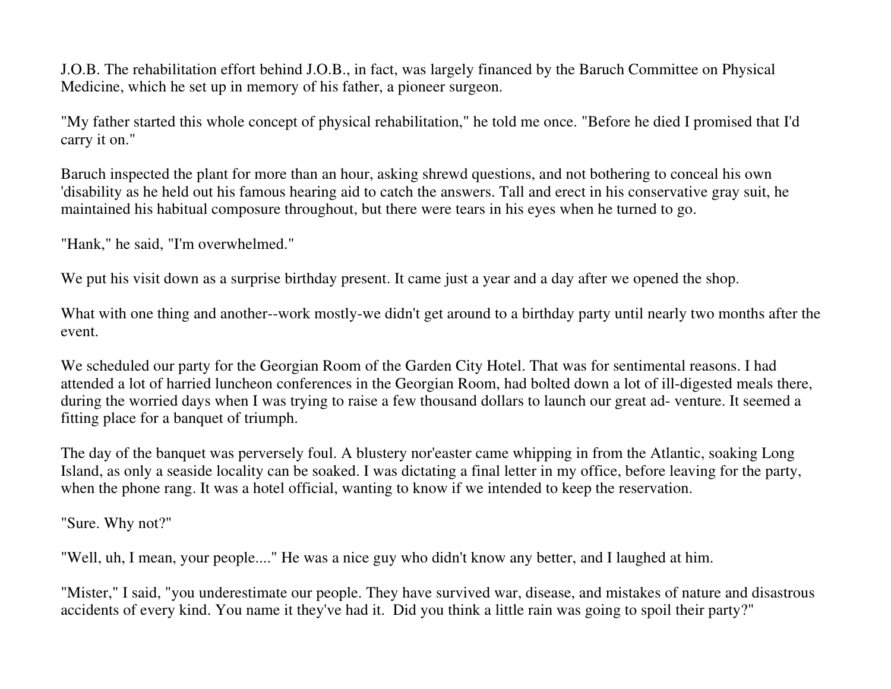J.O.B. The rehabilitation effort behind J.O.B., in fact, was largely financed by the Baruch Committee on Physical Medicine, which he set up in memory of his father, a pioneer surgeon.

"My father started this whole concept of physical rehabilitation," he told me once. "Before he died I promised that I'd carry it on."

Baruch inspected the plant for more than an hour, asking shrewd questions, and not bothering to conceal his own 'disability as he held out his famous hearing aid to catch the answers. Tall and erect in his conservative gray suit, he maintained his habitual composure throughout, but there were tears in his eyes when he turned to go.

"Hank," he said, "I'm overwhelmed."

We put his visit down as a surprise birthday present. It came just a year and a day after we opened the shop.

What with one thing and another--work mostly-we didn't get around to a birthday party until nearly two months after the event.

We scheduled our party for the Georgian Room of the Garden City Hotel. That was for sentimental reasons. I had attended a lot of harried luncheon conferences in the Georgian Room, had bolted down a lot of ill-digested meals there, during the worried days when I was trying to raise a few thousand dollars to launch our great ad- venture. It seemed a fitting place for a banquet of triumph.

The day of the banquet was perversely foul. A blustery nor'easter came whipping in from the Atlantic, soaking Long Island, as only a seaside locality can be soaked. I was dictating a final letter in my office, before leaving for the party, when the phone rang. It was a hotel official, wanting to know if we intended to keep the reservation.

"Sure. Why not?"

"Well, uh, I mean, your people...." He was a nice guy who didn't know any better, and I laughed at him.

"Mister," I said, "you underestimate our people. They have survived war, disease, and mistakes of nature and disastrous accidents of every kind. You name it they've had it. Did you think a little rain was going to spoil their party?"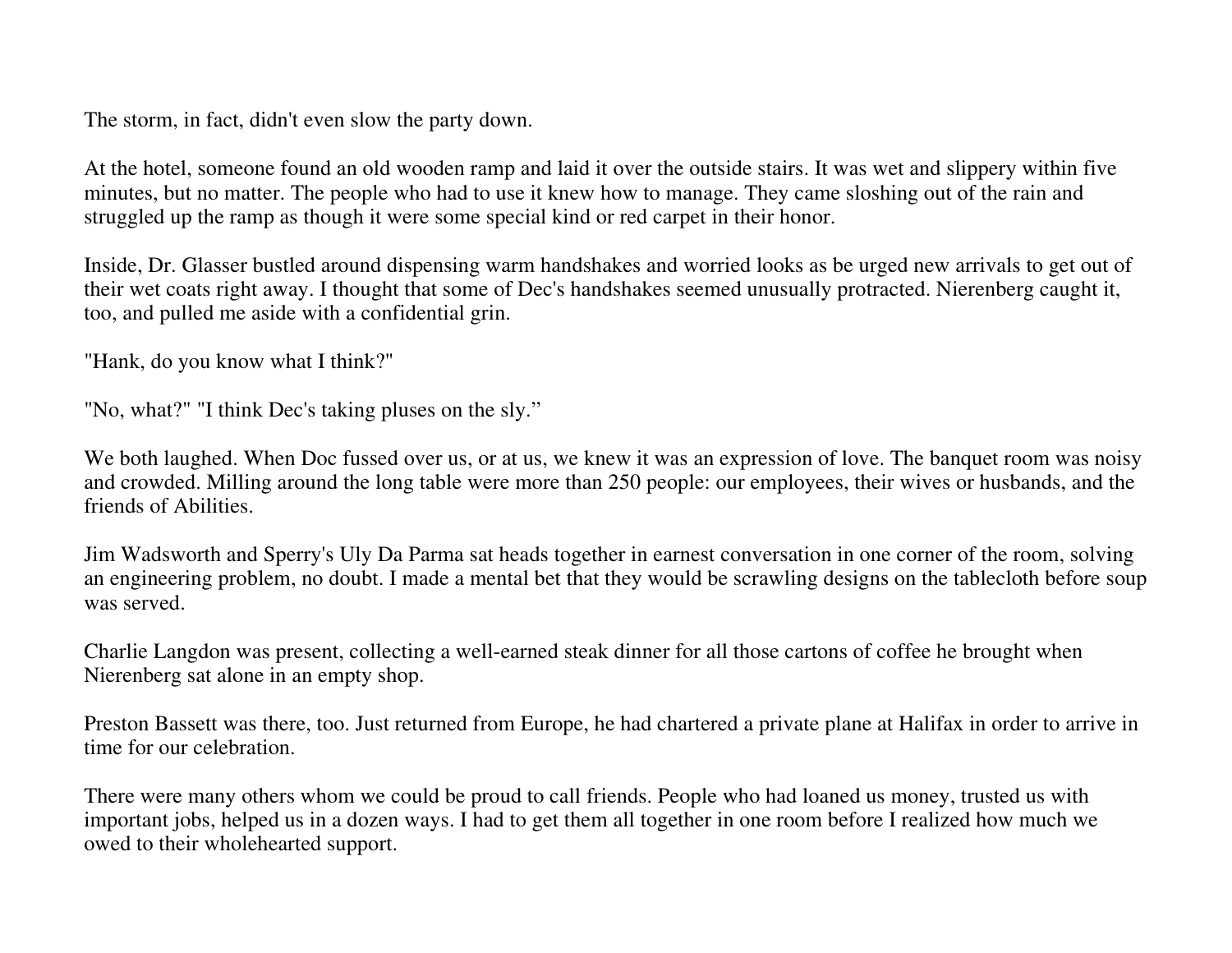The storm, in fact, didn't even slow the party down.

At the hotel, someone found an old wooden ramp and laid it over the outside stairs. It was wet and slippery within five minutes, but no matter. The people who had to use it knew how to manage. They came sloshing out of the rain and struggled up the ramp as though it were some special kind or red carpet in their honor.

Inside, Dr. Glasser bustled around dispensing warm handshakes and worried looks as be urged new arrivals to get out of their wet coats right away. I thought that some of Dec's handshakes seemed unusually protracted. Nierenberg caught it, too, and pulled me aside with a confidential grin.

"Hank, do you know what I think?"

"No, what?" "I think Dec's taking pluses on the sly."

We both laughed. When Doc fussed over us, or at us, we knew it was an expression of love. The banquet room was noisy and crowded. Milling around the long table were more than 250 people: our employees, their wives or husbands, and the friends of Abilities.

Jim Wadsworth and Sperry's Uly Da Parma sat heads together in earnest conversation in one corner of the room, solving an engineering problem, no doubt. I made a mental bet that they would be scrawling designs on the tablecloth before soup was served.

Charlie Langdon was present, collecting a well-earned steak dinner for all those cartons of coffee he brought when Nierenberg sat alone in an empty shop.

Preston Bassett was there, too. Just returned from Europe, he had chartered a private plane at Halifax in order to arrive in time for our celebration.

There were many others whom we could be proud to call friends. People who had loaned us money, trusted us with important jobs, helped us in a dozen ways. I had to get them all together in one room before I realized how much we owed to their wholehearted support.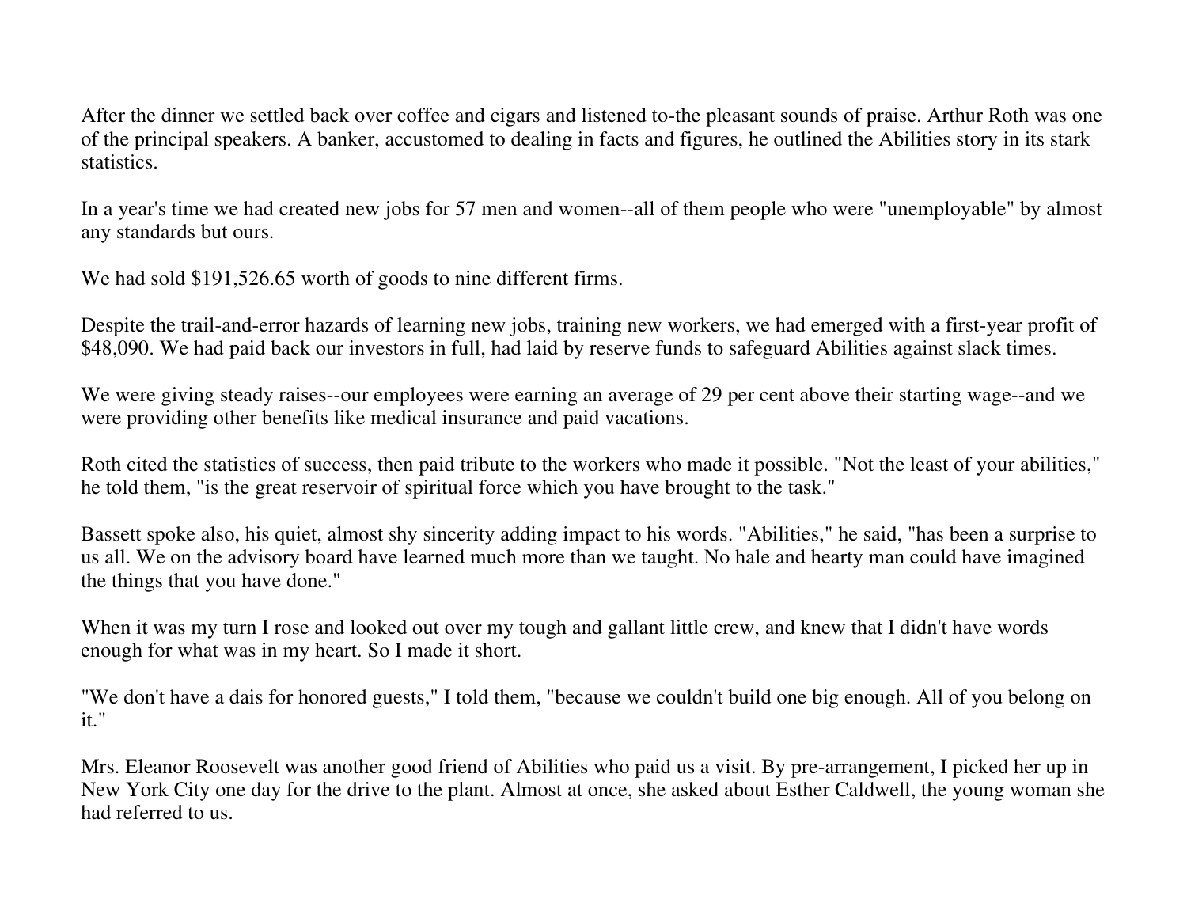After the dinner we settled back over coffee and cigars and listened to-the pleasant sounds of praise. Arthur Roth was one of the principal speakers. A banker, accustomed to dealing in facts and figures, he outlined the Abilities story in its stark statistics.

In a year's time we had created new jobs for 57 men and women--all of them people who were "unemployable" by almost any standards but ours.

We had sold $191,526.65 worth of goods to nine different firms.

Despite the trail-and-error hazards of learning new jobs, training new workers, we had emerged with a first-year profit of $48,090. We had paid back our investors in full, had laid by reserve funds to safeguard Abilities against slack times.

We were giving steady raises--our employees were earning an average of 29 per cent above their starting wage--and we were providing other benefits like medical insurance and paid vacations.

Roth cited the statistics of success, then paid tribute to the workers who made it possible. "Not the least of your abilities," he told them, "is the great reservoir of spiritual force which you have brought to the task."

Bassett spoke also, his quiet, almost shy sincerity adding impact to his words. "Abilities," he said, "has been a surprise to us all. We on the advisory board have learned much more than we taught. No hale and hearty man could have imagined the things that you have done."

When it was my turn I rose and looked out over my tough and gallant little crew, and knew that I didn't have words enough for what was in my heart. So I made it short.

"We don't have a dais for honored guests," I told them, "because we couldn't build one big enough. All of you belong on it."

Mrs. Eleanor Roosevelt was another good friend of Abilities who paid us a visit. By pre-arrangement, I picked her up in New York City one day for the drive to the plant. Almost at once, she asked about Esther Caldwell, the young woman she had referred to us.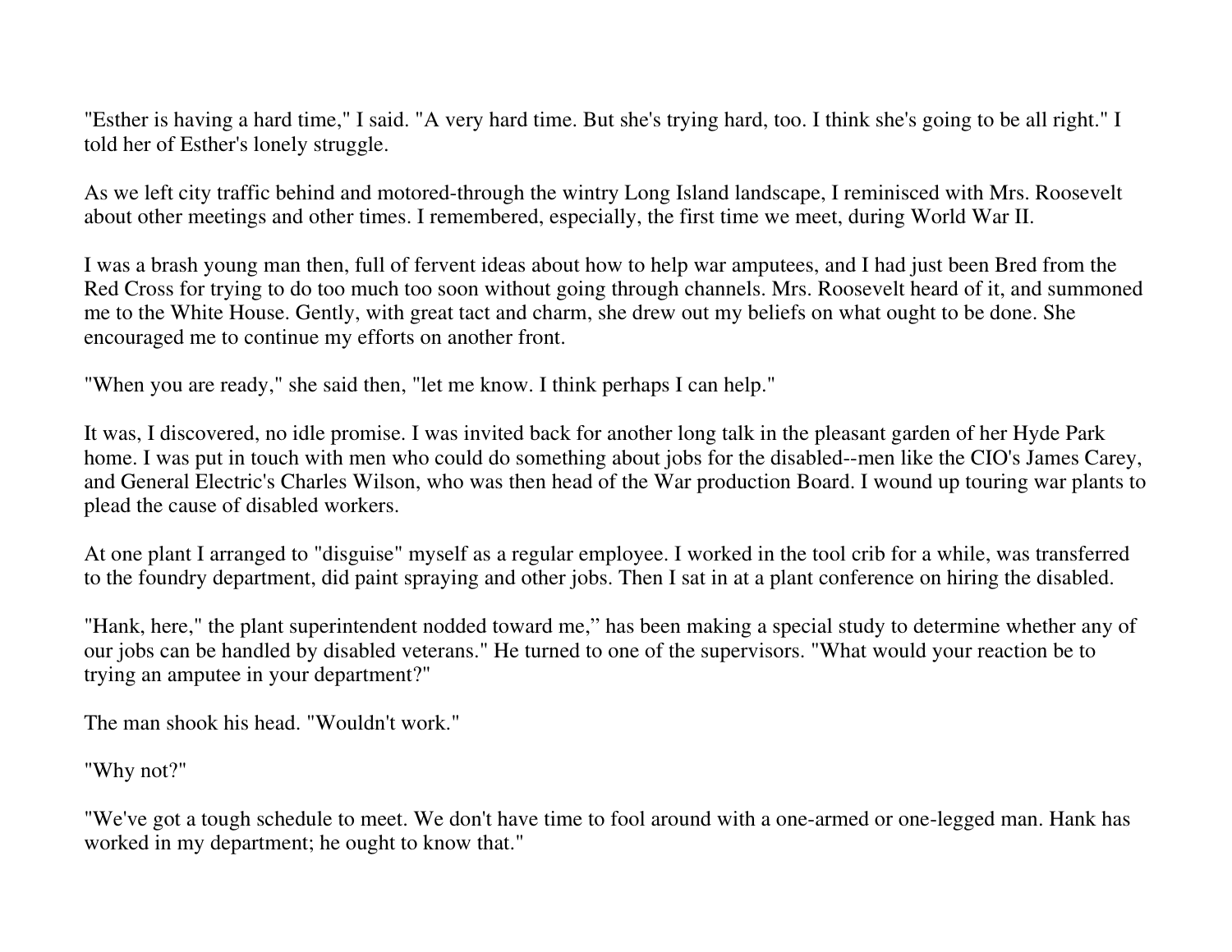"Esther is having a hard time," I said. "A very hard time. But she's trying hard, too. I think she's going to be all right." I told her of Esther's lonely struggle.

As we left city traffic behind and motored-through the wintry Long Island landscape, I reminisced with Mrs. Roosevelt about other meetings and other times. I remembered, especially, the first time we meet, during World War II.

I was a brash young man then, full of fervent ideas about how to help war amputees, and I had just been Bred from the Red Cross for trying to do too much too soon without going through channels. Mrs. Roosevelt heard of it, and summoned me to the White House. Gently, with great tact and charm, she drew out my beliefs on what ought to be done. She encouraged me to continue my efforts on another front.

"When you are ready," she said then, "let me know. I think perhaps I can help."

It was, I discovered, no idle promise. I was invited back for another long talk in the pleasant garden of her Hyde Park home. I was put in touch with men who could do something about jobs for the disabled--men like the CIO's James Carey, and General Electric's Charles Wilson, who was then head of the War production Board. I wound up touring war plants to plead the cause of disabled workers.

At one plant I arranged to "disguise" myself as a regular employee. I worked in the tool crib for a while, was transferred to the foundry department, did paint spraying and other jobs. Then I sat in at a plant conference on hiring the disabled.

"Hank, here," the plant superintendent nodded toward me," has been making a special study to determine whether any of our jobs can be handled by disabled veterans." He turned to one of the supervisors. "What would your reaction be to trying an amputee in your department?"

The man shook his head. "Wouldn't work."

"Why not?"

"We've got a tough schedule to meet. We don't have time to fool around with a one-armed or one-legged man. Hank has worked in my department; he ought to know that."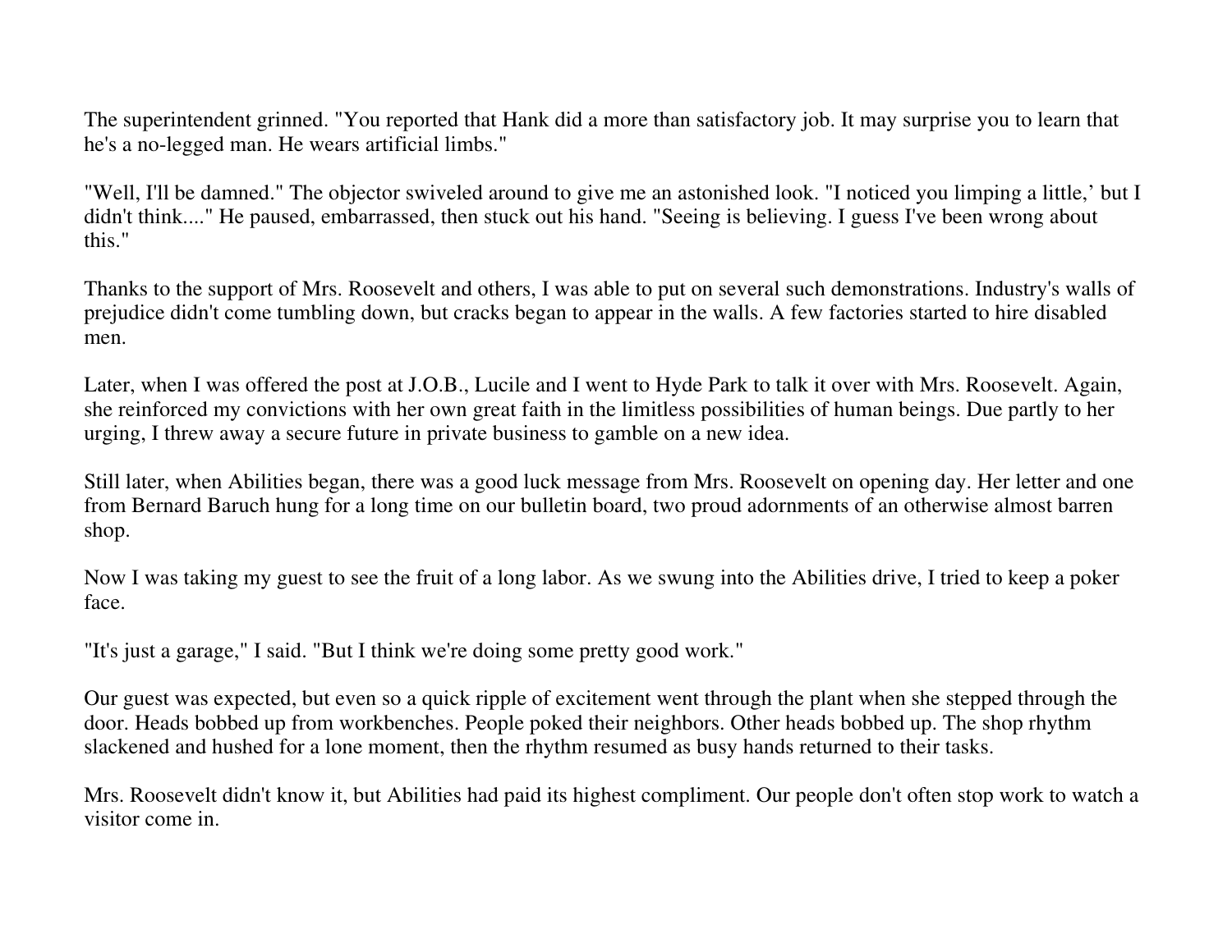The superintendent grinned. "You reported that Hank did a more than satisfactory job. It may surprise you to learn that he's a no-legged man. He wears artificial limbs."

"Well, I'll be damned." The objector swiveled around to give me an astonished look. "I noticed you limping a little,' but I didn't think...." He paused, embarrassed, then stuck out his hand. "Seeing is believing. I guess I've been wrong about this."

Thanks to the support of Mrs. Roosevelt and others, I was able to put on several such demonstrations. Industry's walls of prejudice didn't come tumbling down, but cracks began to appear in the walls. A few factories started to hire disabled men.

Later, when I was offered the post at J.O.B., Lucile and I went to Hyde Park to talk it over with Mrs. Roosevelt. Again, she reinforced my convictions with her own great faith in the limitless possibilities of human beings. Due partly to her urging, I threw away a secure future in private business to gamble on a new idea.

Still later, when Abilities began, there was a good luck message from Mrs. Roosevelt on opening day. Her letter and one from Bernard Baruch hung for a long time on our bulletin board, two proud adornments of an otherwise almost barren shop.

Now I was taking my guest to see the fruit of a long labor. As we swung into the Abilities drive, I tried to keep a poker face.

"It's just a garage," I said. "But I think we're doing some pretty good work."

Our guest was expected, but even so a quick ripple of excitement went through the plant when she stepped through the door. Heads bobbed up from workbenches. People poked their neighbors. Other heads bobbed up. The shop rhythm slackened and hushed for a lone moment, then the rhythm resumed as busy hands returned to their tasks.

Mrs. Roosevelt didn't know it, but Abilities had paid its highest compliment. Our people don't often stop work to watch a visitor come in.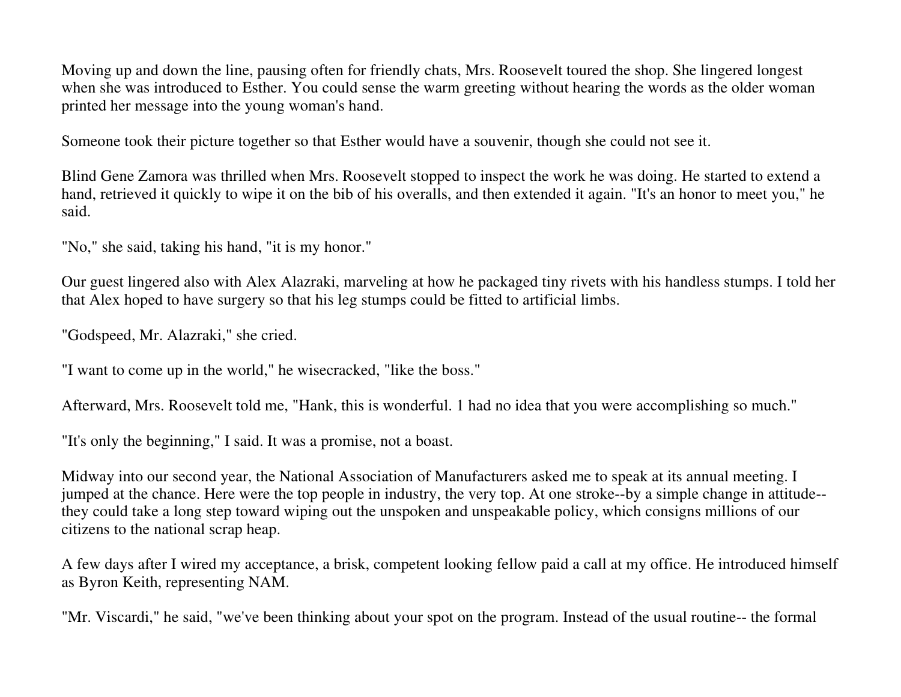Moving up and down the line, pausing often for friendly chats, Mrs. Roosevelt toured the shop. She lingered longest when she was introduced to Esther. You could sense the warm greeting without hearing the words as the older woman printed her message into the young woman's hand.

Someone took their picture together so that Esther would have a souvenir, though she could not see it.

Blind Gene Zamora was thrilled when Mrs. Roosevelt stopped to inspect the work he was doing. He started to extend a hand, retrieved it quickly to wipe it on the bib of his overalls, and then extended it again. "It's an honor to meet you," he said.

"No," she said, taking his hand, "it is my honor."

Our guest lingered also with Alex Alazraki, marveling at how he packaged tiny rivets with his handless stumps. I told her that Alex hoped to have surgery so that his leg stumps could be fitted to artificial limbs.

"Godspeed, Mr. Alazraki," she cried.

"I want to come up in the world," he wisecracked, "like the boss."

Afterward, Mrs. Roosevelt told me, "Hank, this is wonderful. 1 had no idea that you were accomplishing so much."

"It's only the beginning," I said. It was a promise, not a boast.

Midway into our second year, the National Association of Manufacturers asked me to speak at its annual meeting. I jumped at the chance. Here were the top people in industry, the very top. At one stroke--by a simple change in attitude--they could take a long step toward wiping out the unspoken and unspeakable policy, which consigns millions of our citizens to the national scrap heap.

A few days after I wired my acceptance, a brisk, competent looking fellow paid a call at my office. He introduced himself as Byron Keith, representing NAM.

"Mr. Viscardi," he said, "we've been thinking about your spot on the program. Instead of the usual routine-- the formal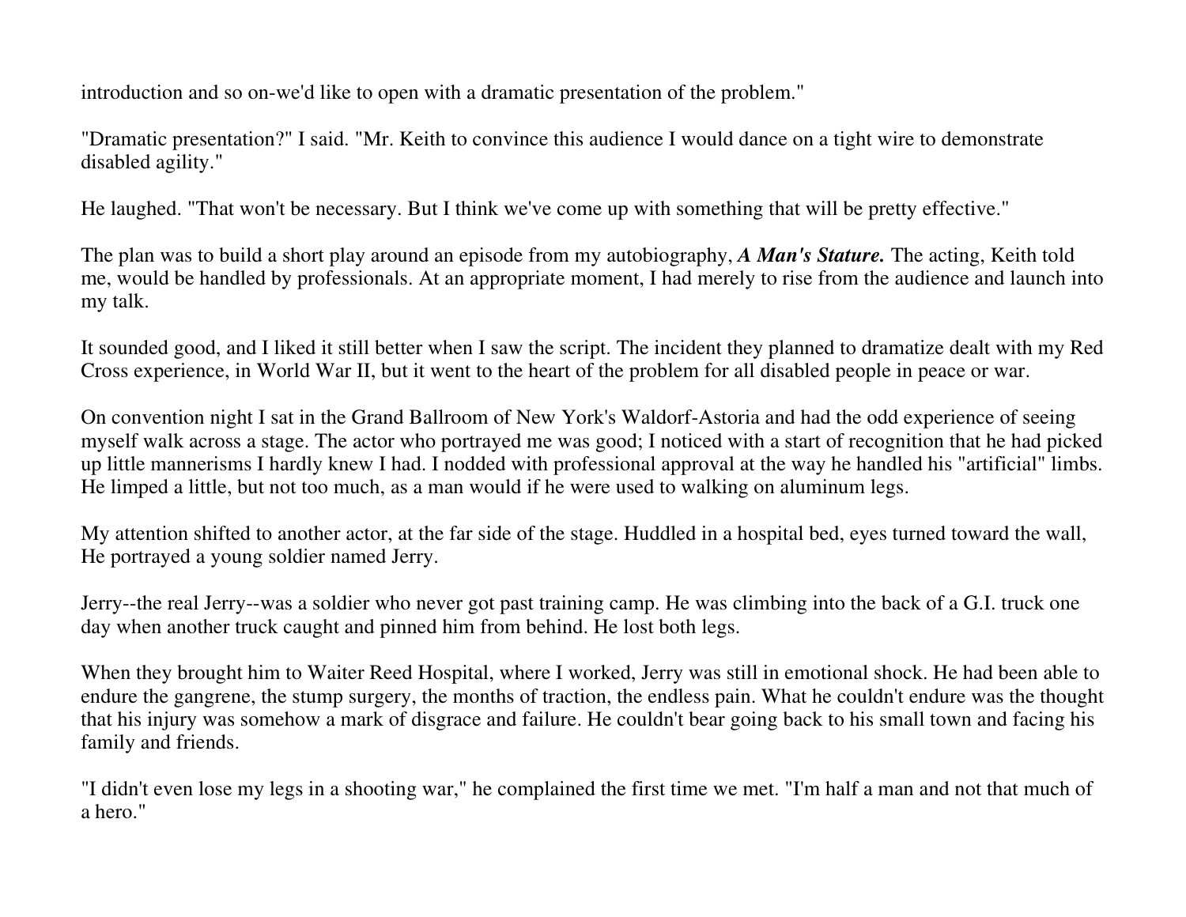introduction and so on-we'd like to open with a dramatic presentation of the problem."

"Dramatic presentation?" I said. "Mr. Keith to convince this audience I would dance on a tight wire to demonstrate disabled agility."

He laughed. "That won't be necessary. But I think we've come up with something that will be pretty effective."

The plan was to build a short play around an episode from my autobiography, ***A Man's Stature.*** The acting, Keith told me, would be handled by professionals. At an appropriate moment, I had merely to rise from the audience and launch into my talk.

It sounded good, and I liked it still better when I saw the script. The incident they planned to dramatize dealt with my Red Cross experience, in World War II, but it went to the heart of the problem for all disabled people in peace or war.

On convention night I sat in the Grand Ballroom of New York's Waldorf-Astoria and had the odd experience of seeing myself walk across a stage. The actor who portrayed me was good; I noticed with a start of recognition that he had picked up little mannerisms I hardly knew I had. I nodded with professional approval at the way he handled his "artificial" limbs. He limped a little, but not too much, as a man would if he were used to walking on aluminum legs.

My attention shifted to another actor, at the far side of the stage. Huddled in a hospital bed, eyes turned toward the wall, He portrayed a young soldier named Jerry.

Jerry--the real Jerry--was a soldier who never got past training camp. He was climbing into the back of a G.I. truck one day when another truck caught and pinned him from behind. He lost both legs.

When they brought him to Waiter Reed Hospital, where I worked, Jerry was still in emotional shock. He had been able to endure the gangrene, the stump surgery, the months of traction, the endless pain. What he couldn't endure was the thought that his injury was somehow a mark of disgrace and failure. He couldn't bear going back to his small town and facing his family and friends.

"I didn't even lose my legs in a shooting war," he complained the first time we met. "I'm half a man and not that much of a hero."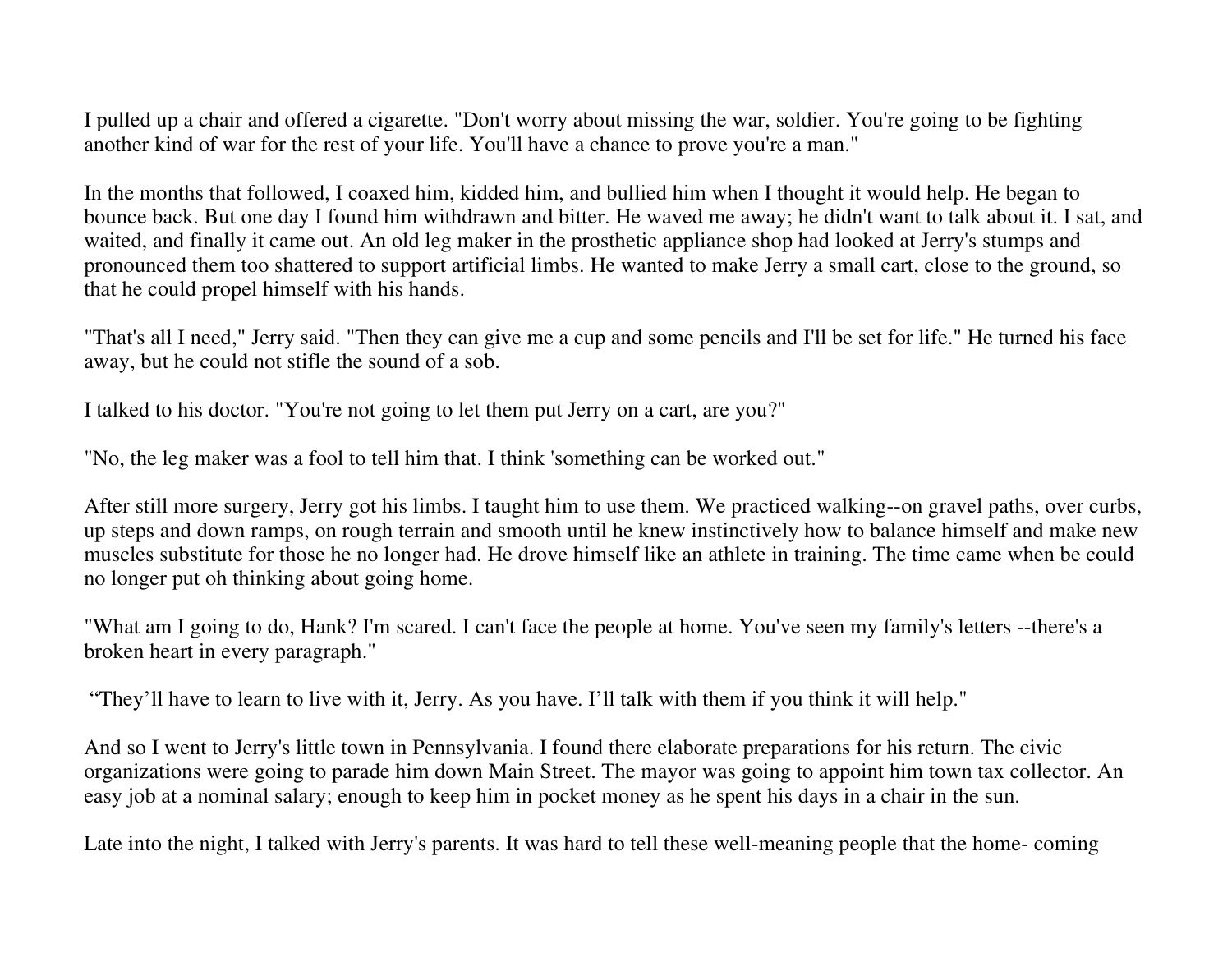I pulled up a chair and offered a cigarette. "Don't worry about missing the war, soldier. You're going to be fighting another kind of war for the rest of your life. You'll have a chance to prove you're a man."

In the months that followed, I coaxed him, kidded him, and bullied him when I thought it would help. He began to bounce back. But one day I found him withdrawn and bitter. He waved me away; he didn't want to talk about it. I sat, and waited, and finally it came out. An old leg maker in the prosthetic appliance shop had looked at Jerry's stumps and pronounced them too shattered to support artificial limbs. He wanted to make Jerry a small cart, close to the ground, so that he could propel himself with his hands.

"That's all I need," Jerry said. "Then they can give me a cup and some pencils and I'll be set for life." He turned his face away, but he could not stifle the sound of a sob.

I talked to his doctor. "You're not going to let them put Jerry on a cart, are you?"

"No, the leg maker was a fool to tell him that. I think 'something can be worked out."

After still more surgery, Jerry got his limbs. I taught him to use them. We practiced walking--on gravel paths, over curbs, up steps and down ramps, on rough terrain and smooth until he knew instinctively how to balance himself and make new muscles substitute for those he no longer had. He drove himself like an athlete in training. The time came when be could no longer put oh thinking about going home.

"What am I going to do, Hank? I'm scared. I can't face the people at home. You've seen my family's letters --there's a broken heart in every paragraph."

"They'll have to learn to live with it, Jerry. As you have. I'll talk with them if you think it will help."

And so I went to Jerry's little town in Pennsylvania. I found there elaborate preparations for his return. The civic organizations were going to parade him down Main Street. The mayor was going to appoint him town tax collector. An easy job at a nominal salary; enough to keep him in pocket money as he spent his days in a chair in the sun.

Late into the night, I talked with Jerry's parents. It was hard to tell these well-meaning people that the home- coming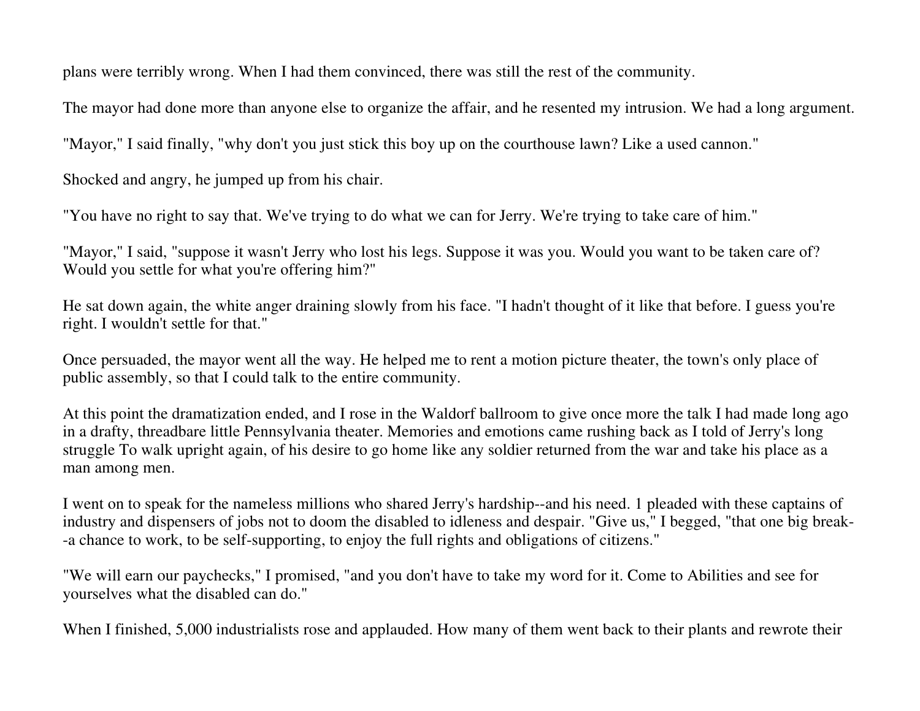plans were terribly wrong. When I had them convinced, there was still the rest of the community.

The mayor had done more than anyone else to organize the affair, and he resented my intrusion. We had a long argument.

"Mayor," I said finally, "why don't you just stick this boy up on the courthouse lawn? Like a used cannon."

Shocked and angry, he jumped up from his chair.

"You have no right to say that. We've trying to do what we can for Jerry. We're trying to take care of him."

"Mayor," I said, "suppose it wasn't Jerry who lost his legs. Suppose it was you. Would you want to be taken care of? Would you settle for what you're offering him?"

He sat down again, the white anger draining slowly from his face. "I hadn't thought of it like that before. I guess you're right. I wouldn't settle for that."

Once persuaded, the mayor went all the way. He helped me to rent a motion picture theater, the town's only place of public assembly, so that I could talk to the entire community.

At this point the dramatization ended, and I rose in the Waldorf ballroom to give once more the talk I had made long ago in a drafty, threadbare little Pennsylvania theater. Memories and emotions came rushing back as I told of Jerry's long struggle To walk upright again, of his desire to go home like any soldier returned from the war and take his place as a man among men.

I went on to speak for the nameless millions who shared Jerry's hardship--and his need. 1 pleaded with these captains of industry and dispensers of jobs not to doom the disabled to idleness and despair. "Give us," I begged, "that one big break--a chance to work, to be self-supporting, to enjoy the full rights and obligations of citizens."

"We will earn our paychecks," I promised, "and you don't have to take my word for it. Come to Abilities and see for yourselves what the disabled can do."

When I finished, 5,000 industrialists rose and applauded. How many of them went back to their plants and rewrote their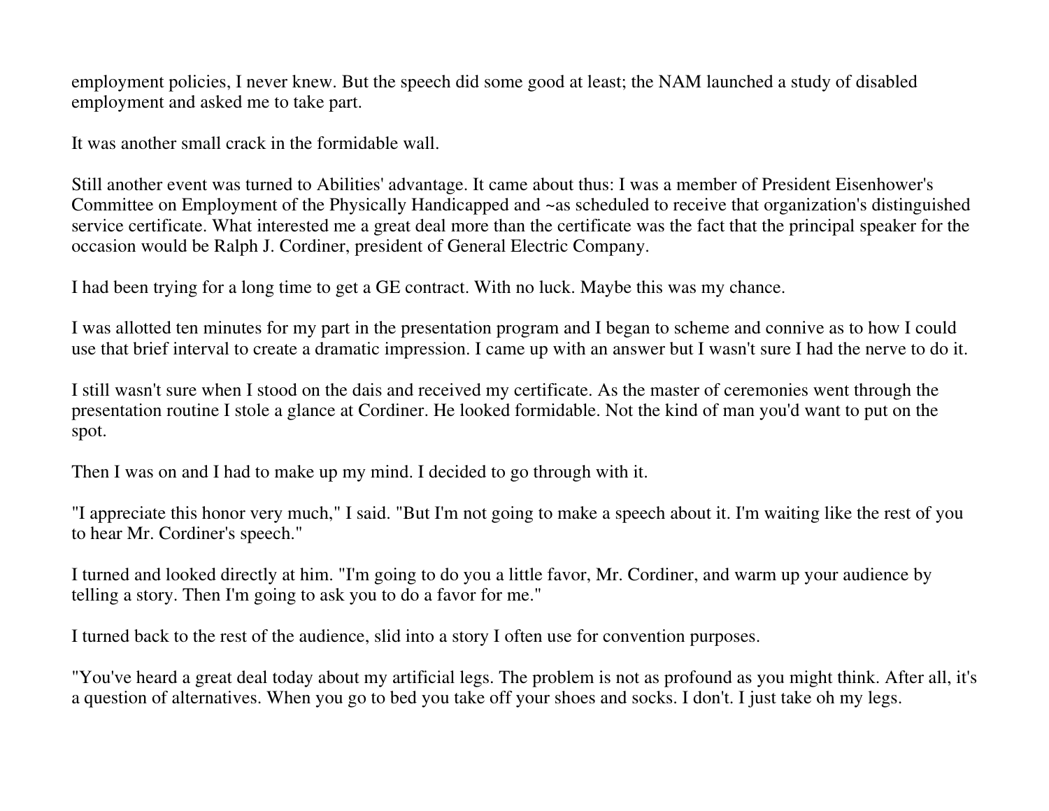employment policies, I never knew. But the speech did some good at least; the NAM launched a study of disabled employment and asked me to take part.

It was another small crack in the formidable wall.

Still another event was turned to Abilities' advantage. It came about thus: I was a member of President Eisenhower's Committee on Employment of the Physically Handicapped and ~as scheduled to receive that organization's distinguished service certificate. What interested me a great deal more than the certificate was the fact that the principal speaker for the occasion would be Ralph J. Cordiner, president of General Electric Company.

I had been trying for a long time to get a GE contract. With no luck. Maybe this was my chance.

I was allotted ten minutes for my part in the presentation program and I began to scheme and connive as to how I could use that brief interval to create a dramatic impression. I came up with an answer but I wasn't sure I had the nerve to do it.

I still wasn't sure when I stood on the dais and received my certificate. As the master of ceremonies went through the presentation routine I stole a glance at Cordiner. He looked formidable. Not the kind of man you'd want to put on the spot.

Then I was on and I had to make up my mind. I decided to go through with it.

"I appreciate this honor very much," I said. "But I'm not going to make a speech about it. I'm waiting like the rest of you to hear Mr. Cordiner's speech."

I turned and looked directly at him. "I'm going to do you a little favor, Mr. Cordiner, and warm up your audience by telling a story. Then I'm going to ask you to do a favor for me."

I turned back to the rest of the audience, slid into a story I often use for convention purposes.

"You've heard a great deal today about my artificial legs. The problem is not as profound as you might think. After all, it's a question of alternatives. When you go to bed you take off your shoes and socks. I don't. I just take oh my legs.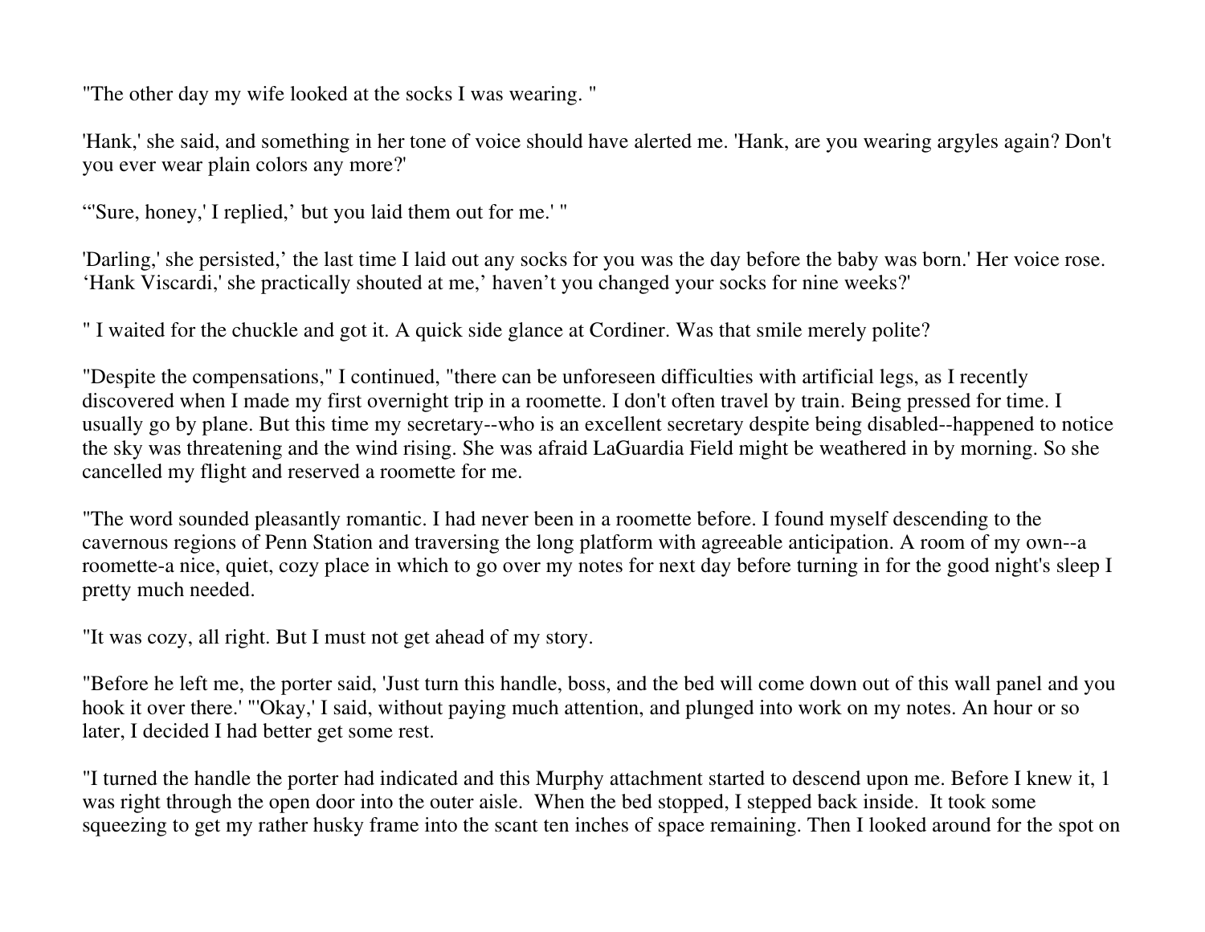"The other day my wife looked at the socks I was wearing. "

'Hank,' she said, and something in her tone of voice should have alerted me. 'Hank, are you wearing argyles again? Don't you ever wear plain colors any more?'

“'Sure, honey,' I replied,’ but you laid them out for me.' "

'Darling,' she persisted,’ the last time I laid out any socks for you was the day before the baby was born.' Her voice rose. ‘Hank Viscardi,' she practically shouted at me,’ haven’t you changed your socks for nine weeks?'

" I waited for the chuckle and got it. A quick side glance at Cordiner. Was that smile merely polite?

"Despite the compensations," I continued, "there can be unforeseen difficulties with artificial legs, as I recently discovered when I made my first overnight trip in a roomette. I don't often travel by train. Being pressed for time. I usually go by plane. But this time my secretary--who is an excellent secretary despite being disabled--happened to notice the sky was threatening and the wind rising. She was afraid LaGuardia Field might be weathered in by morning. So she cancelled my flight and reserved a roomette for me.

"The word sounded pleasantly romantic. I had never been in a roomette before. I found myself descending to the cavernous regions of Penn Station and traversing the long platform with agreeable anticipation. A room of my own--a roomette-a nice, quiet, cozy place in which to go over my notes for next day before turning in for the good night's sleep I pretty much needed.

"It was cozy, all right. But I must not get ahead of my story.

"Before he left me, the porter said, 'Just turn this handle, boss, and the bed will come down out of this wall panel and you hook it over there.' "'Okay,' I said, without paying much attention, and plunged into work on my notes. An hour or so later, I decided I had better get some rest.

"I turned the handle the porter had indicated and this Murphy attachment started to descend upon me. Before I knew it, 1 was right through the open door into the outer aisle. When the bed stopped, I stepped back inside. It took some squeezing to get my rather husky frame into the scant ten inches of space remaining. Then I looked around for the spot on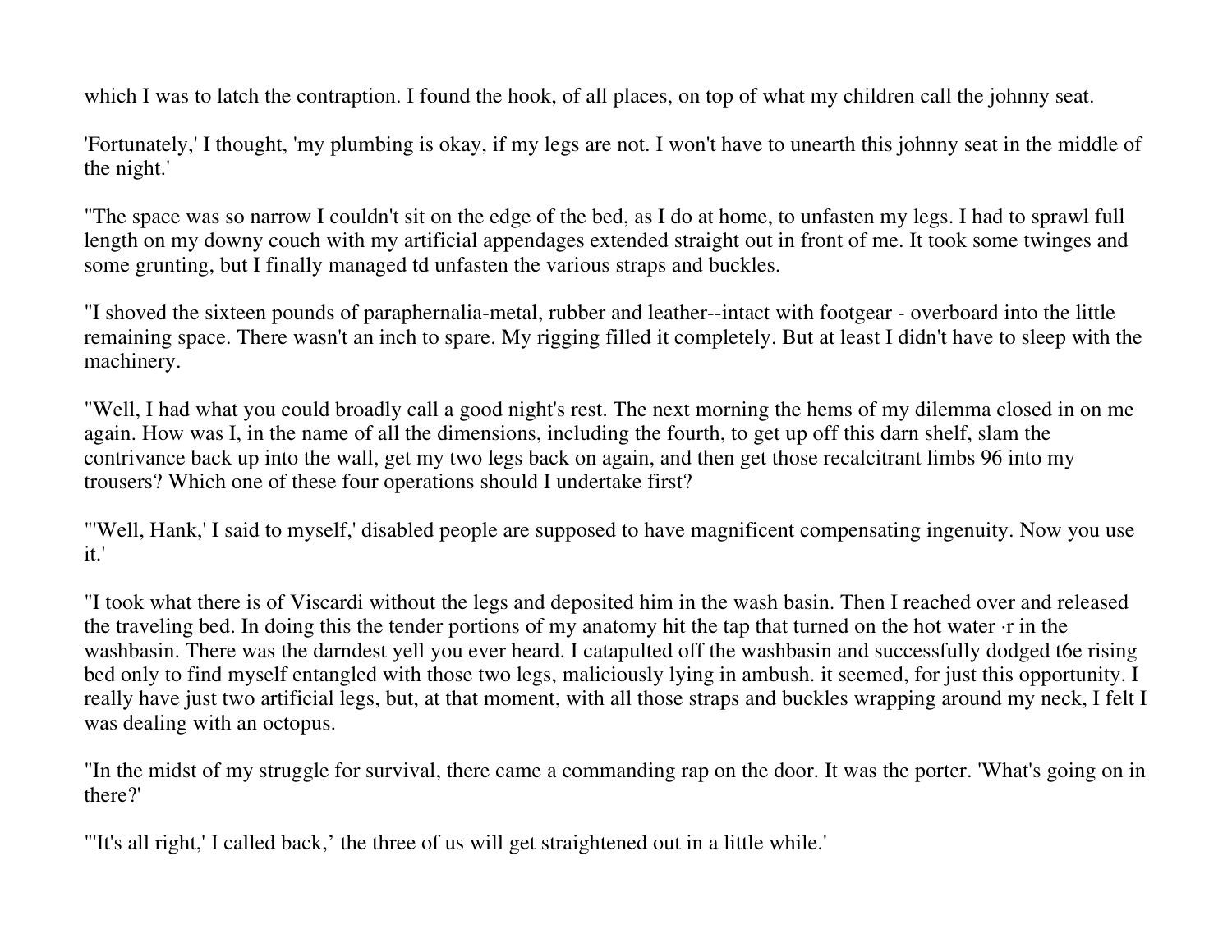which I was to latch the contraption. I found the hook, of all places, on top of what my children call the johnny seat.

'Fortunately,' I thought, 'my plumbing is okay, if my legs are not. I won't have to unearth this johnny seat in the middle of the night.'

"The space was so narrow I couldn't sit on the edge of the bed, as I do at home, to unfasten my legs. I had to sprawl full length on my downy couch with my artificial appendages extended straight out in front of me. It took some twinges and some grunting, but I finally managed td unfasten the various straps and buckles.

"I shoved the sixteen pounds of paraphernalia-metal, rubber and leather--intact with footgear - overboard into the little remaining space. There wasn't an inch to spare. My rigging filled it completely. But at least I didn't have to sleep with the machinery.

"Well, I had what you could broadly call a good night's rest. The next morning the hems of my dilemma closed in on me again. How was I, in the name of all the dimensions, including the fourth, to get up off this darn shelf, slam the contrivance back up into the wall, get my two legs back on again, and then get those recalcitrant limbs 96 into my trousers? Which one of these four operations should I undertake first?

"'Well, Hank,' I said to myself,' disabled people are supposed to have magnificent compensating ingenuity. Now you use it.'

"I took what there is of Viscardi without the legs and deposited him in the wash basin. Then I reached over and released the traveling bed. In doing this the tender portions of my anatomy hit the tap that turned on the hot water ·r in the washbasin. There was the darndest yell you ever heard. I catapulted off the washbasin and successfully dodged t6e rising bed only to find myself entangled with those two legs, maliciously lying in ambush. it seemed, for just this opportunity. I really have just two artificial legs, but, at that moment, with all those straps and buckles wrapping around my neck, I felt I was dealing with an octopus.

"In the midst of my struggle for survival, there came a commanding rap on the door. It was the porter. 'What's going on in there?'

"'It's all right,' I called back,' the three of us will get straightened out in a little while.'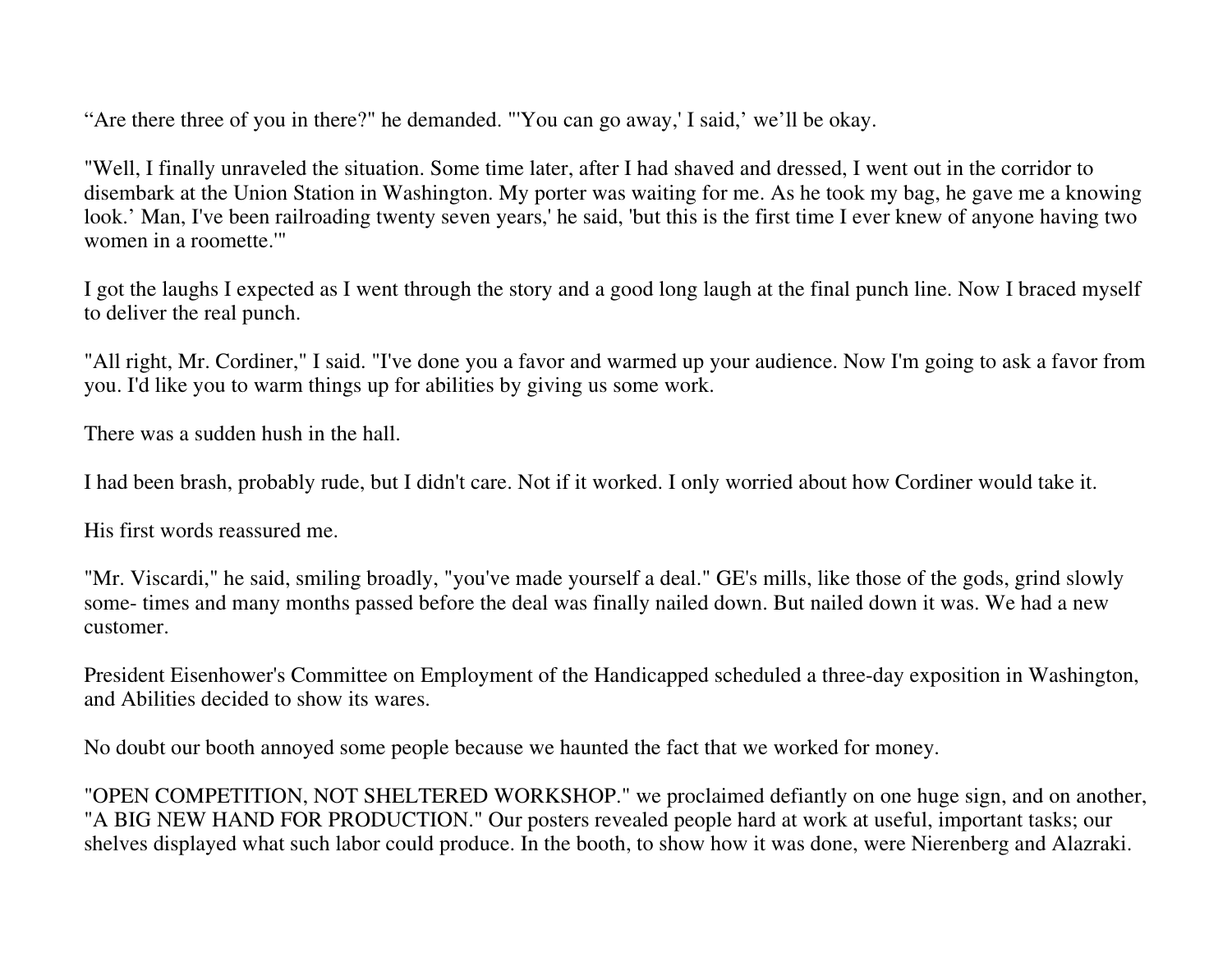“Are there three of you in there?" he demanded. "'You can go away,' I said,’ we’ll be okay.

"Well, I finally unraveled the situation. Some time later, after I had shaved and dressed, I went out in the corridor to disembark at the Union Station in Washington. My porter was waiting for me. As he took my bag, he gave me a knowing look.’ Man, I've been railroading twenty seven years,' he said, 'but this is the first time I ever knew of anyone having two women in a roomette.'"

I got the laughs I expected as I went through the story and a good long laugh at the final punch line. Now I braced myself to deliver the real punch.

"All right, Mr. Cordiner," I said. "I've done you a favor and warmed up your audience. Now I'm going to ask a favor from you. I'd like you to warm things up for abilities by giving us some work.

There was a sudden hush in the hall.

I had been brash, probably rude, but I didn't care. Not if it worked. I only worried about how Cordiner would take it.

His first words reassured me.

"Mr. Viscardi," he said, smiling broadly, "you've made yourself a deal." GE's mills, like those of the gods, grind slowly some- times and many months passed before the deal was finally nailed down. But nailed down it was. We had a new customer.

President Eisenhower's Committee on Employment of the Handicapped scheduled a three-day exposition in Washington, and Abilities decided to show its wares.

No doubt our booth annoyed some people because we haunted the fact that we worked for money.

"OPEN COMPETITION, NOT SHELTERED WORKSHOP." we proclaimed defiantly on one huge sign, and on another, "A BIG NEW HAND FOR PRODUCTION." Our posters revealed people hard at work at useful, important tasks; our shelves displayed what such labor could produce. In the booth, to show how it was done, were Nierenberg and Alazraki.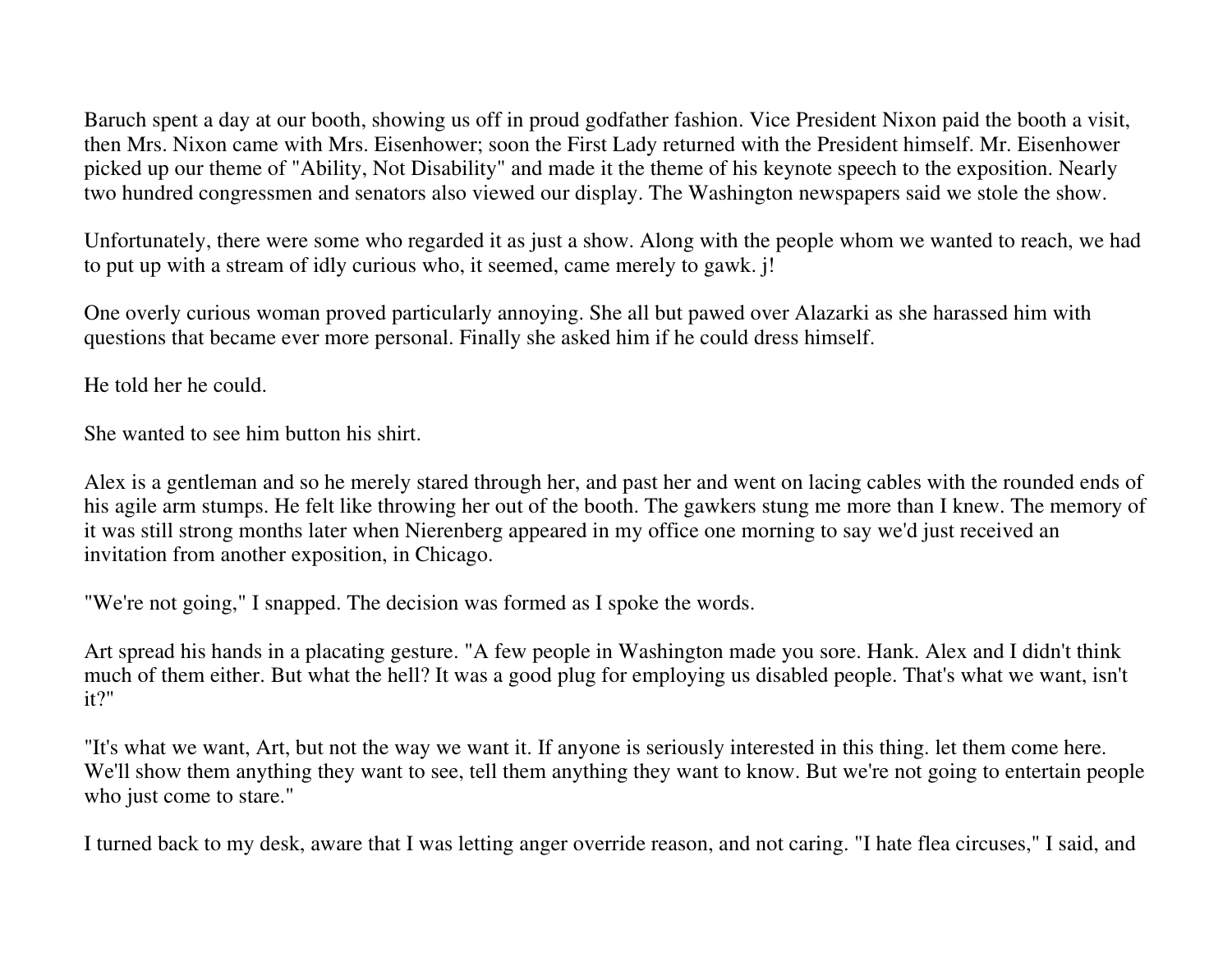Baruch spent a day at our booth, showing us off in proud godfather fashion. Vice President Nixon paid the booth a visit, then Mrs. Nixon came with Mrs. Eisenhower; soon the First Lady returned with the President himself. Mr. Eisenhower picked up our theme of "Ability, Not Disability" and made it the theme of his keynote speech to the exposition. Nearly two hundred congressmen and senators also viewed our display. The Washington newspapers said we stole the show.

Unfortunately, there were some who regarded it as just a show. Along with the people whom we wanted to reach, we had to put up with a stream of idly curious who, it seemed, came merely to gawk. j!

One overly curious woman proved particularly annoying. She all but pawed over Alazarki as she harassed him with questions that became ever more personal. Finally she asked him if he could dress himself.

He told her he could.

She wanted to see him button his shirt.

Alex is a gentleman and so he merely stared through her, and past her and went on lacing cables with the rounded ends of his agile arm stumps. He felt like throwing her out of the booth. The gawkers stung me more than I knew. The memory of it was still strong months later when Nierenberg appeared in my office one morning to say we'd just received an invitation from another exposition, in Chicago.

"We're not going," I snapped. The decision was formed as I spoke the words.

Art spread his hands in a placating gesture. "A few people in Washington made you sore. Hank. Alex and I didn't think much of them either. But what the hell? It was a good plug for employing us disabled people. That's what we want, isn't it?"

"It's what we want, Art, but not the way we want it. If anyone is seriously interested in this thing. let them come here. We'll show them anything they want to see, tell them anything they want to know. But we're not going to entertain people who just come to stare."

I turned back to my desk, aware that I was letting anger override reason, and not caring. "I hate flea circuses," I said, and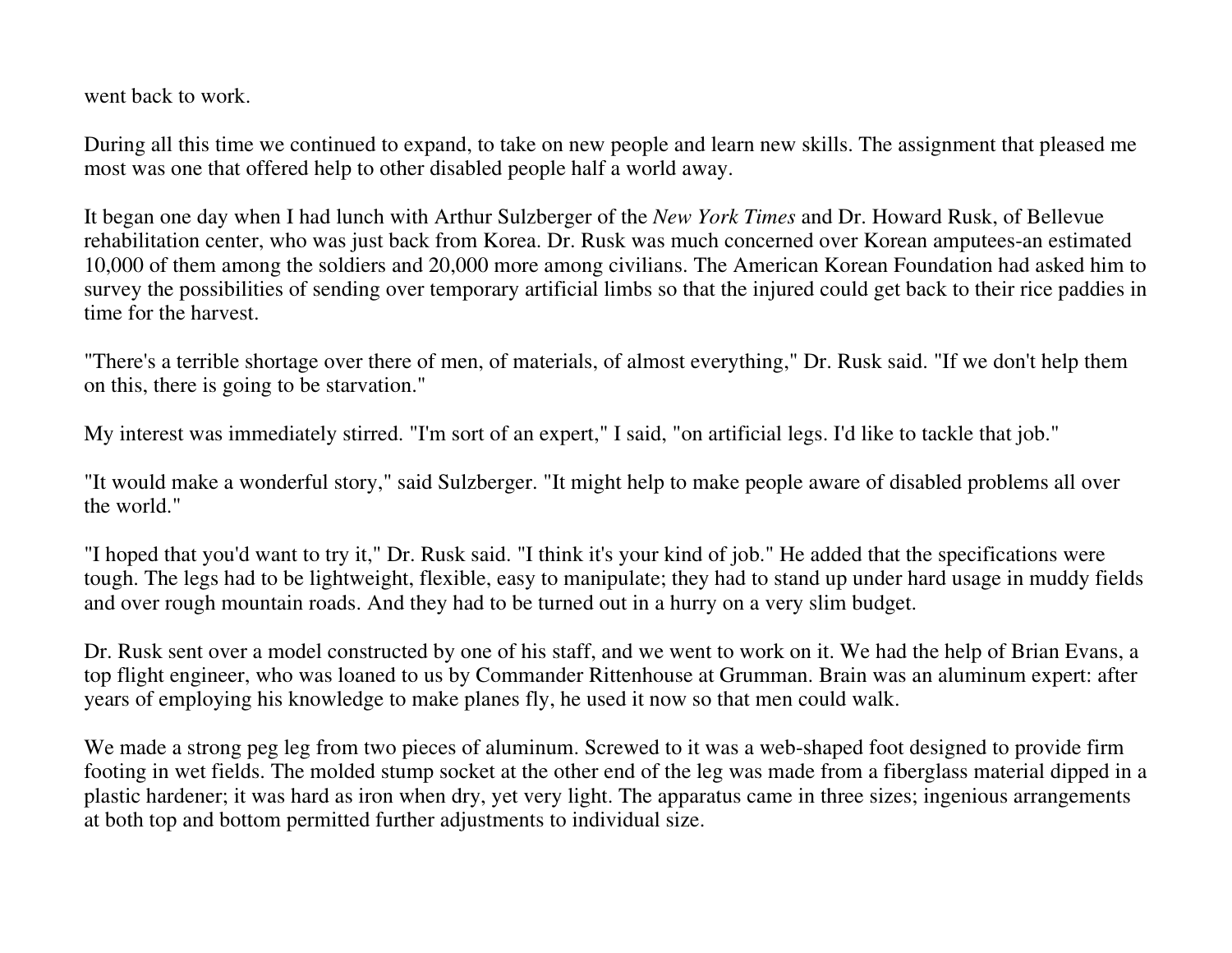went back to work.

During all this time we continued to expand, to take on new people and learn new skills. The assignment that pleased me most was one that offered help to other disabled people half a world away.

It began one day when I had lunch with Arthur Sulzberger of the *New York Times* and Dr. Howard Rusk, of Bellevue rehabilitation center, who was just back from Korea. Dr. Rusk was much concerned over Korean amputees-an estimated 10,000 of them among the soldiers and 20,000 more among civilians. The American Korean Foundation had asked him to survey the possibilities of sending over temporary artificial limbs so that the injured could get back to their rice paddies in time for the harvest.

"There's a terrible shortage over there of men, of materials, of almost everything," Dr. Rusk said. "If we don't help them on this, there is going to be starvation."

My interest was immediately stirred. "I'm sort of an expert," I said, "on artificial legs. I'd like to tackle that job."

"It would make a wonderful story," said Sulzberger. "It might help to make people aware of disabled problems all over the world."

"I hoped that you'd want to try it," Dr. Rusk said. "I think it's your kind of job." He added that the specifications were tough. The legs had to be lightweight, flexible, easy to manipulate; they had to stand up under hard usage in muddy fields and over rough mountain roads. And they had to be turned out in a hurry on a very slim budget.

Dr. Rusk sent over a model constructed by one of his staff, and we went to work on it. We had the help of Brian Evans, a top flight engineer, who was loaned to us by Commander Rittenhouse at Grumman. Brain was an aluminum expert: after years of employing his knowledge to make planes fly, he used it now so that men could walk.

We made a strong peg leg from two pieces of aluminum. Screwed to it was a web-shaped foot designed to provide firm footing in wet fields. The molded stump socket at the other end of the leg was made from a fiberglass material dipped in a plastic hardener; it was hard as iron when dry, yet very light. The apparatus came in three sizes; ingenious arrangements at both top and bottom permitted further adjustments to individual size.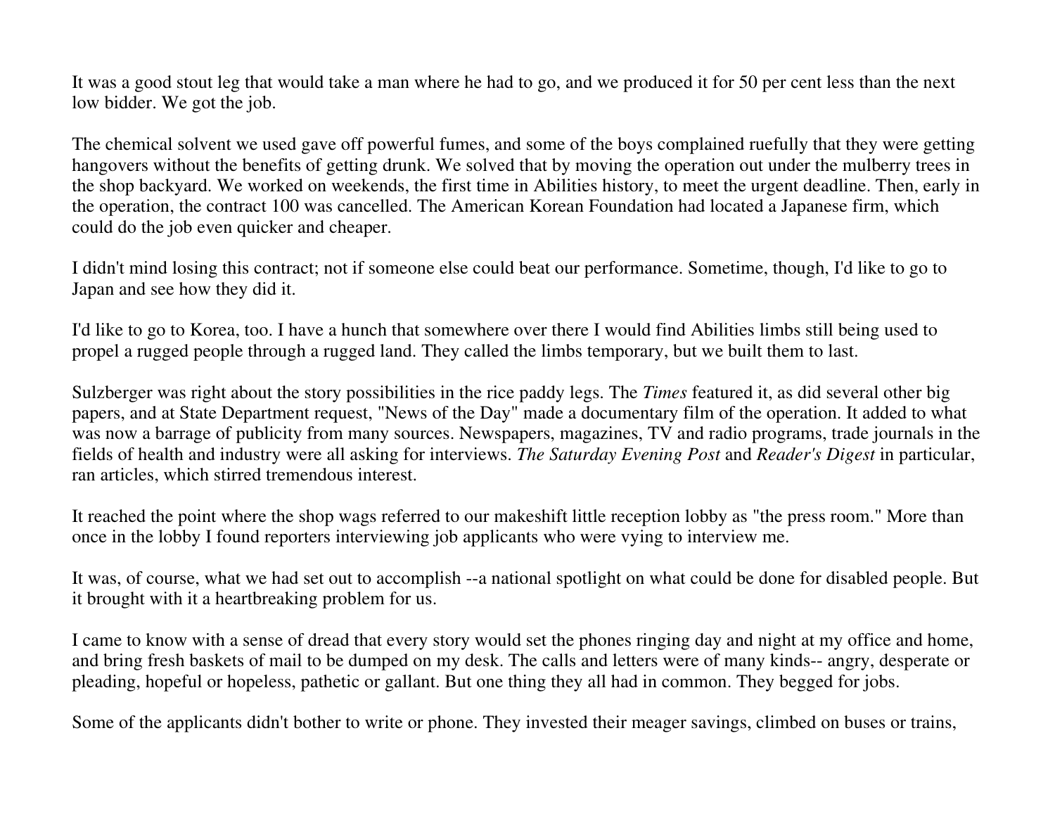It was a good stout leg that would take a man where he had to go, and we produced it for 50 per cent less than the next low bidder. We got the job.

The chemical solvent we used gave off powerful fumes, and some of the boys complained ruefully that they were getting hangovers without the benefits of getting drunk. We solved that by moving the operation out under the mulberry trees in the shop backyard. We worked on weekends, the first time in Abilities history, to meet the urgent deadline. Then, early in the operation, the contract 100 was cancelled. The American Korean Foundation had located a Japanese firm, which could do the job even quicker and cheaper.

I didn't mind losing this contract; not if someone else could beat our performance. Sometime, though, I'd like to go to Japan and see how they did it.

I'd like to go to Korea, too. I have a hunch that somewhere over there I would find Abilities limbs still being used to propel a rugged people through a rugged land. They called the limbs temporary, but we built them to last.

Sulzberger was right about the story possibilities in the rice paddy legs. The *Times* featured it, as did several other big papers, and at State Department request, "News of the Day" made a documentary film of the operation. It added to what was now a barrage of publicity from many sources. Newspapers, magazines, TV and radio programs, trade journals in the fields of health and industry were all asking for interviews. *The Saturday Evening Post* and *Reader's Digest* in particular, ran articles, which stirred tremendous interest.

It reached the point where the shop wags referred to our makeshift little reception lobby as "the press room." More than once in the lobby I found reporters interviewing job applicants who were vying to interview me.

It was, of course, what we had set out to accomplish --a national spotlight on what could be done for disabled people. But it brought with it a heartbreaking problem for us.

I came to know with a sense of dread that every story would set the phones ringing day and night at my office and home, and bring fresh baskets of mail to be dumped on my desk. The calls and letters were of many kinds-- angry, desperate or pleading, hopeful or hopeless, pathetic or gallant. But one thing they all had in common. They begged for jobs.

Some of the applicants didn't bother to write or phone. They invested their meager savings, climbed on buses or trains,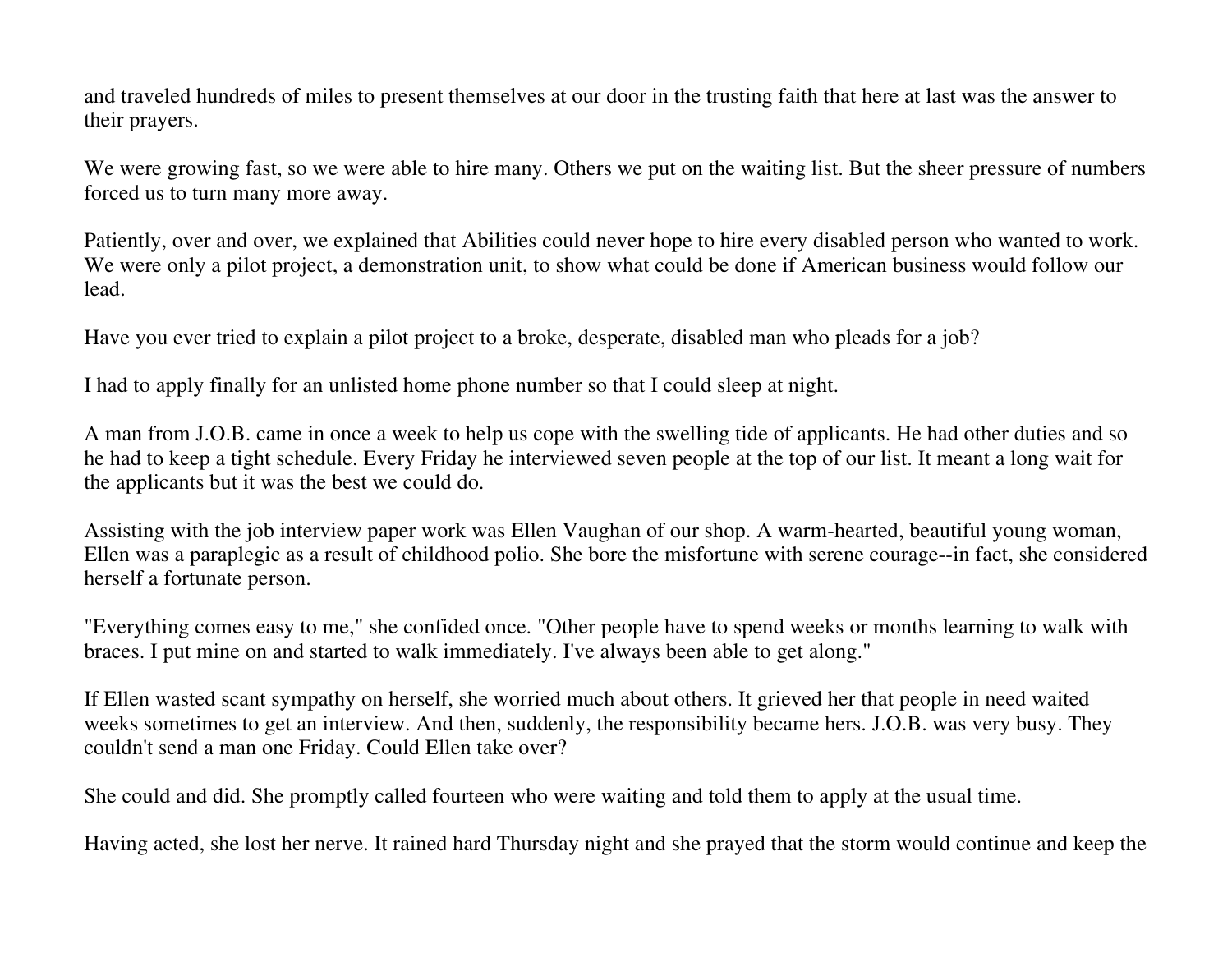and traveled hundreds of miles to present themselves at our door in the trusting faith that here at last was the answer to their prayers.

We were growing fast, so we were able to hire many. Others we put on the waiting list. But the sheer pressure of numbers forced us to turn many more away.

Patiently, over and over, we explained that Abilities could never hope to hire every disabled person who wanted to work. We were only a pilot project, a demonstration unit, to show what could be done if American business would follow our lead.

Have you ever tried to explain a pilot project to a broke, desperate, disabled man who pleads for a job?

I had to apply finally for an unlisted home phone number so that I could sleep at night.

A man from J.O.B. came in once a week to help us cope with the swelling tide of applicants. He had other duties and so he had to keep a tight schedule. Every Friday he interviewed seven people at the top of our list. It meant a long wait for the applicants but it was the best we could do.

Assisting with the job interview paper work was Ellen Vaughan of our shop. A warm-hearted, beautiful young woman, Ellen was a paraplegic as a result of childhood polio. She bore the misfortune with serene courage--in fact, she considered herself a fortunate person.

"Everything comes easy to me," she confided once. "Other people have to spend weeks or months learning to walk with braces. I put mine on and started to walk immediately. I've always been able to get along."

If Ellen wasted scant sympathy on herself, she worried much about others. It grieved her that people in need waited weeks sometimes to get an interview. And then, suddenly, the responsibility became hers. J.O.B. was very busy. They couldn't send a man one Friday. Could Ellen take over?

She could and did. She promptly called fourteen who were waiting and told them to apply at the usual time.

Having acted, she lost her nerve. It rained hard Thursday night and she prayed that the storm would continue and keep the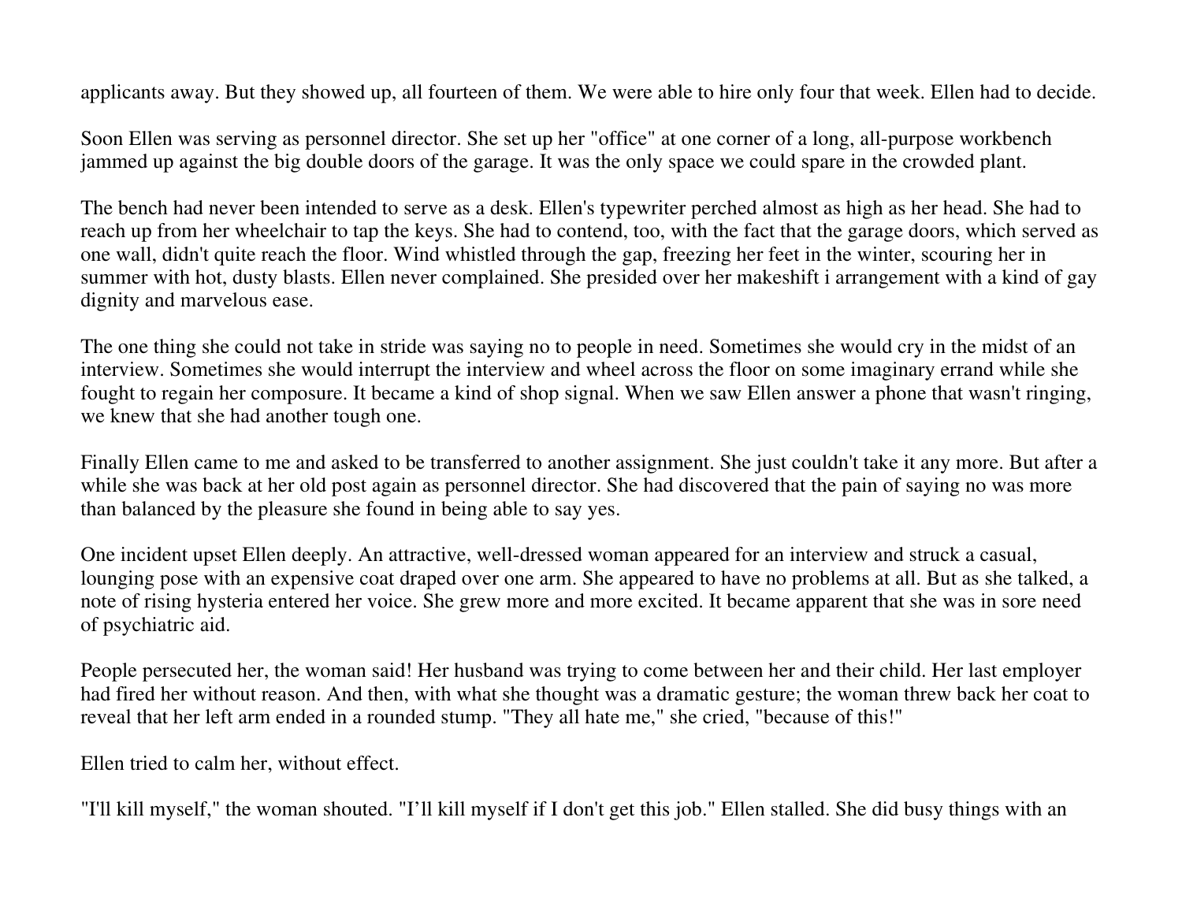applicants away. But they showed up, all fourteen of them. We were able to hire only four that week. Ellen had to decide.

Soon Ellen was serving as personnel director. She set up her "office" at one corner of a long, all-purpose workbench jammed up against the big double doors of the garage. It was the only space we could spare in the crowded plant.

The bench had never been intended to serve as a desk. Ellen's typewriter perched almost as high as her head. She had to reach up from her wheelchair to tap the keys. She had to contend, too, with the fact that the garage doors, which served as one wall, didn't quite reach the floor. Wind whistled through the gap, freezing her feet in the winter, scouring her in summer with hot, dusty blasts. Ellen never complained. She presided over her makeshift i arrangement with a kind of gay dignity and marvelous ease.

The one thing she could not take in stride was saying no to people in need. Sometimes she would cry in the midst of an interview. Sometimes she would interrupt the interview and wheel across the floor on some imaginary errand while she fought to regain her composure. It became a kind of shop signal. When we saw Ellen answer a phone that wasn't ringing, we knew that she had another tough one.

Finally Ellen came to me and asked to be transferred to another assignment. She just couldn't take it any more. But after a while she was back at her old post again as personnel director. She had discovered that the pain of saying no was more than balanced by the pleasure she found in being able to say yes.

One incident upset Ellen deeply. An attractive, well-dressed woman appeared for an interview and struck a casual, lounging pose with an expensive coat draped over one arm. She appeared to have no problems at all. But as she talked, a note of rising hysteria entered her voice. She grew more and more excited. It became apparent that she was in sore need of psychiatric aid.

People persecuted her, the woman said! Her husband was trying to come between her and their child. Her last employer had fired her without reason. And then, with what she thought was a dramatic gesture; the woman threw back her coat to reveal that her left arm ended in a rounded stump. "They all hate me," she cried, "because of this!"

Ellen tried to calm her, without effect.

"I'll kill myself," the woman shouted. "I'll kill myself if I don't get this job." Ellen stalled. She did busy things with an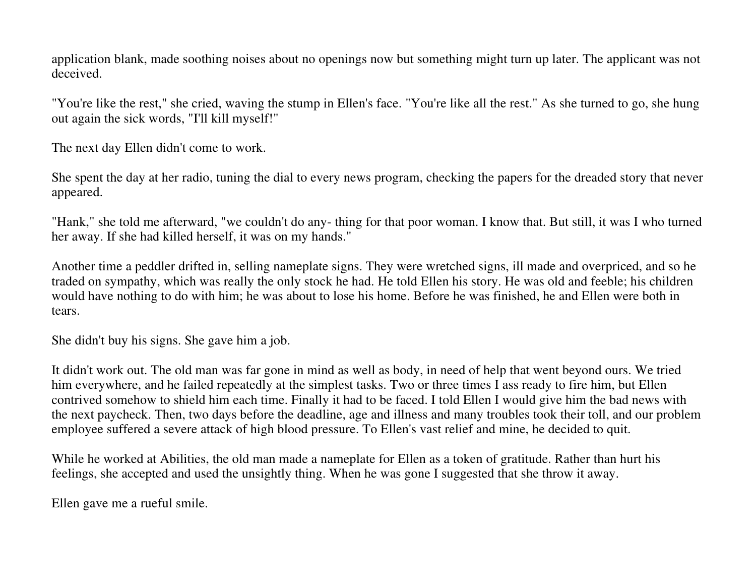application blank, made soothing noises about no openings now but something might turn up later. The applicant was not deceived.

"You're like the rest," she cried, waving the stump in Ellen's face. "You're like all the rest." As she turned to go, she hung out again the sick words, "I'll kill myself!"

The next day Ellen didn't come to work.

She spent the day at her radio, tuning the dial to every news program, checking the papers for the dreaded story that never appeared.

"Hank," she told me afterward, "we couldn't do any- thing for that poor woman. I know that. But still, it was I who turned her away. If she had killed herself, it was on my hands."

Another time a peddler drifted in, selling nameplate signs. They were wretched signs, ill made and overpriced, and so he traded on sympathy, which was really the only stock he had. He told Ellen his story. He was old and feeble; his children would have nothing to do with him; he was about to lose his home. Before he was finished, he and Ellen were both in tears.

She didn't buy his signs. She gave him a job.

It didn't work out. The old man was far gone in mind as well as body, in need of help that went beyond ours. We tried him everywhere, and he failed repeatedly at the simplest tasks. Two or three times I ass ready to fire him, but Ellen contrived somehow to shield him each time. Finally it had to be faced. I told Ellen I would give him the bad news with the next paycheck. Then, two days before the deadline, age and illness and many troubles took their toll, and our problem employee suffered a severe attack of high blood pressure. To Ellen's vast relief and mine, he decided to quit.

While he worked at Abilities, the old man made a nameplate for Ellen as a token of gratitude. Rather than hurt his feelings, she accepted and used the unsightly thing. When he was gone I suggested that she throw it away.

Ellen gave me a rueful smile.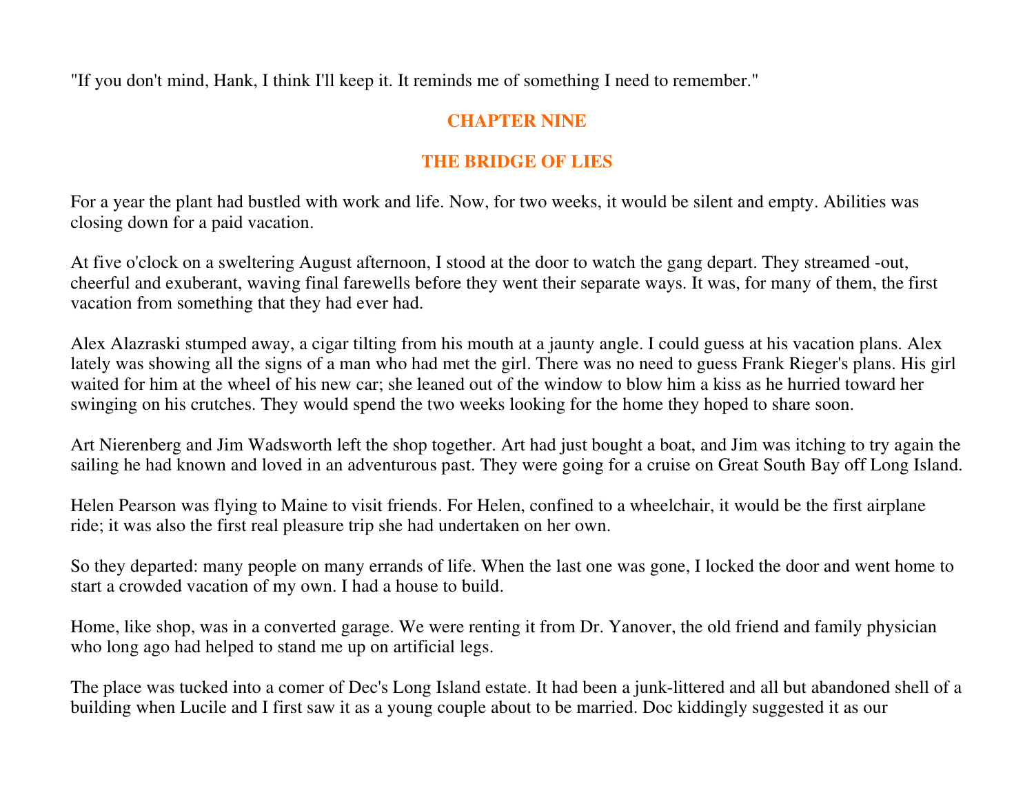"If you don't mind, Hank, I think I'll keep it. It reminds me of something I need to remember."

## CHAPTER NINE

## THE BRIDGE OF LIES

For a year the plant had bustled with work and life. Now, for two weeks, it would be silent and empty. Abilities was closing down for a paid vacation.

At five o'clock on a sweltering August afternoon, I stood at the door to watch the gang depart. They streamed -out, cheerful and exuberant, waving final farewells before they went their separate ways. It was, for many of them, the first vacation from something that they had ever had.

Alex Alazraski stumped away, a cigar tilting from his mouth at a jaunty angle. I could guess at his vacation plans. Alex lately was showing all the signs of a man who had met the girl. There was no need to guess Frank Rieger's plans. His girl waited for him at the wheel of his new car; she leaned out of the window to blow him a kiss as he hurried toward her swinging on his crutches. They would spend the two weeks looking for the home they hoped to share soon.

Art Nierenberg and Jim Wadsworth left the shop together. Art had just bought a boat, and Jim was itching to try again the sailing he had known and loved in an adventurous past. They were going for a cruise on Great South Bay off Long Island.

Helen Pearson was flying to Maine to visit friends. For Helen, confined to a wheelchair, it would be the first airplane ride; it was also the first real pleasure trip she had undertaken on her own.

So they departed: many people on many errands of life. When the last one was gone, I locked the door and went home to start a crowded vacation of my own. I had a house to build.

Home, like shop, was in a converted garage. We were renting it from Dr. Yanover, the old friend and family physician who long ago had helped to stand me up on artificial legs.

The place was tucked into a comer of Dec's Long Island estate. It had been a junk-littered and all but abandoned shell of a building when Lucile and I first saw it as a young couple about to be married. Doc kiddingly suggested it as our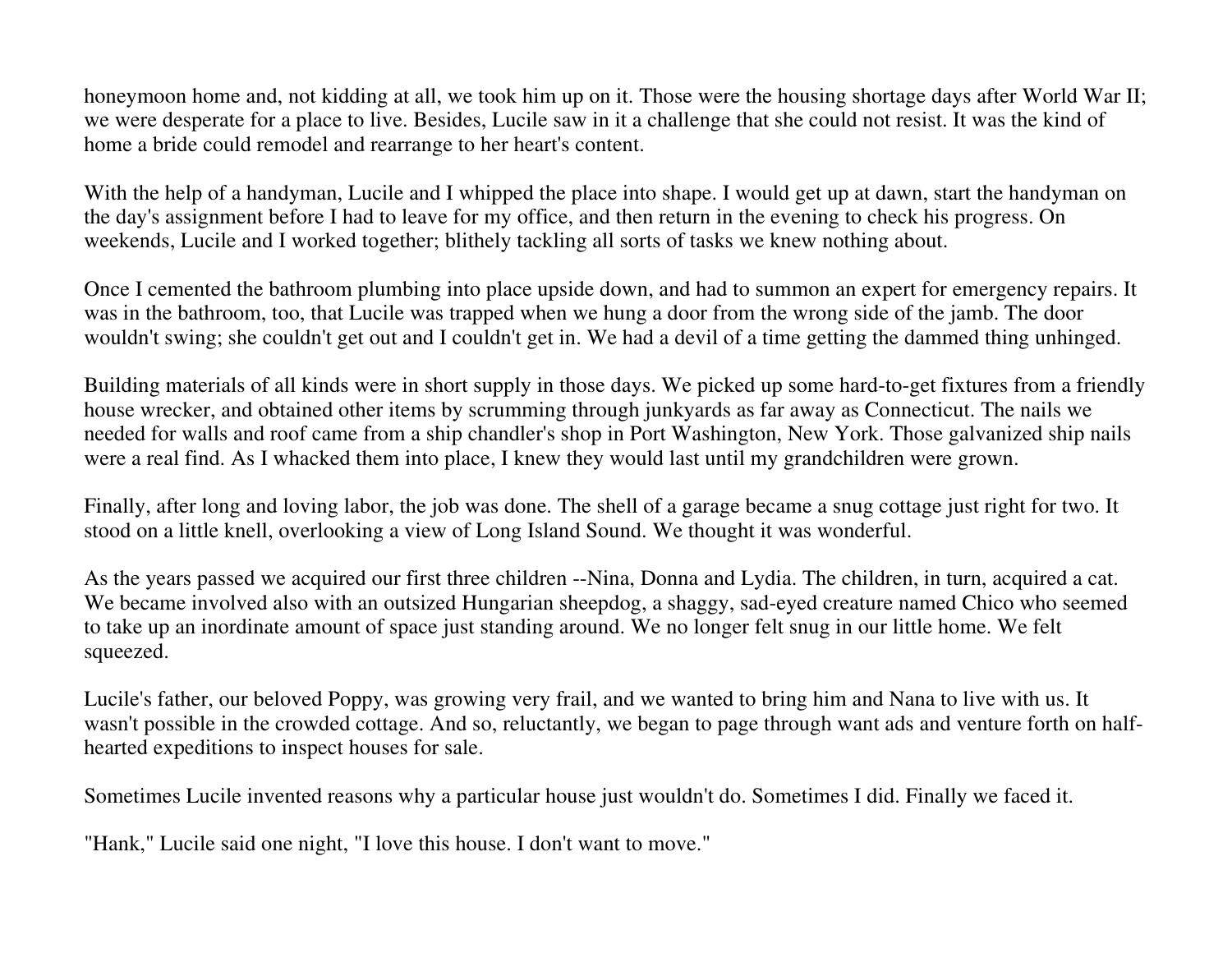honeymoon home and, not kidding at all, we took him up on it. Those were the housing shortage days after World War II; we were desperate for a place to live. Besides, Lucile saw in it a challenge that she could not resist. It was the kind of home a bride could remodel and rearrange to her heart's content.

With the help of a handyman, Lucile and I whipped the place into shape. I would get up at dawn, start the handyman on the day's assignment before I had to leave for my office, and then return in the evening to check his progress. On weekends, Lucile and I worked together; blithely tackling all sorts of tasks we knew nothing about.

Once I cemented the bathroom plumbing into place upside down, and had to summon an expert for emergency repairs. It was in the bathroom, too, that Lucile was trapped when we hung a door from the wrong side of the jamb. The door wouldn't swing; she couldn't get out and I couldn't get in. We had a devil of a time getting the dammed thing unhinged.

Building materials of all kinds were in short supply in those days. We picked up some hard-to-get fixtures from a friendly house wrecker, and obtained other items by scrumming through junkyards as far away as Connecticut. The nails we needed for walls and roof came from a ship chandler's shop in Port Washington, New York. Those galvanized ship nails were a real find. As I whacked them into place, I knew they would last until my grandchildren were grown.

Finally, after long and loving labor, the job was done. The shell of a garage became a snug cottage just right for two. It stood on a little knell, overlooking a view of Long Island Sound. We thought it was wonderful.

As the years passed we acquired our first three children --Nina, Donna and Lydia. The children, in turn, acquired a cat. We became involved also with an outsized Hungarian sheepdog, a shaggy, sad-eyed creature named Chico who seemed to take up an inordinate amount of space just standing around. We no longer felt snug in our little home. We felt squeezed.

Lucile's father, our beloved Poppy, was growing very frail, and we wanted to bring him and Nana to live with us. It wasn't possible in the crowded cottage. And so, reluctantly, we began to page through want ads and venture forth on half-hearted expeditions to inspect houses for sale.

Sometimes Lucile invented reasons why a particular house just wouldn't do. Sometimes I did. Finally we faced it.

"Hank," Lucile said one night, "I love this house. I don't want to move."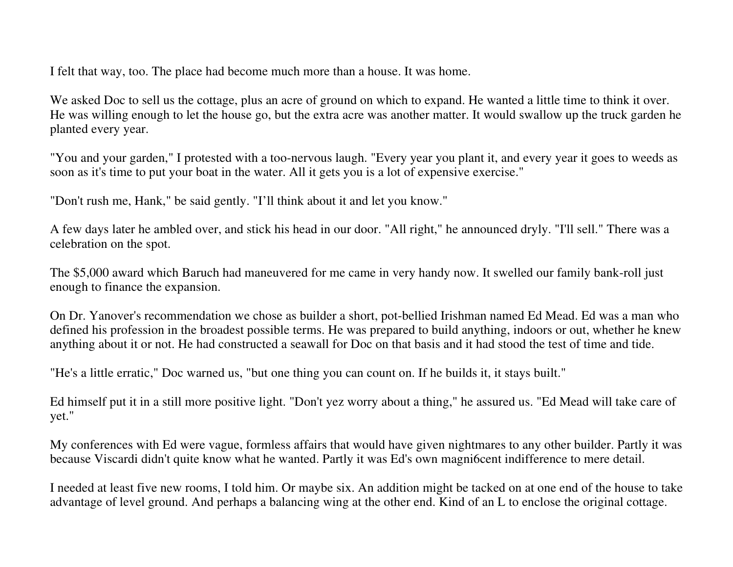I felt that way, too. The place had become much more than a house. It was home.

We asked Doc to sell us the cottage, plus an acre of ground on which to expand. He wanted a little time to think it over. He was willing enough to let the house go, but the extra acre was another matter. It would swallow up the truck garden he planted every year.

"You and your garden," I protested with a too-nervous laugh. "Every year you plant it, and every year it goes to weeds as soon as it's time to put your boat in the water. All it gets you is a lot of expensive exercise."

"Don't rush me, Hank," be said gently. "I'll think about it and let you know."

A few days later he ambled over, and stick his head in our door. "All right," he announced dryly. "I'll sell." There was a celebration on the spot.

The $5,000 award which Baruch had maneuvered for me came in very handy now. It swelled our family bank-roll just enough to finance the expansion.

On Dr. Yanover's recommendation we chose as builder a short, pot-bellied Irishman named Ed Mead. Ed was a man who defined his profession in the broadest possible terms. He was prepared to build anything, indoors or out, whether he knew anything about it or not. He had constructed a seawall for Doc on that basis and it had stood the test of time and tide.

"He's a little erratic," Doc warned us, "but one thing you can count on. If he builds it, it stays built."

Ed himself put it in a still more positive light. "Don't yez worry about a thing," he assured us. "Ed Mead will take care of yet."

My conferences with Ed were vague, formless affairs that would have given nightmares to any other builder. Partly it was because Viscardi didn't quite know what he wanted. Partly it was Ed's own magni6cent indifference to mere detail.

I needed at least five new rooms, I told him. Or maybe six. An addition might be tacked on at one end of the house to take advantage of level ground. And perhaps a balancing wing at the other end. Kind of an L to enclose the original cottage.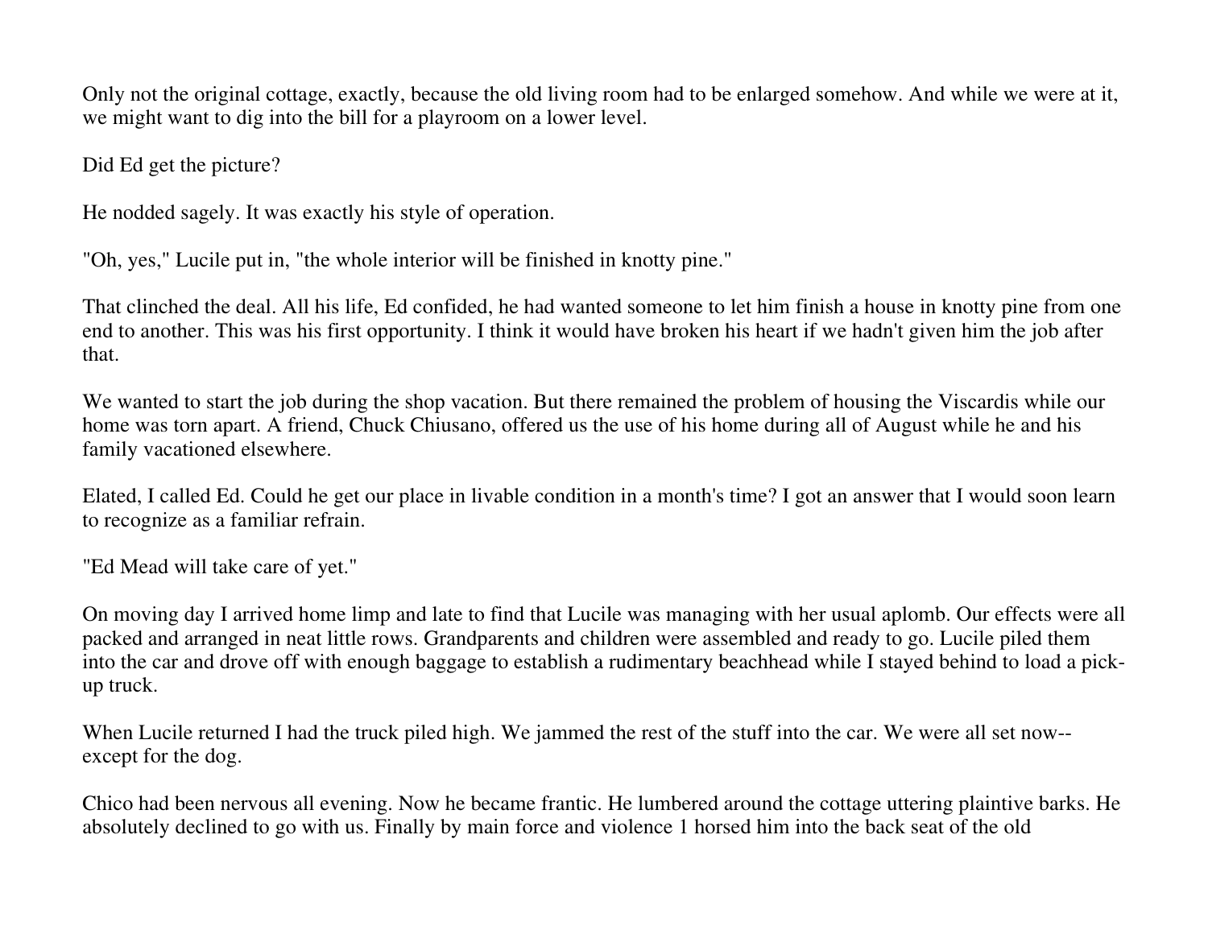Only not the original cottage, exactly, because the old living room had to be enlarged somehow. And while we were at it, we might want to dig into the bill for a playroom on a lower level.

Did Ed get the picture?

He nodded sagely. It was exactly his style of operation.

"Oh, yes," Lucile put in, "the whole interior will be finished in knotty pine."

That clinched the deal. All his life, Ed confided, he had wanted someone to let him finish a house in knotty pine from one end to another. This was his first opportunity. I think it would have broken his heart if we hadn't given him the job after that.

We wanted to start the job during the shop vacation. But there remained the problem of housing the Viscardis while our home was torn apart. A friend, Chuck Chiusano, offered us the use of his home during all of August while he and his family vacationed elsewhere.

Elated, I called Ed. Could he get our place in livable condition in a month's time? I got an answer that I would soon learn to recognize as a familiar refrain.

"Ed Mead will take care of yet."

On moving day I arrived home limp and late to find that Lucile was managing with her usual aplomb. Our effects were all packed and arranged in neat little rows. Grandparents and children were assembled and ready to go. Lucile piled them into the car and drove off with enough baggage to establish a rudimentary beachhead while I stayed behind to load a pick-up truck.

When Lucile returned I had the truck piled high. We jammed the rest of the stuff into the car. We were all set now--except for the dog.

Chico had been nervous all evening. Now he became frantic. He lumbered around the cottage uttering plaintive barks. He absolutely declined to go with us. Finally by main force and violence 1 horsed him into the back seat of the old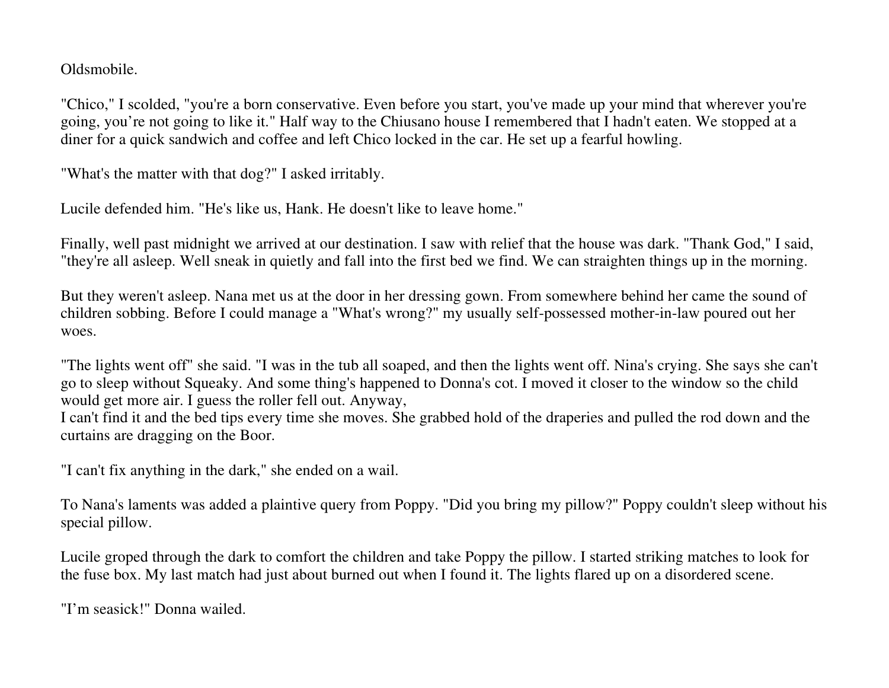Oldsmobile.

"Chico," I scolded, "you're a born conservative. Even before you start, you've made up your mind that wherever you're going, you're not going to like it." Half way to the Chiusano house I remembered that I hadn't eaten. We stopped at a diner for a quick sandwich and coffee and left Chico locked in the car. He set up a fearful howling.

"What's the matter with that dog?" I asked irritably.

Lucile defended him. "He's like us, Hank. He doesn't like to leave home."

Finally, well past midnight we arrived at our destination. I saw with relief that the house was dark. "Thank God," I said, "they're all asleep. Well sneak in quietly and fall into the first bed we find. We can straighten things up in the morning.

But they weren't asleep. Nana met us at the door in her dressing gown. From somewhere behind her came the sound of children sobbing. Before I could manage a "What's wrong?" my usually self-possessed mother-in-law poured out her woes.

"The lights went off" she said. "I was in the tub all soaped, and then the lights went off. Nina's crying. She says she can't go to sleep without Squeaky. And some thing's happened to Donna's cot. I moved it closer to the window so the child would get more air. I guess the roller fell out. Anyway,
I can't find it and the bed tips every time she moves. She grabbed hold of the draperies and pulled the rod down and the curtains are dragging on the Boor.

"I can't fix anything in the dark," she ended on a wail.

To Nana's laments was added a plaintive query from Poppy. "Did you bring my pillow?" Poppy couldn't sleep without his special pillow.

Lucile groped through the dark to comfort the children and take Poppy the pillow. I started striking matches to look for the fuse box. My last match had just about burned out when I found it. The lights flared up on a disordered scene.

"I'm seasick!" Donna wailed.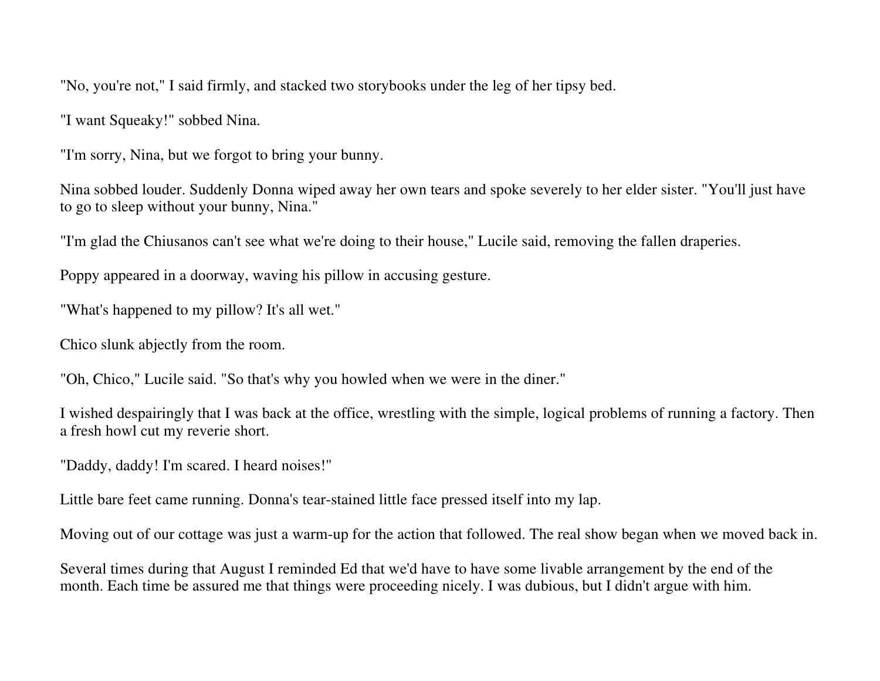"No, you're not," I said firmly, and stacked two storybooks under the leg of her tipsy bed.

"I want Squeaky!" sobbed Nina.

"I'm sorry, Nina, but we forgot to bring your bunny.

Nina sobbed louder. Suddenly Donna wiped away her own tears and spoke severely to her elder sister. "You'll just have to go to sleep without your bunny, Nina."

"I'm glad the Chiusanos can't see what we're doing to their house," Lucile said, removing the fallen draperies.

Poppy appeared in a doorway, waving his pillow in accusing gesture.

"What's happened to my pillow? It's all wet."

Chico slunk abjectly from the room.

"Oh, Chico," Lucile said. "So that's why you howled when we were in the diner."

I wished despairingly that I was back at the office, wrestling with the simple, logical problems of running a factory. Then a fresh howl cut my reverie short.

"Daddy, daddy! I'm scared. I heard noises!"

Little bare feet came running. Donna's tear-stained little face pressed itself into my lap.

Moving out of our cottage was just a warm-up for the action that followed. The real show began when we moved back in.

Several times during that August I reminded Ed that we'd have to have some livable arrangement by the end of the month. Each time be assured me that things were proceeding nicely. I was dubious, but I didn't argue with him.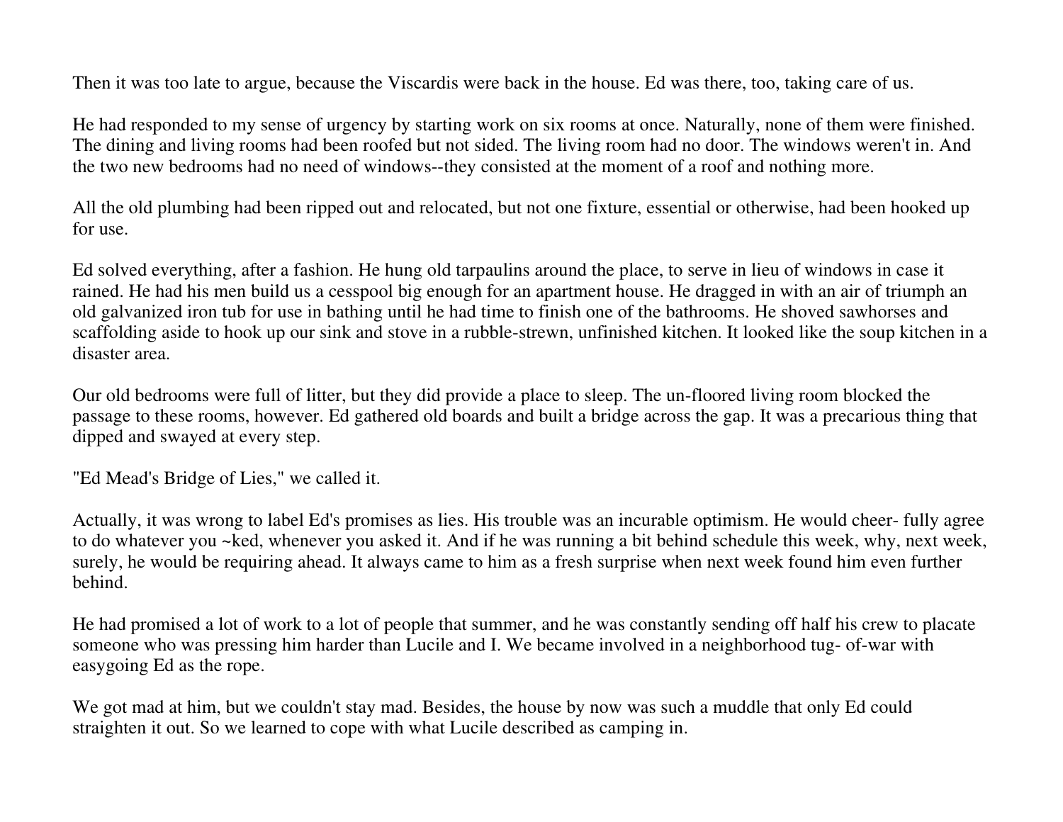Then it was too late to argue, because the Viscardis were back in the house. Ed was there, too, taking care of us.

He had responded to my sense of urgency by starting work on six rooms at once. Naturally, none of them were finished. The dining and living rooms had been roofed but not sided. The living room had no door. The windows weren't in. And the two new bedrooms had no need of windows--they consisted at the moment of a roof and nothing more.

All the old plumbing had been ripped out and relocated, but not one fixture, essential or otherwise, had been hooked up for use.

Ed solved everything, after a fashion. He hung old tarpaulins around the place, to serve in lieu of windows in case it rained. He had his men build us a cesspool big enough for an apartment house. He dragged in with an air of triumph an old galvanized iron tub for use in bathing until he had time to finish one of the bathrooms. He shoved sawhorses and scaffolding aside to hook up our sink and stove in a rubble-strewn, unfinished kitchen. It looked like the soup kitchen in a disaster area.

Our old bedrooms were full of litter, but they did provide a place to sleep. The un-floored living room blocked the passage to these rooms, however. Ed gathered old boards and built a bridge across the gap. It was a precarious thing that dipped and swayed at every step.

"Ed Mead's Bridge of Lies," we called it.

Actually, it was wrong to label Ed's promises as lies. His trouble was an incurable optimism. He would cheer- fully agree to do whatever you ~ked, whenever you asked it. And if he was running a bit behind schedule this week, why, next week, surely, he would be requiring ahead. It always came to him as a fresh surprise when next week found him even further behind.

He had promised a lot of work to a lot of people that summer, and he was constantly sending off half his crew to placate someone who was pressing him harder than Lucile and I. We became involved in a neighborhood tug- of-war with easygoing Ed as the rope.

We got mad at him, but we couldn't stay mad. Besides, the house by now was such a muddle that only Ed could straighten it out. So we learned to cope with what Lucile described as camping in.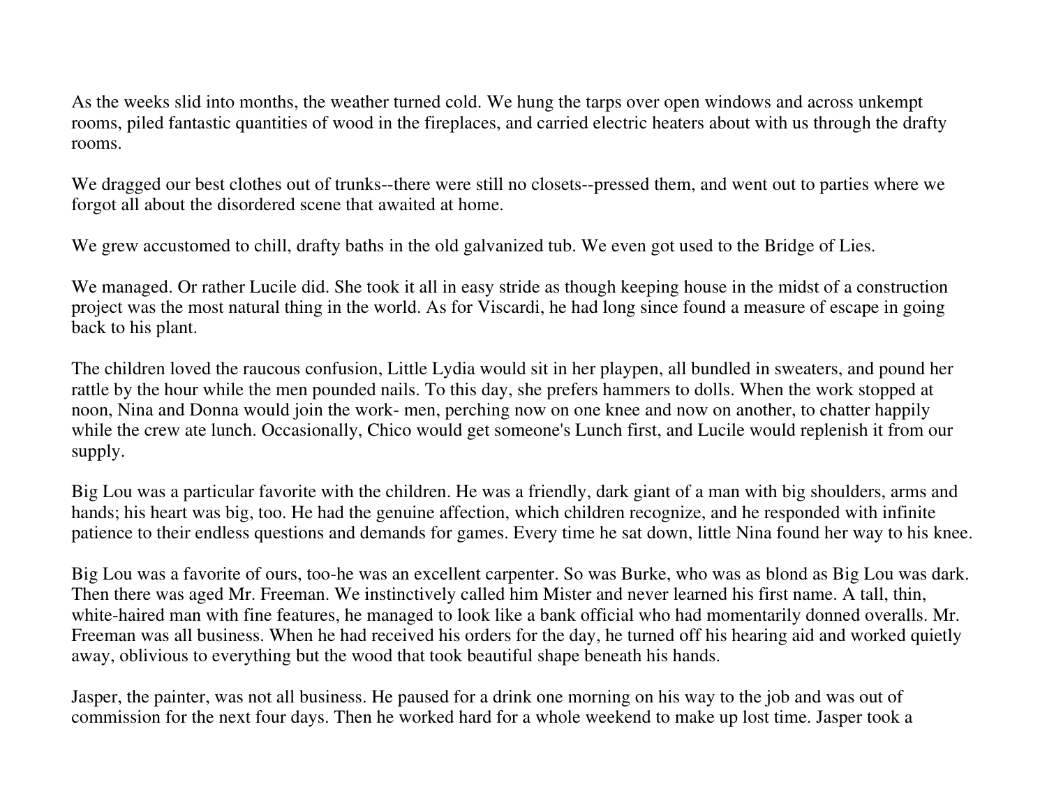As the weeks slid into months, the weather turned cold. We hung the tarps over open windows and across unkempt rooms, piled fantastic quantities of wood in the fireplaces, and carried electric heaters about with us through the drafty rooms.

We dragged our best clothes out of trunks--there were still no closets--pressed them, and went out to parties where we forgot all about the disordered scene that awaited at home.

We grew accustomed to chill, drafty baths in the old galvanized tub. We even got used to the Bridge of Lies.

We managed. Or rather Lucile did. She took it all in easy stride as though keeping house in the midst of a construction project was the most natural thing in the world. As for Viscardi, he had long since found a measure of escape in going back to his plant.

The children loved the raucous confusion, Little Lydia would sit in her playpen, all bundled in sweaters, and pound her rattle by the hour while the men pounded nails. To this day, she prefers hammers to dolls. When the work stopped at noon, Nina and Donna would join the work- men, perching now on one knee and now on another, to chatter happily while the crew ate lunch. Occasionally, Chico would get someone's Lunch first, and Lucile would replenish it from our supply.

Big Lou was a particular favorite with the children. He was a friendly, dark giant of a man with big shoulders, arms and hands; his heart was big, too. He had the genuine affection, which children recognize, and he responded with infinite patience to their endless questions and demands for games. Every time he sat down, little Nina found her way to his knee.

Big Lou was a favorite of ours, too-he was an excellent carpenter. So was Burke, who was as blond as Big Lou was dark. Then there was aged Mr. Freeman. We instinctively called him Mister and never learned his first name. A tall, thin, white-haired man with fine features, he managed to look like a bank official who had momentarily donned overalls. Mr. Freeman was all business. When he had received his orders for the day, he turned off his hearing aid and worked quietly away, oblivious to everything but the wood that took beautiful shape beneath his hands.

Jasper, the painter, was not all business. He paused for a drink one morning on his way to the job and was out of commission for the next four days. Then he worked hard for a whole weekend to make up lost time. Jasper took a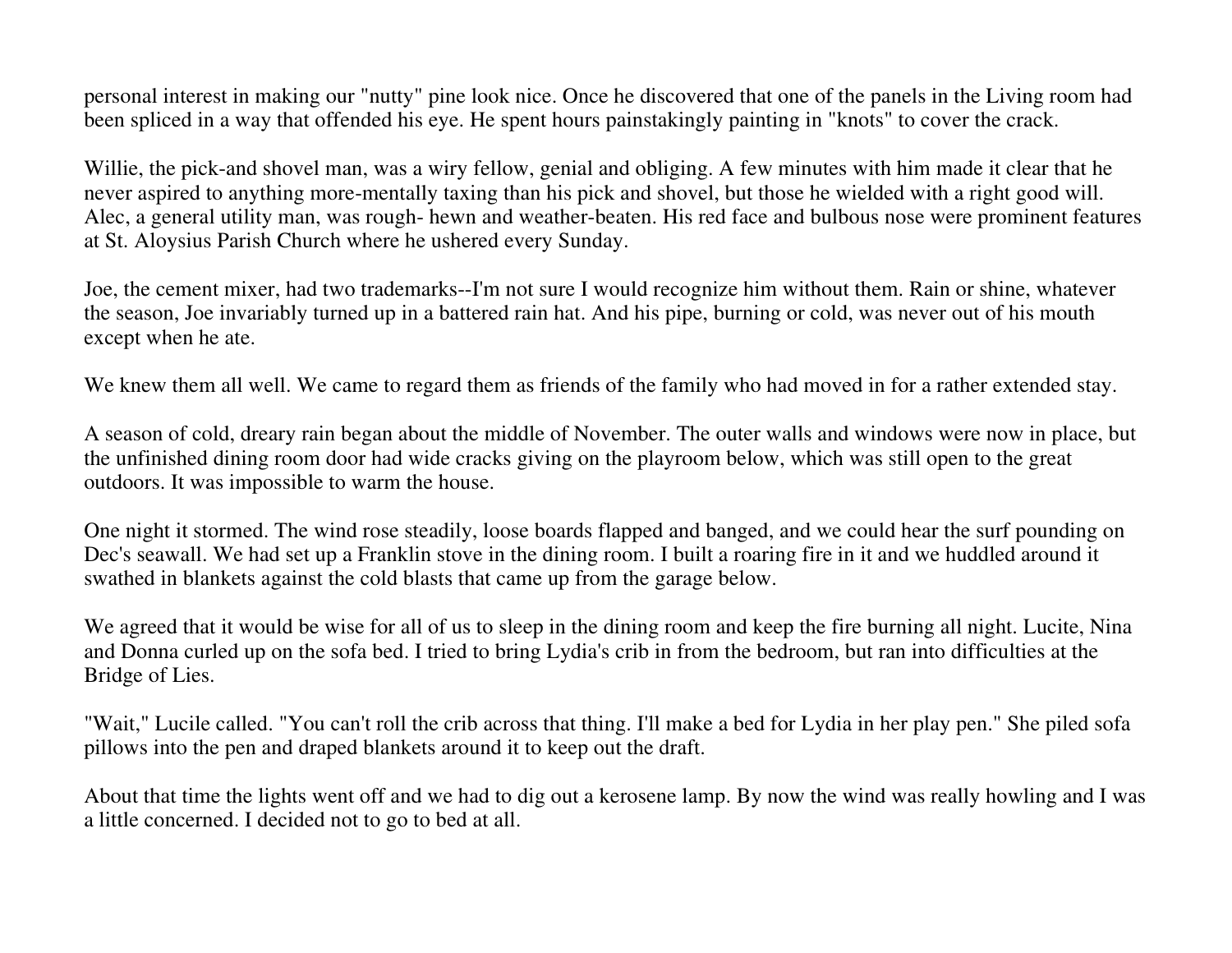personal interest in making our "nutty" pine look nice. Once he discovered that one of the panels in the Living room had been spliced in a way that offended his eye. He spent hours painstakingly painting in "knots" to cover the crack.

Willie, the pick-and shovel man, was a wiry fellow, genial and obliging. A few minutes with him made it clear that he never aspired to anything more-mentally taxing than his pick and shovel, but those he wielded with a right good will. Alec, a general utility man, was rough- hewn and weather-beaten. His red face and bulbous nose were prominent features at St. Aloysius Parish Church where he ushered every Sunday.

Joe, the cement mixer, had two trademarks--I'm not sure I would recognize him without them. Rain or shine, whatever the season, Joe invariably turned up in a battered rain hat. And his pipe, burning or cold, was never out of his mouth except when he ate.

We knew them all well. We came to regard them as friends of the family who had moved in for a rather extended stay.

A season of cold, dreary rain began about the middle of November. The outer walls and windows were now in place, but the unfinished dining room door had wide cracks giving on the playroom below, which was still open to the great outdoors. It was impossible to warm the house.

One night it stormed. The wind rose steadily, loose boards flapped and banged, and we could hear the surf pounding on Dec's seawall. We had set up a Franklin stove in the dining room. I built a roaring fire in it and we huddled around it swathed in blankets against the cold blasts that came up from the garage below.

We agreed that it would be wise for all of us to sleep in the dining room and keep the fire burning all night. Lucite, Nina and Donna curled up on the sofa bed. I tried to bring Lydia's crib in from the bedroom, but ran into difficulties at the Bridge of Lies.

"Wait," Lucile called. "You can't roll the crib across that thing. I'll make a bed for Lydia in her play pen." She piled sofa pillows into the pen and draped blankets around it to keep out the draft.

About that time the lights went off and we had to dig out a kerosene lamp. By now the wind was really howling and I was a little concerned. I decided not to go to bed at all.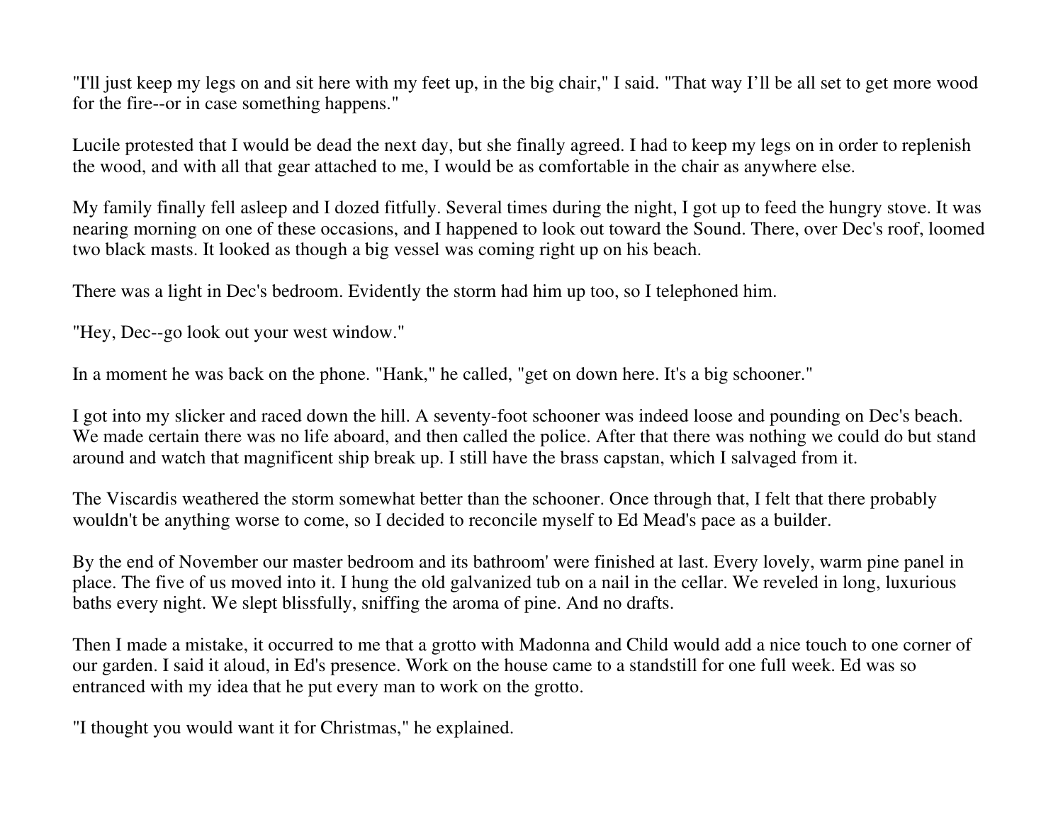"I'll just keep my legs on and sit here with my feet up, in the big chair," I said. "That way I'll be all set to get more wood for the fire--or in case something happens."

Lucile protested that I would be dead the next day, but she finally agreed. I had to keep my legs on in order to replenish the wood, and with all that gear attached to me, I would be as comfortable in the chair as anywhere else.

My family finally fell asleep and I dozed fitfully. Several times during the night, I got up to feed the hungry stove. It was nearing morning on one of these occasions, and I happened to look out toward the Sound. There, over Dec's roof, loomed two black masts. It looked as though a big vessel was coming right up on his beach.

There was a light in Dec's bedroom. Evidently the storm had him up too, so I telephoned him.

"Hey, Dec--go look out your west window."

In a moment he was back on the phone. "Hank," he called, "get on down here. It's a big schooner."

I got into my slicker and raced down the hill. A seventy-foot schooner was indeed loose and pounding on Dec's beach. We made certain there was no life aboard, and then called the police. After that there was nothing we could do but stand around and watch that magnificent ship break up. I still have the brass capstan, which I salvaged from it.

The Viscardis weathered the storm somewhat better than the schooner. Once through that, I felt that there probably wouldn't be anything worse to come, so I decided to reconcile myself to Ed Mead's pace as a builder.

By the end of November our master bedroom and its bathroom' were finished at last. Every lovely, warm pine panel in place. The five of us moved into it. I hung the old galvanized tub on a nail in the cellar. We reveled in long, luxurious baths every night. We slept blissfully, sniffing the aroma of pine. And no drafts.

Then I made a mistake, it occurred to me that a grotto with Madonna and Child would add a nice touch to one corner of our garden. I said it aloud, in Ed's presence. Work on the house came to a standstill for one full week. Ed was so entranced with my idea that he put every man to work on the grotto.

"I thought you would want it for Christmas," he explained.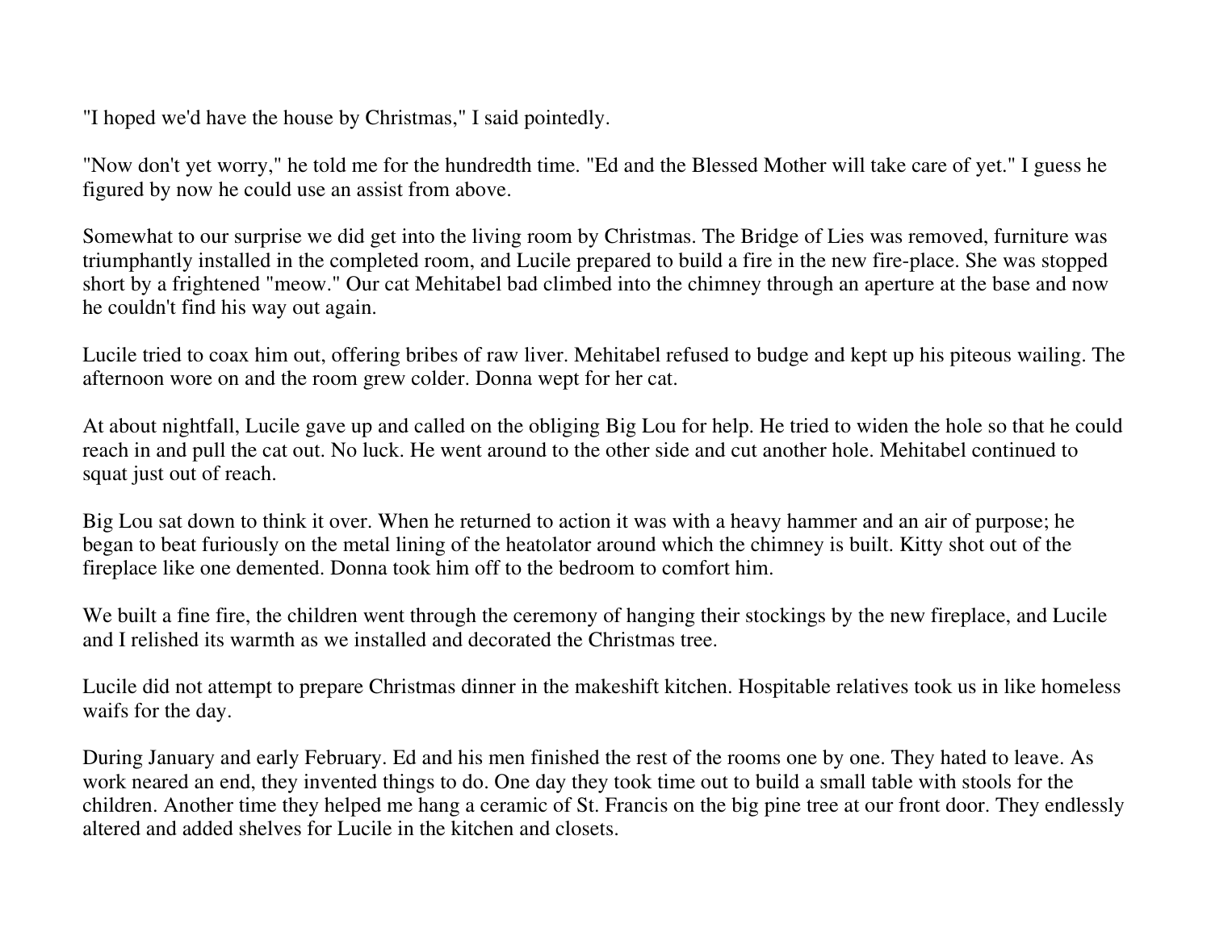"I hoped we'd have the house by Christmas," I said pointedly.

"Now don't yet worry," he told me for the hundredth time. "Ed and the Blessed Mother will take care of yet." I guess he figured by now he could use an assist from above.

Somewhat to our surprise we did get into the living room by Christmas. The Bridge of Lies was removed, furniture was triumphantly installed in the completed room, and Lucile prepared to build a fire in the new fire-place. She was stopped short by a frightened "meow." Our cat Mehitabel bad climbed into the chimney through an aperture at the base and now he couldn't find his way out again.

Lucile tried to coax him out, offering bribes of raw liver. Mehitabel refused to budge and kept up his piteous wailing. The afternoon wore on and the room grew colder. Donna wept for her cat.

At about nightfall, Lucile gave up and called on the obliging Big Lou for help. He tried to widen the hole so that he could reach in and pull the cat out. No luck. He went around to the other side and cut another hole. Mehitabel continued to squat just out of reach.

Big Lou sat down to think it over. When he returned to action it was with a heavy hammer and an air of purpose; he began to beat furiously on the metal lining of the heatolator around which the chimney is built. Kitty shot out of the fireplace like one demented. Donna took him off to the bedroom to comfort him.

We built a fine fire, the children went through the ceremony of hanging their stockings by the new fireplace, and Lucile and I relished its warmth as we installed and decorated the Christmas tree.

Lucile did not attempt to prepare Christmas dinner in the makeshift kitchen. Hospitable relatives took us in like homeless waifs for the day.

During January and early February. Ed and his men finished the rest of the rooms one by one. They hated to leave. As work neared an end, they invented things to do. One day they took time out to build a small table with stools for the children. Another time they helped me hang a ceramic of St. Francis on the big pine tree at our front door. They endlessly altered and added shelves for Lucile in the kitchen and closets.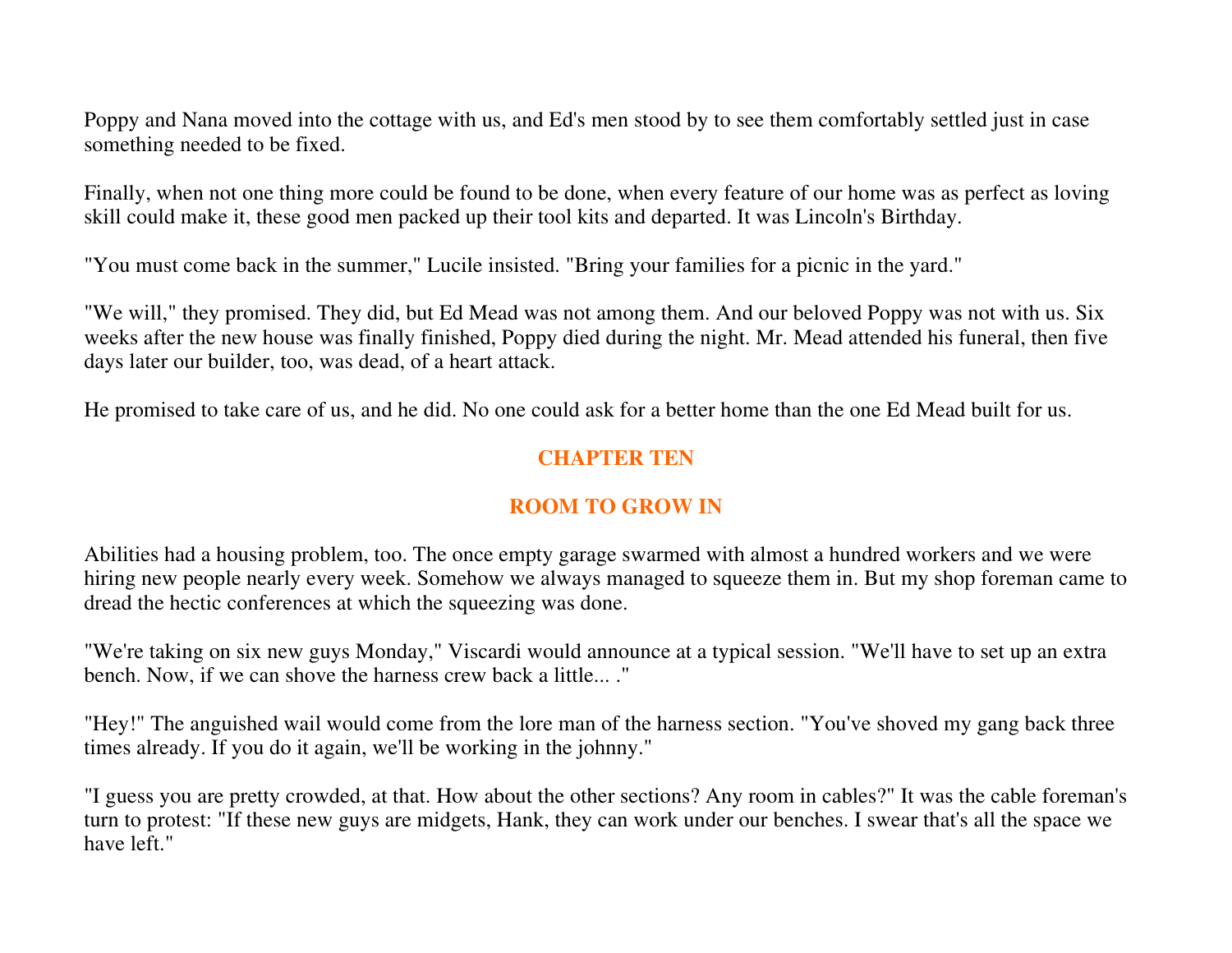Poppy and Nana moved into the cottage with us, and Ed's men stood by to see them comfortably settled just in case something needed to be fixed.

Finally, when not one thing more could be found to be done, when every feature of our home was as perfect as loving skill could make it, these good men packed up their tool kits and departed. It was Lincoln's Birthday.

"You must come back in the summer," Lucile insisted. "Bring your families for a picnic in the yard."

"We will," they promised. They did, but Ed Mead was not among them. And our beloved Poppy was not with us. Six weeks after the new house was finally finished, Poppy died during the night. Mr. Mead attended his funeral, then five days later our builder, too, was dead, of a heart attack.

He promised to take care of us, and he did. No one could ask for a better home than the one Ed Mead built for us.

## CHAPTER TEN

## ROOM TO GROW IN

Abilities had a housing problem, too. The once empty garage swarmed with almost a hundred workers and we were hiring new people nearly every week. Somehow we always managed to squeeze them in. But my shop foreman came to dread the hectic conferences at which the squeezing was done.

"We're taking on six new guys Monday," Viscardi would announce at a typical session. "We'll have to set up an extra bench. Now, if we can shove the harness crew back a little... ."

"Hey!" The anguished wail would come from the lore man of the harness section. "You've shoved my gang back three times already. If you do it again, we'll be working in the johnny."

"I guess you are pretty crowded, at that. How about the other sections? Any room in cables?" It was the cable foreman's turn to protest: "If these new guys are midgets, Hank, they can work under our benches. I swear that's all the space we have left."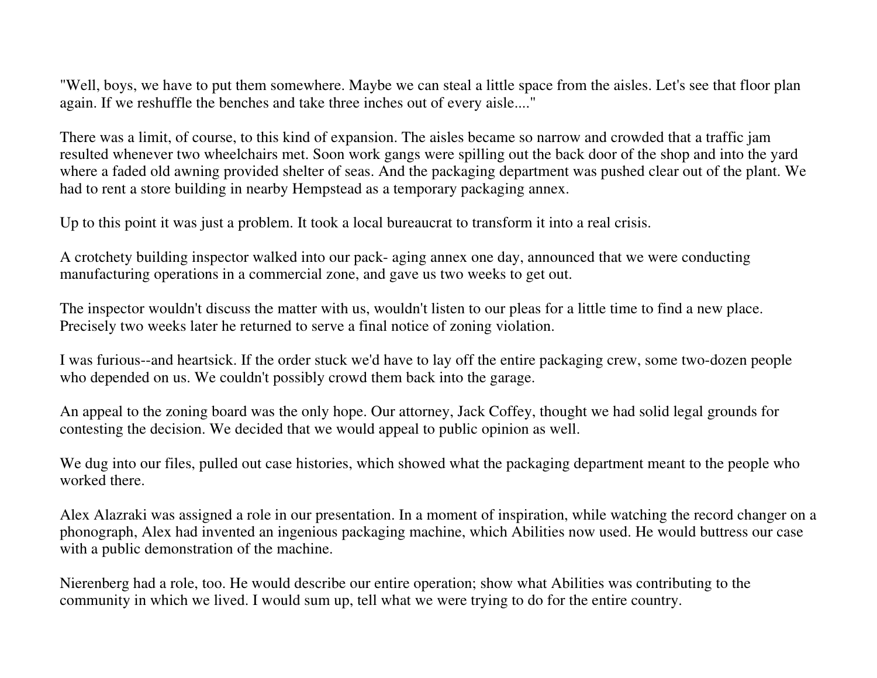"Well, boys, we have to put them somewhere. Maybe we can steal a little space from the aisles. Let's see that floor plan again. If we reshuffle the benches and take three inches out of every aisle...."

There was a limit, of course, to this kind of expansion. The aisles became so narrow and crowded that a traffic jam resulted whenever two wheelchairs met. Soon work gangs were spilling out the back door of the shop and into the yard where a faded old awning provided shelter of seas. And the packaging department was pushed clear out of the plant. We had to rent a store building in nearby Hempstead as a temporary packaging annex.

Up to this point it was just a problem. It took a local bureaucrat to transform it into a real crisis.

A crotchety building inspector walked into our pack- aging annex one day, announced that we were conducting manufacturing operations in a commercial zone, and gave us two weeks to get out.

The inspector wouldn't discuss the matter with us, wouldn't listen to our pleas for a little time to find a new place. Precisely two weeks later he returned to serve a final notice of zoning violation.

I was furious--and heartsick. If the order stuck we'd have to lay off the entire packaging crew, some two-dozen people who depended on us. We couldn't possibly crowd them back into the garage.

An appeal to the zoning board was the only hope. Our attorney, Jack Coffey, thought we had solid legal grounds for contesting the decision. We decided that we would appeal to public opinion as well.

We dug into our files, pulled out case histories, which showed what the packaging department meant to the people who worked there.

Alex Alazraki was assigned a role in our presentation. In a moment of inspiration, while watching the record changer on a phonograph, Alex had invented an ingenious packaging machine, which Abilities now used. He would buttress our case with a public demonstration of the machine.

Nierenberg had a role, too. He would describe our entire operation; show what Abilities was contributing to the community in which we lived. I would sum up, tell what we were trying to do for the entire country.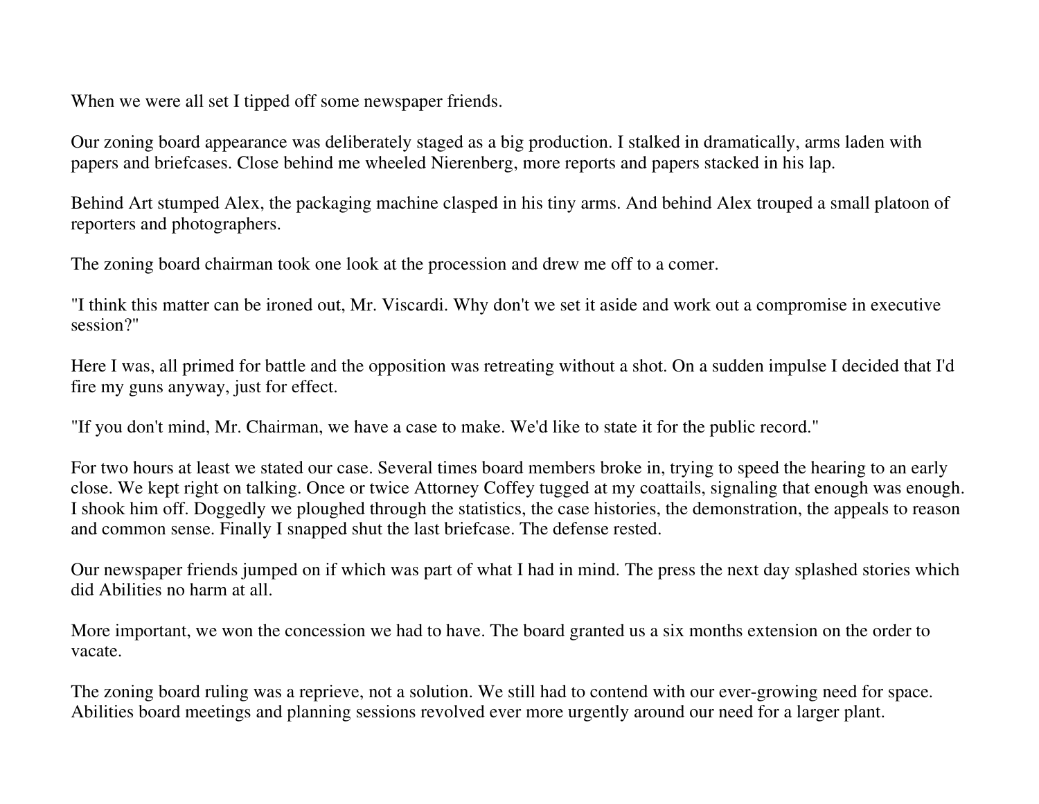When we were all set I tipped off some newspaper friends.

Our zoning board appearance was deliberately staged as a big production. I stalked in dramatically, arms laden with papers and briefcases. Close behind me wheeled Nierenberg, more reports and papers stacked in his lap.

Behind Art stumped Alex, the packaging machine clasped in his tiny arms. And behind Alex trouped a small platoon of reporters and photographers.

The zoning board chairman took one look at the procession and drew me off to a comer.

"I think this matter can be ironed out, Mr. Viscardi. Why don't we set it aside and work out a compromise in executive session?"

Here I was, all primed for battle and the opposition was retreating without a shot. On a sudden impulse I decided that I'd fire my guns anyway, just for effect.

"If you don't mind, Mr. Chairman, we have a case to make. We'd like to state it for the public record."

For two hours at least we stated our case. Several times board members broke in, trying to speed the hearing to an early close. We kept right on talking. Once or twice Attorney Coffey tugged at my coattails, signaling that enough was enough. I shook him off. Doggedly we ploughed through the statistics, the case histories, the demonstration, the appeals to reason and common sense. Finally I snapped shut the last briefcase. The defense rested.

Our newspaper friends jumped on if which was part of what I had in mind. The press the next day splashed stories which did Abilities no harm at all.

More important, we won the concession we had to have. The board granted us a six months extension on the order to vacate.

The zoning board ruling was a reprieve, not a solution. We still had to contend with our ever-growing need for space. Abilities board meetings and planning sessions revolved ever more urgently around our need for a larger plant.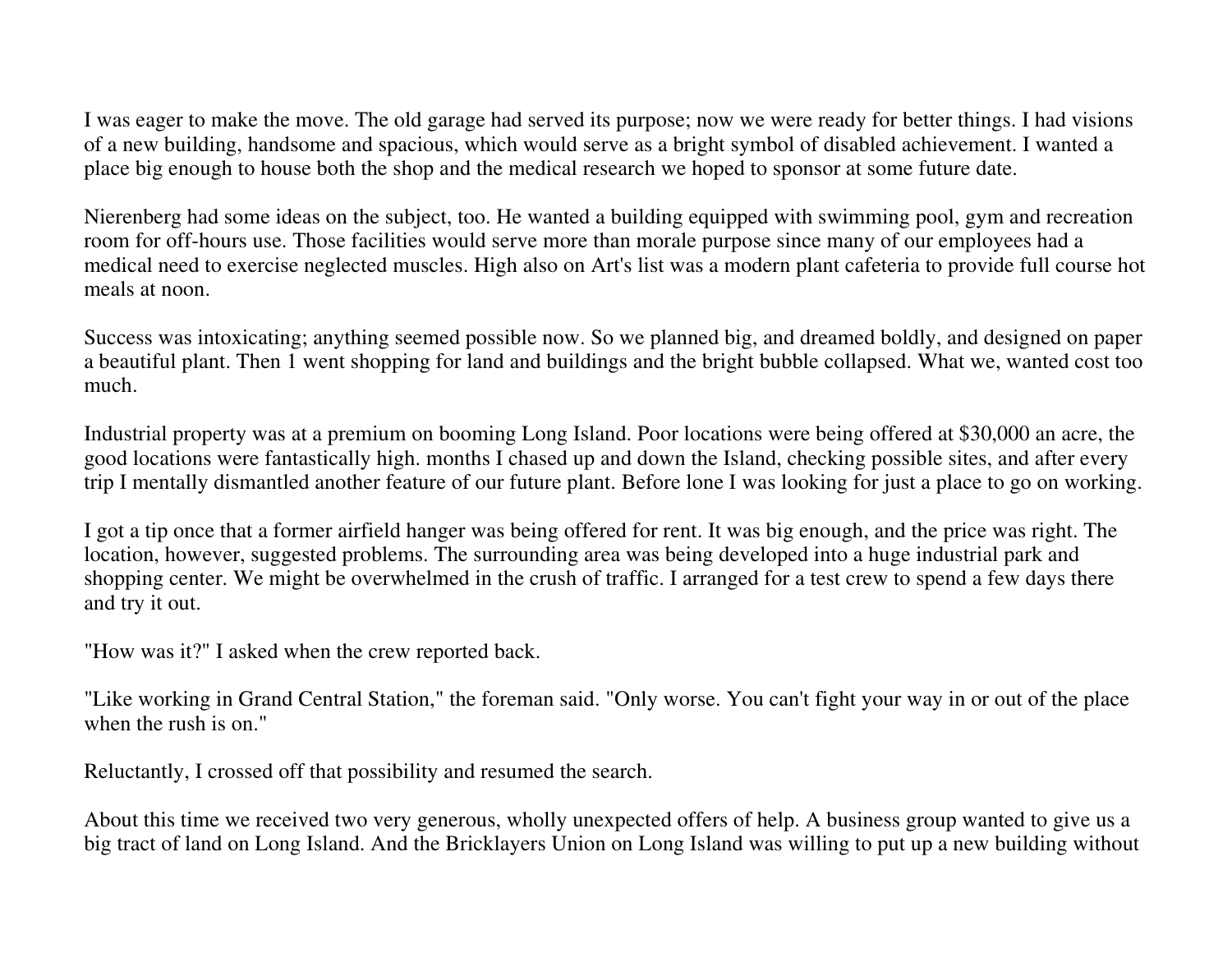I was eager to make the move. The old garage had served its purpose; now we were ready for better things. I had visions of a new building, handsome and spacious, which would serve as a bright symbol of disabled achievement. I wanted a place big enough to house both the shop and the medical research we hoped to sponsor at some future date.

Nierenberg had some ideas on the subject, too. He wanted a building equipped with swimming pool, gym and recreation room for off-hours use. Those facilities would serve more than morale purpose since many of our employees had a medical need to exercise neglected muscles. High also on Art's list was a modern plant cafeteria to provide full course hot meals at noon.

Success was intoxicating; anything seemed possible now. So we planned big, and dreamed boldly, and designed on paper a beautiful plant. Then 1 went shopping for land and buildings and the bright bubble collapsed. What we, wanted cost too much.

Industrial property was at a premium on booming Long Island. Poor locations were being offered at $30,000 an acre, the good locations were fantastically high. months I chased up and down the Island, checking possible sites, and after every trip I mentally dismantled another feature of our future plant. Before lone I was looking for just a place to go on working.

I got a tip once that a former airfield hanger was being offered for rent. It was big enough, and the price was right. The location, however, suggested problems. The surrounding area was being developed into a huge industrial park and shopping center. We might be overwhelmed in the crush of traffic. I arranged for a test crew to spend a few days there and try it out.

"How was it?" I asked when the crew reported back.

"Like working in Grand Central Station," the foreman said. "Only worse. You can't fight your way in or out of the place when the rush is on."

Reluctantly, I crossed off that possibility and resumed the search.

About this time we received two very generous, wholly unexpected offers of help. A business group wanted to give us a big tract of land on Long Island. And the Bricklayers Union on Long Island was willing to put up a new building without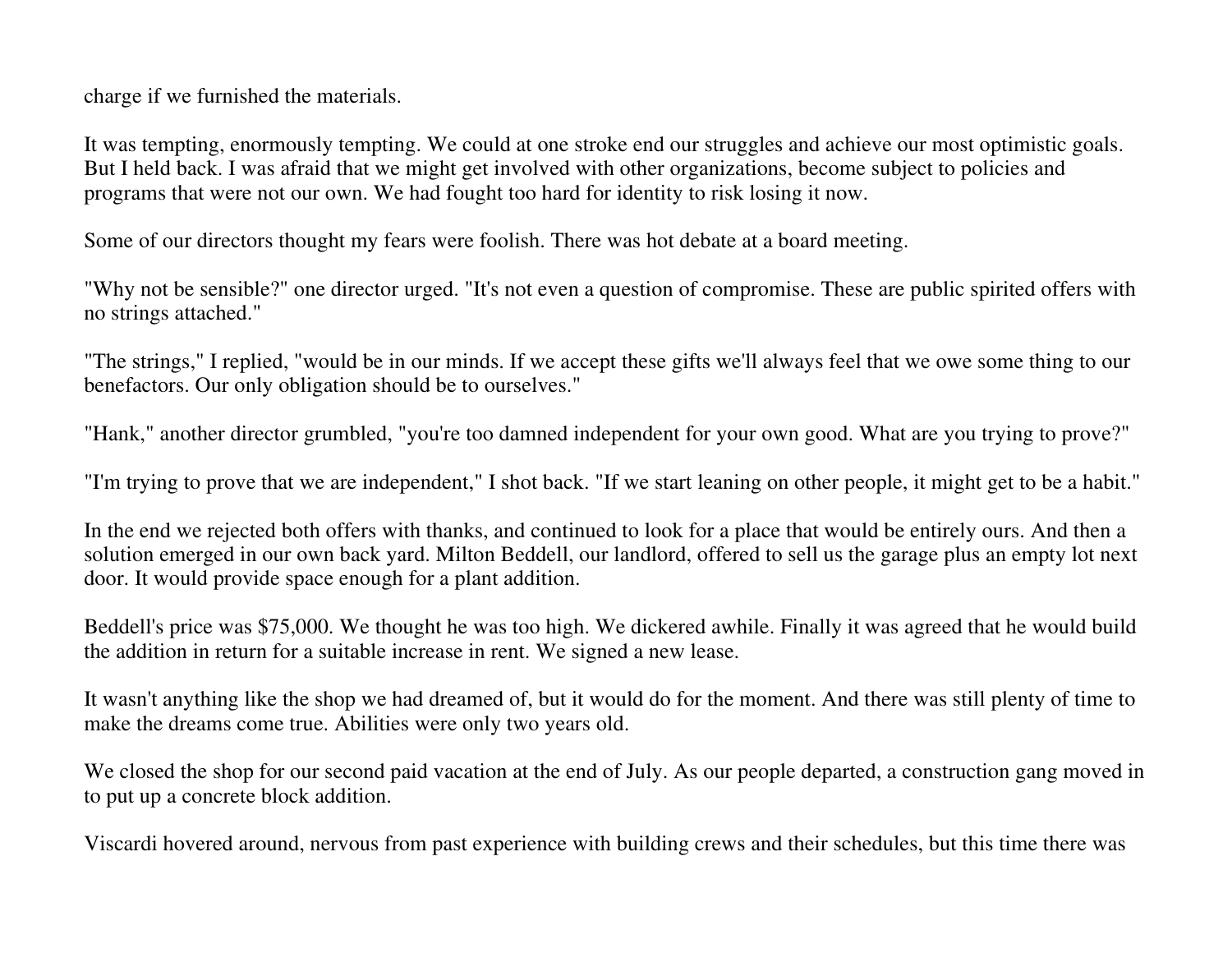charge if we furnished the materials.

It was tempting, enormously tempting. We could at one stroke end our struggles and achieve our most optimistic goals. But I held back. I was afraid that we might get involved with other organizations, become subject to policies and programs that were not our own. We had fought too hard for identity to risk losing it now.

Some of our directors thought my fears were foolish. There was hot debate at a board meeting.

"Why not be sensible?" one director urged. "It's not even a question of compromise. These are public spirited offers with no strings attached."

"The strings," I replied, "would be in our minds. If we accept these gifts we'll always feel that we owe some thing to our benefactors. Our only obligation should be to ourselves."

"Hank," another director grumbled, "you're too damned independent for your own good. What are you trying to prove?"

"I'm trying to prove that we are independent," I shot back. "If we start leaning on other people, it might get to be a habit."

In the end we rejected both offers with thanks, and continued to look for a place that would be entirely ours. And then a solution emerged in our own back yard. Milton Beddell, our landlord, offered to sell us the garage plus an empty lot next door. It would provide space enough for a plant addition.

Beddell's price was $75,000. We thought he was too high. We dickered awhile. Finally it was agreed that he would build the addition in return for a suitable increase in rent. We signed a new lease.

It wasn't anything like the shop we had dreamed of, but it would do for the moment. And there was still plenty of time to make the dreams come true. Abilities were only two years old.

We closed the shop for our second paid vacation at the end of July. As our people departed, a construction gang moved in to put up a concrete block addition.

Viscardi hovered around, nervous from past experience with building crews and their schedules, but this time there was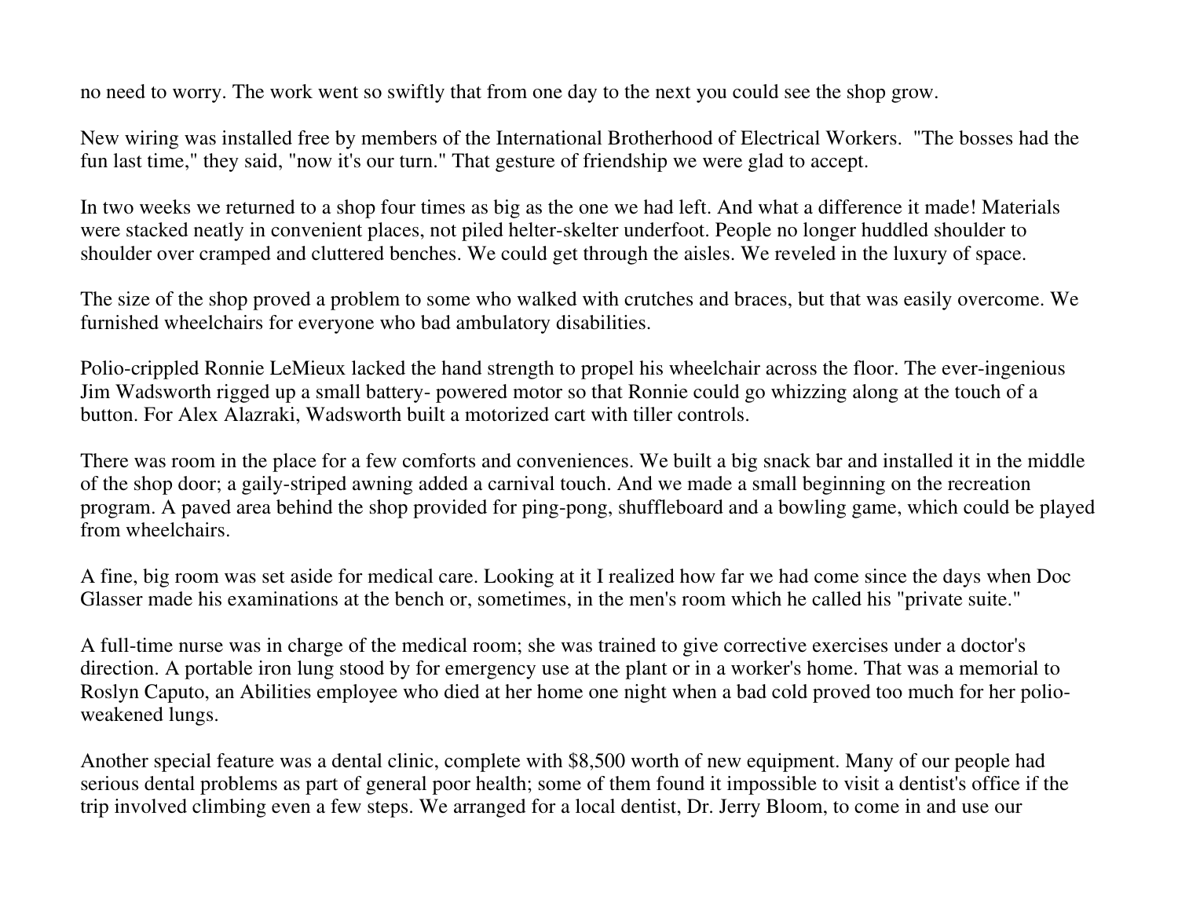no need to worry. The work went so swiftly that from one day to the next you could see the shop grow.

New wiring was installed free by members of the International Brotherhood of Electrical Workers. "The bosses had the fun last time," they said, "now it's our turn." That gesture of friendship we were glad to accept.

In two weeks we returned to a shop four times as big as the one we had left. And what a difference it made! Materials were stacked neatly in convenient places, not piled helter-skelter underfoot. People no longer huddled shoulder to shoulder over cramped and cluttered benches. We could get through the aisles. We reveled in the luxury of space.

The size of the shop proved a problem to some who walked with crutches and braces, but that was easily overcome. We furnished wheelchairs for everyone who bad ambulatory disabilities.

Polio-crippled Ronnie LeMieux lacked the hand strength to propel his wheelchair across the floor. The ever-ingenious Jim Wadsworth rigged up a small battery- powered motor so that Ronnie could go whizzing along at the touch of a button. For Alex Alazraki, Wadsworth built a motorized cart with tiller controls.

There was room in the place for a few comforts and conveniences. We built a big snack bar and installed it in the middle of the shop door; a gaily-striped awning added a carnival touch. And we made a small beginning on the recreation program. A paved area behind the shop provided for ping-pong, shuffleboard and a bowling game, which could be played from wheelchairs.

A fine, big room was set aside for medical care. Looking at it I realized how far we had come since the days when Doc Glasser made his examinations at the bench or, sometimes, in the men's room which he called his "private suite."

A full-time nurse was in charge of the medical room; she was trained to give corrective exercises under a doctor's direction. A portable iron lung stood by for emergency use at the plant or in a worker's home. That was a memorial to Roslyn Caputo, an Abilities employee who died at her home one night when a bad cold proved too much for her polio-weakened lungs.

Another special feature was a dental clinic, complete with $8,500 worth of new equipment. Many of our people had serious dental problems as part of general poor health; some of them found it impossible to visit a dentist's office if the trip involved climbing even a few steps. We arranged for a local dentist, Dr. Jerry Bloom, to come in and use our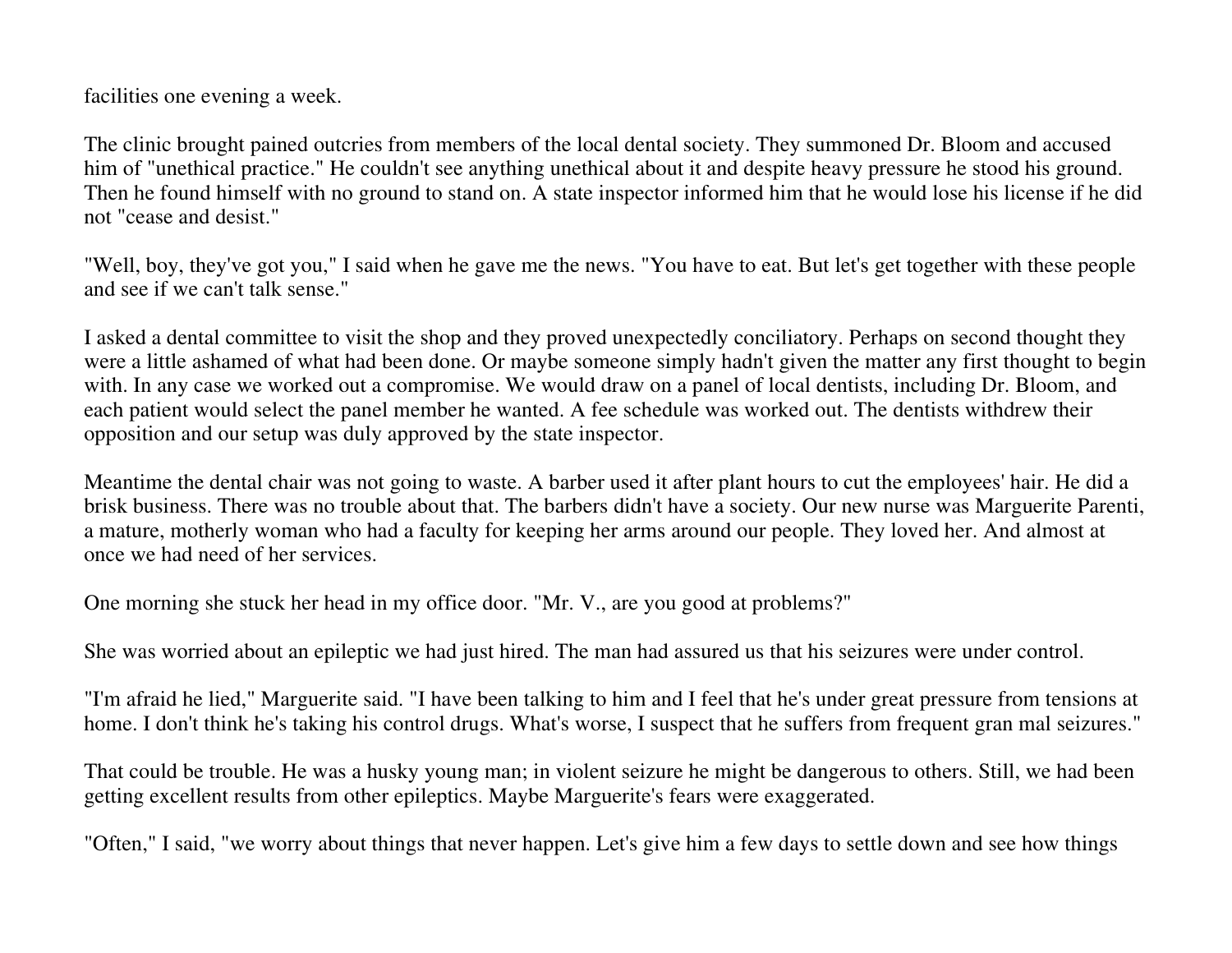facilities one evening a week.

The clinic brought pained outcries from members of the local dental society. They summoned Dr. Bloom and accused him of "unethical practice." He couldn't see anything unethical about it and despite heavy pressure he stood his ground. Then he found himself with no ground to stand on. A state inspector informed him that he would lose his license if he did not "cease and desist."

"Well, boy, they've got you," I said when he gave me the news. "You have to eat. But let's get together with these people and see if we can't talk sense."

I asked a dental committee to visit the shop and they proved unexpectedly conciliatory. Perhaps on second thought they were a little ashamed of what had been done. Or maybe someone simply hadn't given the matter any first thought to begin with. In any case we worked out a compromise. We would draw on a panel of local dentists, including Dr. Bloom, and each patient would select the panel member he wanted. A fee schedule was worked out. The dentists withdrew their opposition and our setup was duly approved by the state inspector.

Meantime the dental chair was not going to waste. A barber used it after plant hours to cut the employees' hair. He did a brisk business. There was no trouble about that. The barbers didn't have a society. Our new nurse was Marguerite Parenti, a mature, motherly woman who had a faculty for keeping her arms around our people. They loved her. And almost at once we had need of her services.

One morning she stuck her head in my office door. "Mr. V., are you good at problems?"

She was worried about an epileptic we had just hired. The man had assured us that his seizures were under control.

"I'm afraid he lied," Marguerite said. "I have been talking to him and I feel that he's under great pressure from tensions at home. I don't think he's taking his control drugs. What's worse, I suspect that he suffers from frequent gran mal seizures."

That could be trouble. He was a husky young man; in violent seizure he might be dangerous to others. Still, we had been getting excellent results from other epileptics. Maybe Marguerite's fears were exaggerated.

"Often," I said, "we worry about things that never happen. Let's give him a few days to settle down and see how things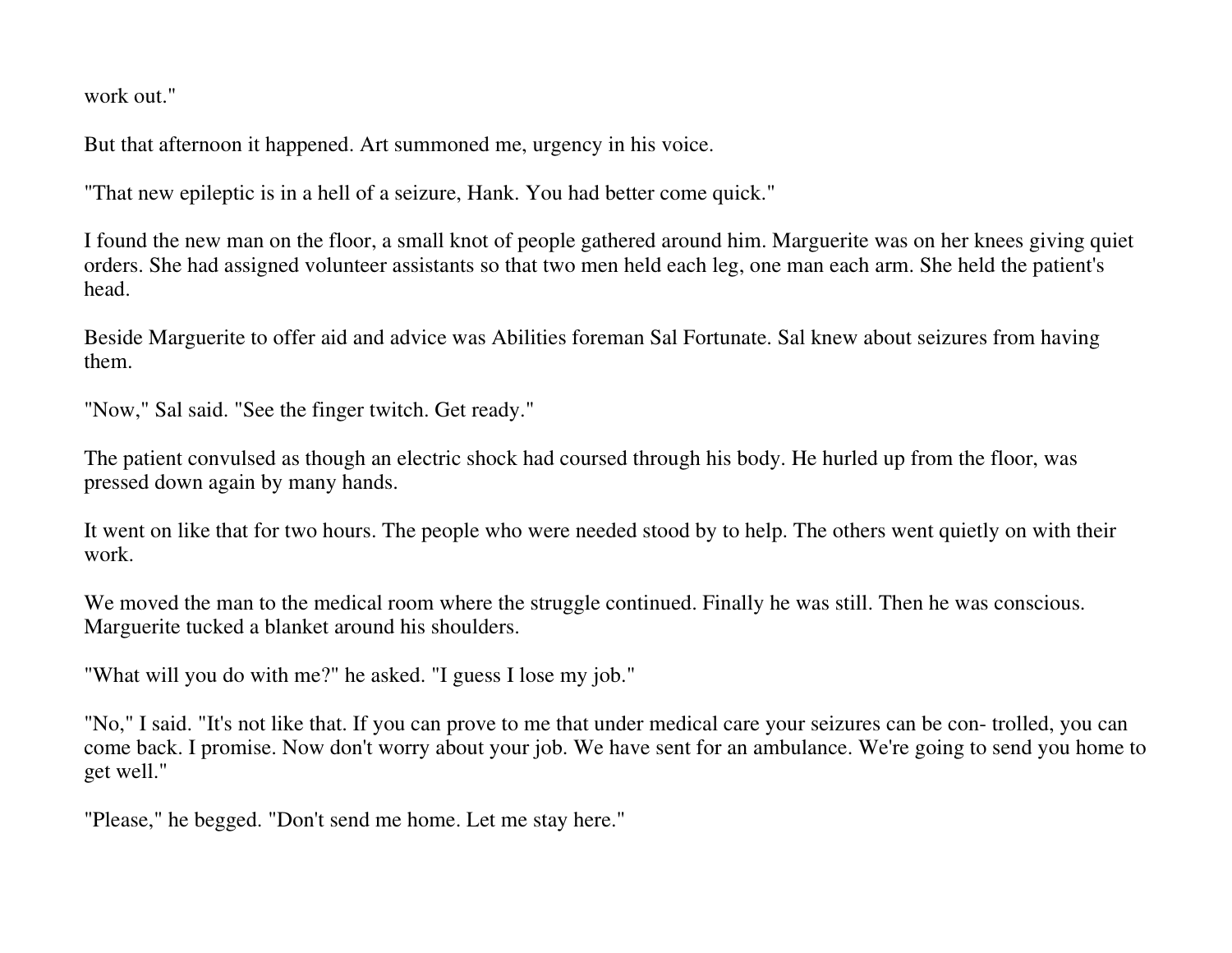work out."

But that afternoon it happened. Art summoned me, urgency in his voice.

"That new epileptic is in a hell of a seizure, Hank. You had better come quick."

I found the new man on the floor, a small knot of people gathered around him. Marguerite was on her knees giving quiet orders. She had assigned volunteer assistants so that two men held each leg, one man each arm. She held the patient's head.

Beside Marguerite to offer aid and advice was Abilities foreman Sal Fortunate. Sal knew about seizures from having them.

"Now," Sal said. "See the finger twitch. Get ready."

The patient convulsed as though an electric shock had coursed through his body. He hurled up from the floor, was pressed down again by many hands.

It went on like that for two hours. The people who were needed stood by to help. The others went quietly on with their work.

We moved the man to the medical room where the struggle continued. Finally he was still. Then he was conscious. Marguerite tucked a blanket around his shoulders.

"What will you do with me?" he asked. "I guess I lose my job."

"No," I said. "It's not like that. If you can prove to me that under medical care your seizures can be controlled, you can come back. I promise. Now don't worry about your job. We have sent for an ambulance. We're going to send you home to get well."

"Please," he begged. "Don't send me home. Let me stay here."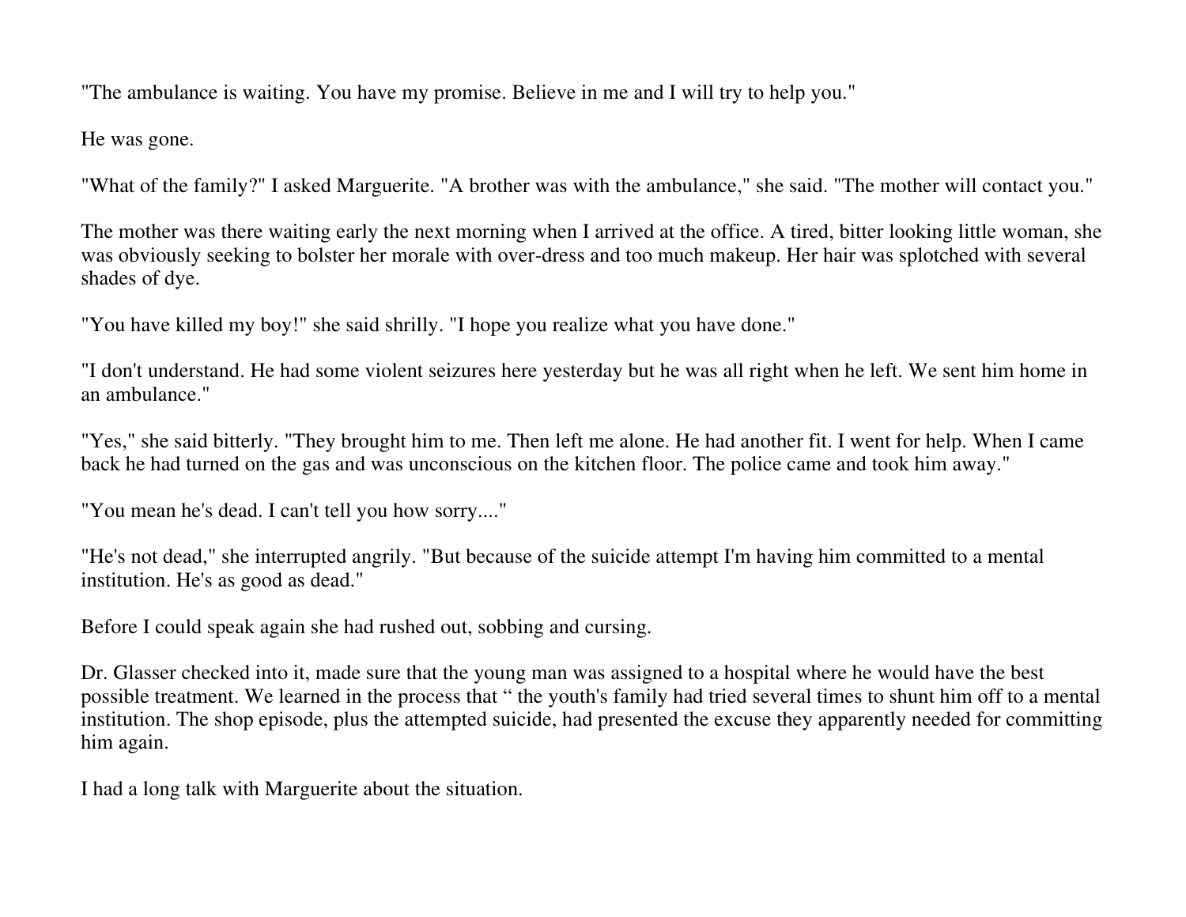"The ambulance is waiting. You have my promise. Believe in me and I will try to help you."

He was gone.

"What of the family?" I asked Marguerite. "A brother was with the ambulance," she said. "The mother will contact you."

The mother was there waiting early the next morning when I arrived at the office. A tired, bitter looking little woman, she was obviously seeking to bolster her morale with over-dress and too much makeup. Her hair was splotched with several shades of dye.

"You have killed my boy!" she said shrilly. "I hope you realize what you have done."

"I don't understand. He had some violent seizures here yesterday but he was all right when he left. We sent him home in an ambulance."

"Yes," she said bitterly. "They brought him to me. Then left me alone. He had another fit. I went for help. When I came back he had turned on the gas and was unconscious on the kitchen floor. The police came and took him away."

"You mean he's dead. I can't tell you how sorry...."

"He's not dead," she interrupted angrily. "But because of the suicide attempt I'm having him committed to a mental institution. He's as good as dead."

Before I could speak again she had rushed out, sobbing and cursing.

Dr. Glasser checked into it, made sure that the young man was assigned to a hospital where he would have the best possible treatment. We learned in the process that " the youth's family had tried several times to shunt him off to a mental institution. The shop episode, plus the attempted suicide, had presented the excuse they apparently needed for committing him again.

I had a long talk with Marguerite about the situation.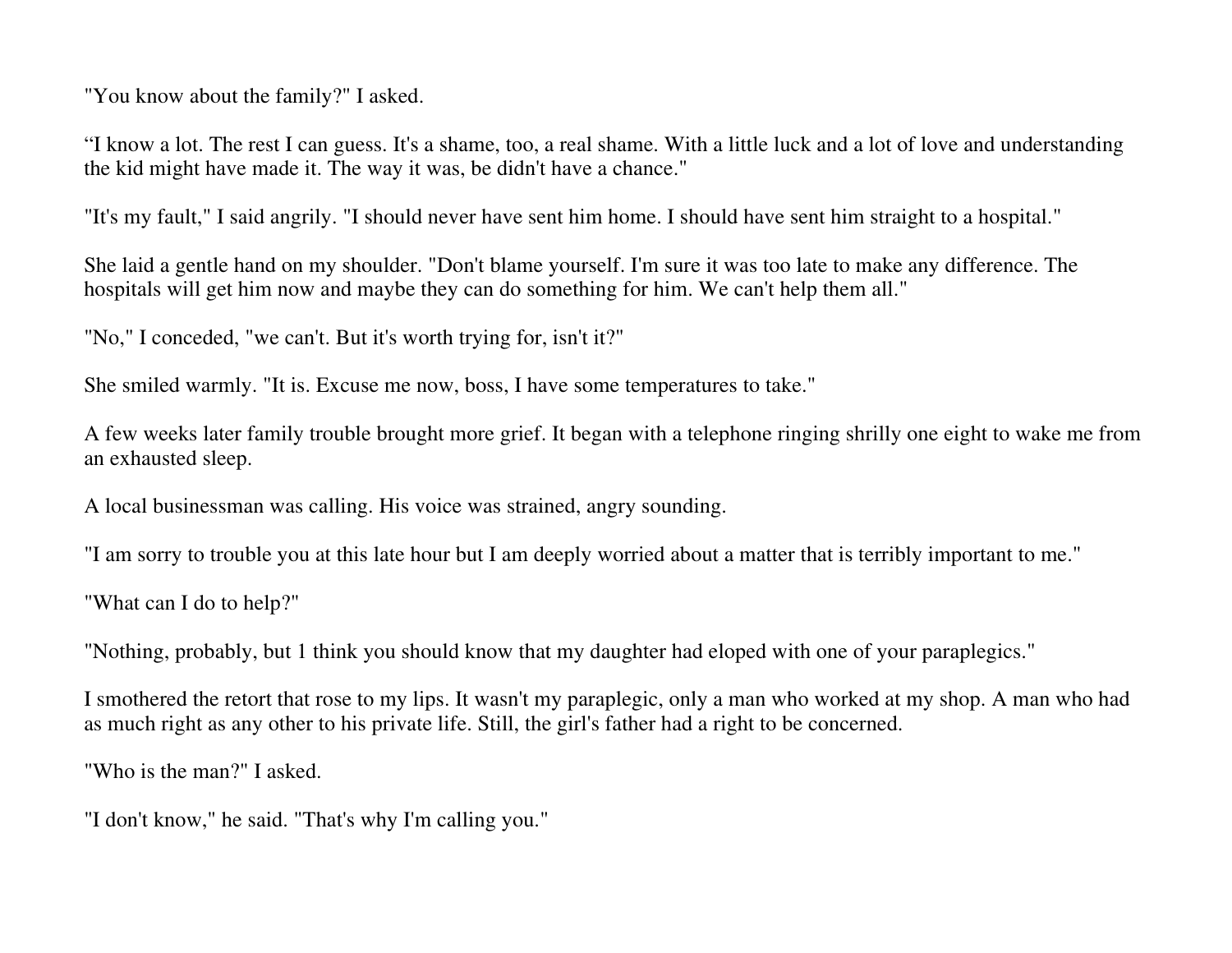"You know about the family?" I asked.

“I know a lot. The rest I can guess. It's a shame, too, a real shame. With a little luck and a lot of love and understanding the kid might have made it. The way it was, be didn't have a chance."

"It's my fault," I said angrily. "I should never have sent him home. I should have sent him straight to a hospital."

She laid a gentle hand on my shoulder. "Don't blame yourself. I'm sure it was too late to make any difference. The hospitals will get him now and maybe they can do something for him. We can't help them all."

"No," I conceded, "we can't. But it's worth trying for, isn't it?"

She smiled warmly. "It is. Excuse me now, boss, I have some temperatures to take."

A few weeks later family trouble brought more grief. It began with a telephone ringing shrilly one eight to wake me from an exhausted sleep.

A local businessman was calling. His voice was strained, angry sounding.

"I am sorry to trouble you at this late hour but I am deeply worried about a matter that is terribly important to me."

"What can I do to help?"

"Nothing, probably, but 1 think you should know that my daughter had eloped with one of your paraplegics."

I smothered the retort that rose to my lips. It wasn't my paraplegic, only a man who worked at my shop. A man who had as much right as any other to his private life. Still, the girl's father had a right to be concerned.

"Who is the man?" I asked.

"I don't know," he said. "That's why I'm calling you."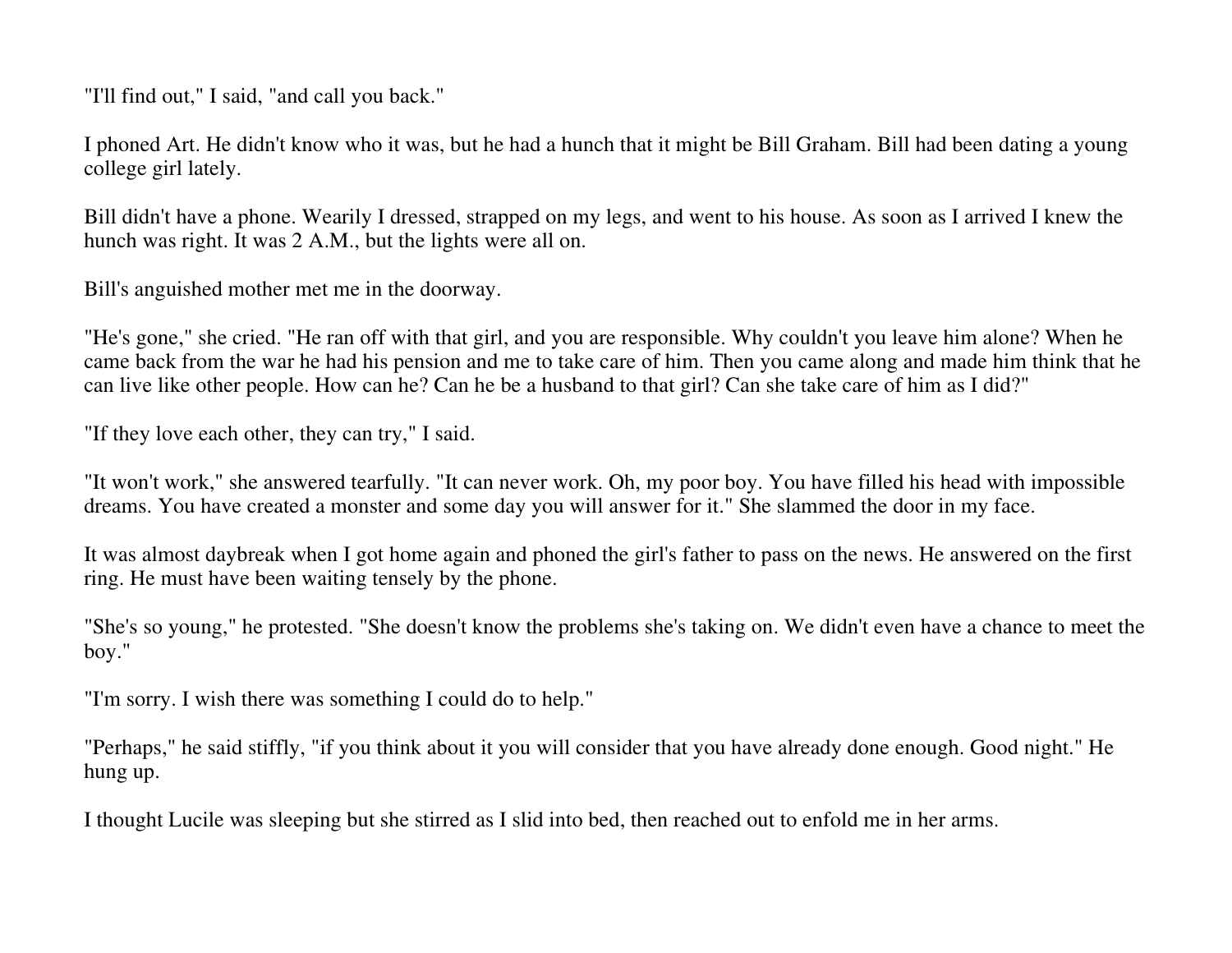"I'll find out," I said, "and call you back."

I phoned Art. He didn't know who it was, but he had a hunch that it might be Bill Graham. Bill had been dating a young college girl lately.

Bill didn't have a phone. Wearily I dressed, strapped on my legs, and went to his house. As soon as I arrived I knew the hunch was right. It was 2 A.M., but the lights were all on.

Bill's anguished mother met me in the doorway.

"He's gone," she cried. "He ran off with that girl, and you are responsible. Why couldn't you leave him alone? When he came back from the war he had his pension and me to take care of him. Then you came along and made him think that he can live like other people. How can he? Can he be a husband to that girl? Can she take care of him as I did?"

"If they love each other, they can try," I said.

"It won't work," she answered tearfully. "It can never work. Oh, my poor boy. You have filled his head with impossible dreams. You have created a monster and some day you will answer for it." She slammed the door in my face.

It was almost daybreak when I got home again and phoned the girl's father to pass on the news. He answered on the first ring. He must have been waiting tensely by the phone.

"She's so young," he protested. "She doesn't know the problems she's taking on. We didn't even have a chance to meet the boy."

"I'm sorry. I wish there was something I could do to help."

"Perhaps," he said stiffly, "if you think about it you will consider that you have already done enough. Good night." He hung up.

I thought Lucile was sleeping but she stirred as I slid into bed, then reached out to enfold me in her arms.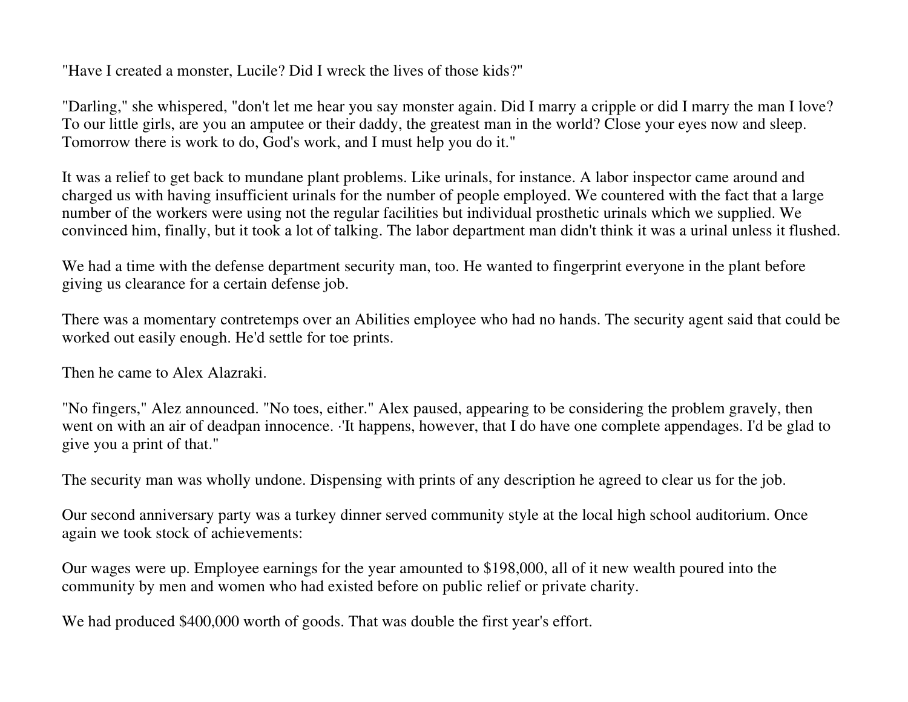"Have I created a monster, Lucile? Did I wreck the lives of those kids?"

"Darling," she whispered, "don't let me hear you say monster again. Did I marry a cripple or did I marry the man I love? To our little girls, are you an amputee or their daddy, the greatest man in the world? Close your eyes now and sleep. Tomorrow there is work to do, God's work, and I must help you do it."

It was a relief to get back to mundane plant problems. Like urinals, for instance. A labor inspector came around and charged us with having insufficient urinals for the number of people employed. We countered with the fact that a large number of the workers were using not the regular facilities but individual prosthetic urinals which we supplied. We convinced him, finally, but it took a lot of talking. The labor department man didn't think it was a urinal unless it flushed.

We had a time with the defense department security man, too. He wanted to fingerprint everyone in the plant before giving us clearance for a certain defense job.

There was a momentary contretemps over an Abilities employee who had no hands. The security agent said that could be worked out easily enough. He'd settle for toe prints.

Then he came to Alex Alazraki.

"No fingers," Alez announced. "No toes, either." Alex paused, appearing to be considering the problem gravely, then went on with an air of deadpan innocence. ·'It happens, however, that I do have one complete appendages. I'd be glad to give you a print of that."

The security man was wholly undone. Dispensing with prints of any description he agreed to clear us for the job.

Our second anniversary party was a turkey dinner served community style at the local high school auditorium. Once again we took stock of achievements:

Our wages were up. Employee earnings for the year amounted to $198,000, all of it new wealth poured into the community by men and women who had existed before on public relief or private charity.

We had produced $400,000 worth of goods. That was double the first year's effort.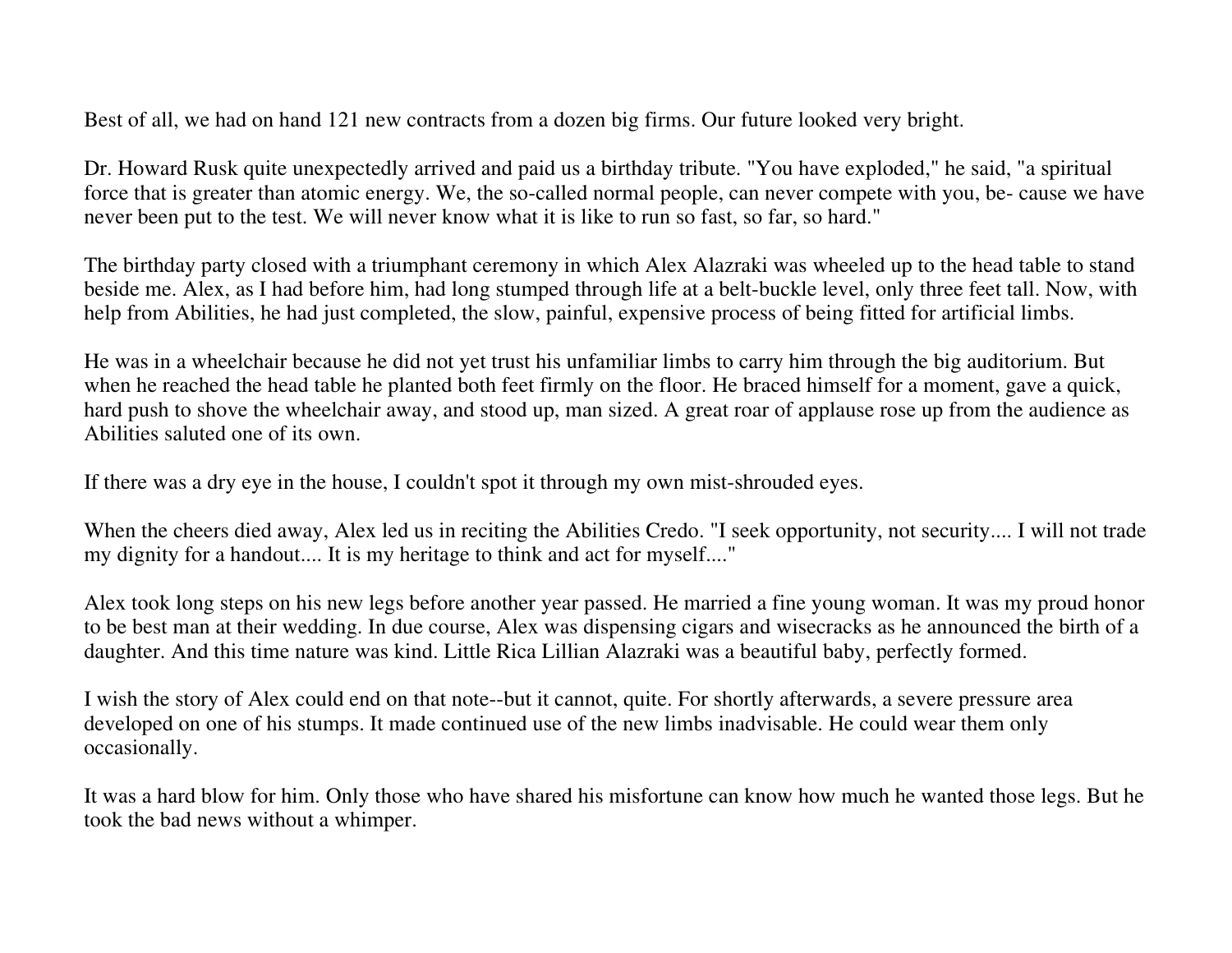Best of all, we had on hand 121 new contracts from a dozen big firms. Our future looked very bright.

Dr. Howard Rusk quite unexpectedly arrived and paid us a birthday tribute. "You have exploded," he said, "a spiritual force that is greater than atomic energy. We, the so-called normal people, can never compete with you, be- cause we have never been put to the test. We will never know what it is like to run so fast, so far, so hard."

The birthday party closed with a triumphant ceremony in which Alex Alazraki was wheeled up to the head table to stand beside me. Alex, as I had before him, had long stumped through life at a belt-buckle level, only three feet tall. Now, with help from Abilities, he had just completed, the slow, painful, expensive process of being fitted for artificial limbs.

He was in a wheelchair because he did not yet trust his unfamiliar limbs to carry him through the big auditorium. But when he reached the head table he planted both feet firmly on the floor. He braced himself for a moment, gave a quick, hard push to shove the wheelchair away, and stood up, man sized. A great roar of applause rose up from the audience as Abilities saluted one of its own.

If there was a dry eye in the house, I couldn't spot it through my own mist-shrouded eyes.

When the cheers died away, Alex led us in reciting the Abilities Credo. "I seek opportunity, not security.... I will not trade my dignity for a handout.... It is my heritage to think and act for myself...."

Alex took long steps on his new legs before another year passed. He married a fine young woman. It was my proud honor to be best man at their wedding. In due course, Alex was dispensing cigars and wisecracks as he announced the birth of a daughter. And this time nature was kind. Little Rica Lillian Alazraki was a beautiful baby, perfectly formed.

I wish the story of Alex could end on that note--but it cannot, quite. For shortly afterwards, a severe pressure area developed on one of his stumps. It made continued use of the new limbs inadvisable. He could wear them only occasionally.

It was a hard blow for him. Only those who have shared his misfortune can know how much he wanted those legs. But he took the bad news without a whimper.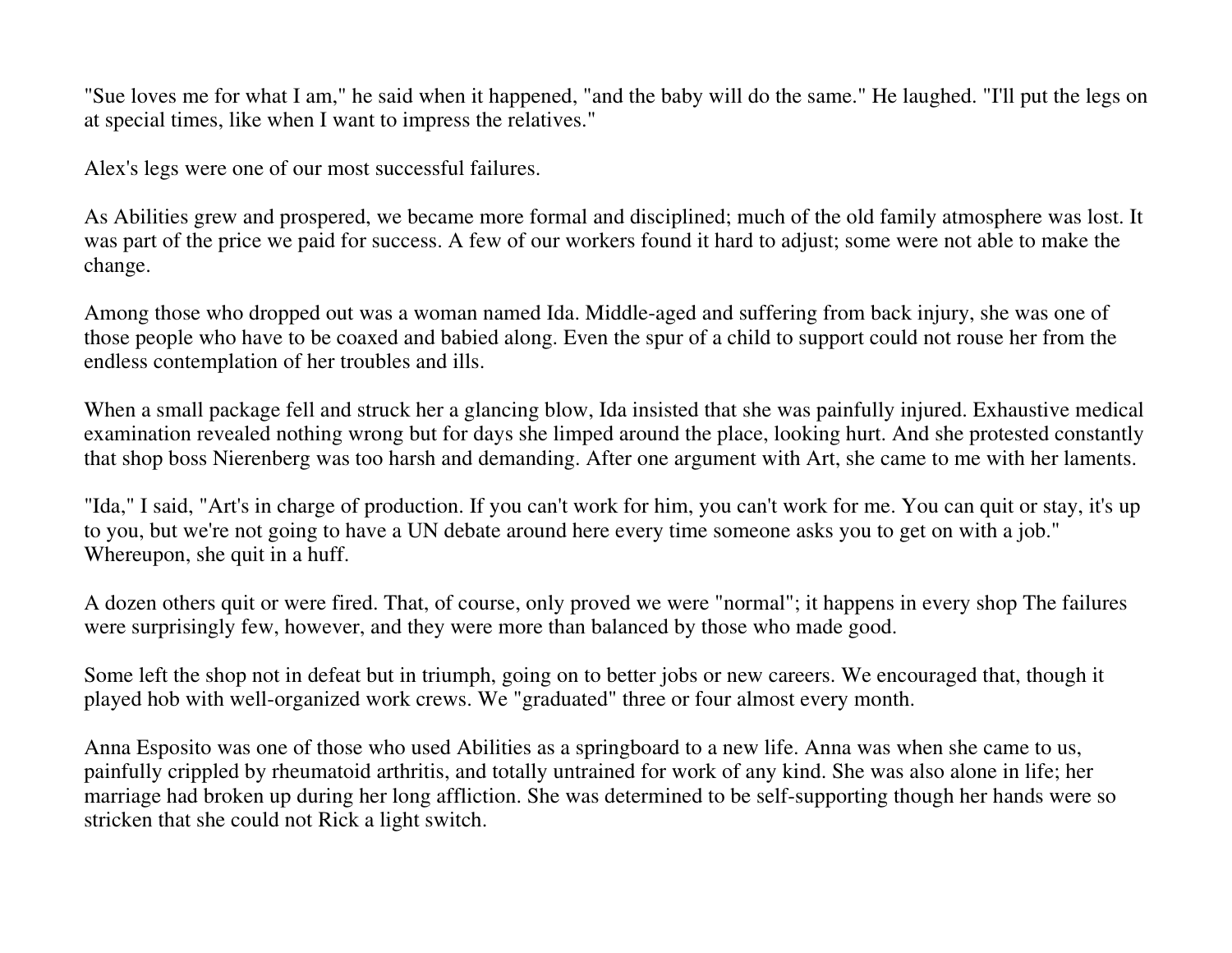"Sue loves me for what I am," he said when it happened, "and the baby will do the same." He laughed. "I'll put the legs on at special times, like when I want to impress the relatives."

Alex's legs were one of our most successful failures.

As Abilities grew and prospered, we became more formal and disciplined; much of the old family atmosphere was lost. It was part of the price we paid for success. A few of our workers found it hard to adjust; some were not able to make the change.

Among those who dropped out was a woman named Ida. Middle-aged and suffering from back injury, she was one of those people who have to be coaxed and babied along. Even the spur of a child to support could not rouse her from the endless contemplation of her troubles and ills.

When a small package fell and struck her a glancing blow, Ida insisted that she was painfully injured. Exhaustive medical examination revealed nothing wrong but for days she limped around the place, looking hurt. And she protested constantly that shop boss Nierenberg was too harsh and demanding. After one argument with Art, she came to me with her laments.

"Ida," I said, "Art's in charge of production. If you can't work for him, you can't work for me. You can quit or stay, it's up to you, but we're not going to have a UN debate around here every time someone asks you to get on with a job." Whereupon, she quit in a huff.

A dozen others quit or were fired. That, of course, only proved we were "normal"; it happens in every shop The failures were surprisingly few, however, and they were more than balanced by those who made good.

Some left the shop not in defeat but in triumph, going on to better jobs or new careers. We encouraged that, though it played hob with well-organized work crews. We "graduated" three or four almost every month.

Anna Esposito was one of those who used Abilities as a springboard to a new life. Anna was when she came to us, painfully crippled by rheumatoid arthritis, and totally untrained for work of any kind. She was also alone in life; her marriage had broken up during her long affliction. She was determined to be self-supporting though her hands were so stricken that she could not Rick a light switch.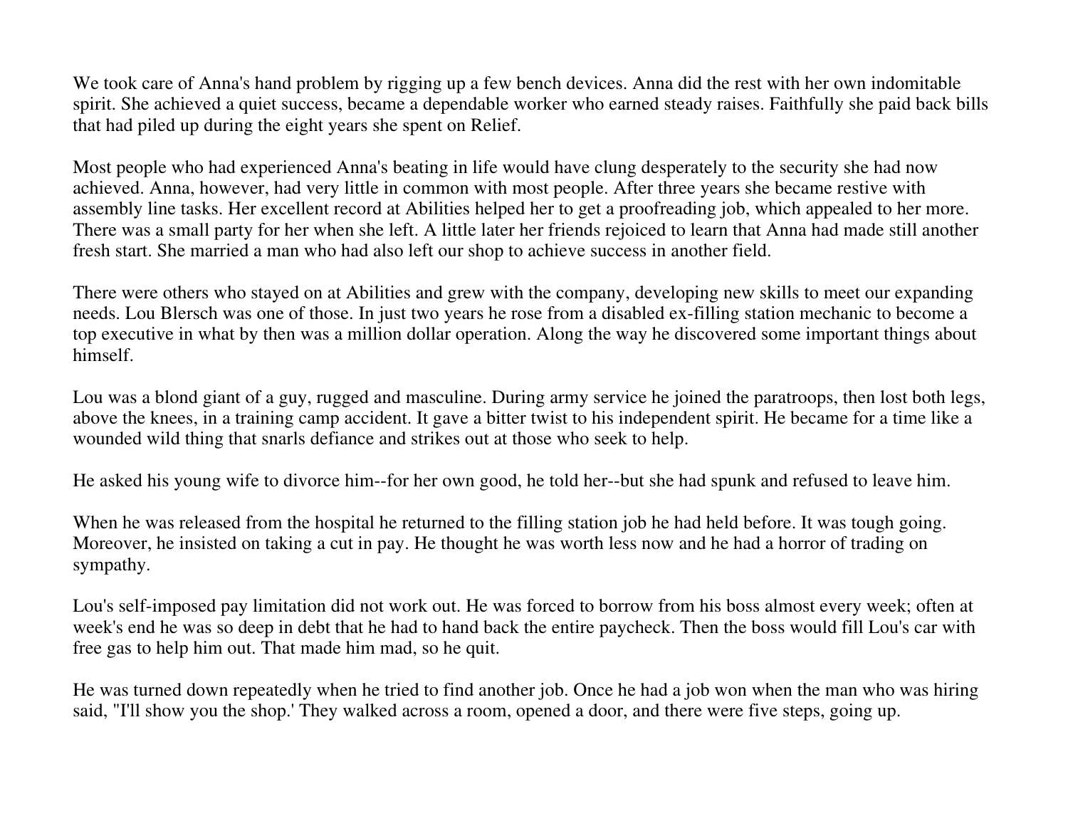We took care of Anna's hand problem by rigging up a few bench devices. Anna did the rest with her own indomitable spirit. She achieved a quiet success, became a dependable worker who earned steady raises. Faithfully she paid back bills that had piled up during the eight years she spent on Relief.

Most people who had experienced Anna's beating in life would have clung desperately to the security she had now achieved. Anna, however, had very little in common with most people. After three years she became restive with assembly line tasks. Her excellent record at Abilities helped her to get a proofreading job, which appealed to her more. There was a small party for her when she left. A little later her friends rejoiced to learn that Anna had made still another fresh start. She married a man who had also left our shop to achieve success in another field.

There were others who stayed on at Abilities and grew with the company, developing new skills to meet our expanding needs. Lou Blersch was one of those. In just two years he rose from a disabled ex-filling station mechanic to become a top executive in what by then was a million dollar operation. Along the way he discovered some important things about himself.

Lou was a blond giant of a guy, rugged and masculine. During army service he joined the paratroops, then lost both legs, above the knees, in a training camp accident. It gave a bitter twist to his independent spirit. He became for a time like a wounded wild thing that snarls defiance and strikes out at those who seek to help.

He asked his young wife to divorce him--for her own good, he told her--but she had spunk and refused to leave him.

When he was released from the hospital he returned to the filling station job he had held before. It was tough going. Moreover, he insisted on taking a cut in pay. He thought he was worth less now and he had a horror of trading on sympathy.

Lou's self-imposed pay limitation did not work out. He was forced to borrow from his boss almost every week; often at week's end he was so deep in debt that he had to hand back the entire paycheck. Then the boss would fill Lou's car with free gas to help him out. That made him mad, so he quit.

He was turned down repeatedly when he tried to find another job. Once he had a job won when the man who was hiring said, "I'll show you the shop.' They walked across a room, opened a door, and there were five steps, going up.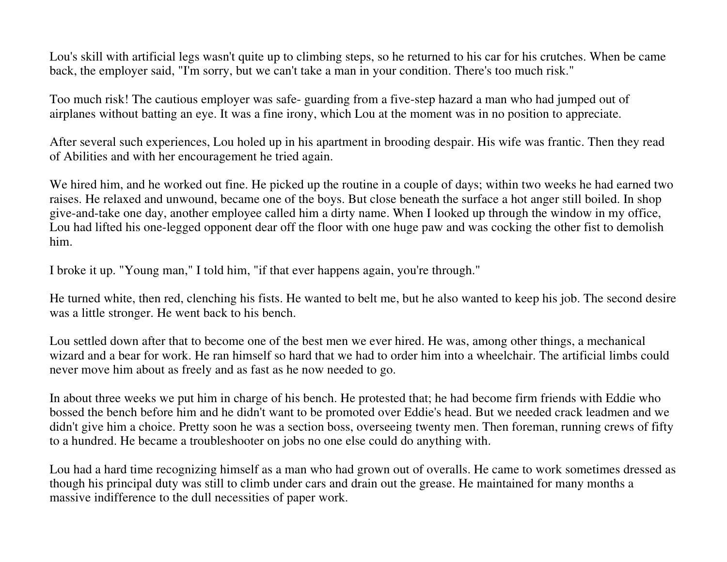Lou's skill with artificial legs wasn't quite up to climbing steps, so he returned to his car for his crutches. When be came back, the employer said, "I'm sorry, but we can't take a man in your condition. There's too much risk."

Too much risk! The cautious employer was safe- guarding from a five-step hazard a man who had jumped out of airplanes without batting an eye. It was a fine irony, which Lou at the moment was in no position to appreciate.

After several such experiences, Lou holed up in his apartment in brooding despair. His wife was frantic. Then they read of Abilities and with her encouragement he tried again.

We hired him, and he worked out fine. He picked up the routine in a couple of days; within two weeks he had earned two raises. He relaxed and unwound, became one of the boys. But close beneath the surface a hot anger still boiled. In shop give-and-take one day, another employee called him a dirty name. When I looked up through the window in my office, Lou had lifted his one-legged opponent dear off the floor with one huge paw and was cocking the other fist to demolish him.

I broke it up. "Young man," I told him, "if that ever happens again, you're through."

He turned white, then red, clenching his fists. He wanted to belt me, but he also wanted to keep his job. The second desire was a little stronger. He went back to his bench.

Lou settled down after that to become one of the best men we ever hired. He was, among other things, a mechanical wizard and a bear for work. He ran himself so hard that we had to order him into a wheelchair. The artificial limbs could never move him about as freely and as fast as he now needed to go.

In about three weeks we put him in charge of his bench. He protested that; he had become firm friends with Eddie who bossed the bench before him and he didn't want to be promoted over Eddie's head. But we needed crack leadmen and we didn't give him a choice. Pretty soon he was a section boss, overseeing twenty men. Then foreman, running crews of fifty to a hundred. He became a troubleshooter on jobs no one else could do anything with.

Lou had a hard time recognizing himself as a man who had grown out of overalls. He came to work sometimes dressed as though his principal duty was still to climb under cars and drain out the grease. He maintained for many months a massive indifference to the dull necessities of paper work.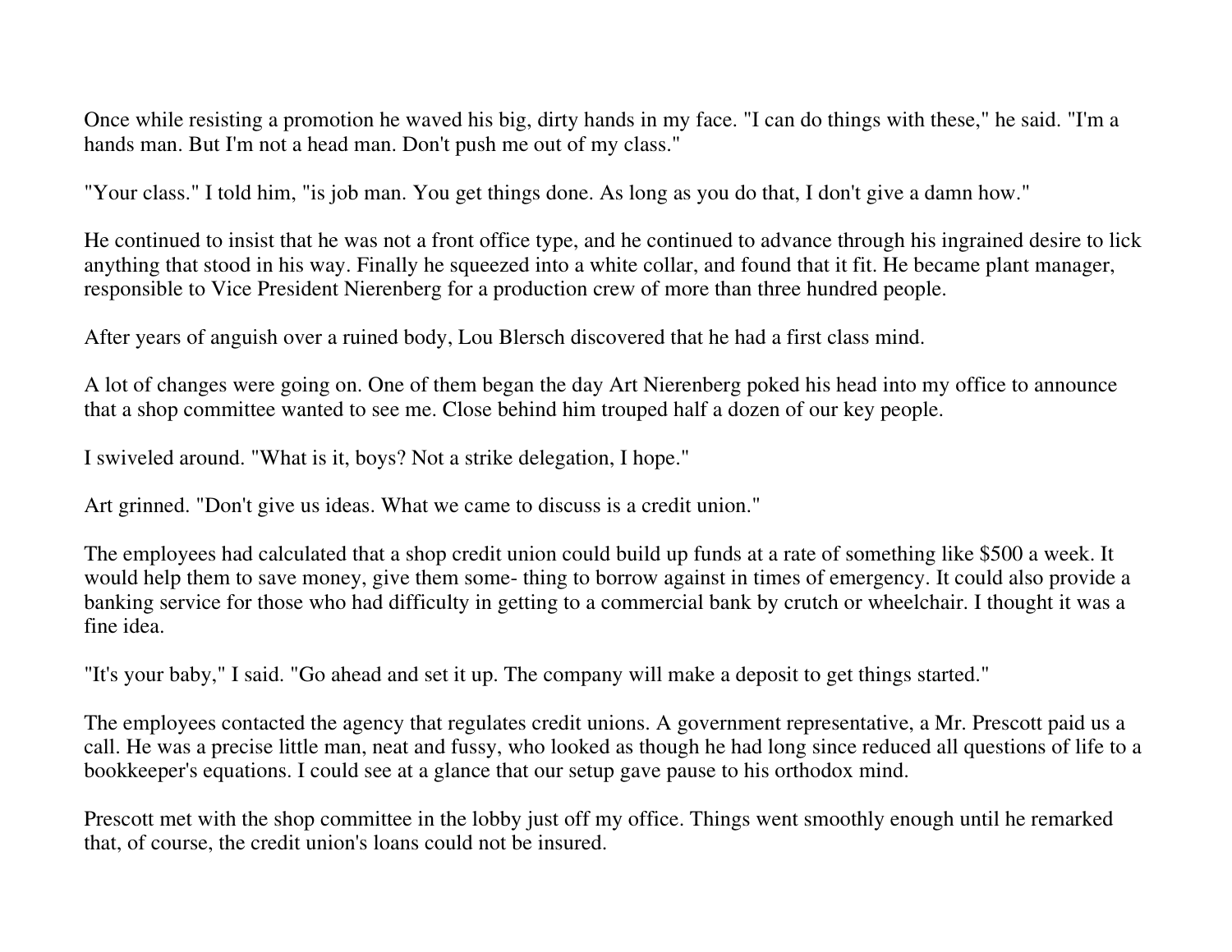Once while resisting a promotion he waved his big, dirty hands in my face. "I can do things with these," he said. "I'm a hands man. But I'm not a head man. Don't push me out of my class."

"Your class." I told him, "is job man. You get things done. As long as you do that, I don't give a damn how."

He continued to insist that he was not a front office type, and he continued to advance through his ingrained desire to lick anything that stood in his way. Finally he squeezed into a white collar, and found that it fit. He became plant manager, responsible to Vice President Nierenberg for a production crew of more than three hundred people.

After years of anguish over a ruined body, Lou Blersch discovered that he had a first class mind.

A lot of changes were going on. One of them began the day Art Nierenberg poked his head into my office to announce that a shop committee wanted to see me. Close behind him trouped half a dozen of our key people.

I swiveled around. "What is it, boys? Not a strike delegation, I hope."

Art grinned. "Don't give us ideas. What we came to discuss is a credit union."

The employees had calculated that a shop credit union could build up funds at a rate of something like $500 a week. It would help them to save money, give them some- thing to borrow against in times of emergency. It could also provide a banking service for those who had difficulty in getting to a commercial bank by crutch or wheelchair. I thought it was a fine idea.

"It's your baby," I said. "Go ahead and set it up. The company will make a deposit to get things started."

The employees contacted the agency that regulates credit unions. A government representative, a Mr. Prescott paid us a call. He was a precise little man, neat and fussy, who looked as though he had long since reduced all questions of life to a bookkeeper's equations. I could see at a glance that our setup gave pause to his orthodox mind.

Prescott met with the shop committee in the lobby just off my office. Things went smoothly enough until he remarked that, of course, the credit union's loans could not be insured.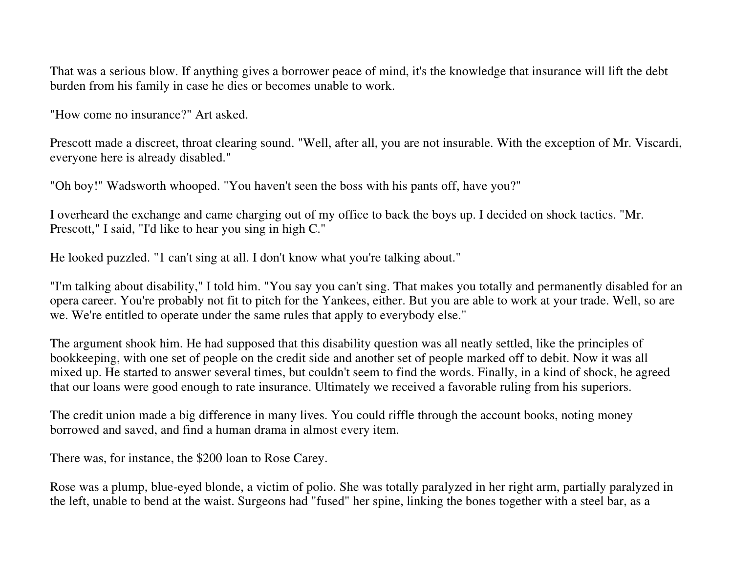That was a serious blow. If anything gives a borrower peace of mind, it's the knowledge that insurance will lift the debt burden from his family in case he dies or becomes unable to work.

"How come no insurance?" Art asked.

Prescott made a discreet, throat clearing sound. "Well, after all, you are not insurable. With the exception of Mr. Viscardi, everyone here is already disabled."

"Oh boy!" Wadsworth whooped. "You haven't seen the boss with his pants off, have you?"

I overheard the exchange and came charging out of my office to back the boys up. I decided on shock tactics. "Mr. Prescott," I said, "I'd like to hear you sing in high C."

He looked puzzled. "1 can't sing at all. I don't know what you're talking about."

"I'm talking about disability," I told him. "You say you can't sing. That makes you totally and permanently disabled for an opera career. You're probably not fit to pitch for the Yankees, either. But you are able to work at your trade. Well, so are we. We're entitled to operate under the same rules that apply to everybody else."

The argument shook him. He had supposed that this disability question was all neatly settled, like the principles of bookkeeping, with one set of people on the credit side and another set of people marked off to debit. Now it was all mixed up. He started to answer several times, but couldn't seem to find the words. Finally, in a kind of shock, he agreed that our loans were good enough to rate insurance. Ultimately we received a favorable ruling from his superiors.

The credit union made a big difference in many lives. You could riffle through the account books, noting money borrowed and saved, and find a human drama in almost every item.

There was, for instance, the $200 loan to Rose Carey.

Rose was a plump, blue-eyed blonde, a victim of polio. She was totally paralyzed in her right arm, partially paralyzed in the left, unable to bend at the waist. Surgeons had "fused" her spine, linking the bones together with a steel bar, as a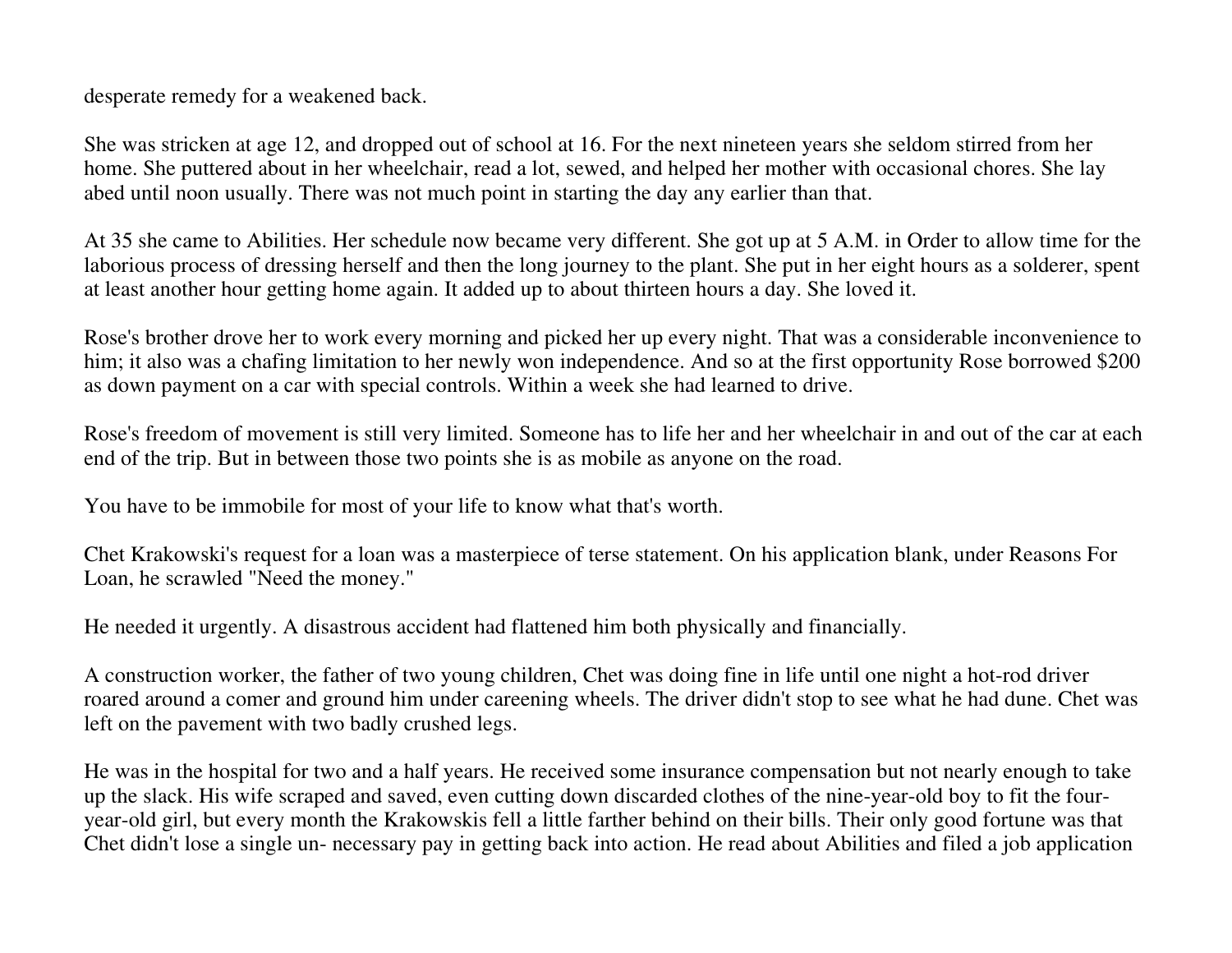desperate remedy for a weakened back.

She was stricken at age 12, and dropped out of school at 16. For the next nineteen years she seldom stirred from her home. She puttered about in her wheelchair, read a lot, sewed, and helped her mother with occasional chores. She lay abed until noon usually. There was not much point in starting the day any earlier than that.

At 35 she came to Abilities. Her schedule now became very different. She got up at 5 A.M. in Order to allow time for the laborious process of dressing herself and then the long journey to the plant. She put in her eight hours as a solderer, spent at least another hour getting home again. It added up to about thirteen hours a day. She loved it.

Rose's brother drove her to work every morning and picked her up every night. That was a considerable inconvenience to him; it also was a chafing limitation to her newly won independence. And so at the first opportunity Rose borrowed $200 as down payment on a car with special controls. Within a week she had learned to drive.

Rose's freedom of movement is still very limited. Someone has to life her and her wheelchair in and out of the car at each end of the trip. But in between those two points she is as mobile as anyone on the road.

You have to be immobile for most of your life to know what that's worth.

Chet Krakowski's request for a loan was a masterpiece of terse statement. On his application blank, under Reasons For Loan, he scrawled "Need the money."

He needed it urgently. A disastrous accident had flattened him both physically and financially.

A construction worker, the father of two young children, Chet was doing fine in life until one night a hot-rod driver roared around a comer and ground him under careening wheels. The driver didn't stop to see what he had dune. Chet was left on the pavement with two badly crushed legs.

He was in the hospital for two and a half years. He received some insurance compensation but not nearly enough to take up the slack. His wife scraped and saved, even cutting down discarded clothes of the nine-year-old boy to fit the four-year-old girl, but every month the Krakowskis fell a little farther behind on their bills. Their only good fortune was that Chet didn't lose a single un- necessary pay in getting back into action. He read about Abilities and filed a job application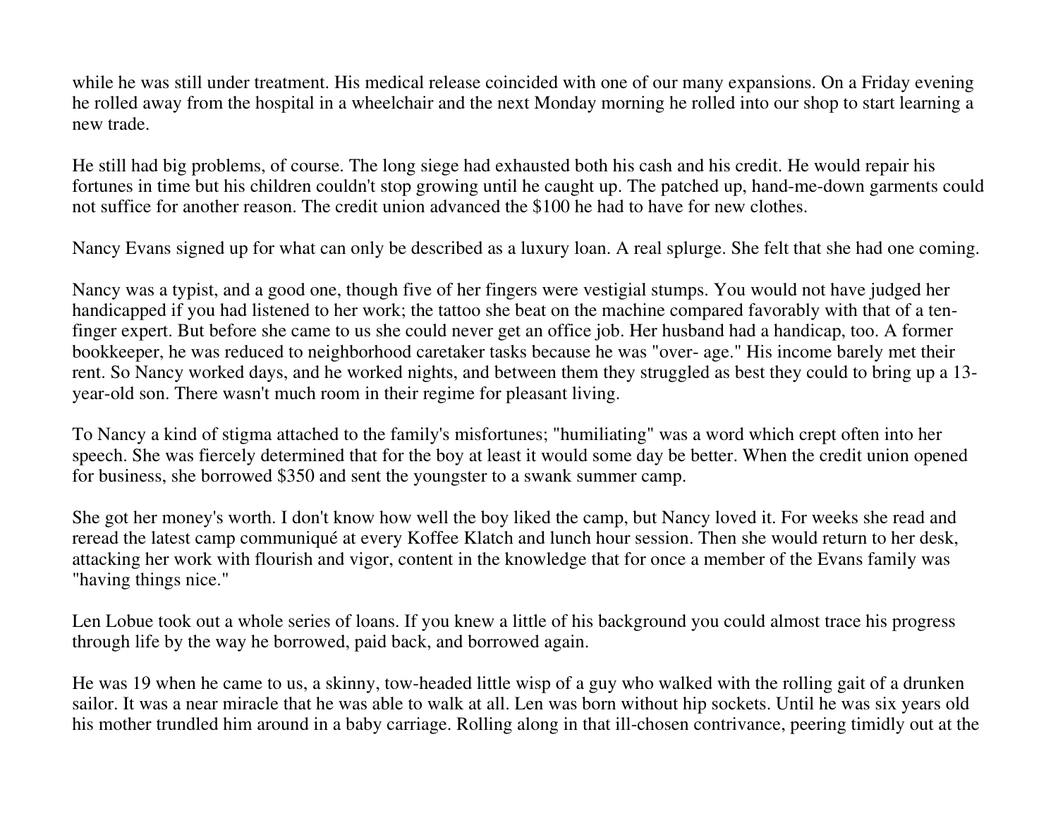while he was still under treatment. His medical release coincided with one of our many expansions. On a Friday evening he rolled away from the hospital in a wheelchair and the next Monday morning he rolled into our shop to start learning a new trade.

He still had big problems, of course. The long siege had exhausted both his cash and his credit. He would repair his fortunes in time but his children couldn't stop growing until he caught up. The patched up, hand-me-down garments could not suffice for another reason. The credit union advanced the $100 he had to have for new clothes.

Nancy Evans signed up for what can only be described as a luxury loan. A real splurge. She felt that she had one coming.

Nancy was a typist, and a good one, though five of her fingers were vestigial stumps. You would not have judged her handicapped if you had listened to her work; the tattoo she beat on the machine compared favorably with that of a ten-finger expert. But before she came to us she could never get an office job. Her husband had a handicap, too. A former bookkeeper, he was reduced to neighborhood caretaker tasks because he was "over- age." His income barely met their rent. So Nancy worked days, and he worked nights, and between them they struggled as best they could to bring up a 13-year-old son. There wasn't much room in their regime for pleasant living.

To Nancy a kind of stigma attached to the family's misfortunes; "humiliating" was a word which crept often into her speech. She was fiercely determined that for the boy at least it would some day be better. When the credit union opened for business, she borrowed $350 and sent the youngster to a swank summer camp.

She got her money's worth. I don't know how well the boy liked the camp, but Nancy loved it. For weeks she read and reread the latest camp communiqué at every Koffee Klatch and lunch hour session. Then she would return to her desk, attacking her work with flourish and vigor, content in the knowledge that for once a member of the Evans family was "having things nice."

Len Lobue took out a whole series of loans. If you knew a little of his background you could almost trace his progress through life by the way he borrowed, paid back, and borrowed again.

He was 19 when he came to us, a skinny, tow-headed little wisp of a guy who walked with the rolling gait of a drunken sailor. It was a near miracle that he was able to walk at all. Len was born without hip sockets. Until he was six years old his mother trundled him around in a baby carriage. Rolling along in that ill-chosen contrivance, peering timidly out at the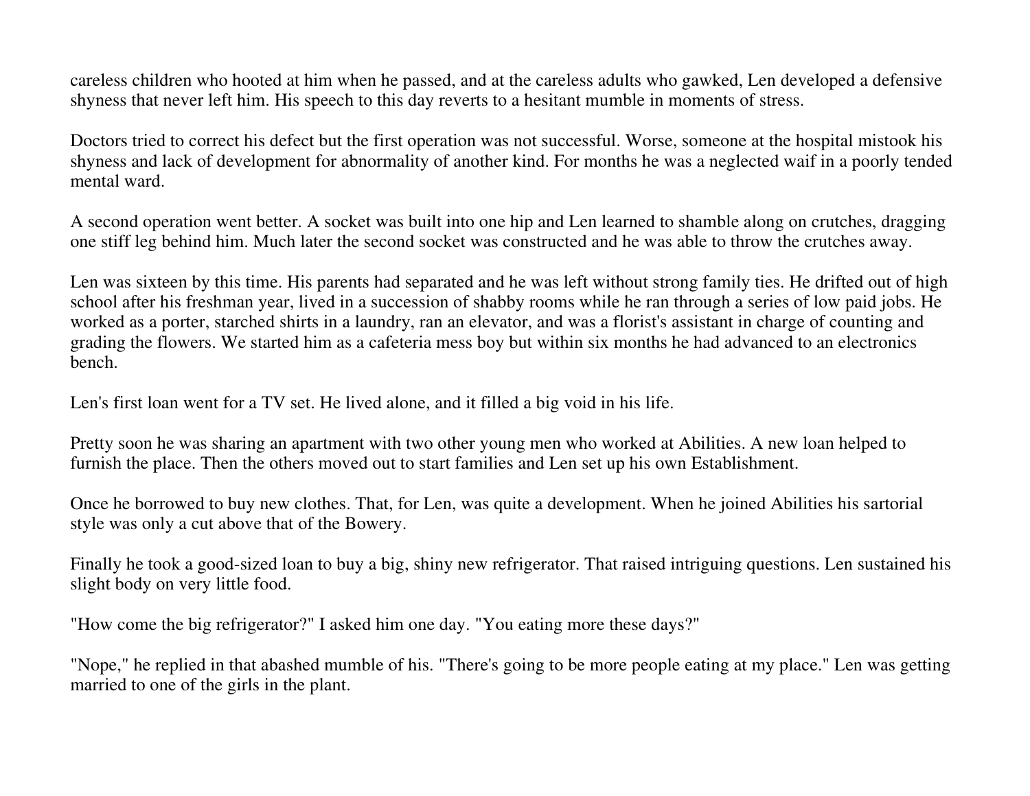careless children who hooted at him when he passed, and at the careless adults who gawked, Len developed a defensive shyness that never left him. His speech to this day reverts to a hesitant mumble in moments of stress.

Doctors tried to correct his defect but the first operation was not successful. Worse, someone at the hospital mistook his shyness and lack of development for abnormality of another kind. For months he was a neglected waif in a poorly tended mental ward.

A second operation went better. A socket was built into one hip and Len learned to shamble along on crutches, dragging one stiff leg behind him. Much later the second socket was constructed and he was able to throw the crutches away.

Len was sixteen by this time. His parents had separated and he was left without strong family ties. He drifted out of high school after his freshman year, lived in a succession of shabby rooms while he ran through a series of low paid jobs. He worked as a porter, starched shirts in a laundry, ran an elevator, and was a florist's assistant in charge of counting and grading the flowers. We started him as a cafeteria mess boy but within six months he had advanced to an electronics bench.

Len's first loan went for a TV set. He lived alone, and it filled a big void in his life.

Pretty soon he was sharing an apartment with two other young men who worked at Abilities. A new loan helped to furnish the place. Then the others moved out to start families and Len set up his own Establishment.

Once he borrowed to buy new clothes. That, for Len, was quite a development. When he joined Abilities his sartorial style was only a cut above that of the Bowery.

Finally he took a good-sized loan to buy a big, shiny new refrigerator. That raised intriguing questions. Len sustained his slight body on very little food.

"How come the big refrigerator?" I asked him one day. "You eating more these days?"

"Nope," he replied in that abashed mumble of his. "There's going to be more people eating at my place." Len was getting married to one of the girls in the plant.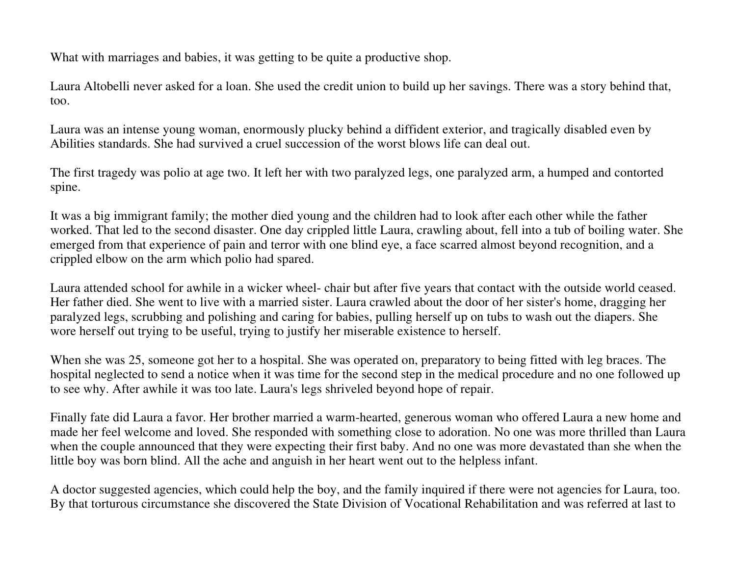What with marriages and babies, it was getting to be quite a productive shop.

Laura Altobelli never asked for a loan. She used the credit union to build up her savings. There was a story behind that, too.

Laura was an intense young woman, enormously plucky behind a diffident exterior, and tragically disabled even by Abilities standards. She had survived a cruel succession of the worst blows life can deal out.

The first tragedy was polio at age two. It left her with two paralyzed legs, one paralyzed arm, a humped and contorted spine.

It was a big immigrant family; the mother died young and the children had to look after each other while the father worked. That led to the second disaster. One day crippled little Laura, crawling about, fell into a tub of boiling water. She emerged from that experience of pain and terror with one blind eye, a face scarred almost beyond recognition, and a crippled elbow on the arm which polio had spared.

Laura attended school for awhile in a wicker wheel- chair but after five years that contact with the outside world ceased. Her father died. She went to live with a married sister. Laura crawled about the door of her sister's home, dragging her paralyzed legs, scrubbing and polishing and caring for babies, pulling herself up on tubs to wash out the diapers. She wore herself out trying to be useful, trying to justify her miserable existence to herself.

When she was 25, someone got her to a hospital. She was operated on, preparatory to being fitted with leg braces. The hospital neglected to send a notice when it was time for the second step in the medical procedure and no one followed up to see why. After awhile it was too late. Laura's legs shriveled beyond hope of repair.

Finally fate did Laura a favor. Her brother married a warm-hearted, generous woman who offered Laura a new home and made her feel welcome and loved. She responded with something close to adoration. No one was more thrilled than Laura when the couple announced that they were expecting their first baby. And no one was more devastated than she when the little boy was born blind. All the ache and anguish in her heart went out to the helpless infant.

A doctor suggested agencies, which could help the boy, and the family inquired if there were not agencies for Laura, too. By that torturous circumstance she discovered the State Division of Vocational Rehabilitation and was referred at last to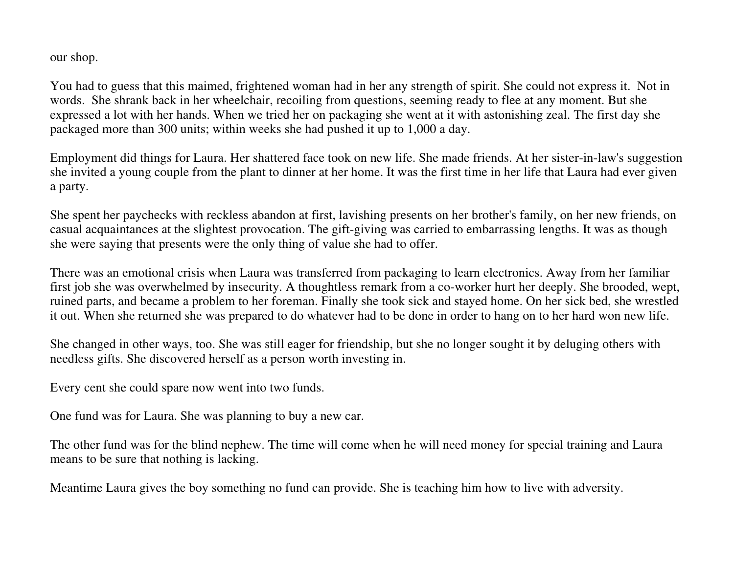our shop.

You had to guess that this maimed, frightened woman had in her any strength of spirit. She could not express it. Not in words. She shrank back in her wheelchair, recoiling from questions, seeming ready to flee at any moment. But she expressed a lot with her hands. When we tried her on packaging she went at it with astonishing zeal. The first day she packaged more than 300 units; within weeks she had pushed it up to 1,000 a day.

Employment did things for Laura. Her shattered face took on new life. She made friends. At her sister-in-law's suggestion she invited a young couple from the plant to dinner at her home. It was the first time in her life that Laura had ever given a party.

She spent her paychecks with reckless abandon at first, lavishing presents on her brother's family, on her new friends, on casual acquaintances at the slightest provocation. The gift-giving was carried to embarrassing lengths. It was as though she were saying that presents were the only thing of value she had to offer.

There was an emotional crisis when Laura was transferred from packaging to learn electronics. Away from her familiar first job she was overwhelmed by insecurity. A thoughtless remark from a co-worker hurt her deeply. She brooded, wept, ruined parts, and became a problem to her foreman. Finally she took sick and stayed home. On her sick bed, she wrestled it out. When she returned she was prepared to do whatever had to be done in order to hang on to her hard won new life.

She changed in other ways, too. She was still eager for friendship, but she no longer sought it by deluging others with needless gifts. She discovered herself as a person worth investing in.

Every cent she could spare now went into two funds.

One fund was for Laura. She was planning to buy a new car.

The other fund was for the blind nephew. The time will come when he will need money for special training and Laura means to be sure that nothing is lacking.

Meantime Laura gives the boy something no fund can provide. She is teaching him how to live with adversity.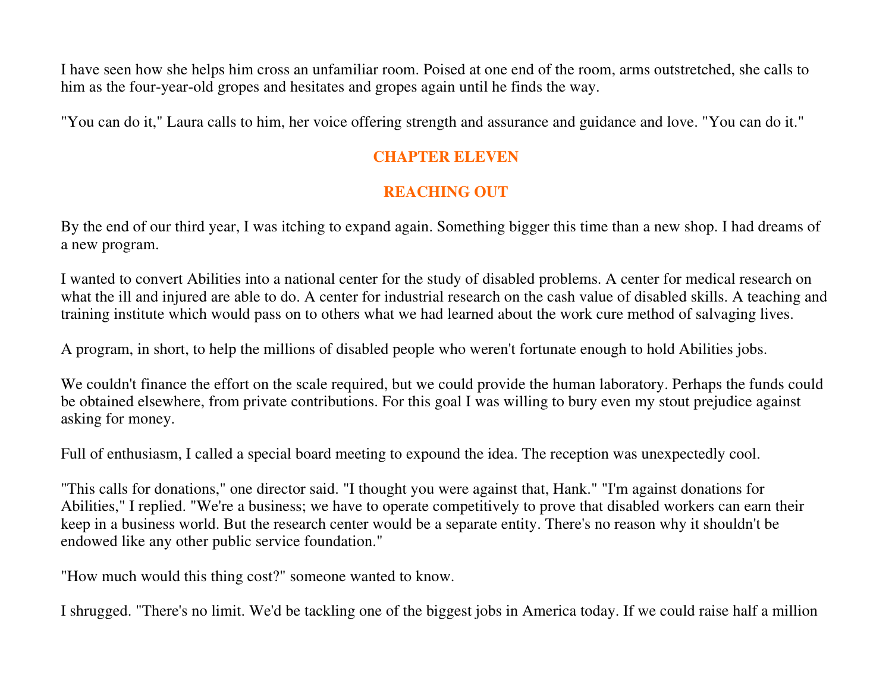I have seen how she helps him cross an unfamiliar room. Poised at one end of the room, arms outstretched, she calls to him as the four-year-old gropes and hesitates and gropes again until he finds the way.

"You can do it," Laura calls to him, her voice offering strength and assurance and guidance and love. "You can do it."

## CHAPTER ELEVEN

## REACHING OUT

By the end of our third year, I was itching to expand again. Something bigger this time than a new shop. I had dreams of a new program.

I wanted to convert Abilities into a national center for the study of disabled problems. A center for medical research on what the ill and injured are able to do. A center for industrial research on the cash value of disabled skills. A teaching and training institute which would pass on to others what we had learned about the work cure method of salvaging lives.

A program, in short, to help the millions of disabled people who weren't fortunate enough to hold Abilities jobs.

We couldn't finance the effort on the scale required, but we could provide the human laboratory. Perhaps the funds could be obtained elsewhere, from private contributions. For this goal I was willing to bury even my stout prejudice against asking for money.

Full of enthusiasm, I called a special board meeting to expound the idea. The reception was unexpectedly cool.

"This calls for donations," one director said. "I thought you were against that, Hank." "I'm against donations for Abilities," I replied. "We're a business; we have to operate competitively to prove that disabled workers can earn their keep in a business world. But the research center would be a separate entity. There's no reason why it shouldn't be endowed like any other public service foundation."

"How much would this thing cost?" someone wanted to know.

I shrugged. "There's no limit. We'd be tackling one of the biggest jobs in America today. If we could raise half a million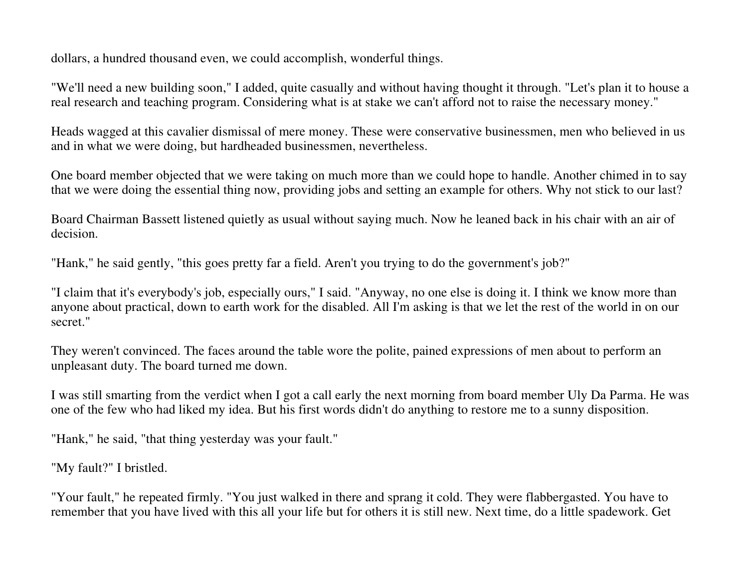dollars, a hundred thousand even, we could accomplish, wonderful things.

"We'll need a new building soon," I added, quite casually and without having thought it through. "Let's plan it to house a real research and teaching program. Considering what is at stake we can't afford not to raise the necessary money."

Heads wagged at this cavalier dismissal of mere money. These were conservative businessmen, men who believed in us and in what we were doing, but hardheaded businessmen, nevertheless.

One board member objected that we were taking on much more than we could hope to handle. Another chimed in to say that we were doing the essential thing now, providing jobs and setting an example for others. Why not stick to our last?

Board Chairman Bassett listened quietly as usual without saying much. Now he leaned back in his chair with an air of decision.

"Hank," he said gently, "this goes pretty far a field. Aren't you trying to do the government's job?"

"I claim that it's everybody's job, especially ours," I said. "Anyway, no one else is doing it. I think we know more than anyone about practical, down to earth work for the disabled. All I'm asking is that we let the rest of the world in on our secret."

They weren't convinced. The faces around the table wore the polite, pained expressions of men about to perform an unpleasant duty. The board turned me down.

I was still smarting from the verdict when I got a call early the next morning from board member Uly Da Parma. He was one of the few who had liked my idea. But his first words didn't do anything to restore me to a sunny disposition.

"Hank," he said, "that thing yesterday was your fault."

"My fault?" I bristled.

"Your fault," he repeated firmly. "You just walked in there and sprang it cold. They were flabbergasted. You have to remember that you have lived with this all your life but for others it is still new. Next time, do a little spadework. Get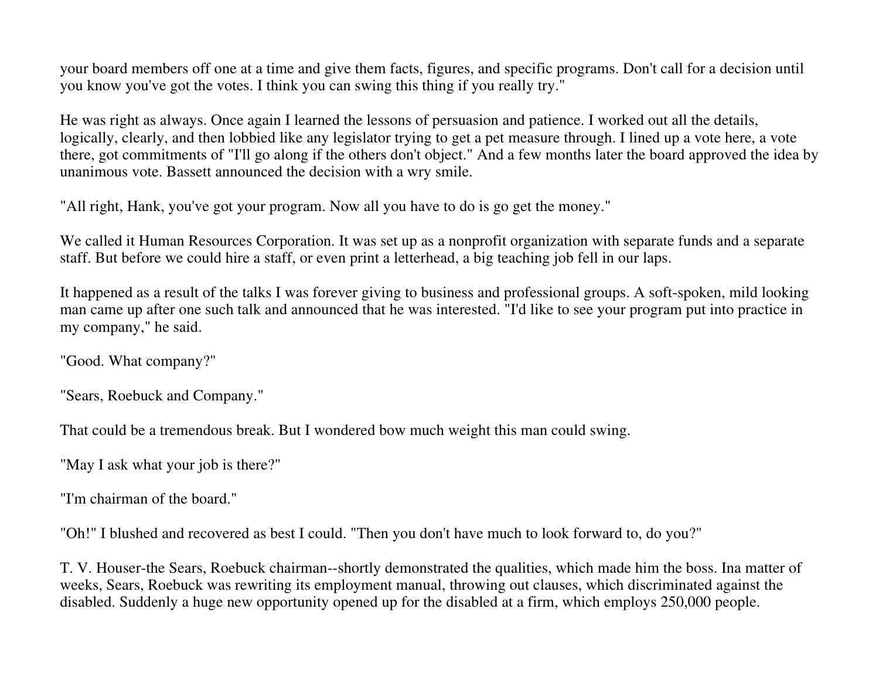your board members off one at a time and give them facts, figures, and specific programs. Don't call for a decision until you know you've got the votes. I think you can swing this thing if you really try."

He was right as always. Once again I learned the lessons of persuasion and patience. I worked out all the details, logically, clearly, and then lobbied like any legislator trying to get a pet measure through. I lined up a vote here, a vote there, got commitments of "I'll go along if the others don't object." And a few months later the board approved the idea by unanimous vote. Bassett announced the decision with a wry smile.

"All right, Hank, you've got your program. Now all you have to do is go get the money."

We called it Human Resources Corporation. It was set up as a nonprofit organization with separate funds and a separate staff. But before we could hire a staff, or even print a letterhead, a big teaching job fell in our laps.

It happened as a result of the talks I was forever giving to business and professional groups. A soft-spoken, mild looking man came up after one such talk and announced that he was interested. "I'd like to see your program put into practice in my company," he said.

"Good. What company?"

"Sears, Roebuck and Company."

That could be a tremendous break. But I wondered bow much weight this man could swing.

"May I ask what your job is there?"

"I'm chairman of the board."

"Oh!" I blushed and recovered as best I could. "Then you don't have much to look forward to, do you?"

T. V. Houser-the Sears, Roebuck chairman--shortly demonstrated the qualities, which made him the boss. Ina matter of weeks, Sears, Roebuck was rewriting its employment manual, throwing out clauses, which discriminated against the disabled. Suddenly a huge new opportunity opened up for the disabled at a firm, which employs 250,000 people.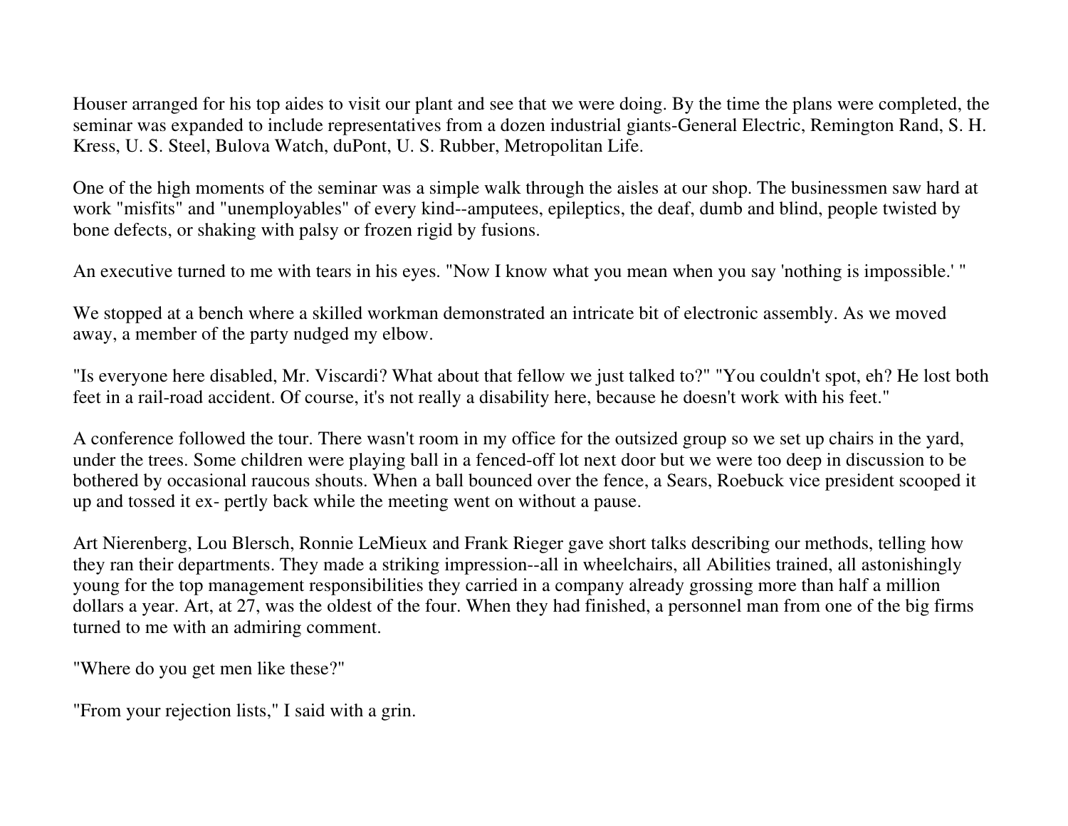Houser arranged for his top aides to visit our plant and see that we were doing. By the time the plans were completed, the seminar was expanded to include representatives from a dozen industrial giants-General Electric, Remington Rand, S. H. Kress, U. S. Steel, Bulova Watch, duPont, U. S. Rubber, Metropolitan Life.

One of the high moments of the seminar was a simple walk through the aisles at our shop. The businessmen saw hard at work "misfits" and "unemployables" of every kind--amputees, epileptics, the deaf, dumb and blind, people twisted by bone defects, or shaking with palsy or frozen rigid by fusions.

An executive turned to me with tears in his eyes. "Now I know what you mean when you say 'nothing is impossible.' "

We stopped at a bench where a skilled workman demonstrated an intricate bit of electronic assembly. As we moved away, a member of the party nudged my elbow.

"Is everyone here disabled, Mr. Viscardi? What about that fellow we just talked to?" "You couldn't spot, eh? He lost both feet in a rail-road accident. Of course, it's not really a disability here, because he doesn't work with his feet."

A conference followed the tour. There wasn't room in my office for the outsized group so we set up chairs in the yard, under the trees. Some children were playing ball in a fenced-off lot next door but we were too deep in discussion to be bothered by occasional raucous shouts. When a ball bounced over the fence, a Sears, Roebuck vice president scooped it up and tossed it ex- pertly back while the meeting went on without a pause.

Art Nierenberg, Lou Blersch, Ronnie LeMieux and Frank Rieger gave short talks describing our methods, telling how they ran their departments. They made a striking impression--all in wheelchairs, all Abilities trained, all astonishingly young for the top management responsibilities they carried in a company already grossing more than half a million dollars a year. Art, at 27, was the oldest of the four. When they had finished, a personnel man from one of the big firms turned to me with an admiring comment.

"Where do you get men like these?"

"From your rejection lists," I said with a grin.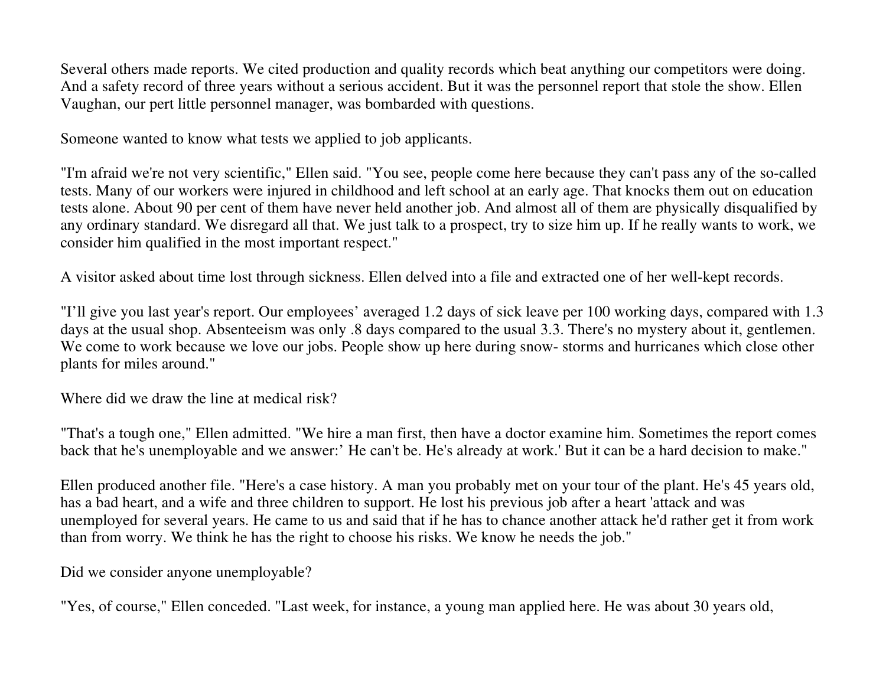Several others made reports. We cited production and quality records which beat anything our competitors were doing. And a safety record of three years without a serious accident. But it was the personnel report that stole the show. Ellen Vaughan, our pert little personnel manager, was bombarded with questions.

Someone wanted to know what tests we applied to job applicants.

"I'm afraid we're not very scientific," Ellen said. "You see, people come here because they can't pass any of the so-called tests. Many of our workers were injured in childhood and left school at an early age. That knocks them out on education tests alone. About 90 per cent of them have never held another job. And almost all of them are physically disqualified by any ordinary standard. We disregard all that. We just talk to a prospect, try to size him up. If he really wants to work, we consider him qualified in the most important respect."

A visitor asked about time lost through sickness. Ellen delved into a file and extracted one of her well-kept records.

"I'll give you last year's report. Our employees' averaged 1.2 days of sick leave per 100 working days, compared with 1.3 days at the usual shop. Absenteeism was only .8 days compared to the usual 3.3. There's no mystery about it, gentlemen. We come to work because we love our jobs. People show up here during snow- storms and hurricanes which close other plants for miles around."

Where did we draw the line at medical risk?

"That's a tough one," Ellen admitted. "We hire a man first, then have a doctor examine him. Sometimes the report comes back that he's unemployable and we answer:' He can't be. He's already at work.' But it can be a hard decision to make."

Ellen produced another file. "Here's a case history. A man you probably met on your tour of the plant. He's 45 years old, has a bad heart, and a wife and three children to support. He lost his previous job after a heart 'attack and was unemployed for several years. He came to us and said that if he has to chance another attack he'd rather get it from work than from worry. We think he has the right to choose his risks. We know he needs the job."

Did we consider anyone unemployable?

"Yes, of course," Ellen conceded. "Last week, for instance, a young man applied here. He was about 30 years old,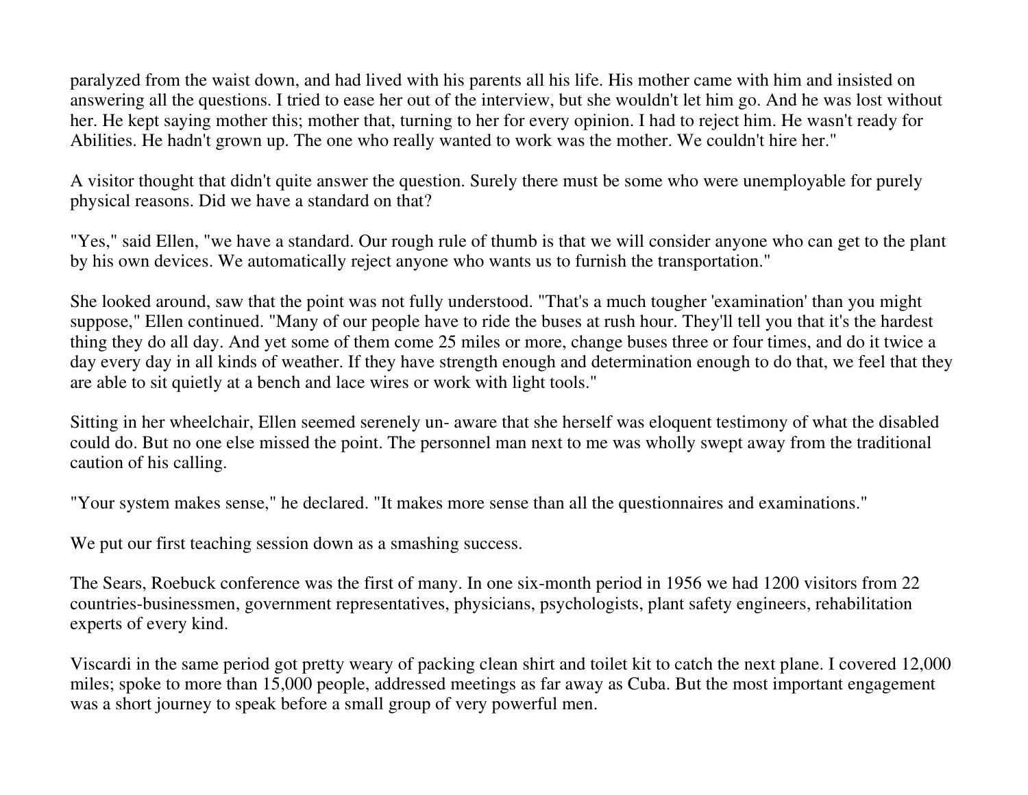paralyzed from the waist down, and had lived with his parents all his life. His mother came with him and insisted on answering all the questions. I tried to ease her out of the interview, but she wouldn't let him go. And he was lost without her. He kept saying mother this; mother that, turning to her for every opinion. I had to reject him. He wasn't ready for Abilities. He hadn't grown up. The one who really wanted to work was the mother. We couldn't hire her."

A visitor thought that didn't quite answer the question. Surely there must be some who were unemployable for purely physical reasons. Did we have a standard on that?

"Yes," said Ellen, "we have a standard. Our rough rule of thumb is that we will consider anyone who can get to the plant by his own devices. We automatically reject anyone who wants us to furnish the transportation."

She looked around, saw that the point was not fully understood. "That's a much tougher 'examination' than you might suppose," Ellen continued. "Many of our people have to ride the buses at rush hour. They'll tell you that it's the hardest thing they do all day. And yet some of them come 25 miles or more, change buses three or four times, and do it twice a day every day in all kinds of weather. If they have strength enough and determination enough to do that, we feel that they are able to sit quietly at a bench and lace wires or work with light tools."

Sitting in her wheelchair, Ellen seemed serenely un- aware that she herself was eloquent testimony of what the disabled could do. But no one else missed the point. The personnel man next to me was wholly swept away from the traditional caution of his calling.

"Your system makes sense," he declared. "It makes more sense than all the questionnaires and examinations."

We put our first teaching session down as a smashing success.

The Sears, Roebuck conference was the first of many. In one six-month period in 1956 we had 1200 visitors from 22 countries-businessmen, government representatives, physicians, psychologists, plant safety engineers, rehabilitation experts of every kind.

Viscardi in the same period got pretty weary of packing clean shirt and toilet kit to catch the next plane. I covered 12,000 miles; spoke to more than 15,000 people, addressed meetings as far away as Cuba. But the most important engagement was a short journey to speak before a small group of very powerful men.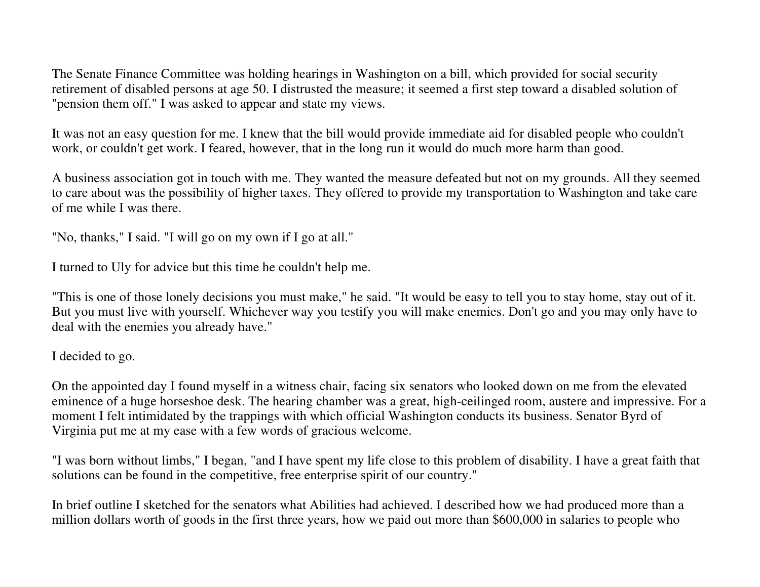The Senate Finance Committee was holding hearings in Washington on a bill, which provided for social security retirement of disabled persons at age 50. I distrusted the measure; it seemed a first step toward a disabled solution of "pension them off." I was asked to appear and state my views.

It was not an easy question for me. I knew that the bill would provide immediate aid for disabled people who couldn't work, or couldn't get work. I feared, however, that in the long run it would do much more harm than good.

A business association got in touch with me. They wanted the measure defeated but not on my grounds. All they seemed to care about was the possibility of higher taxes. They offered to provide my transportation to Washington and take care of me while I was there.

"No, thanks," I said. "I will go on my own if I go at all."

I turned to Uly for advice but this time he couldn't help me.

"This is one of those lonely decisions you must make," he said. "It would be easy to tell you to stay home, stay out of it. But you must live with yourself. Whichever way you testify you will make enemies. Don't go and you may only have to deal with the enemies you already have."

I decided to go.

On the appointed day I found myself in a witness chair, facing six senators who looked down on me from the elevated eminence of a huge horseshoe desk. The hearing chamber was a great, high-ceilinged room, austere and impressive. For a moment I felt intimidated by the trappings with which official Washington conducts its business. Senator Byrd of Virginia put me at my ease with a few words of gracious welcome.

"I was born without limbs," I began, "and I have spent my life close to this problem of disability. I have a great faith that solutions can be found in the competitive, free enterprise spirit of our country."

In brief outline I sketched for the senators what Abilities had achieved. I described how we had produced more than a million dollars worth of goods in the first three years, how we paid out more than $600,000 in salaries to people who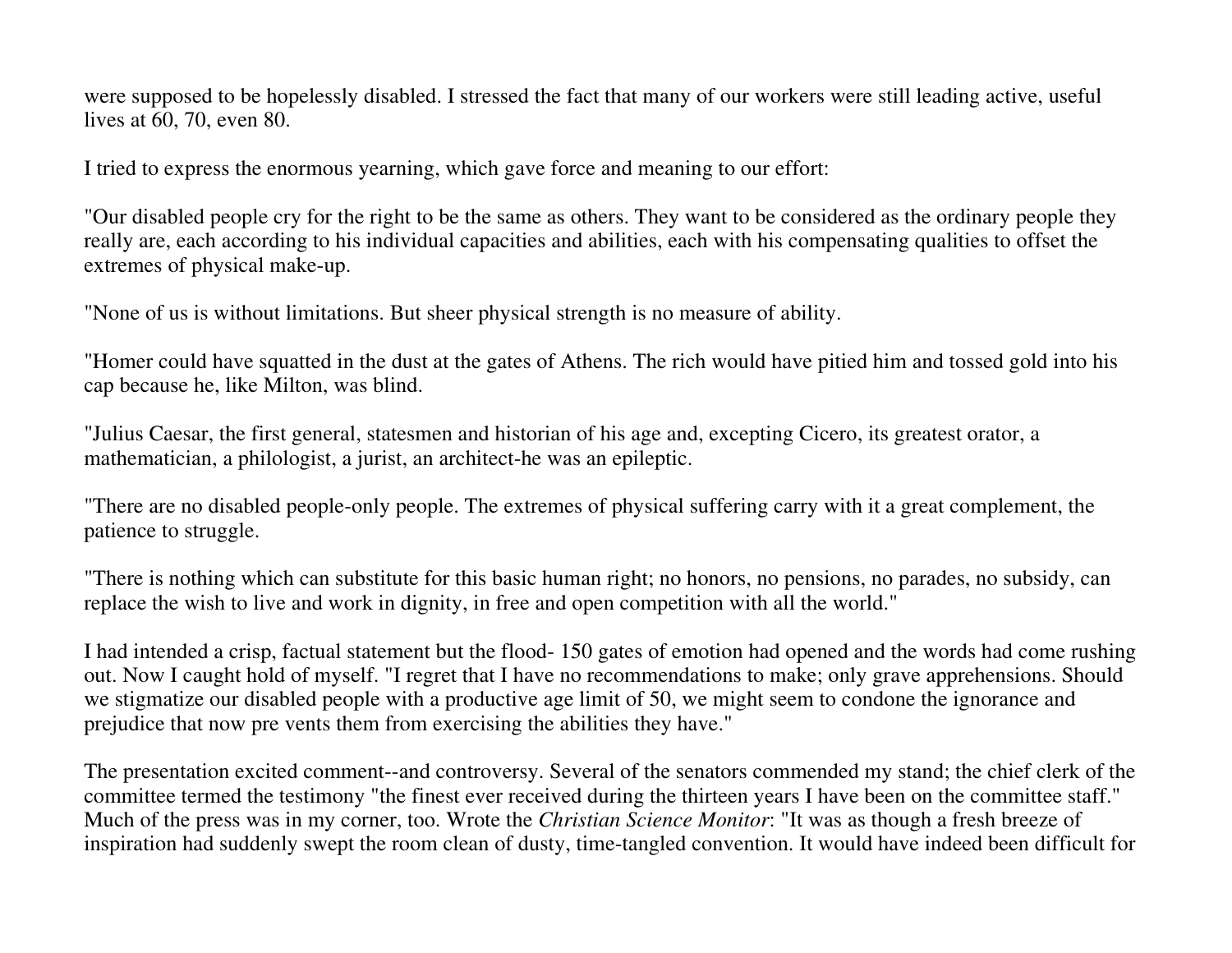were supposed to be hopelessly disabled. I stressed the fact that many of our workers were still leading active, useful lives at 60, 70, even 80.

I tried to express the enormous yearning, which gave force and meaning to our effort:

"Our disabled people cry for the right to be the same as others. They want to be considered as the ordinary people they really are, each according to his individual capacities and abilities, each with his compensating qualities to offset the extremes of physical make-up.

"None of us is without limitations. But sheer physical strength is no measure of ability.

"Homer could have squatted in the dust at the gates of Athens. The rich would have pitied him and tossed gold into his cap because he, like Milton, was blind.

"Julius Caesar, the first general, statesmen and historian of his age and, excepting Cicero, its greatest orator, a mathematician, a philologist, a jurist, an architect-he was an epileptic.

"There are no disabled people-only people. The extremes of physical suffering carry with it a great complement, the patience to struggle.

"There is nothing which can substitute for this basic human right; no honors, no pensions, no parades, no subsidy, can replace the wish to live and work in dignity, in free and open competition with all the world."

I had intended a crisp, factual statement but the flood- 150 gates of emotion had opened and the words had come rushing out. Now I caught hold of myself. "I regret that I have no recommendations to make; only grave apprehensions. Should we stigmatize our disabled people with a productive age limit of 50, we might seem to condone the ignorance and prejudice that now pre vents them from exercising the abilities they have."

The presentation excited comment--and controversy. Several of the senators commended my stand; the chief clerk of the committee termed the testimony "the finest ever received during the thirteen years I have been on the committee staff." Much of the press was in my corner, too. Wrote the *Christian Science Monitor*: "It was as though a fresh breeze of inspiration had suddenly swept the room clean of dusty, time-tangled convention. It would have indeed been difficult for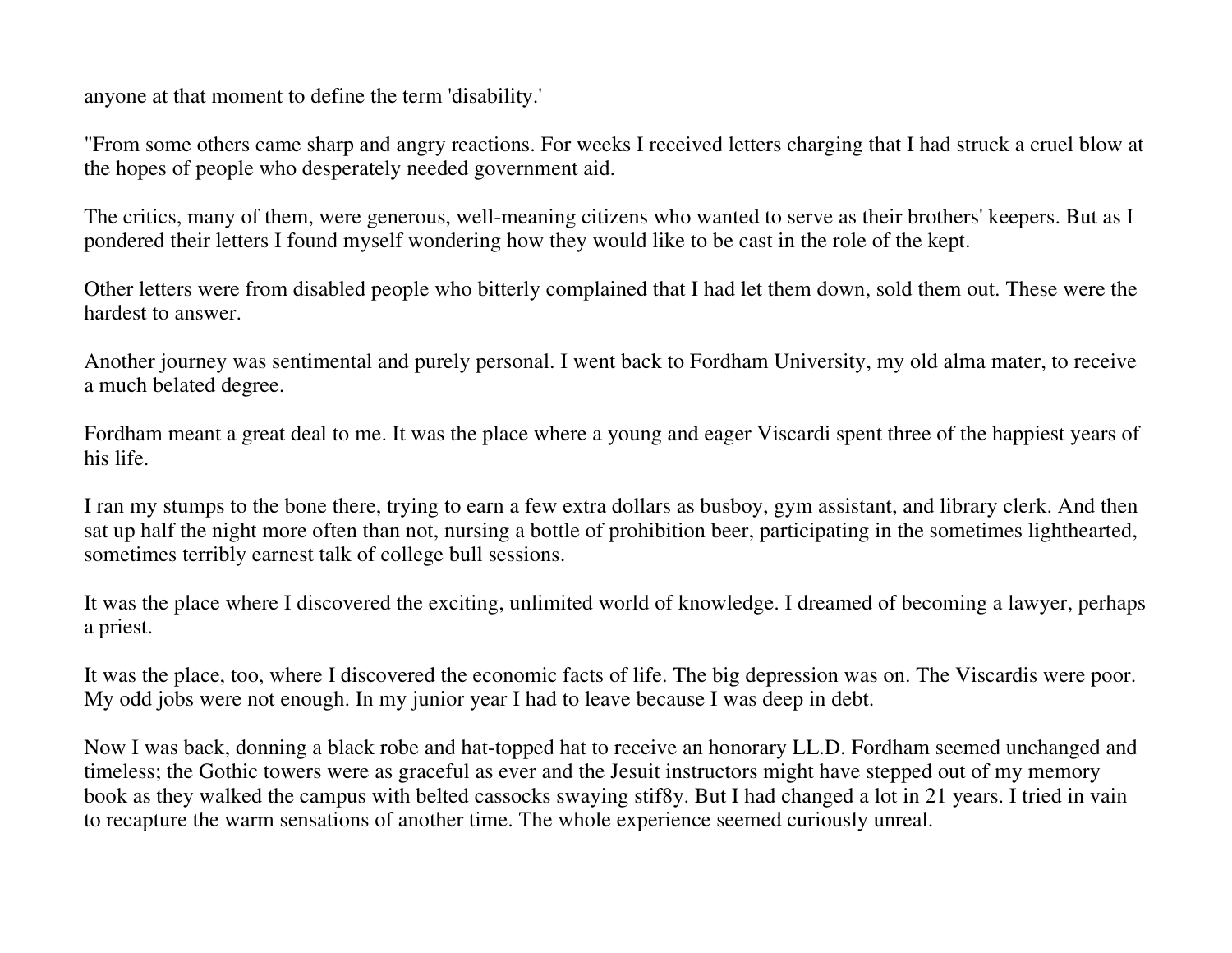anyone at that moment to define the term 'disability.'

"From some others came sharp and angry reactions. For weeks I received letters charging that I had struck a cruel blow at the hopes of people who desperately needed government aid.

The critics, many of them, were generous, well-meaning citizens who wanted to serve as their brothers' keepers. But as I pondered their letters I found myself wondering how they would like to be cast in the role of the kept.

Other letters were from disabled people who bitterly complained that I had let them down, sold them out. These were the hardest to answer.

Another journey was sentimental and purely personal. I went back to Fordham University, my old alma mater, to receive a much belated degree.

Fordham meant a great deal to me. It was the place where a young and eager Viscardi spent three of the happiest years of his life.

I ran my stumps to the bone there, trying to earn a few extra dollars as busboy, gym assistant, and library clerk. And then sat up half the night more often than not, nursing a bottle of prohibition beer, participating in the sometimes lighthearted, sometimes terribly earnest talk of college bull sessions.

It was the place where I discovered the exciting, unlimited world of knowledge. I dreamed of becoming a lawyer, perhaps a priest.

It was the place, too, where I discovered the economic facts of life. The big depression was on. The Viscardis were poor. My odd jobs were not enough. In my junior year I had to leave because I was deep in debt.

Now I was back, donning a black robe and hat-topped hat to receive an honorary LL.D. Fordham seemed unchanged and timeless; the Gothic towers were as graceful as ever and the Jesuit instructors might have stepped out of my memory book as they walked the campus with belted cassocks swaying stif8y. But I had changed a lot in 21 years. I tried in vain to recapture the warm sensations of another time. The whole experience seemed curiously unreal.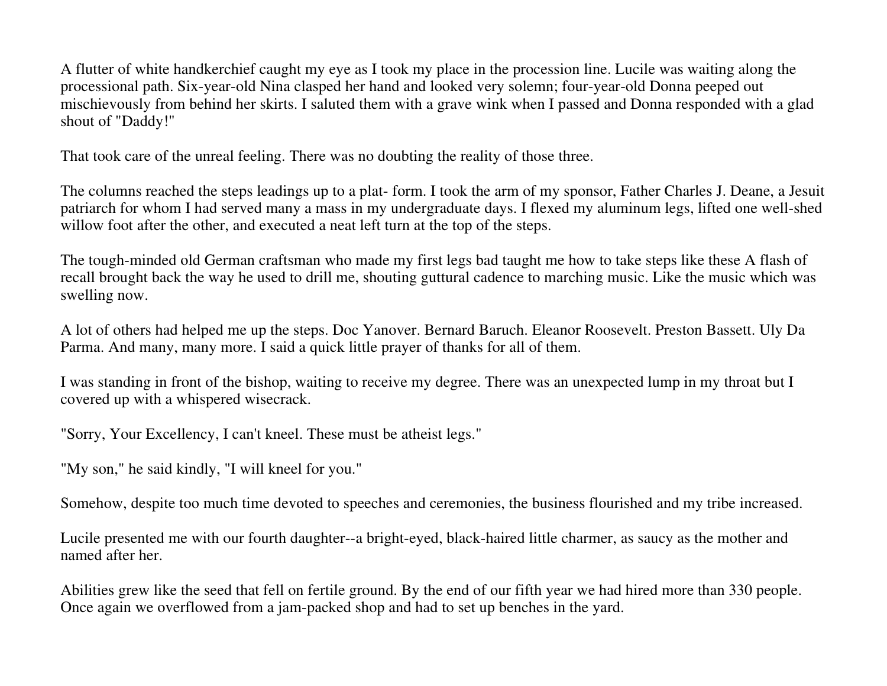A flutter of white handkerchief caught my eye as I took my place in the procession line. Lucile was waiting along the processional path. Six-year-old Nina clasped her hand and looked very solemn; four-year-old Donna peeped out mischievously from behind her skirts. I saluted them with a grave wink when I passed and Donna responded with a glad shout of "Daddy!"

That took care of the unreal feeling. There was no doubting the reality of those three.

The columns reached the steps leadings up to a plat- form. I took the arm of my sponsor, Father Charles J. Deane, a Jesuit patriarch for whom I had served many a mass in my undergraduate days. I flexed my aluminum legs, lifted one well-shed willow foot after the other, and executed a neat left turn at the top of the steps.

The tough-minded old German craftsman who made my first legs bad taught me how to take steps like these A flash of recall brought back the way he used to drill me, shouting guttural cadence to marching music. Like the music which was swelling now.

A lot of others had helped me up the steps. Doc Yanover. Bernard Baruch. Eleanor Roosevelt. Preston Bassett. Uly Da Parma. And many, many more. I said a quick little prayer of thanks for all of them.

I was standing in front of the bishop, waiting to receive my degree. There was an unexpected lump in my throat but I covered up with a whispered wisecrack.

"Sorry, Your Excellency, I can't kneel. These must be atheist legs."

"My son," he said kindly, "I will kneel for you."

Somehow, despite too much time devoted to speeches and ceremonies, the business flourished and my tribe increased.

Lucile presented me with our fourth daughter--a bright-eyed, black-haired little charmer, as saucy as the mother and named after her.

Abilities grew like the seed that fell on fertile ground. By the end of our fifth year we had hired more than 330 people. Once again we overflowed from a jam-packed shop and had to set up benches in the yard.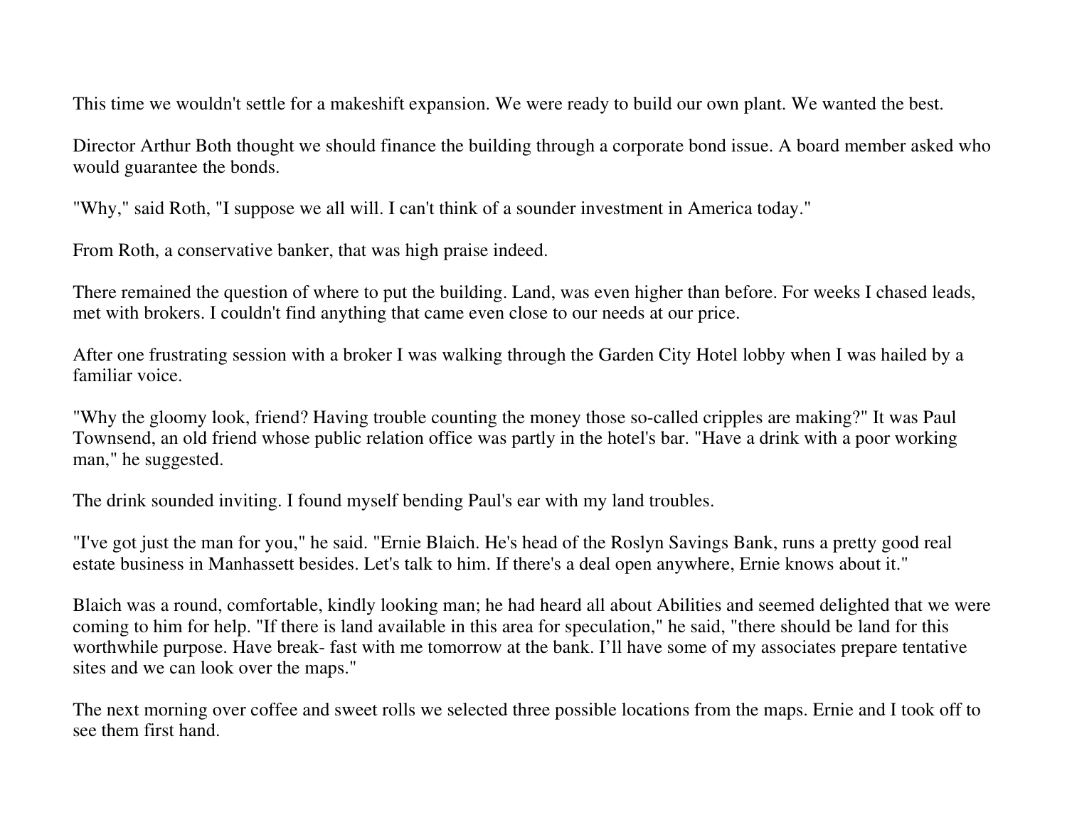This time we wouldn't settle for a makeshift expansion. We were ready to build our own plant. We wanted the best.

Director Arthur Both thought we should finance the building through a corporate bond issue. A board member asked who would guarantee the bonds.

"Why," said Roth, "I suppose we all will. I can't think of a sounder investment in America today."

From Roth, a conservative banker, that was high praise indeed.

There remained the question of where to put the building. Land, was even higher than before. For weeks I chased leads, met with brokers. I couldn't find anything that came even close to our needs at our price.

After one frustrating session with a broker I was walking through the Garden City Hotel lobby when I was hailed by a familiar voice.

"Why the gloomy look, friend? Having trouble counting the money those so-called cripples are making?" It was Paul Townsend, an old friend whose public relation office was partly in the hotel's bar. "Have a drink with a poor working man," he suggested.

The drink sounded inviting. I found myself bending Paul's ear with my land troubles.

"I've got just the man for you," he said. "Ernie Blaich. He's head of the Roslyn Savings Bank, runs a pretty good real estate business in Manhassett besides. Let's talk to him. If there's a deal open anywhere, Ernie knows about it."

Blaich was a round, comfortable, kindly looking man; he had heard all about Abilities and seemed delighted that we were coming to him for help. "If there is land available in this area for speculation," he said, "there should be land for this worthwhile purpose. Have break- fast with me tomorrow at the bank. I'll have some of my associates prepare tentative sites and we can look over the maps."

The next morning over coffee and sweet rolls we selected three possible locations from the maps. Ernie and I took off to see them first hand.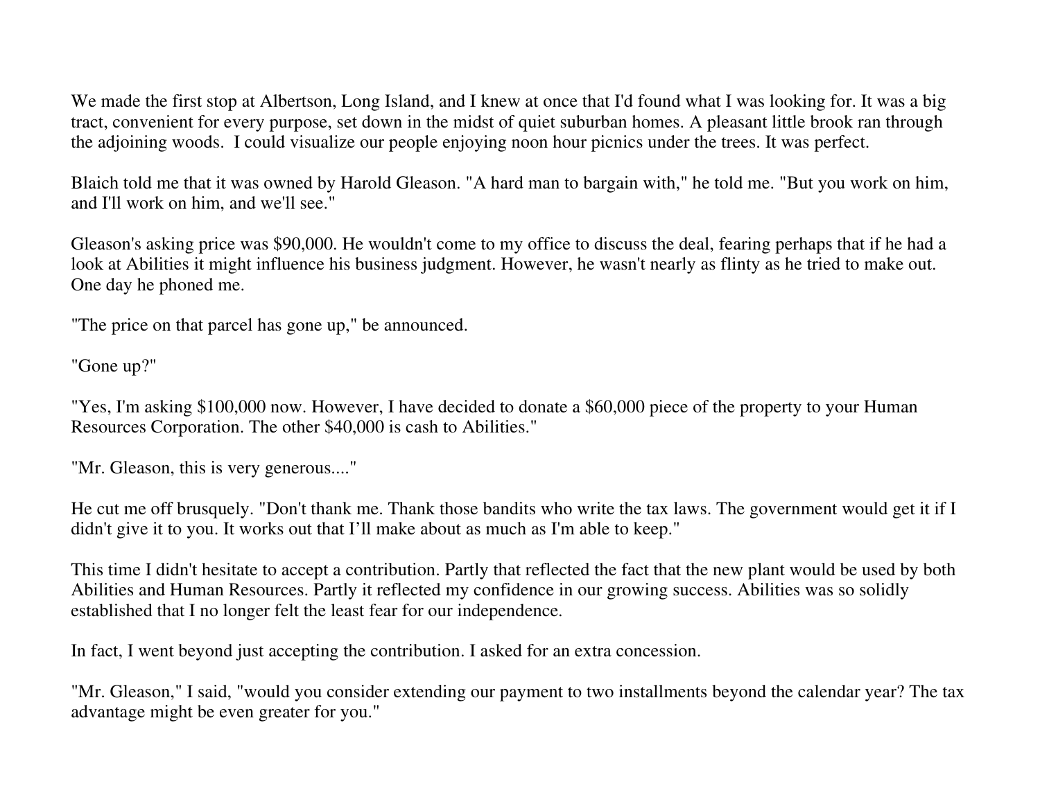We made the first stop at Albertson, Long Island, and I knew at once that I'd found what I was looking for. It was a big tract, convenient for every purpose, set down in the midst of quiet suburban homes. A pleasant little brook ran through the adjoining woods. I could visualize our people enjoying noon hour picnics under the trees. It was perfect.

Blaich told me that it was owned by Harold Gleason. "A hard man to bargain with," he told me. "But you work on him, and I'll work on him, and we'll see."

Gleason's asking price was $90,000. He wouldn't come to my office to discuss the deal, fearing perhaps that if he had a look at Abilities it might influence his business judgment. However, he wasn't nearly as flinty as he tried to make out. One day he phoned me.

"The price on that parcel has gone up," be announced.

"Gone up?"

"Yes, I'm asking $100,000 now. However, I have decided to donate a $60,000 piece of the property to your Human Resources Corporation. The other $40,000 is cash to Abilities."

"Mr. Gleason, this is very generous...."

He cut me off brusquely. "Don't thank me. Thank those bandits who write the tax laws. The government would get it if I didn't give it to you. It works out that I'll make about as much as I'm able to keep."

This time I didn't hesitate to accept a contribution. Partly that reflected the fact that the new plant would be used by both Abilities and Human Resources. Partly it reflected my confidence in our growing success. Abilities was so solidly established that I no longer felt the least fear for our independence.

In fact, I went beyond just accepting the contribution. I asked for an extra concession.

"Mr. Gleason," I said, "would you consider extending our payment to two installments beyond the calendar year? The tax advantage might be even greater for you."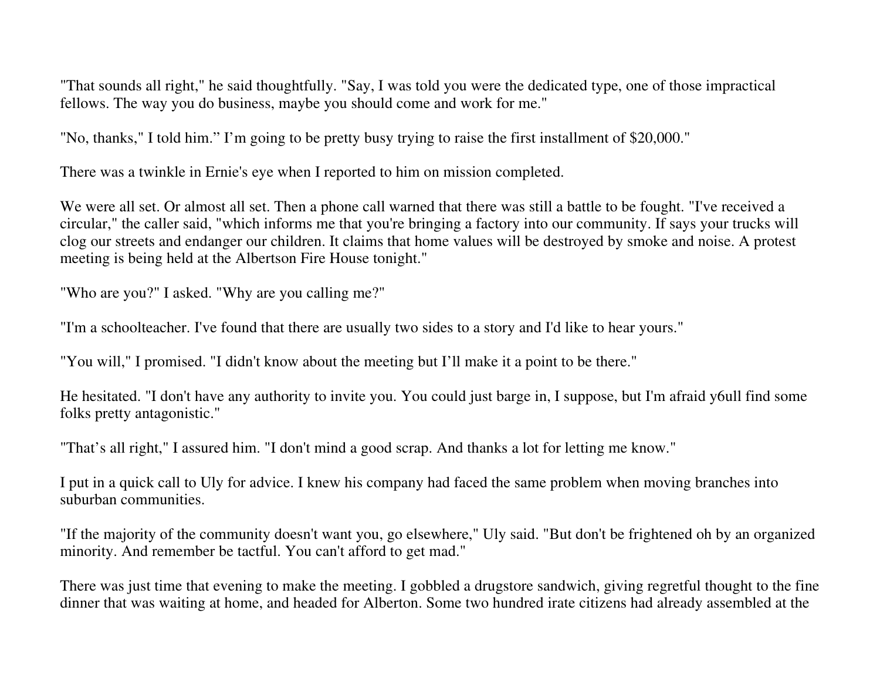"That sounds all right," he said thoughtfully. "Say, I was told you were the dedicated type, one of those impractical fellows. The way you do business, maybe you should come and work for me."

"No, thanks," I told him." I'm going to be pretty busy trying to raise the first installment of $20,000."

There was a twinkle in Ernie's eye when I reported to him on mission completed.

We were all set. Or almost all set. Then a phone call warned that there was still a battle to be fought. "I've received a circular," the caller said, "which informs me that you're bringing a factory into our community. If says your trucks will clog our streets and endanger our children. It claims that home values will be destroyed by smoke and noise. A protest meeting is being held at the Albertson Fire House tonight."

"Who are you?" I asked. "Why are you calling me?"

"I'm a schoolteacher. I've found that there are usually two sides to a story and I'd like to hear yours."

"You will," I promised. "I didn't know about the meeting but I'll make it a point to be there."

He hesitated. "I don't have any authority to invite you. You could just barge in, I suppose, but I'm afraid y6ull find some folks pretty antagonistic."

"That's all right," I assured him. "I don't mind a good scrap. And thanks a lot for letting me know."

I put in a quick call to Uly for advice. I knew his company had faced the same problem when moving branches into suburban communities.

"If the majority of the community doesn't want you, go elsewhere," Uly said. "But don't be frightened oh by an organized minority. And remember be tactful. You can't afford to get mad."

There was just time that evening to make the meeting. I gobbled a drugstore sandwich, giving regretful thought to the fine dinner that was waiting at home, and headed for Alberton. Some two hundred irate citizens had already assembled at the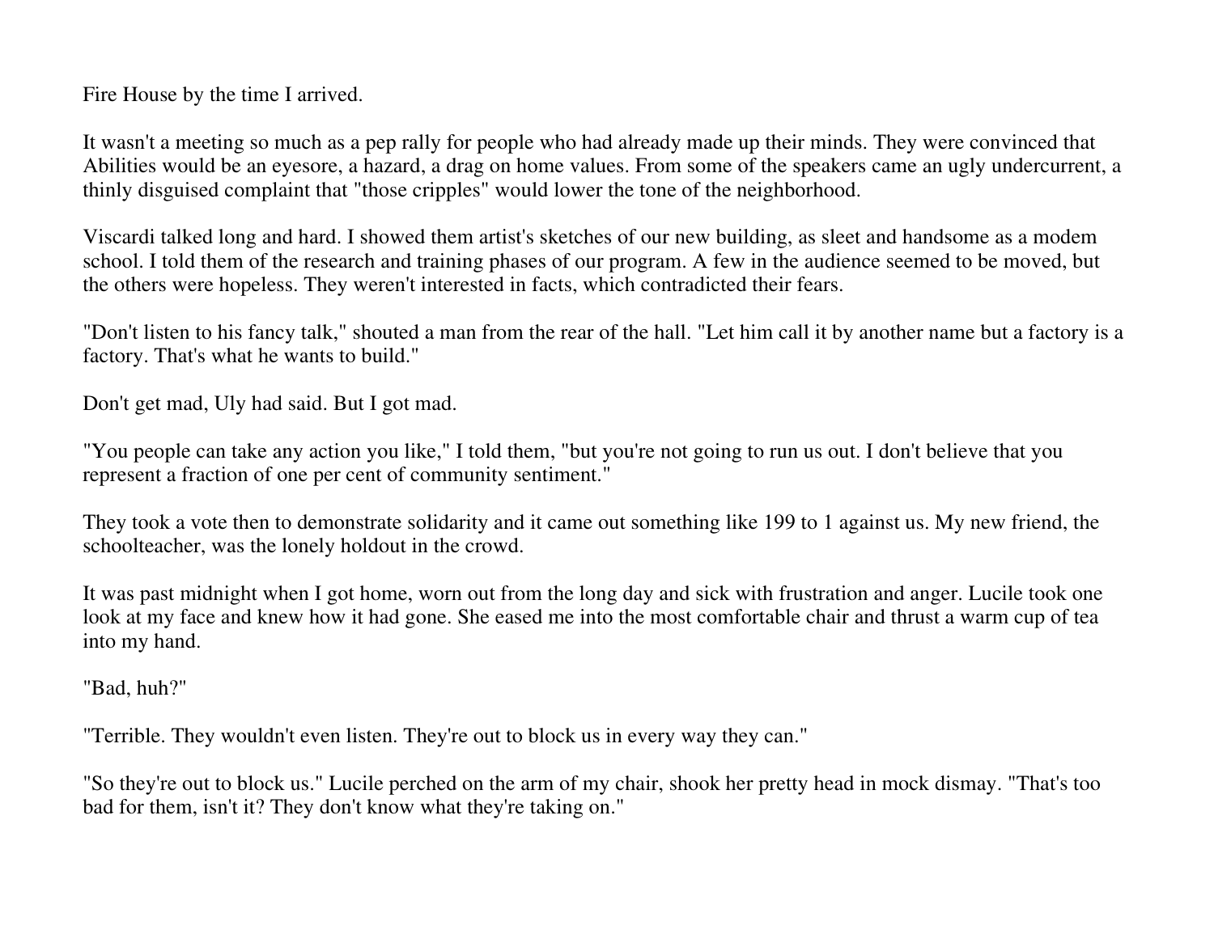Fire House by the time I arrived.

It wasn't a meeting so much as a pep rally for people who had already made up their minds. They were convinced that Abilities would be an eyesore, a hazard, a drag on home values. From some of the speakers came an ugly undercurrent, a thinly disguised complaint that "those cripples" would lower the tone of the neighborhood.

Viscardi talked long and hard. I showed them artist's sketches of our new building, as sleet and handsome as a modem school. I told them of the research and training phases of our program. A few in the audience seemed to be moved, but the others were hopeless. They weren't interested in facts, which contradicted their fears.

"Don't listen to his fancy talk," shouted a man from the rear of the hall. "Let him call it by another name but a factory is a factory. That's what he wants to build."

Don't get mad, Uly had said. But I got mad.

"You people can take any action you like," I told them, "but you're not going to run us out. I don't believe that you represent a fraction of one per cent of community sentiment."

They took a vote then to demonstrate solidarity and it came out something like 199 to 1 against us. My new friend, the schoolteacher, was the lonely holdout in the crowd.

It was past midnight when I got home, worn out from the long day and sick with frustration and anger. Lucile took one look at my face and knew how it had gone. She eased me into the most comfortable chair and thrust a warm cup of tea into my hand.

"Bad, huh?"

"Terrible. They wouldn't even listen. They're out to block us in every way they can."

"So they're out to block us." Lucile perched on the arm of my chair, shook her pretty head in mock dismay. "That's too bad for them, isn't it? They don't know what they're taking on."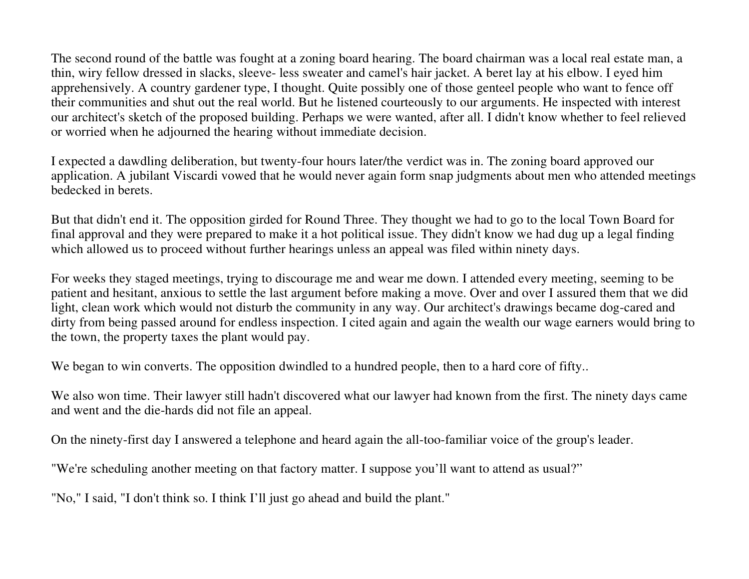The second round of the battle was fought at a zoning board hearing. The board chairman was a local real estate man, a thin, wiry fellow dressed in slacks, sleeve- less sweater and camel's hair jacket. A beret lay at his elbow. I eyed him apprehensively. A country gardener type, I thought. Quite possibly one of those genteel people who want to fence off their communities and shut out the real world. But he listened courteously to our arguments. He inspected with interest our architect's sketch of the proposed building. Perhaps we were wanted, after all. I didn't know whether to feel relieved or worried when he adjourned the hearing without immediate decision.

I expected a dawdling deliberation, but twenty-four hours later/the verdict was in. The zoning board approved our application. A jubilant Viscardi vowed that he would never again form snap judgments about men who attended meetings bedecked in berets.

But that didn't end it. The opposition girded for Round Three. They thought we had to go to the local Town Board for final approval and they were prepared to make it a hot political issue. They didn't know we had dug up a legal finding which allowed us to proceed without further hearings unless an appeal was filed within ninety days.

For weeks they staged meetings, trying to discourage me and wear me down. I attended every meeting, seeming to be patient and hesitant, anxious to settle the last argument before making a move. Over and over I assured them that we did light, clean work which would not disturb the community in any way. Our architect's drawings became dog-cared and dirty from being passed around for endless inspection. I cited again and again the wealth our wage earners would bring to the town, the property taxes the plant would pay.

We began to win converts. The opposition dwindled to a hundred people, then to a hard core of fifty..

We also won time. Their lawyer still hadn't discovered what our lawyer had known from the first. The ninety days came and went and the die-hards did not file an appeal.

On the ninety-first day I answered a telephone and heard again the all-too-familiar voice of the group's leader.

"We're scheduling another meeting on that factory matter. I suppose you'll want to attend as usual?"

"No," I said, "I don't think so. I think I'll just go ahead and build the plant."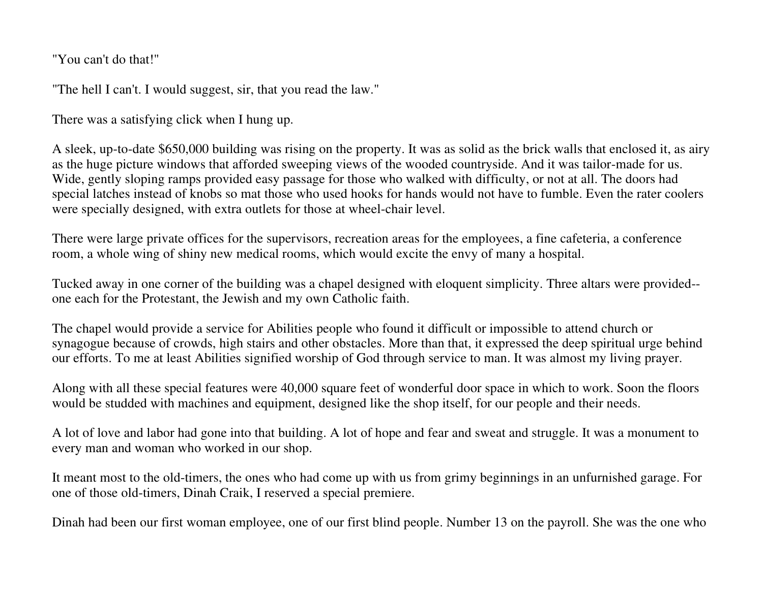"You can't do that!"

"The hell I can't. I would suggest, sir, that you read the law."

There was a satisfying click when I hung up.

A sleek, up-to-date $650,000 building was rising on the property. It was as solid as the brick walls that enclosed it, as airy as the huge picture windows that afforded sweeping views of the wooded countryside. And it was tailor-made for us. Wide, gently sloping ramps provided easy passage for those who walked with difficulty, or not at all. The doors had special latches instead of knobs so mat those who used hooks for hands would not have to fumble. Even the rater coolers were specially designed, with extra outlets for those at wheel-chair level.

There were large private offices for the supervisors, recreation areas for the employees, a fine cafeteria, a conference room, a whole wing of shiny new medical rooms, which would excite the envy of many a hospital.

Tucked away in one corner of the building was a chapel designed with eloquent simplicity. Three altars were provided--one each for the Protestant, the Jewish and my own Catholic faith.

The chapel would provide a service for Abilities people who found it difficult or impossible to attend church or synagogue because of crowds, high stairs and other obstacles. More than that, it expressed the deep spiritual urge behind our efforts. To me at least Abilities signified worship of God through service to man. It was almost my living prayer.

Along with all these special features were 40,000 square feet of wonderful door space in which to work. Soon the floors would be studded with machines and equipment, designed like the shop itself, for our people and their needs.

A lot of love and labor had gone into that building. A lot of hope and fear and sweat and struggle. It was a monument to every man and woman who worked in our shop.

It meant most to the old-timers, the ones who had come up with us from grimy beginnings in an unfurnished garage. For one of those old-timers, Dinah Craik, I reserved a special premiere.

Dinah had been our first woman employee, one of our first blind people. Number 13 on the payroll. She was the one who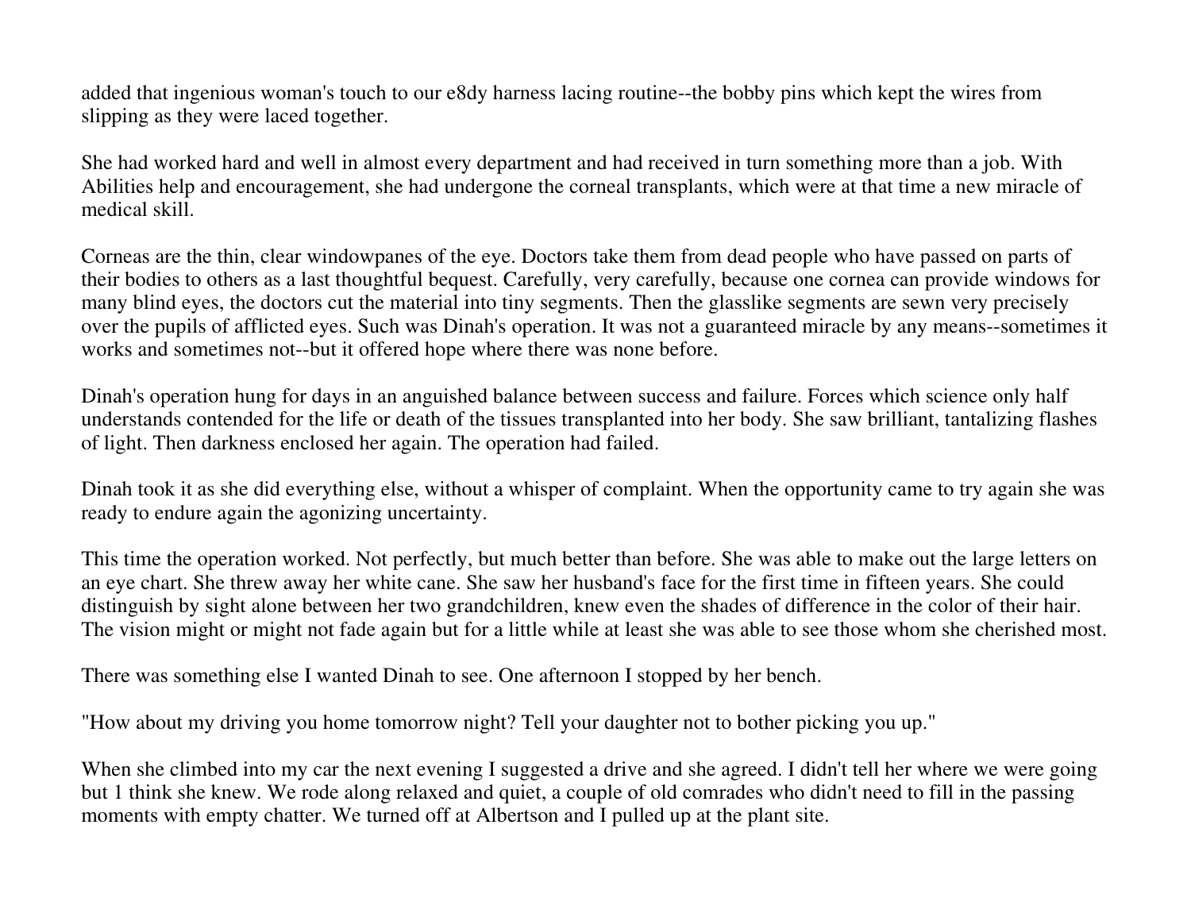added that ingenious woman's touch to our e8dy harness lacing routine--the bobby pins which kept the wires from slipping as they were laced together.

She had worked hard and well in almost every department and had received in turn something more than a job. With Abilities help and encouragement, she had undergone the corneal transplants, which were at that time a new miracle of medical skill.

Corneas are the thin, clear windowpanes of the eye. Doctors take them from dead people who have passed on parts of their bodies to others as a last thoughtful bequest. Carefully, very carefully, because one cornea can provide windows for many blind eyes, the doctors cut the material into tiny segments. Then the glasslike segments are sewn very precisely over the pupils of afflicted eyes. Such was Dinah's operation. It was not a guaranteed miracle by any means--sometimes it works and sometimes not--but it offered hope where there was none before.

Dinah's operation hung for days in an anguished balance between success and failure. Forces which science only half understands contended for the life or death of the tissues transplanted into her body. She saw brilliant, tantalizing flashes of light. Then darkness enclosed her again. The operation had failed.

Dinah took it as she did everything else, without a whisper of complaint. When the opportunity came to try again she was ready to endure again the agonizing uncertainty.

This time the operation worked. Not perfectly, but much better than before. She was able to make out the large letters on an eye chart. She threw away her white cane. She saw her husband's face for the first time in fifteen years. She could distinguish by sight alone between her two grandchildren, knew even the shades of difference in the color of their hair. The vision might or might not fade again but for a little while at least she was able to see those whom she cherished most.

There was something else I wanted Dinah to see. One afternoon I stopped by her bench.

"How about my driving you home tomorrow night? Tell your daughter not to bother picking you up."

When she climbed into my car the next evening I suggested a drive and she agreed. I didn't tell her where we were going but 1 think she knew. We rode along relaxed and quiet, a couple of old comrades who didn't need to fill in the passing moments with empty chatter. We turned off at Albertson and I pulled up at the plant site.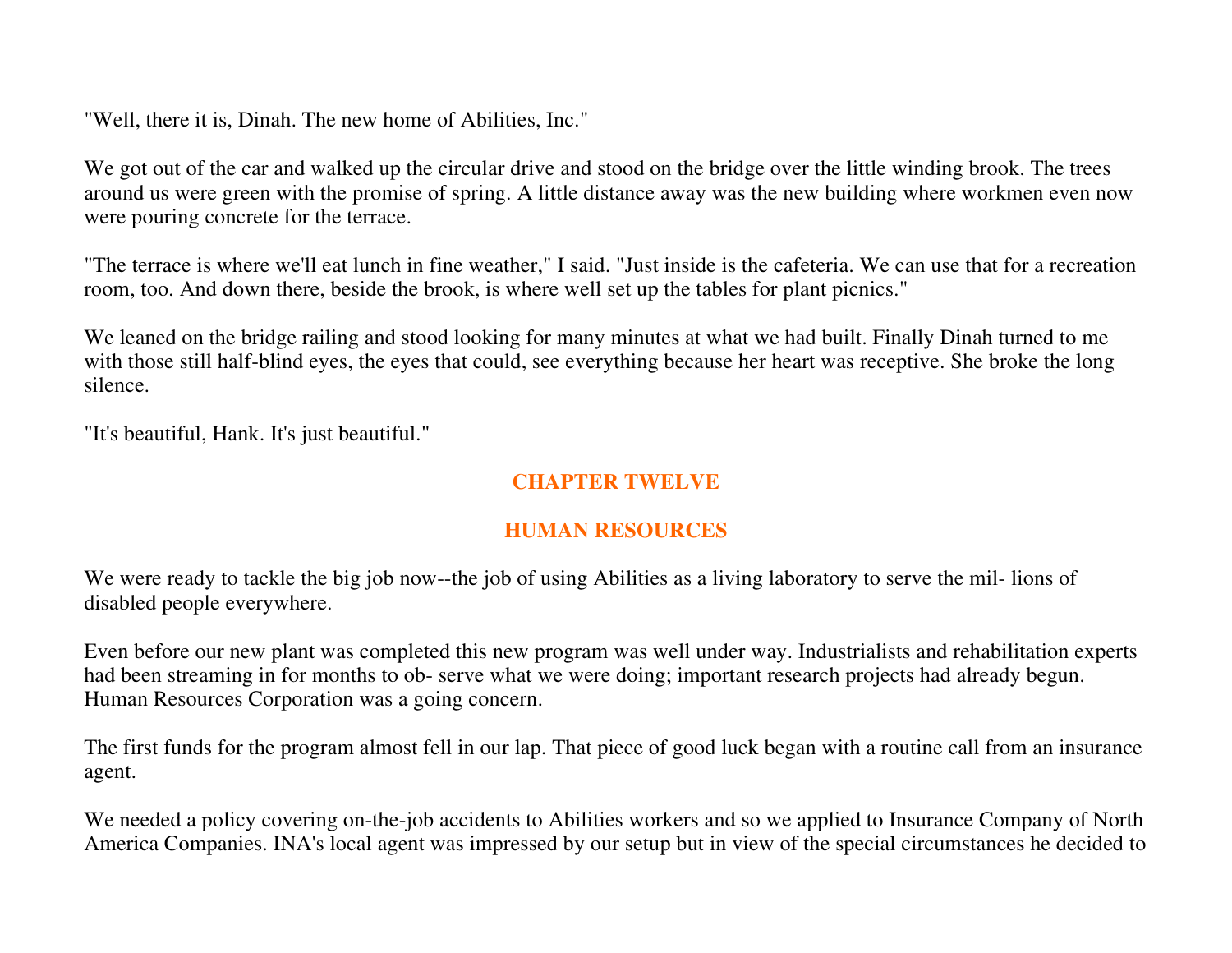"Well, there it is, Dinah. The new home of Abilities, Inc."

We got out of the car and walked up the circular drive and stood on the bridge over the little winding brook. The trees around us were green with the promise of spring. A little distance away was the new building where workmen even now were pouring concrete for the terrace.

"The terrace is where we'll eat lunch in fine weather," I said. "Just inside is the cafeteria. We can use that for a recreation room, too. And down there, beside the brook, is where well set up the tables for plant picnics."

We leaned on the bridge railing and stood looking for many minutes at what we had built. Finally Dinah turned to me with those still half-blind eyes, the eyes that could, see everything because her heart was receptive. She broke the long silence.

"It's beautiful, Hank. It's just beautiful."

## CHAPTER TWELVE

## HUMAN RESOURCES

We were ready to tackle the big job now--the job of using Abilities as a living laboratory to serve the mil- lions of disabled people everywhere.

Even before our new plant was completed this new program was well under way. Industrialists and rehabilitation experts had been streaming in for months to ob- serve what we were doing; important research projects had already begun. Human Resources Corporation was a going concern.

The first funds for the program almost fell in our lap. That piece of good luck began with a routine call from an insurance agent.

We needed a policy covering on-the-job accidents to Abilities workers and so we applied to Insurance Company of North America Companies. INA's local agent was impressed by our setup but in view of the special circumstances he decided to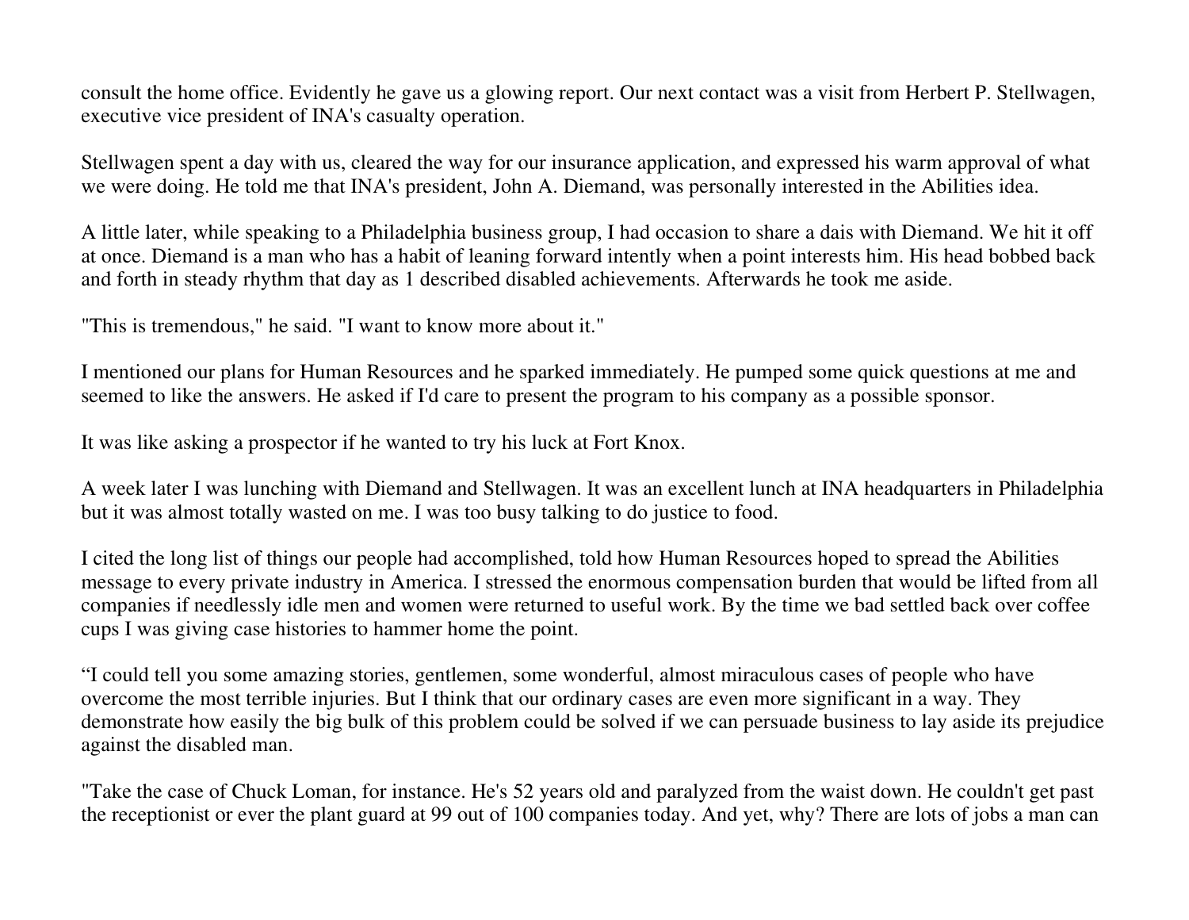consult the home office. Evidently he gave us a glowing report. Our next contact was a visit from Herbert P. Stellwagen, executive vice president of INA's casualty operation.

Stellwagen spent a day with us, cleared the way for our insurance application, and expressed his warm approval of what we were doing. He told me that INA's president, John A. Diemand, was personally interested in the Abilities idea.

A little later, while speaking to a Philadelphia business group, I had occasion to share a dais with Diemand. We hit it off at once. Diemand is a man who has a habit of leaning forward intently when a point interests him. His head bobbed back and forth in steady rhythm that day as 1 described disabled achievements. Afterwards he took me aside.

"This is tremendous," he said. "I want to know more about it."

I mentioned our plans for Human Resources and he sparked immediately. He pumped some quick questions at me and seemed to like the answers. He asked if I'd care to present the program to his company as a possible sponsor.

It was like asking a prospector if he wanted to try his luck at Fort Knox.

A week later I was lunching with Diemand and Stellwagen. It was an excellent lunch at INA headquarters in Philadelphia but it was almost totally wasted on me. I was too busy talking to do justice to food.

I cited the long list of things our people had accomplished, told how Human Resources hoped to spread the Abilities message to every private industry in America. I stressed the enormous compensation burden that would be lifted from all companies if needlessly idle men and women were returned to useful work. By the time we bad settled back over coffee cups I was giving case histories to hammer home the point.

“I could tell you some amazing stories, gentlemen, some wonderful, almost miraculous cases of people who have overcome the most terrible injuries. But I think that our ordinary cases are even more significant in a way. They demonstrate how easily the big bulk of this problem could be solved if we can persuade business to lay aside its prejudice against the disabled man.

"Take the case of Chuck Loman, for instance. He's 52 years old and paralyzed from the waist down. He couldn't get past the receptionist or ever the plant guard at 99 out of 100 companies today. And yet, why? There are lots of jobs a man can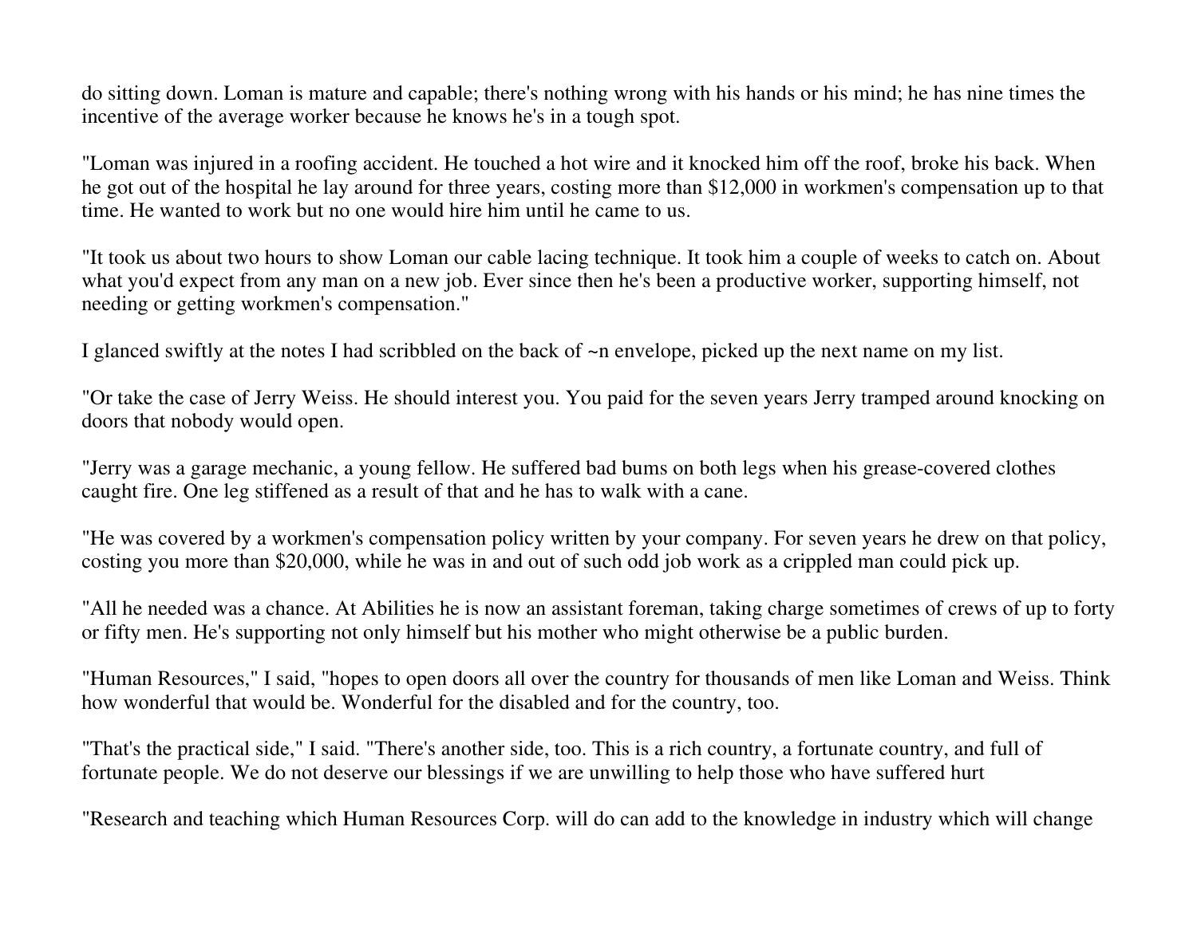do sitting down. Loman is mature and capable; there's nothing wrong with his hands or his mind; he has nine times the incentive of the average worker because he knows he's in a tough spot.

"Loman was injured in a roofing accident. He touched a hot wire and it knocked him off the roof, broke his back. When he got out of the hospital he lay around for three years, costing more than $12,000 in workmen's compensation up to that time. He wanted to work but no one would hire him until he came to us.

"It took us about two hours to show Loman our cable lacing technique. It took him a couple of weeks to catch on. About what you'd expect from any man on a new job. Ever since then he's been a productive worker, supporting himself, not needing or getting workmen's compensation."

I glanced swiftly at the notes I had scribbled on the back of ~n envelope, picked up the next name on my list.

"Or take the case of Jerry Weiss. He should interest you. You paid for the seven years Jerry tramped around knocking on doors that nobody would open.

"Jerry was a garage mechanic, a young fellow. He suffered bad bums on both legs when his grease-covered clothes caught fire. One leg stiffened as a result of that and he has to walk with a cane.

"He was covered by a workmen's compensation policy written by your company. For seven years he drew on that policy, costing you more than $20,000, while he was in and out of such odd job work as a crippled man could pick up.

"All he needed was a chance. At Abilities he is now an assistant foreman, taking charge sometimes of crews of up to forty or fifty men. He's supporting not only himself but his mother who might otherwise be a public burden.

"Human Resources," I said, "hopes to open doors all over the country for thousands of men like Loman and Weiss. Think how wonderful that would be. Wonderful for the disabled and for the country, too.

"That's the practical side," I said. "There's another side, too. This is a rich country, a fortunate country, and full of fortunate people. We do not deserve our blessings if we are unwilling to help those who have suffered hurt

"Research and teaching which Human Resources Corp. will do can add to the knowledge in industry which will change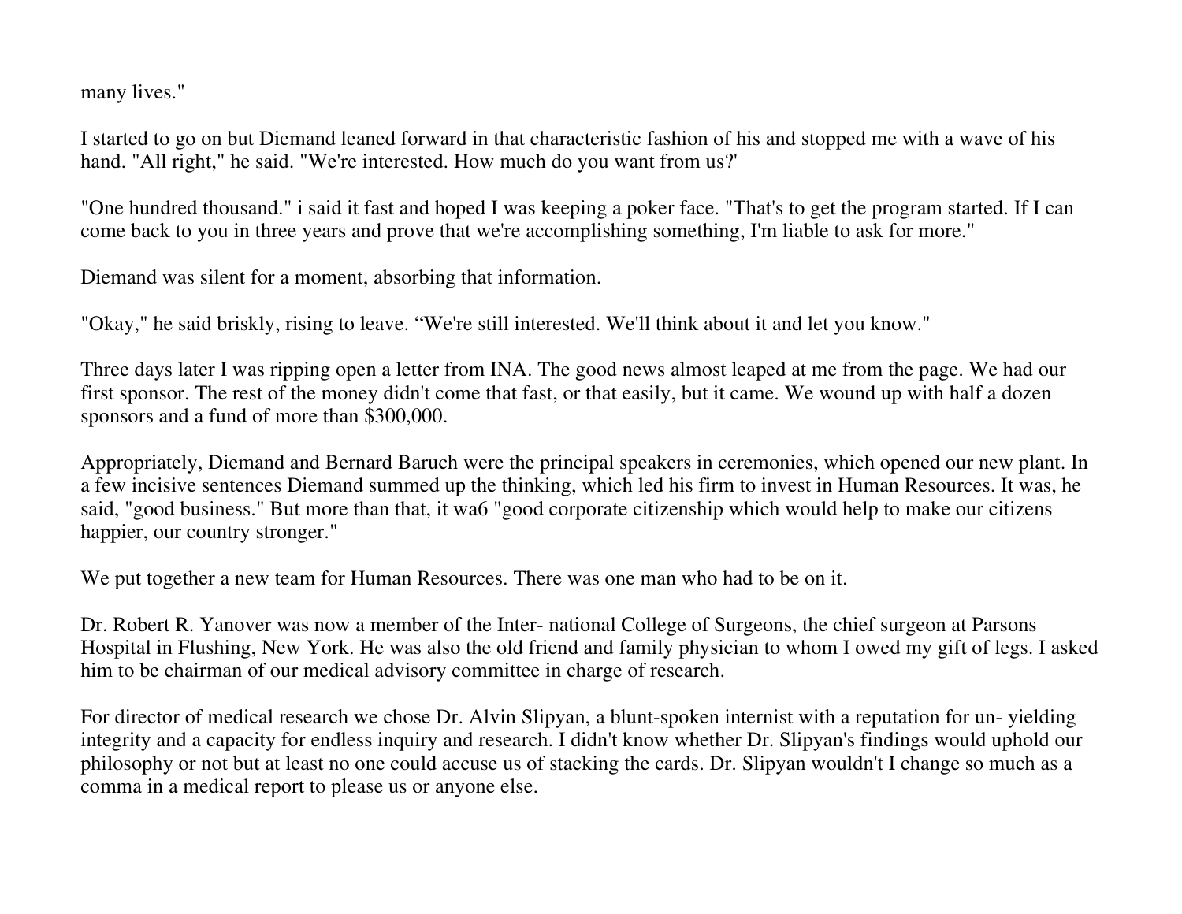many lives."

I started to go on but Diemand leaned forward in that characteristic fashion of his and stopped me with a wave of his hand. "All right," he said. "We're interested. How much do you want from us?'

"One hundred thousand." i said it fast and hoped I was keeping a poker face. "That's to get the program started. If I can come back to you in three years and prove that we're accomplishing something, I'm liable to ask for more."

Diemand was silent for a moment, absorbing that information.

"Okay," he said briskly, rising to leave. “We're still interested. We'll think about it and let you know."

Three days later I was ripping open a letter from INA. The good news almost leaped at me from the page. We had our first sponsor. The rest of the money didn't come that fast, or that easily, but it came. We wound up with half a dozen sponsors and a fund of more than $300,000.

Appropriately, Diemand and Bernard Baruch were the principal speakers in ceremonies, which opened our new plant. In a few incisive sentences Diemand summed up the thinking, which led his firm to invest in Human Resources. It was, he said, "good business." But more than that, it wa6 "good corporate citizenship which would help to make our citizens happier, our country stronger."

We put together a new team for Human Resources. There was one man who had to be on it.

Dr. Robert R. Yanover was now a member of the Inter- national College of Surgeons, the chief surgeon at Parsons Hospital in Flushing, New York. He was also the old friend and family physician to whom I owed my gift of legs. I asked him to be chairman of our medical advisory committee in charge of research.

For director of medical research we chose Dr. Alvin Slipyan, a blunt-spoken internist with a reputation for un- yielding integrity and a capacity for endless inquiry and research. I didn't know whether Dr. Slipyan's findings would uphold our philosophy or not but at least no one could accuse us of stacking the cards. Dr. Slipyan wouldn't I change so much as a comma in a medical report to please us or anyone else.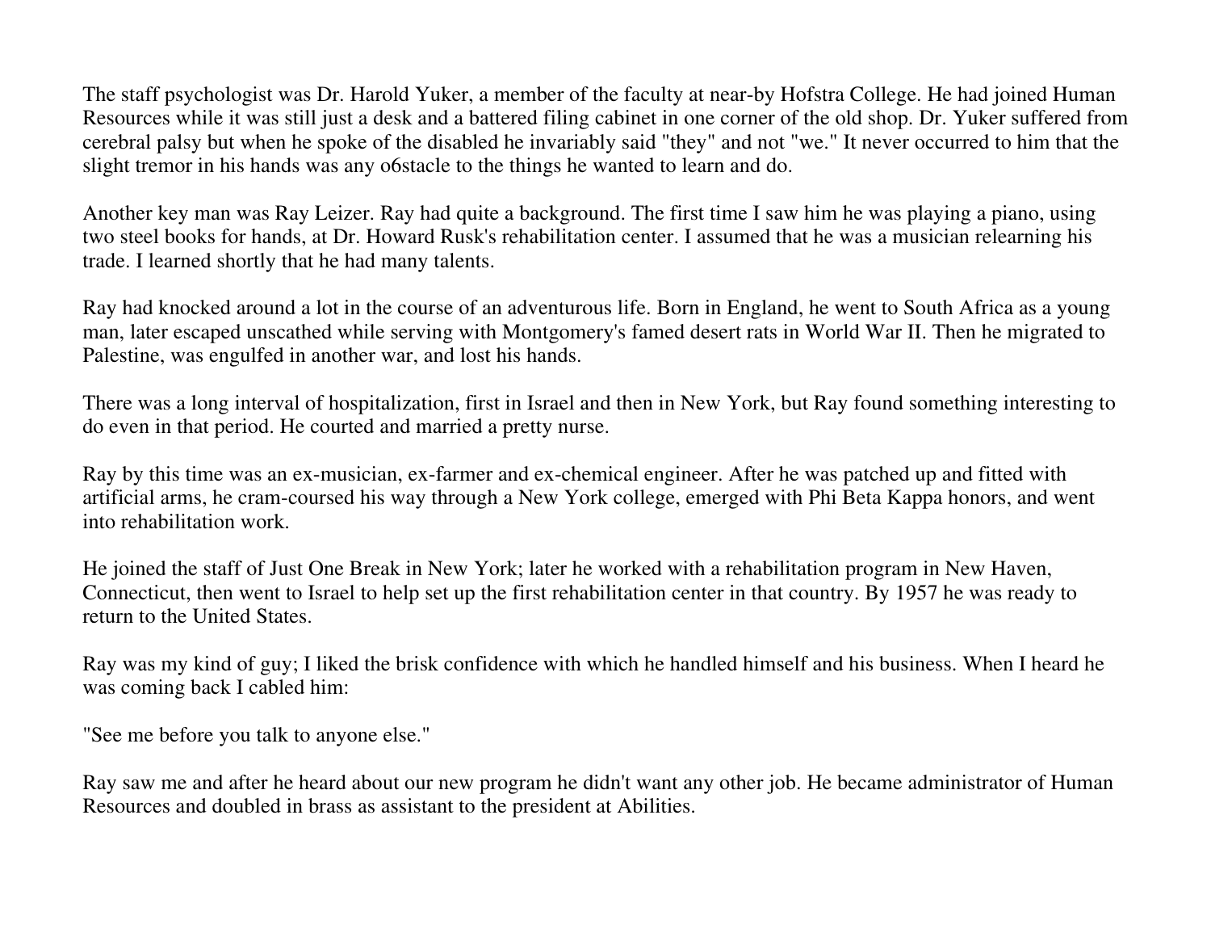The staff psychologist was Dr. Harold Yuker, a member of the faculty at near-by Hofstra College. He had joined Human Resources while it was still just a desk and a battered filing cabinet in one corner of the old shop. Dr. Yuker suffered from cerebral palsy but when he spoke of the disabled he invariably said "they" and not "we." It never occurred to him that the slight tremor in his hands was any o6stacle to the things he wanted to learn and do.

Another key man was Ray Leizer. Ray had quite a background. The first time I saw him he was playing a piano, using two steel books for hands, at Dr. Howard Rusk's rehabilitation center. I assumed that he was a musician relearning his trade. I learned shortly that he had many talents.

Ray had knocked around a lot in the course of an adventurous life. Born in England, he went to South Africa as a young man, later escaped unscathed while serving with Montgomery's famed desert rats in World War II. Then he migrated to Palestine, was engulfed in another war, and lost his hands.

There was a long interval of hospitalization, first in Israel and then in New York, but Ray found something interesting to do even in that period. He courted and married a pretty nurse.

Ray by this time was an ex-musician, ex-farmer and ex-chemical engineer. After he was patched up and fitted with artificial arms, he cram-coursed his way through a New York college, emerged with Phi Beta Kappa honors, and went into rehabilitation work.

He joined the staff of Just One Break in New York; later he worked with a rehabilitation program in New Haven, Connecticut, then went to Israel to help set up the first rehabilitation center in that country. By 1957 he was ready to return to the United States.

Ray was my kind of guy; I liked the brisk confidence with which he handled himself and his business. When I heard he was coming back I cabled him:

"See me before you talk to anyone else."

Ray saw me and after he heard about our new program he didn't want any other job. He became administrator of Human Resources and doubled in brass as assistant to the president at Abilities.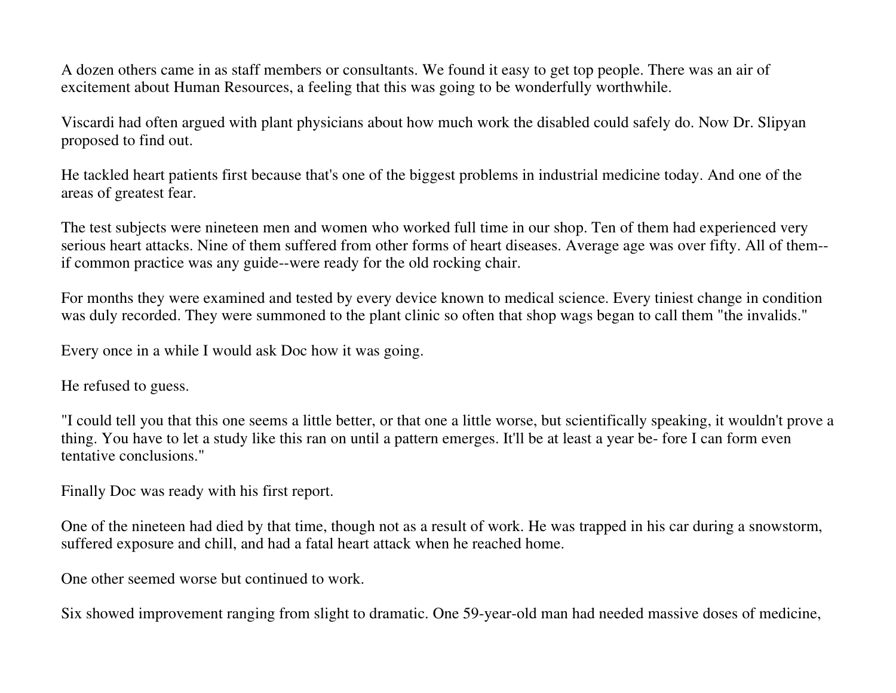A dozen others came in as staff members or consultants. We found it easy to get top people. There was an air of excitement about Human Resources, a feeling that this was going to be wonderfully worthwhile.

Viscardi had often argued with plant physicians about how much work the disabled could safely do. Now Dr. Slipyan proposed to find out.

He tackled heart patients first because that's one of the biggest problems in industrial medicine today. And one of the areas of greatest fear.

The test subjects were nineteen men and women who worked full time in our shop. Ten of them had experienced very serious heart attacks. Nine of them suffered from other forms of heart diseases. Average age was over fifty. All of them--if common practice was any guide--were ready for the old rocking chair.

For months they were examined and tested by every device known to medical science. Every tiniest change in condition was duly recorded. They were summoned to the plant clinic so often that shop wags began to call them "the invalids."

Every once in a while I would ask Doc how it was going.

He refused to guess.

"I could tell you that this one seems a little better, or that one a little worse, but scientifically speaking, it wouldn't prove a thing. You have to let a study like this ran on until a pattern emerges. It'll be at least a year be- fore I can form even tentative conclusions."

Finally Doc was ready with his first report.

One of the nineteen had died by that time, though not as a result of work. He was trapped in his car during a snowstorm, suffered exposure and chill, and had a fatal heart attack when he reached home.

One other seemed worse but continued to work.

Six showed improvement ranging from slight to dramatic. One 59-year-old man had needed massive doses of medicine,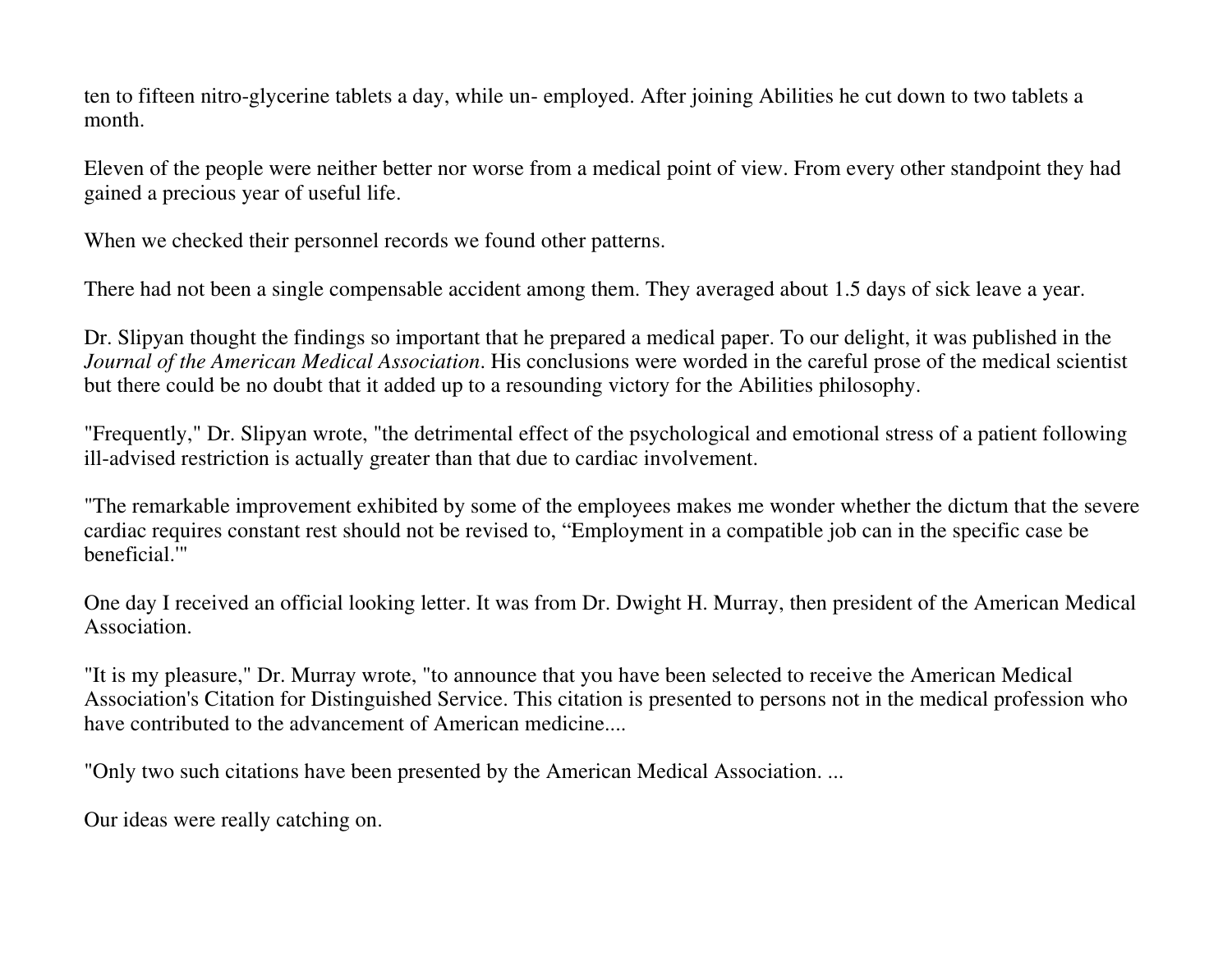ten to fifteen nitro-glycerine tablets a day, while un- employed. After joining Abilities he cut down to two tablets a month.

Eleven of the people were neither better nor worse from a medical point of view. From every other standpoint they had gained a precious year of useful life.

When we checked their personnel records we found other patterns.

There had not been a single compensable accident among them. They averaged about 1.5 days of sick leave a year.

Dr. Slipyan thought the findings so important that he prepared a medical paper. To our delight, it was published in the *Journal of the American Medical Association*. His conclusions were worded in the careful prose of the medical scientist but there could be no doubt that it added up to a resounding victory for the Abilities philosophy.

"Frequently," Dr. Slipyan wrote, "the detrimental effect of the psychological and emotional stress of a patient following ill-advised restriction is actually greater than that due to cardiac involvement.

"The remarkable improvement exhibited by some of the employees makes me wonder whether the dictum that the severe cardiac requires constant rest should not be revised to, "Employment in a compatible job can in the specific case be beneficial.'"

One day I received an official looking letter. It was from Dr. Dwight H. Murray, then president of the American Medical Association.

"It is my pleasure," Dr. Murray wrote, "to announce that you have been selected to receive the American Medical Association's Citation for Distinguished Service. This citation is presented to persons not in the medical profession who have contributed to the advancement of American medicine....

"Only two such citations have been presented by the American Medical Association. ...

Our ideas were really catching on.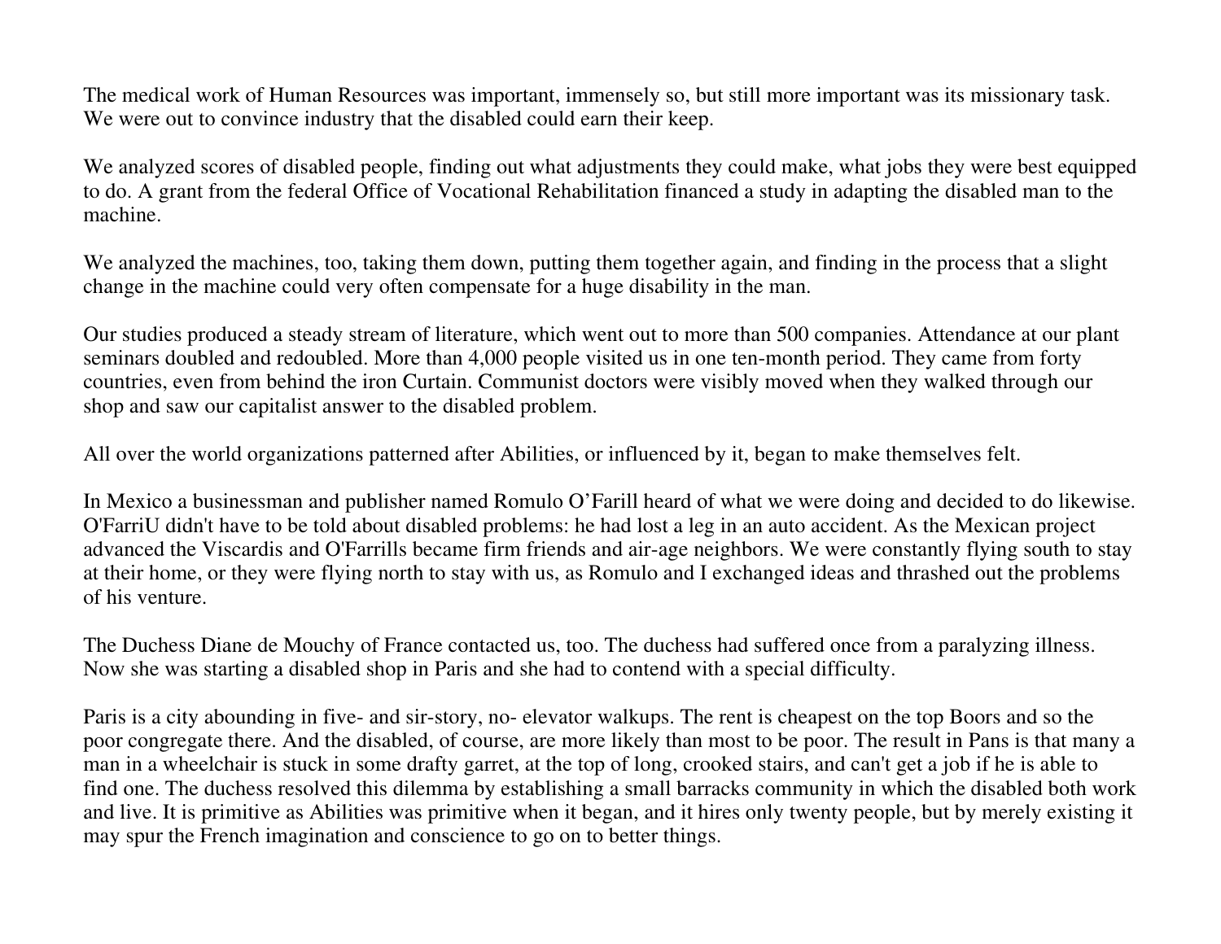The medical work of Human Resources was important, immensely so, but still more important was its missionary task. We were out to convince industry that the disabled could earn their keep.

We analyzed scores of disabled people, finding out what adjustments they could make, what jobs they were best equipped to do. A grant from the federal Office of Vocational Rehabilitation financed a study in adapting the disabled man to the machine.

We analyzed the machines, too, taking them down, putting them together again, and finding in the process that a slight change in the machine could very often compensate for a huge disability in the man.

Our studies produced a steady stream of literature, which went out to more than 500 companies. Attendance at our plant seminars doubled and redoubled. More than 4,000 people visited us in one ten-month period. They came from forty countries, even from behind the iron Curtain. Communist doctors were visibly moved when they walked through our shop and saw our capitalist answer to the disabled problem.

All over the world organizations patterned after Abilities, or influenced by it, began to make themselves felt.

In Mexico a businessman and publisher named Romulo O'Farill heard of what we were doing and decided to do likewise. O'FarriU didn't have to be told about disabled problems: he had lost a leg in an auto accident. As the Mexican project advanced the Viscardis and O'Farrills became firm friends and air-age neighbors. We were constantly flying south to stay at their home, or they were flying north to stay with us, as Romulo and I exchanged ideas and thrashed out the problems of his venture.

The Duchess Diane de Mouchy of France contacted us, too. The duchess had suffered once from a paralyzing illness. Now she was starting a disabled shop in Paris and she had to contend with a special difficulty.

Paris is a city abounding in five- and sir-story, no- elevator walkups. The rent is cheapest on the top Boors and so the poor congregate there. And the disabled, of course, are more likely than most to be poor. The result in Pans is that many a man in a wheelchair is stuck in some drafty garret, at the top of long, crooked stairs, and can't get a job if he is able to find one. The duchess resolved this dilemma by establishing a small barracks community in which the disabled both work and live. It is primitive as Abilities was primitive when it began, and it hires only twenty people, but by merely existing it may spur the French imagination and conscience to go on to better things.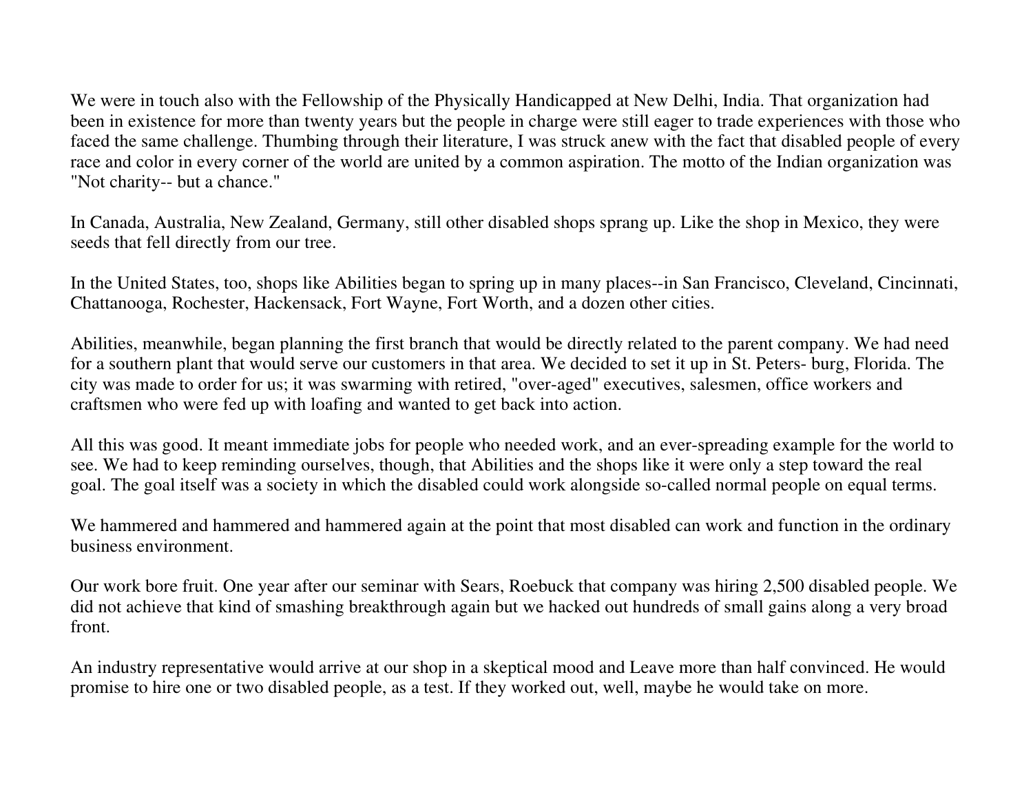We were in touch also with the Fellowship of the Physically Handicapped at New Delhi, India. That organization had been in existence for more than twenty years but the people in charge were still eager to trade experiences with those who faced the same challenge. Thumbing through their literature, I was struck anew with the fact that disabled people of every race and color in every corner of the world are united by a common aspiration. The motto of the Indian organization was "Not charity-- but a chance."

In Canada, Australia, New Zealand, Germany, still other disabled shops sprang up. Like the shop in Mexico, they were seeds that fell directly from our tree.

In the United States, too, shops like Abilities began to spring up in many places--in San Francisco, Cleveland, Cincinnati, Chattanooga, Rochester, Hackensack, Fort Wayne, Fort Worth, and a dozen other cities.

Abilities, meanwhile, began planning the first branch that would be directly related to the parent company. We had need for a southern plant that would serve our customers in that area. We decided to set it up in St. Peters- burg, Florida. The city was made to order for us; it was swarming with retired, "over-aged" executives, salesmen, office workers and craftsmen who were fed up with loafing and wanted to get back into action.

All this was good. It meant immediate jobs for people who needed work, and an ever-spreading example for the world to see. We had to keep reminding ourselves, though, that Abilities and the shops like it were only a step toward the real goal. The goal itself was a society in which the disabled could work alongside so-called normal people on equal terms.

We hammered and hammered and hammered again at the point that most disabled can work and function in the ordinary business environment.

Our work bore fruit. One year after our seminar with Sears, Roebuck that company was hiring 2,500 disabled people. We did not achieve that kind of smashing breakthrough again but we hacked out hundreds of small gains along a very broad front.

An industry representative would arrive at our shop in a skeptical mood and Leave more than half convinced. He would promise to hire one or two disabled people, as a test. If they worked out, well, maybe he would take on more.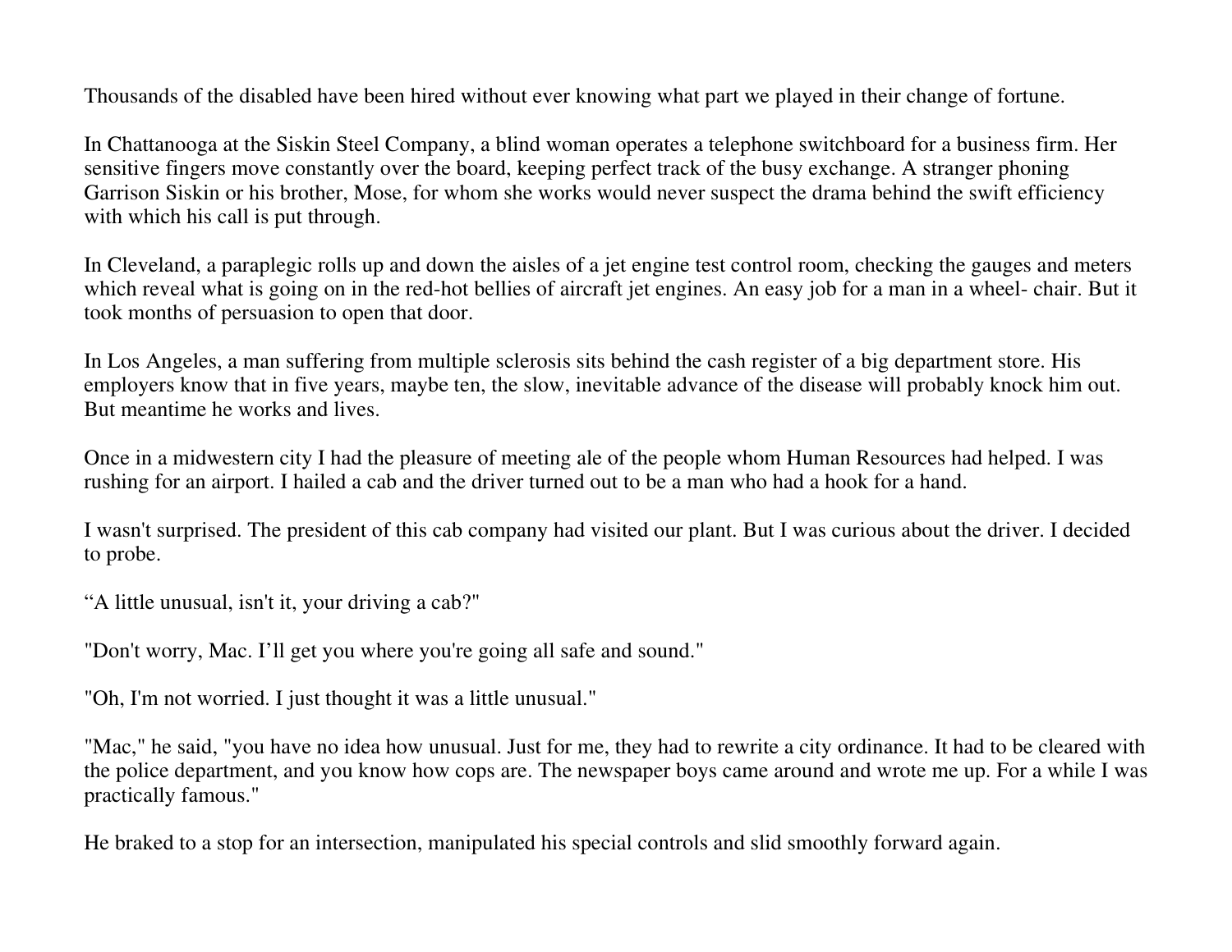Thousands of the disabled have been hired without ever knowing what part we played in their change of fortune.

In Chattanooga at the Siskin Steel Company, a blind woman operates a telephone switchboard for a business firm. Her sensitive fingers move constantly over the board, keeping perfect track of the busy exchange. A stranger phoning Garrison Siskin or his brother, Mose, for whom she works would never suspect the drama behind the swift efficiency with which his call is put through.

In Cleveland, a paraplegic rolls up and down the aisles of a jet engine test control room, checking the gauges and meters which reveal what is going on in the red-hot bellies of aircraft jet engines. An easy job for a man in a wheel- chair. But it took months of persuasion to open that door.

In Los Angeles, a man suffering from multiple sclerosis sits behind the cash register of a big department store. His employers know that in five years, maybe ten, the slow, inevitable advance of the disease will probably knock him out. But meantime he works and lives.

Once in a midwestern city I had the pleasure of meeting ale of the people whom Human Resources had helped. I was rushing for an airport. I hailed a cab and the driver turned out to be a man who had a hook for a hand.

I wasn't surprised. The president of this cab company had visited our plant. But I was curious about the driver. I decided to probe.

“A little unusual, isn't it, your driving a cab?"

"Don't worry, Mac. I’ll get you where you're going all safe and sound."

"Oh, I'm not worried. I just thought it was a little unusual."

"Mac," he said, "you have no idea how unusual. Just for me, they had to rewrite a city ordinance. It had to be cleared with the police department, and you know how cops are. The newspaper boys came around and wrote me up. For a while I was practically famous."

He braked to a stop for an intersection, manipulated his special controls and slid smoothly forward again.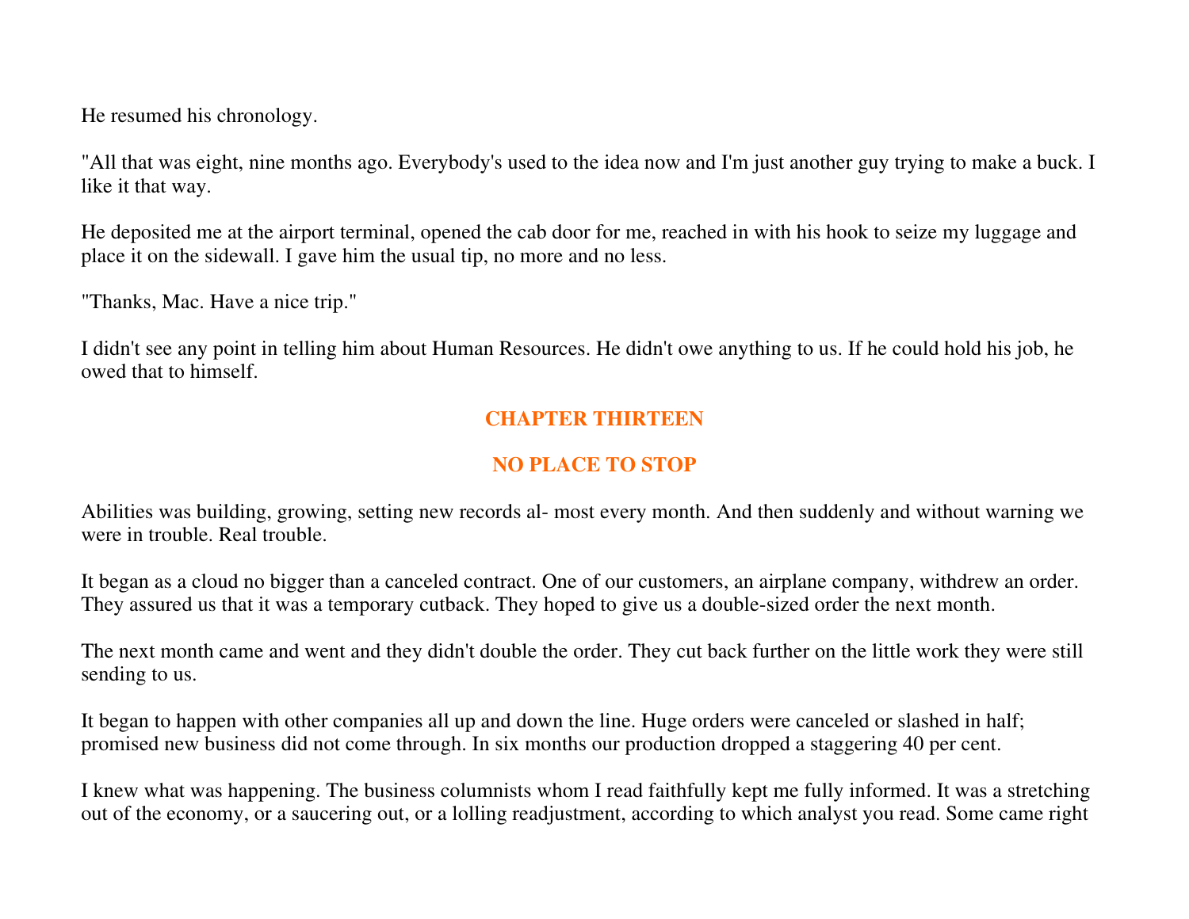He resumed his chronology.

"All that was eight, nine months ago. Everybody's used to the idea now and I'm just another guy trying to make a buck. I like it that way.

He deposited me at the airport terminal, opened the cab door for me, reached in with his hook to seize my luggage and place it on the sidewall. I gave him the usual tip, no more and no less.

"Thanks, Mac. Have a nice trip."

I didn't see any point in telling him about Human Resources. He didn't owe anything to us. If he could hold his job, he owed that to himself.

## CHAPTER THIRTEEN

## NO PLACE TO STOP

Abilities was building, growing, setting new records al- most every month. And then suddenly and without warning we were in trouble. Real trouble.

It began as a cloud no bigger than a canceled contract. One of our customers, an airplane company, withdrew an order. They assured us that it was a temporary cutback. They hoped to give us a double-sized order the next month.

The next month came and went and they didn't double the order. They cut back further on the little work they were still sending to us.

It began to happen with other companies all up and down the line. Huge orders were canceled or slashed in half; promised new business did not come through. In six months our production dropped a staggering 40 per cent.

I knew what was happening. The business columnists whom I read faithfully kept me fully informed. It was a stretching out of the economy, or a saucering out, or a lolling readjustment, according to which analyst you read. Some came right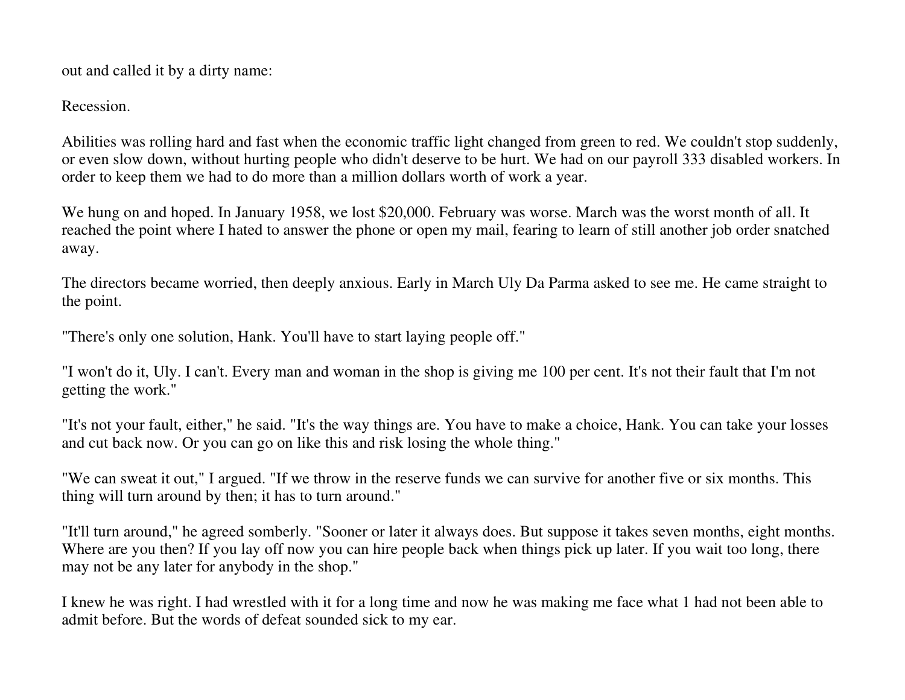out and called it by a dirty name:

Recession.

Abilities was rolling hard and fast when the economic traffic light changed from green to red. We couldn't stop suddenly, or even slow down, without hurting people who didn't deserve to be hurt. We had on our payroll 333 disabled workers. In order to keep them we had to do more than a million dollars worth of work a year.

We hung on and hoped. In January 1958, we lost $20,000. February was worse. March was the worst month of all. It reached the point where I hated to answer the phone or open my mail, fearing to learn of still another job order snatched away.

The directors became worried, then deeply anxious. Early in March Uly Da Parma asked to see me. He came straight to the point.

"There's only one solution, Hank. You'll have to start laying people off."

"I won't do it, Uly. I can't. Every man and woman in the shop is giving me 100 per cent. It's not their fault that I'm not getting the work."

"It's not your fault, either," he said. "It's the way things are. You have to make a choice, Hank. You can take your losses and cut back now. Or you can go on like this and risk losing the whole thing."

"We can sweat it out," I argued. "If we throw in the reserve funds we can survive for another five or six months. This thing will turn around by then; it has to turn around."

"It'll turn around," he agreed somberly. "Sooner or later it always does. But suppose it takes seven months, eight months. Where are you then? If you lay off now you can hire people back when things pick up later. If you wait too long, there may not be any later for anybody in the shop."

I knew he was right. I had wrestled with it for a long time and now he was making me face what 1 had not been able to admit before. But the words of defeat sounded sick to my ear.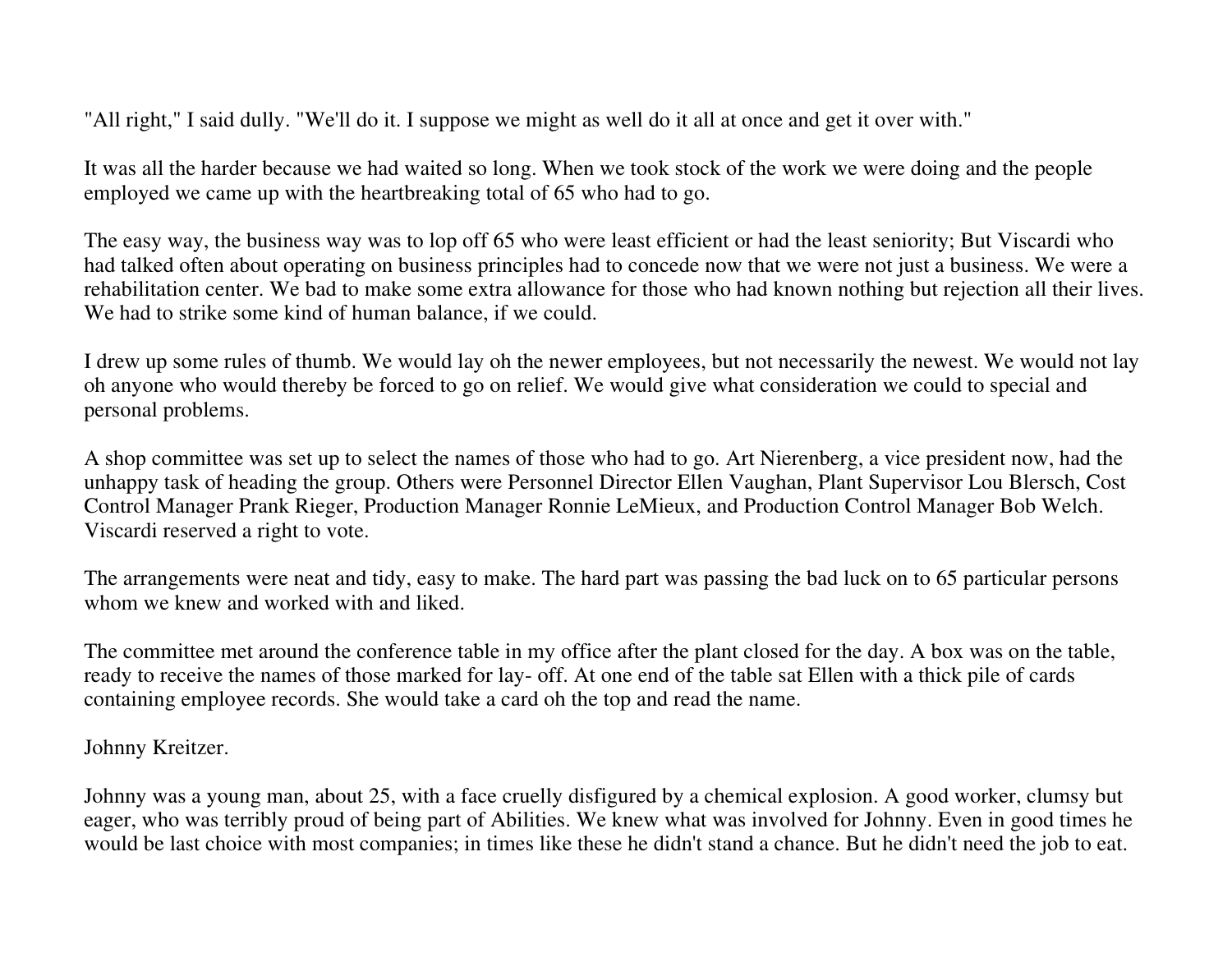"All right," I said dully. "We'll do it. I suppose we might as well do it all at once and get it over with."

It was all the harder because we had waited so long. When we took stock of the work we were doing and the people employed we came up with the heartbreaking total of 65 who had to go.

The easy way, the business way was to lop off 65 who were least efficient or had the least seniority; But Viscardi who had talked often about operating on business principles had to concede now that we were not just a business. We were a rehabilitation center. We bad to make some extra allowance for those who had known nothing but rejection all their lives. We had to strike some kind of human balance, if we could.

I drew up some rules of thumb. We would lay oh the newer employees, but not necessarily the newest. We would not lay oh anyone who would thereby be forced to go on relief. We would give what consideration we could to special and personal problems.

A shop committee was set up to select the names of those who had to go. Art Nierenberg, a vice president now, had the unhappy task of heading the group. Others were Personnel Director Ellen Vaughan, Plant Supervisor Lou Blersch, Cost Control Manager Prank Rieger, Production Manager Ronnie LeMieux, and Production Control Manager Bob Welch. Viscardi reserved a right to vote.

The arrangements were neat and tidy, easy to make. The hard part was passing the bad luck on to 65 particular persons whom we knew and worked with and liked.

The committee met around the conference table in my office after the plant closed for the day. A box was on the table, ready to receive the names of those marked for lay- off. At one end of the table sat Ellen with a thick pile of cards containing employee records. She would take a card oh the top and read the name.

Johnny Kreitzer.

Johnny was a young man, about 25, with a face cruelly disfigured by a chemical explosion. A good worker, clumsy but eager, who was terribly proud of being part of Abilities. We knew what was involved for Johnny. Even in good times he would be last choice with most companies; in times like these he didn't stand a chance. But he didn't need the job to eat.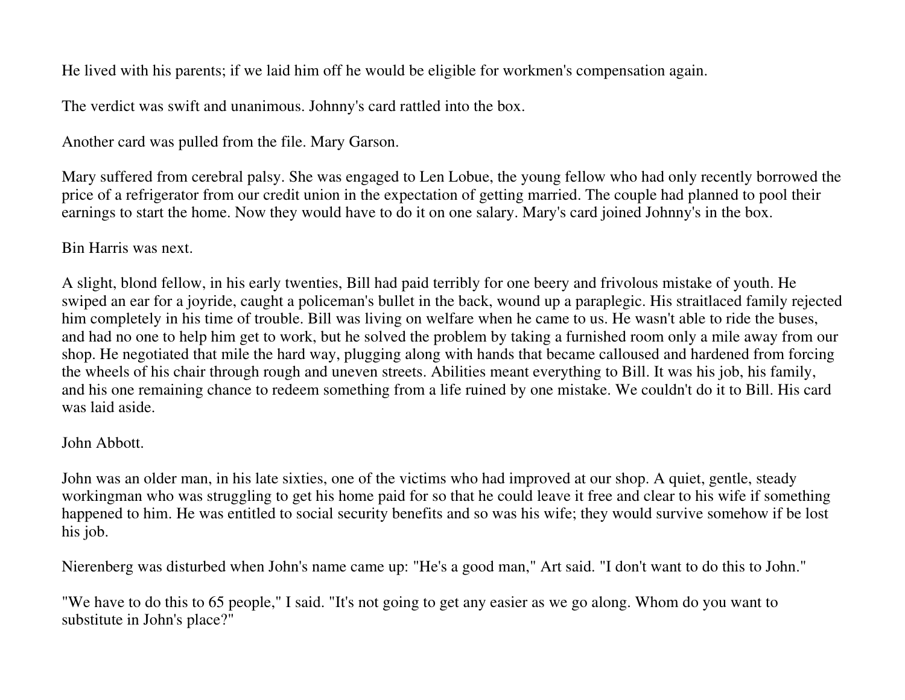He lived with his parents; if we laid him off he would be eligible for workmen's compensation again.

The verdict was swift and unanimous. Johnny's card rattled into the box.

Another card was pulled from the file. Mary Garson.

Mary suffered from cerebral palsy. She was engaged to Len Lobue, the young fellow who had only recently borrowed the price of a refrigerator from our credit union in the expectation of getting married. The couple had planned to pool their earnings to start the home. Now they would have to do it on one salary. Mary's card joined Johnny's in the box.

Bin Harris was next.

A slight, blond fellow, in his early twenties, Bill had paid terribly for one beery and frivolous mistake of youth. He swiped an ear for a joyride, caught a policeman's bullet in the back, wound up a paraplegic. His straitlaced family rejected him completely in his time of trouble. Bill was living on welfare when he came to us. He wasn't able to ride the buses, and had no one to help him get to work, but he solved the problem by taking a furnished room only a mile away from our shop. He negotiated that mile the hard way, plugging along with hands that became calloused and hardened from forcing the wheels of his chair through rough and uneven streets. Abilities meant everything to Bill. It was his job, his family, and his one remaining chance to redeem something from a life ruined by one mistake. We couldn't do it to Bill. His card was laid aside.

John Abbott.

John was an older man, in his late sixties, one of the victims who had improved at our shop. A quiet, gentle, steady workingman who was struggling to get his home paid for so that he could leave it free and clear to his wife if something happened to him. He was entitled to social security benefits and so was his wife; they would survive somehow if be lost his job.

Nierenberg was disturbed when John's name came up: "He's a good man," Art said. "I don't want to do this to John."

"We have to do this to 65 people," I said. "It's not going to get any easier as we go along. Whom do you want to substitute in John's place?"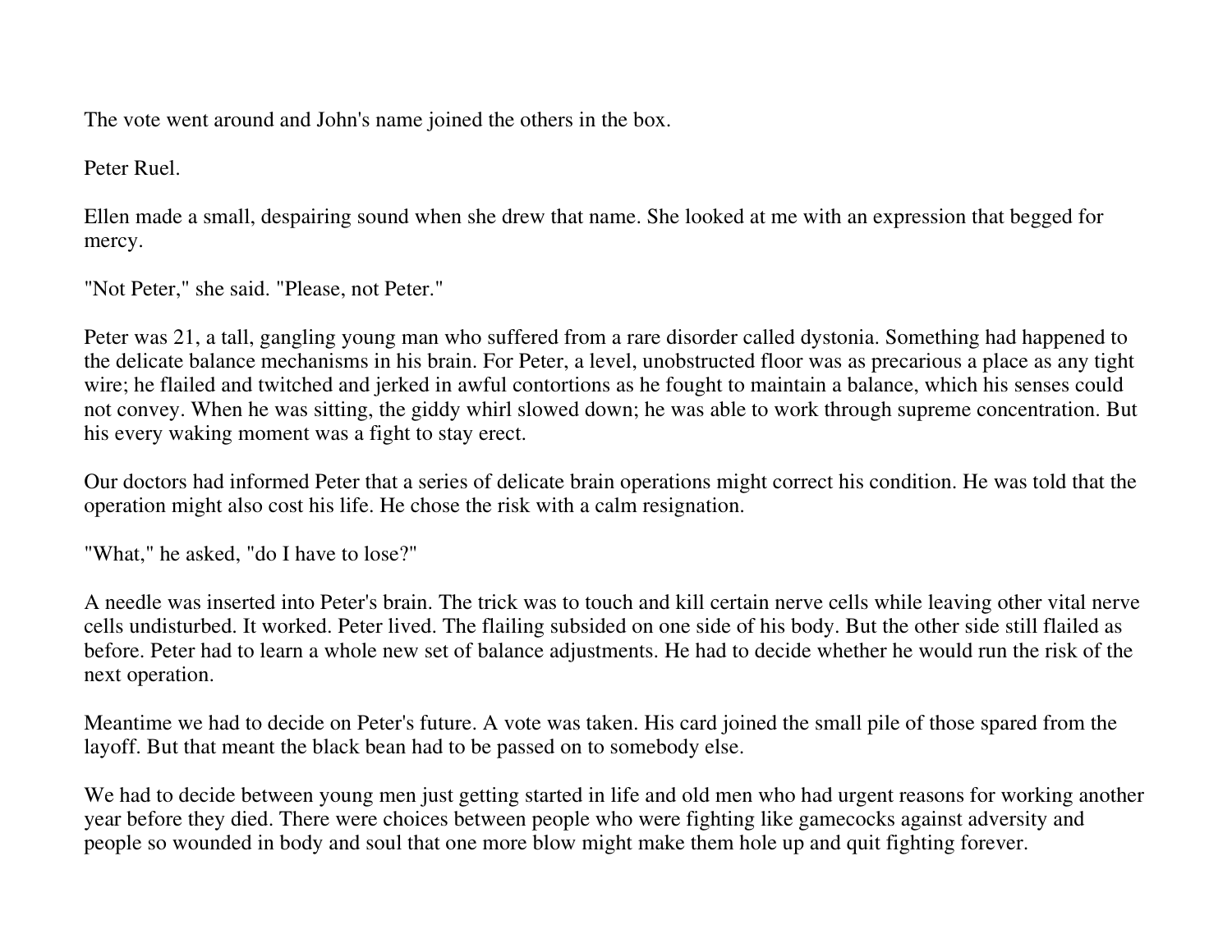The vote went around and John's name joined the others in the box.

Peter Ruel.

Ellen made a small, despairing sound when she drew that name. She looked at me with an expression that begged for mercy.

"Not Peter," she said. "Please, not Peter."

Peter was 21, a tall, gangling young man who suffered from a rare disorder called dystonia. Something had happened to the delicate balance mechanisms in his brain. For Peter, a level, unobstructed floor was as precarious a place as any tight wire; he flailed and twitched and jerked in awful contortions as he fought to maintain a balance, which his senses could not convey. When he was sitting, the giddy whirl slowed down; he was able to work through supreme concentration. But his every waking moment was a fight to stay erect.

Our doctors had informed Peter that a series of delicate brain operations might correct his condition. He was told that the operation might also cost his life. He chose the risk with a calm resignation.

"What," he asked, "do I have to lose?"

A needle was inserted into Peter's brain. The trick was to touch and kill certain nerve cells while leaving other vital nerve cells undisturbed. It worked. Peter lived. The flailing subsided on one side of his body. But the other side still flailed as before. Peter had to learn a whole new set of balance adjustments. He had to decide whether he would run the risk of the next operation.

Meantime we had to decide on Peter's future. A vote was taken. His card joined the small pile of those spared from the layoff. But that meant the black bean had to be passed on to somebody else.

We had to decide between young men just getting started in life and old men who had urgent reasons for working another year before they died. There were choices between people who were fighting like gamecocks against adversity and people so wounded in body and soul that one more blow might make them hole up and quit fighting forever.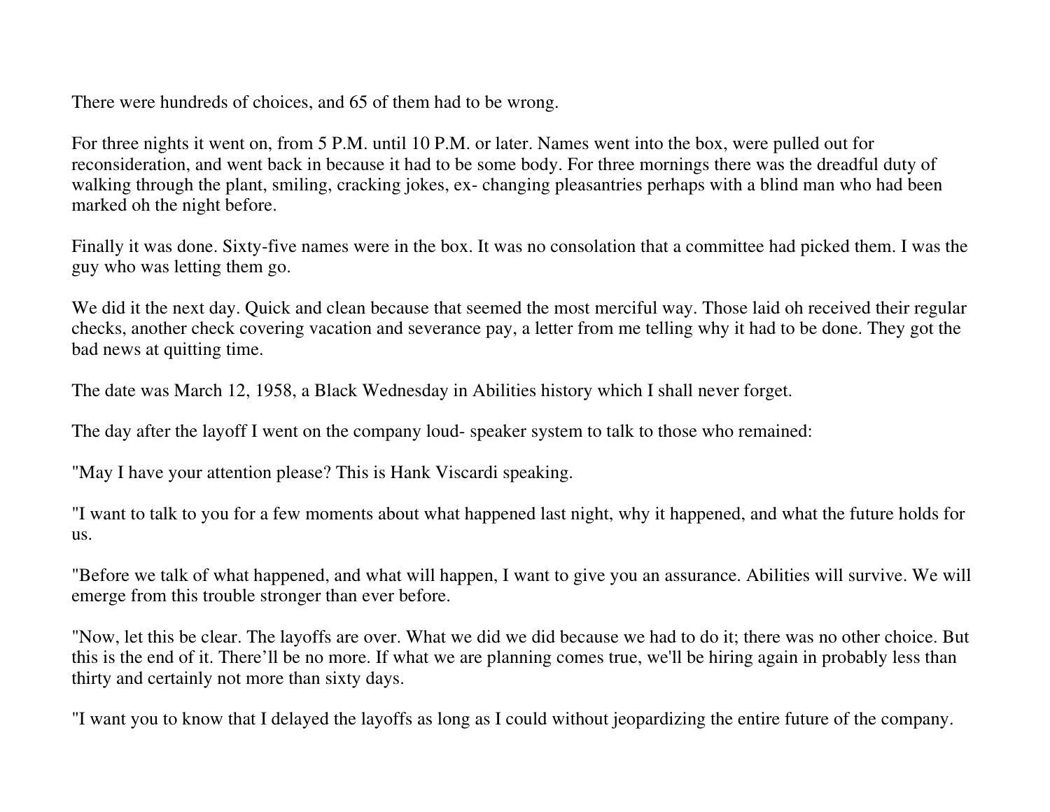There were hundreds of choices, and 65 of them had to be wrong.

For three nights it went on, from 5 P.M. until 10 P.M. or later. Names went into the box, were pulled out for reconsideration, and went back in because it had to be some body. For three mornings there was the dreadful duty of walking through the plant, smiling, cracking jokes, ex- changing pleasantries perhaps with a blind man who had been marked oh the night before.

Finally it was done. Sixty-five names were in the box. It was no consolation that a committee had picked them. I was the guy who was letting them go.

We did it the next day. Quick and clean because that seemed the most merciful way. Those laid oh received their regular checks, another check covering vacation and severance pay, a letter from me telling why it had to be done. They got the bad news at quitting time.

The date was March 12, 1958, a Black Wednesday in Abilities history which I shall never forget.

The day after the layoff I went on the company loud- speaker system to talk to those who remained:

"May I have your attention please? This is Hank Viscardi speaking.

"I want to talk to you for a few moments about what happened last night, why it happened, and what the future holds for us.

"Before we talk of what happened, and what will happen, I want to give you an assurance. Abilities will survive. We will emerge from this trouble stronger than ever before.

"Now, let this be clear. The layoffs are over. What we did we did because we had to do it; there was no other choice. But this is the end of it. There'll be no more. If what we are planning comes true, we'll be hiring again in probably less than thirty and certainly not more than sixty days.

"I want you to know that I delayed the layoffs as long as I could without jeopardizing the entire future of the company.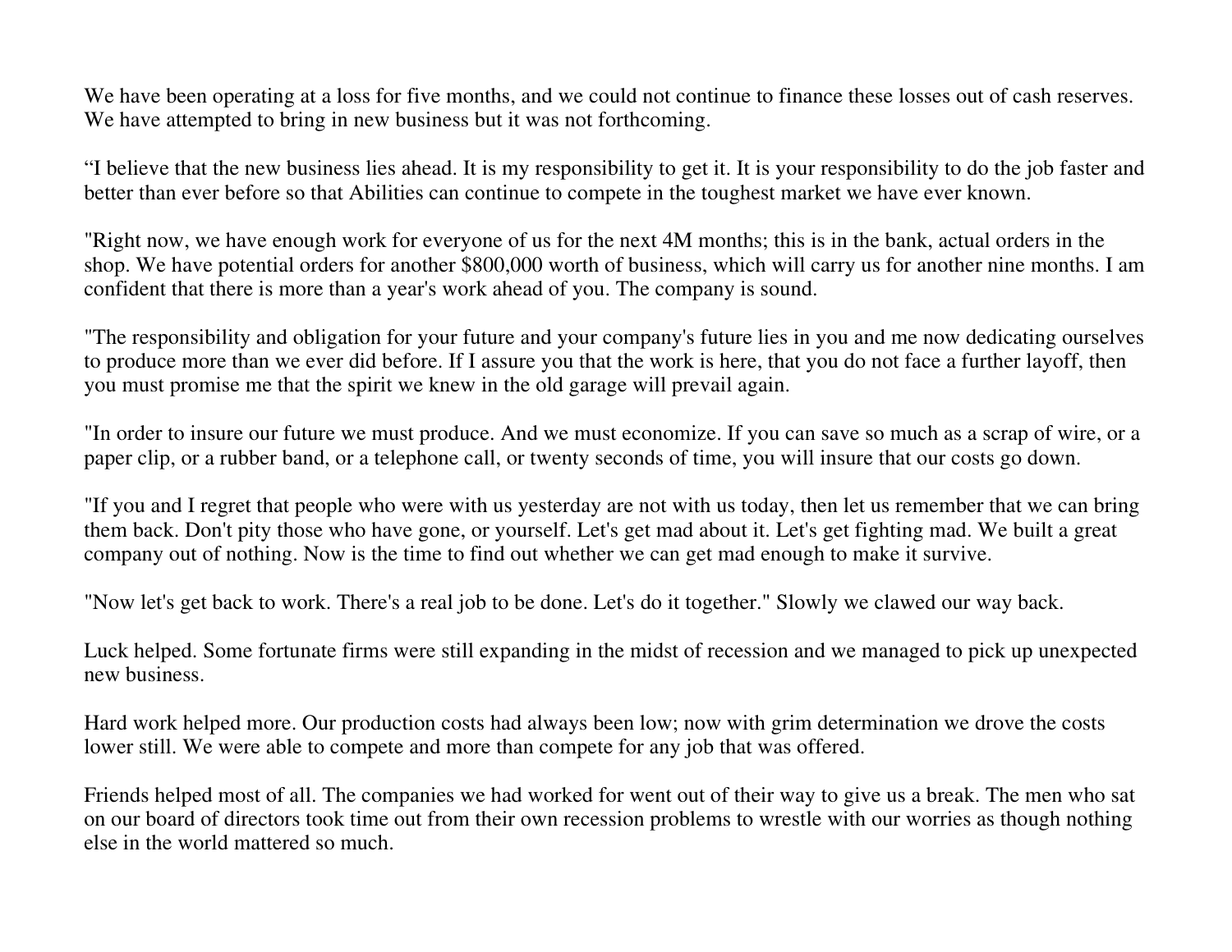We have been operating at a loss for five months, and we could not continue to finance these losses out of cash reserves. We have attempted to bring in new business but it was not forthcoming.

“I believe that the new business lies ahead. It is my responsibility to get it. It is your responsibility to do the job faster and better than ever before so that Abilities can continue to compete in the toughest market we have ever known.

"Right now, we have enough work for everyone of us for the next 4M months; this is in the bank, actual orders in the shop. We have potential orders for another $800,000 worth of business, which will carry us for another nine months. I am confident that there is more than a year's work ahead of you. The company is sound.

"The responsibility and obligation for your future and your company's future lies in you and me now dedicating ourselves to produce more than we ever did before. If I assure you that the work is here, that you do not face a further layoff, then you must promise me that the spirit we knew in the old garage will prevail again.

"In order to insure our future we must produce. And we must economize. If you can save so much as a scrap of wire, or a paper clip, or a rubber band, or a telephone call, or twenty seconds of time, you will insure that our costs go down.

"If you and I regret that people who were with us yesterday are not with us today, then let us remember that we can bring them back. Don't pity those who have gone, or yourself. Let's get mad about it. Let's get fighting mad. We built a great company out of nothing. Now is the time to find out whether we can get mad enough to make it survive.

"Now let's get back to work. There's a real job to be done. Let's do it together." Slowly we clawed our way back.

Luck helped. Some fortunate firms were still expanding in the midst of recession and we managed to pick up unexpected new business.

Hard work helped more. Our production costs had always been low; now with grim determination we drove the costs lower still. We were able to compete and more than compete for any job that was offered.

Friends helped most of all. The companies we had worked for went out of their way to give us a break. The men who sat on our board of directors took time out from their own recession problems to wrestle with our worries as though nothing else in the world mattered so much.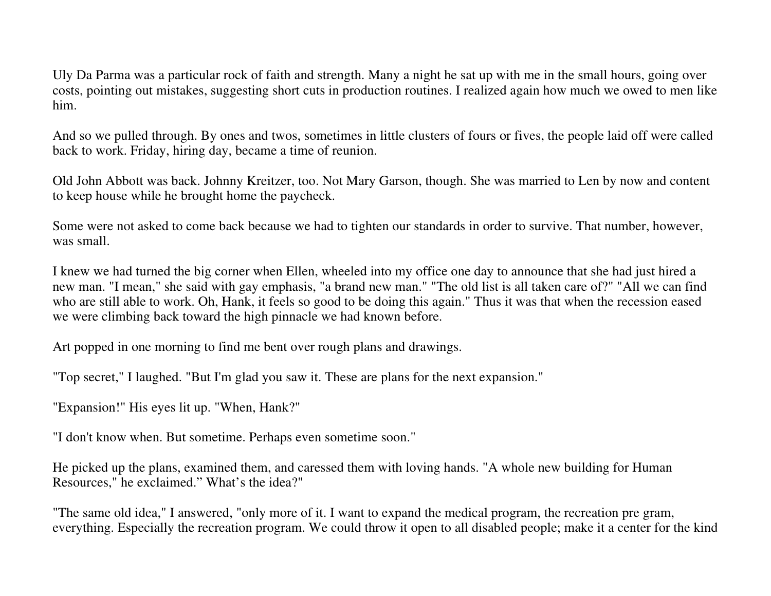Uly Da Parma was a particular rock of faith and strength. Many a night he sat up with me in the small hours, going over costs, pointing out mistakes, suggesting short cuts in production routines. I realized again how much we owed to men like him.

And so we pulled through. By ones and twos, sometimes in little clusters of fours or fives, the people laid off were called back to work. Friday, hiring day, became a time of reunion.

Old John Abbott was back. Johnny Kreitzer, too. Not Mary Garson, though. She was married to Len by now and content to keep house while he brought home the paycheck.

Some were not asked to come back because we had to tighten our standards in order to survive. That number, however, was small.

I knew we had turned the big corner when Ellen, wheeled into my office one day to announce that she had just hired a new man. "I mean," she said with gay emphasis, "a brand new man." "The old list is all taken care of?" "All we can find who are still able to work. Oh, Hank, it feels so good to be doing this again." Thus it was that when the recession eased we were climbing back toward the high pinnacle we had known before.

Art popped in one morning to find me bent over rough plans and drawings.

"Top secret," I laughed. "But I'm glad you saw it. These are plans for the next expansion."

"Expansion!" His eyes lit up. "When, Hank?"

"I don't know when. But sometime. Perhaps even sometime soon."

He picked up the plans, examined them, and caressed them with loving hands. "A whole new building for Human Resources," he exclaimed." What's the idea?"

"The same old idea," I answered, "only more of it. I want to expand the medical program, the recreation pre gram, everything. Especially the recreation program. We could throw it open to all disabled people; make it a center for the kind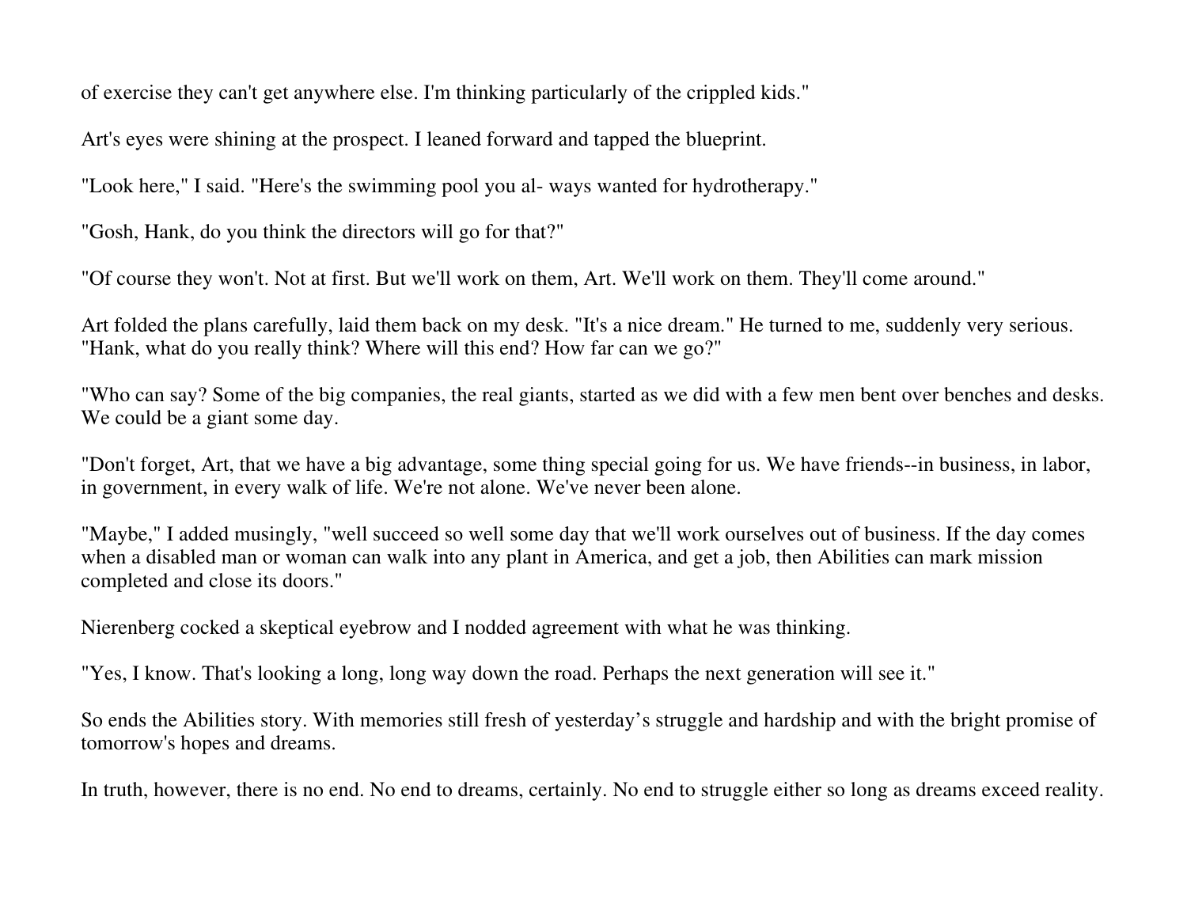of exercise they can't get anywhere else. I'm thinking particularly of the crippled kids."

Art's eyes were shining at the prospect. I leaned forward and tapped the blueprint.

"Look here," I said. "Here's the swimming pool you al- ways wanted for hydrotherapy."

"Gosh, Hank, do you think the directors will go for that?"

"Of course they won't. Not at first. But we'll work on them, Art. We'll work on them. They'll come around."

Art folded the plans carefully, laid them back on my desk. "It's a nice dream." He turned to me, suddenly very serious. "Hank, what do you really think? Where will this end? How far can we go?"

"Who can say? Some of the big companies, the real giants, started as we did with a few men bent over benches and desks. We could be a giant some day.

"Don't forget, Art, that we have a big advantage, some thing special going for us. We have friends--in business, in labor, in government, in every walk of life. We're not alone. We've never been alone.

"Maybe," I added musingly, "well succeed so well some day that we'll work ourselves out of business. If the day comes when a disabled man or woman can walk into any plant in America, and get a job, then Abilities can mark mission completed and close its doors."

Nierenberg cocked a skeptical eyebrow and I nodded agreement with what he was thinking.

"Yes, I know. That's looking a long, long way down the road. Perhaps the next generation will see it."

So ends the Abilities story. With memories still fresh of yesterday's struggle and hardship and with the bright promise of tomorrow's hopes and dreams.

In truth, however, there is no end. No end to dreams, certainly. No end to struggle either so long as dreams exceed reality.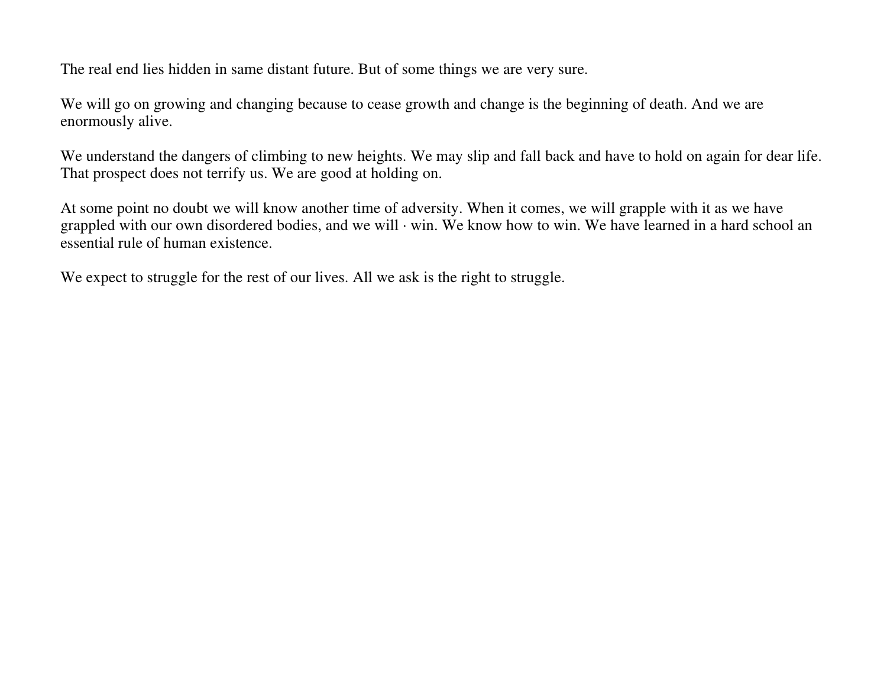The real end lies hidden in same distant future. But of some things we are very sure.

We will go on growing and changing because to cease growth and change is the beginning of death. And we are enormously alive.

We understand the dangers of climbing to new heights. We may slip and fall back and have to hold on again for dear life. That prospect does not terrify us. We are good at holding on.

At some point no doubt we will know another time of adversity. When it comes, we will grapple with it as we have grappled with our own disordered bodies, and we will · win. We know how to win. We have learned in a hard school an essential rule of human existence.

We expect to struggle for the rest of our lives. All we ask is the right to struggle.